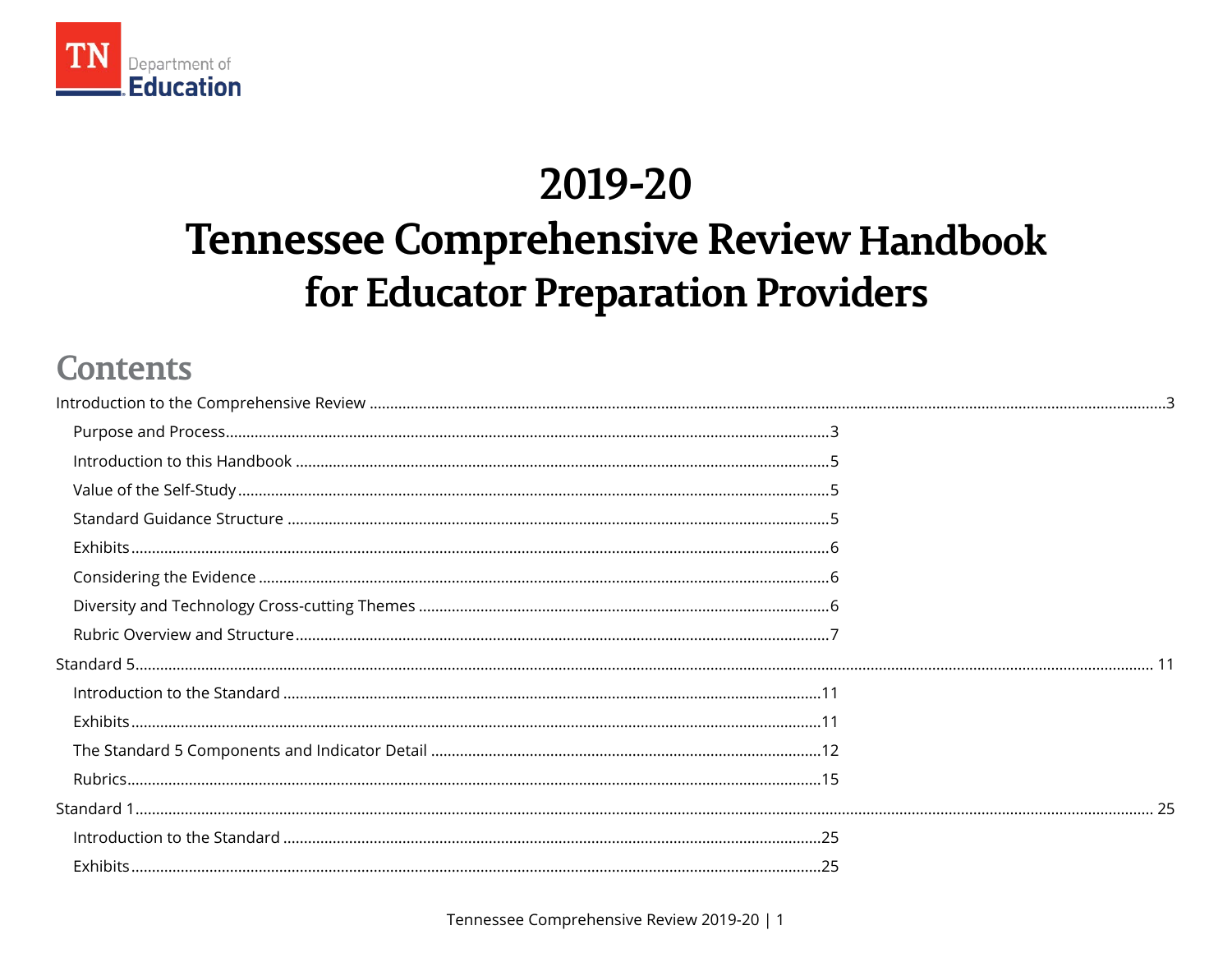TN Department of Education

# 2019-20
# Tennessee Comprehensive Review Handbook for Educator Preparation Providers

## Contents

Introduction to the Comprehensive Review ............................................................ 3

- Purpose and Process ............................................................ 3
- Introduction to this Handbook ............................................................ 5
- Value of the Self-Study ............................................................ 5
- Standard Guidance Structure ............................................................ 5
- Exhibits ............................................................ 6
- Considering the Evidence ............................................................ 6
- Diversity and Technology Cross-cutting Themes ............................................................ 6
- Rubric Overview and Structure ............................................................ 7

Standard 5 ............................................................ 11

- Introduction to the Standard ............................................................ 11
- Exhibits ............................................................ 11
- The Standard 5 Components and Indicator Detail ............................................................ 12
- Rubrics ............................................................ 15

Standard 1 ............................................................ 25

- Introduction to the Standard ............................................................ 25
- Exhibits ............................................................ 25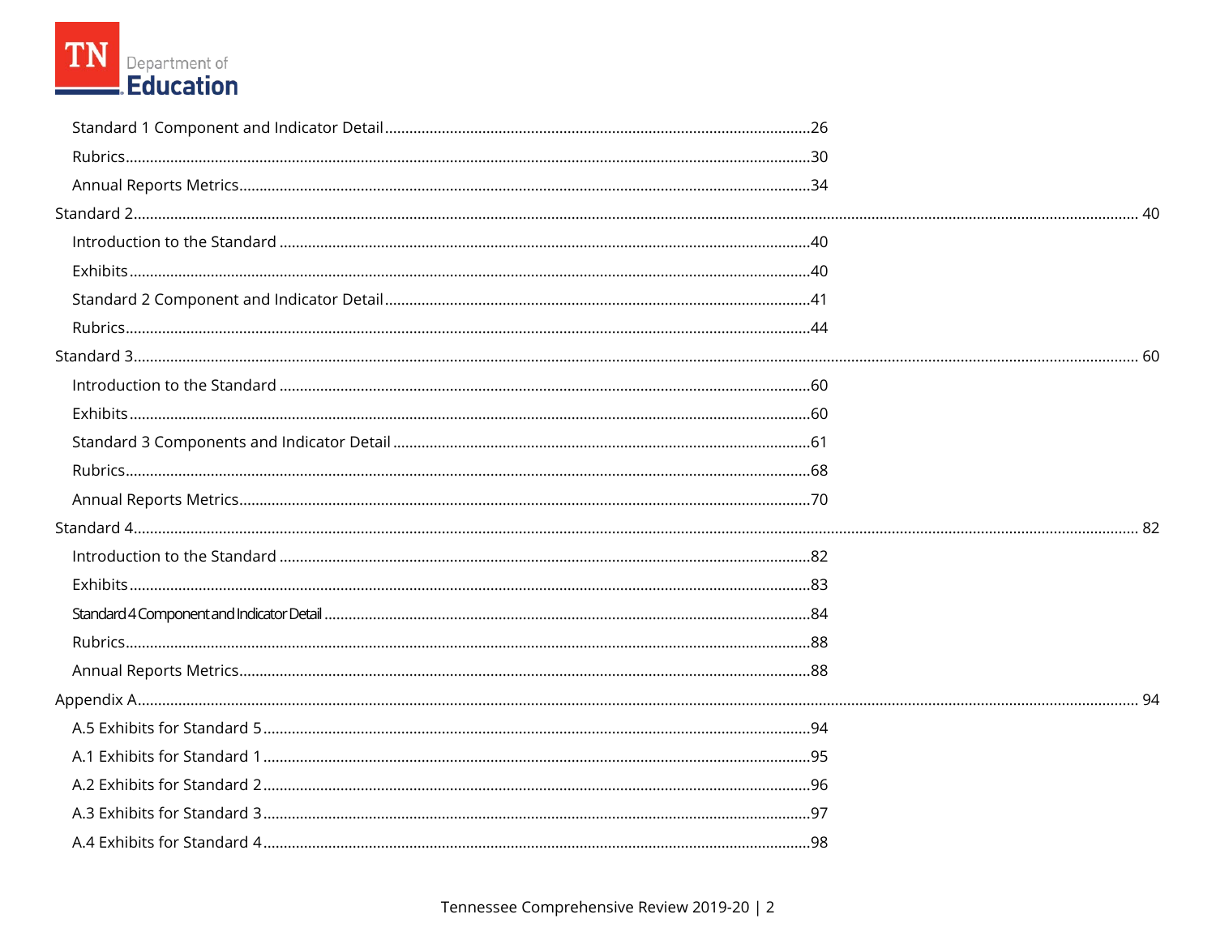- Standard 1 Component and Indicator Detail ... 26
- Rubrics ... 30
- Annual Reports Metrics ... 34

Standard 2 ... 40

- Introduction to the Standard ... 40
- Exhibits ... 40
- Standard 2 Component and Indicator Detail ... 41
- Rubrics ... 44

Standard 3 ... 60

- Introduction to the Standard ... 60
- Exhibits ... 60
- Standard 3 Components and Indicator Detail ... 61
- Rubrics ... 68
- Annual Reports Metrics ... 70

Standard 4 ... 82

- Introduction to the Standard ... 82
- Exhibits ... 83
- Standard 4 Component and Indicator Detail ... 84
- Rubrics ... 88
- Annual Reports Metrics ... 88

Appendix A ... 94

- A.5 Exhibits for Standard 5 ... 94
- A.1 Exhibits for Standard 1 ... 95
- A.2 Exhibits for Standard 2 ... 96
- A.3 Exhibits for Standard 3 ... 97
- A.4 Exhibits for Standard 4 ... 98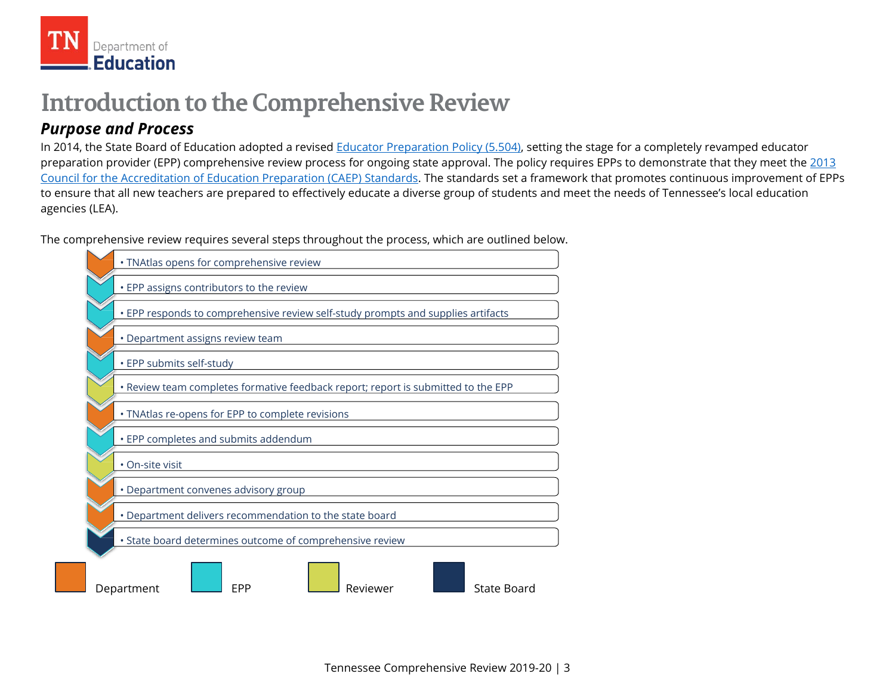# Introduction to the Comprehensive Review

## *Purpose and Process*

In 2014, the State Board of Education adopted a revised Educator Preparation Policy (5.504), setting the stage for a completely revamped educator preparation provider (EPP) comprehensive review process for ongoing state approval. The policy requires EPPs to demonstrate that they meet the 2013 Council for the Accreditation of Education Preparation (CAEP) Standards. The standards set a framework that promotes continuous improvement of EPPs to ensure that all new teachers are prepared to effectively educate a diverse group of students and meet the needs of Tennessee's local education agencies (LEA).

The comprehensive review requires several steps throughout the process, which are outlined below.

- TNAtlas opens for comprehensive review
- EPP assigns contributors to the review
- EPP responds to comprehensive review self-study prompts and supplies artifacts
- Department assigns review team
- EPP submits self-study
- Review team completes formative feedback report; report is submitted to the EPP
- TNAtlas re-opens for EPP to complete revisions
- EPP completes and submits addendum
- On-site visit
- Department convenes advisory group
- Department delivers recommendation to the state board
- State board determines outcome of comprehensive review

Department

EPP

Reviewer

State Board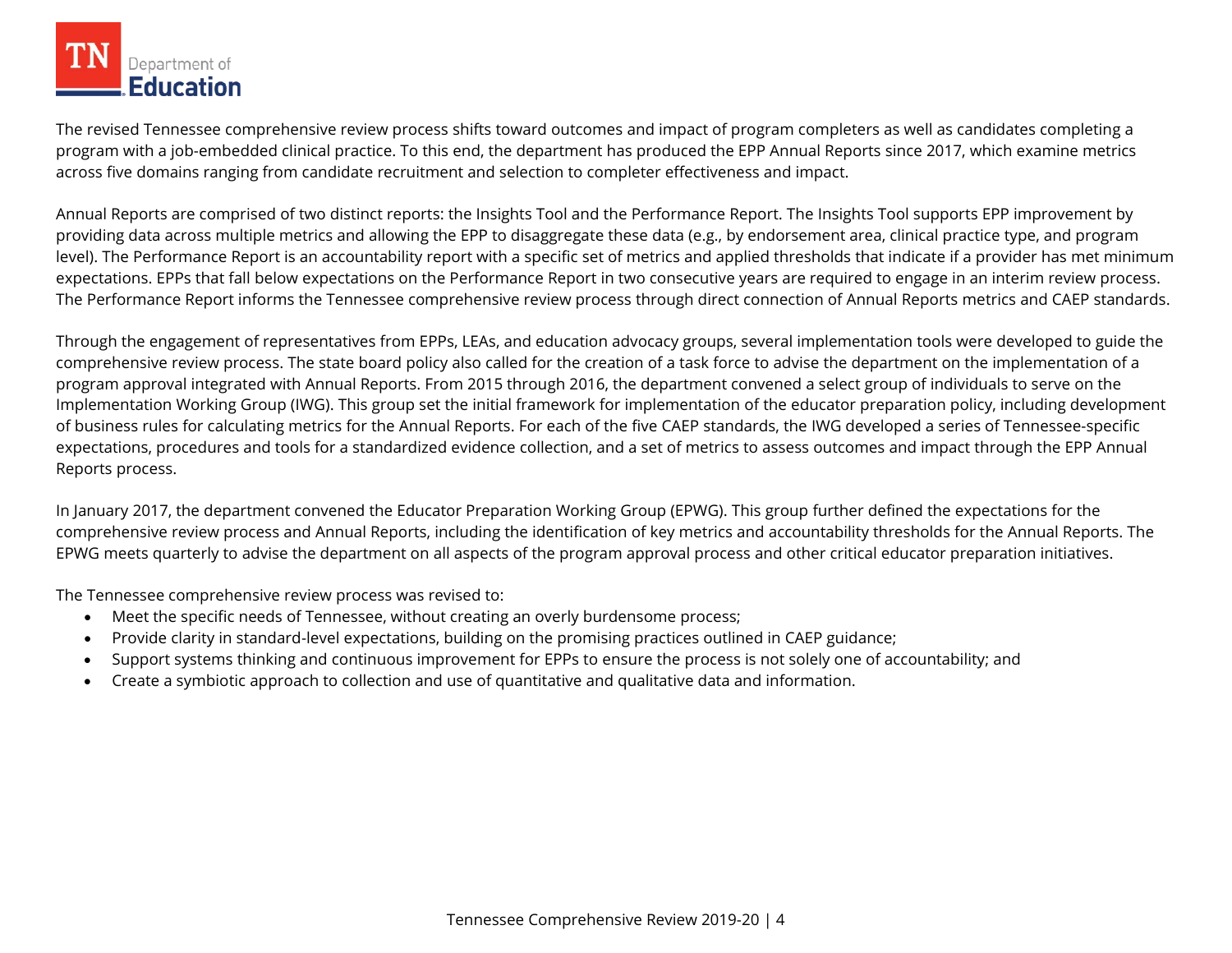The revised Tennessee comprehensive review process shifts toward outcomes and impact of program completers as well as candidates completing a program with a job-embedded clinical practice. To this end, the department has produced the EPP Annual Reports since 2017, which examine metrics across five domains ranging from candidate recruitment and selection to completer effectiveness and impact.

Annual Reports are comprised of two distinct reports: the Insights Tool and the Performance Report. The Insights Tool supports EPP improvement by providing data across multiple metrics and allowing the EPP to disaggregate these data (e.g., by endorsement area, clinical practice type, and program level). The Performance Report is an accountability report with a specific set of metrics and applied thresholds that indicate if a provider has met minimum expectations. EPPs that fall below expectations on the Performance Report in two consecutive years are required to engage in an interim review process. The Performance Report informs the Tennessee comprehensive review process through direct connection of Annual Reports metrics and CAEP standards.

Through the engagement of representatives from EPPs, LEAs, and education advocacy groups, several implementation tools were developed to guide the comprehensive review process. The state board policy also called for the creation of a task force to advise the department on the implementation of a program approval integrated with Annual Reports. From 2015 through 2016, the department convened a select group of individuals to serve on the Implementation Working Group (IWG). This group set the initial framework for implementation of the educator preparation policy, including development of business rules for calculating metrics for the Annual Reports. For each of the five CAEP standards, the IWG developed a series of Tennessee-specific expectations, procedures and tools for a standardized evidence collection, and a set of metrics to assess outcomes and impact through the EPP Annual Reports process.

In January 2017, the department convened the Educator Preparation Working Group (EPWG). This group further defined the expectations for the comprehensive review process and Annual Reports, including the identification of key metrics and accountability thresholds for the Annual Reports. The EPWG meets quarterly to advise the department on all aspects of the program approval process and other critical educator preparation initiatives.

The Tennessee comprehensive review process was revised to:

- Meet the specific needs of Tennessee, without creating an overly burdensome process;
- Provide clarity in standard-level expectations, building on the promising practices outlined in CAEP guidance;
- Support systems thinking and continuous improvement for EPPs to ensure the process is not solely one of accountability; and
- Create a symbiotic approach to collection and use of quantitative and qualitative data and information.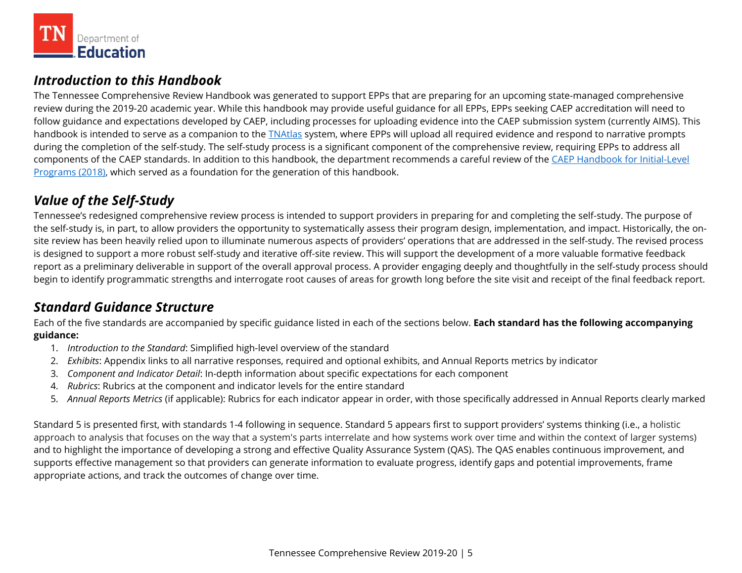## *Introduction to this Handbook*

The Tennessee Comprehensive Review Handbook was generated to support EPPs that are preparing for an upcoming state-managed comprehensive review during the 2019-20 academic year. While this handbook may provide useful guidance for all EPPs, EPPs seeking CAEP accreditation will need to follow guidance and expectations developed by CAEP, including processes for uploading evidence into the CAEP submission system (currently AIMS). This handbook is intended to serve as a companion to the TNAtlas system, where EPPs will upload all required evidence and respond to narrative prompts during the completion of the self-study. The self-study process is a significant component of the comprehensive review, requiring EPPs to address all components of the CAEP standards. In addition to this handbook, the department recommends a careful review of the CAEP Handbook for Initial-Level Programs (2018), which served as a foundation for the generation of this handbook.

## *Value of the Self-Study*

Tennessee's redesigned comprehensive review process is intended to support providers in preparing for and completing the self-study. The purpose of the self-study is, in part, to allow providers the opportunity to systematically assess their program design, implementation, and impact. Historically, the on-site review has been heavily relied upon to illuminate numerous aspects of providers' operations that are addressed in the self-study. The revised process is designed to support a more robust self-study and iterative off-site review. This will support the development of a more valuable formative feedback report as a preliminary deliverable in support of the overall approval process. A provider engaging deeply and thoughtfully in the self-study process should begin to identify programmatic strengths and interrogate root causes of areas for growth long before the site visit and receipt of the final feedback report.

## *Standard Guidance Structure*

Each of the five standards are accompanied by specific guidance listed in each of the sections below. **Each standard has the following accompanying guidance:**

1. *Introduction to the Standard*: Simplified high-level overview of the standard
2. *Exhibits*: Appendix links to all narrative responses, required and optional exhibits, and Annual Reports metrics by indicator
3. *Component and Indicator Detail*: In-depth information about specific expectations for each component
4. *Rubrics*: Rubrics at the component and indicator levels for the entire standard
5. *Annual Reports Metrics* (if applicable): Rubrics for each indicator appear in order, with those specifically addressed in Annual Reports clearly marked

Standard 5 is presented first, with standards 1-4 following in sequence. Standard 5 appears first to support providers' systems thinking (i.e., a holistic approach to analysis that focuses on the way that a system's parts interrelate and how systems work over time and within the context of larger systems) and to highlight the importance of developing a strong and effective Quality Assurance System (QAS). The QAS enables continuous improvement, and supports effective management so that providers can generate information to evaluate progress, identify gaps and potential improvements, frame appropriate actions, and track the outcomes of change over time.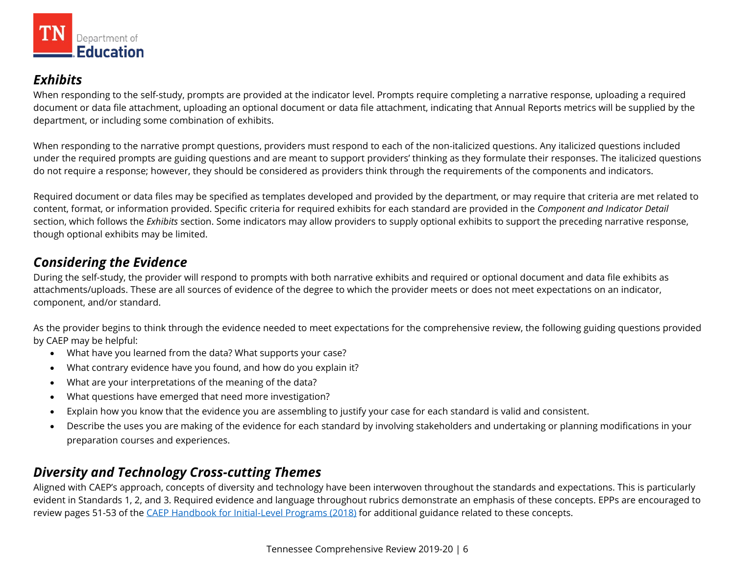## *Exhibits*

When responding to the self-study, prompts are provided at the indicator level. Prompts require completing a narrative response, uploading a required document or data file attachment, uploading an optional document or data file attachment, indicating that Annual Reports metrics will be supplied by the department, or including some combination of exhibits.

When responding to the narrative prompt questions, providers must respond to each of the non-italicized questions. Any italicized questions included under the required prompts are guiding questions and are meant to support providers' thinking as they formulate their responses. The italicized questions do not require a response; however, they should be considered as providers think through the requirements of the components and indicators.

Required document or data files may be specified as templates developed and provided by the department, or may require that criteria are met related to content, format, or information provided. Specific criteria for required exhibits for each standard are provided in the *Component and Indicator Detail* section, which follows the *Exhibits* section. Some indicators may allow providers to supply optional exhibits to support the preceding narrative response, though optional exhibits may be limited.

## *Considering the Evidence*

During the self-study, the provider will respond to prompts with both narrative exhibits and required or optional document and data file exhibits as attachments/uploads. These are all sources of evidence of the degree to which the provider meets or does not meet expectations on an indicator, component, and/or standard.

As the provider begins to think through the evidence needed to meet expectations for the comprehensive review, the following guiding questions provided by CAEP may be helpful:

- What have you learned from the data? What supports your case?
- What contrary evidence have you found, and how do you explain it?
- What are your interpretations of the meaning of the data?
- What questions have emerged that need more investigation?
- Explain how you know that the evidence you are assembling to justify your case for each standard is valid and consistent.
- Describe the uses you are making of the evidence for each standard by involving stakeholders and undertaking or planning modifications in your preparation courses and experiences.

## *Diversity and Technology Cross-cutting Themes*

Aligned with CAEP's approach, concepts of diversity and technology have been interwoven throughout the standards and expectations. This is particularly evident in Standards 1, 2, and 3. Required evidence and language throughout rubrics demonstrate an emphasis of these concepts. EPPs are encouraged to review pages 51-53 of the [CAEP Handbook for Initial-Level Programs (2018)](#) for additional guidance related to these concepts.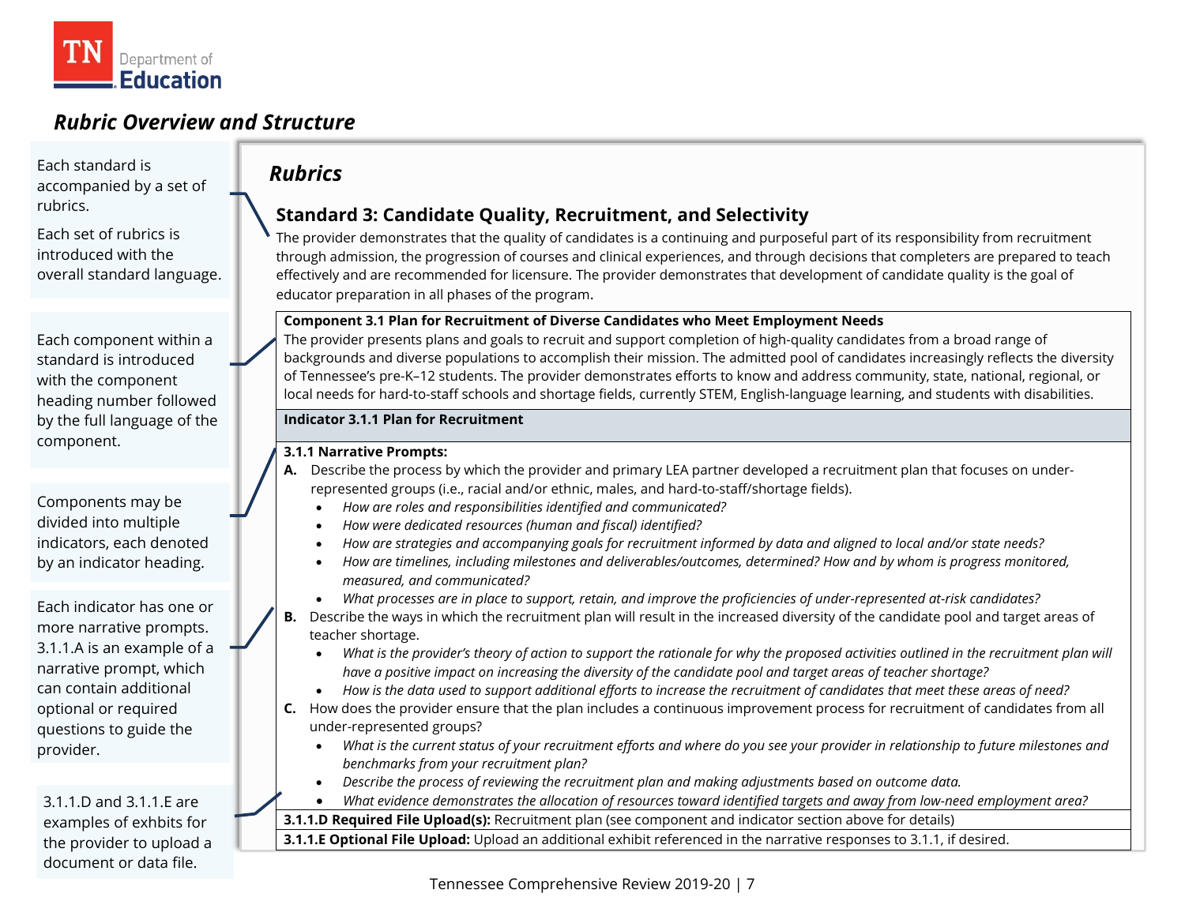## Rubric Overview and Structure

Each standard is accompanied by a set of rubrics.

Each set of rubrics is introduced with the overall standard language.

Each component within a standard is introduced with the component heading number followed by the full language of the component.

Components may be divided into multiple indicators, each denoted by an indicator heading.

Each indicator has one or more narrative prompts. 3.1.1.A is an example of a narrative prompt, which can contain additional optional or required questions to guide the provider.

3.1.1.D and 3.1.1.E are examples of exhbits for the provider to upload a document or data file.

### *Rubrics*

### Standard 3: Candidate Quality, Recruitment, and Selectivity

The provider demonstrates that the quality of candidates is a continuing and purposeful part of its responsibility from recruitment through admission, the progression of courses and clinical experiences, and through decisions that completers are prepared to teach effectively and are recommended for licensure. The provider demonstrates that development of candidate quality is the goal of educator preparation in all phases of the program.

**Component 3.1 Plan for Recruitment of Diverse Candidates who Meet Employment Needs**

The provider presents plans and goals to recruit and support completion of high-quality candidates from a broad range of backgrounds and diverse populations to accomplish their mission. The admitted pool of candidates increasingly reflects the diversity of Tennessee's pre-K–12 students. The provider demonstrates efforts to know and address community, state, national, regional, or local needs for hard-to-staff schools and shortage fields, currently STEM, English-language learning, and students with disabilities.

**Indicator 3.1.1 Plan for Recruitment**

**3.1.1 Narrative Prompts:**

**A.** Describe the process by which the provider and primary LEA partner developed a recruitment plan that focuses on under-represented groups (i.e., racial and/or ethnic, males, and hard-to-staff/shortage fields).
- *How are roles and responsibilities identified and communicated?*
- *How were dedicated resources (human and fiscal) identified?*
- *How are strategies and accompanying goals for recruitment informed by data and aligned to local and/or state needs?*
- *How are timelines, including milestones and deliverables/outcomes, determined? How and by whom is progress monitored, measured, and communicated?*
- *What processes are in place to support, retain, and improve the proficiencies of under-represented at-risk candidates?*

**B.** Describe the ways in which the recruitment plan will result in the increased diversity of the candidate pool and target areas of teacher shortage.
- *What is the provider's theory of action to support the rationale for why the proposed activities outlined in the recruitment plan will have a positive impact on increasing the diversity of the candidate pool and target areas of teacher shortage?*
- *How is the data used to support additional efforts to increase the recruitment of candidates that meet these areas of need?*

**C.** How does the provider ensure that the plan includes a continuous improvement process for recruitment of candidates from all under-represented groups?
- *What is the current status of your recruitment efforts and where do you see your provider in relationship to future milestones and benchmarks from your recruitment plan?*
- *Describe the process of reviewing the recruitment plan and making adjustments based on outcome data.*
- *What evidence demonstrates the allocation of resources toward identified targets and away from low-need employment area?*

**3.1.1.D Required File Upload(s):** Recruitment plan (see component and indicator section above for details)

**3.1.1.E Optional File Upload:** Upload an additional exhibit referenced in the narrative responses to 3.1.1, if desired.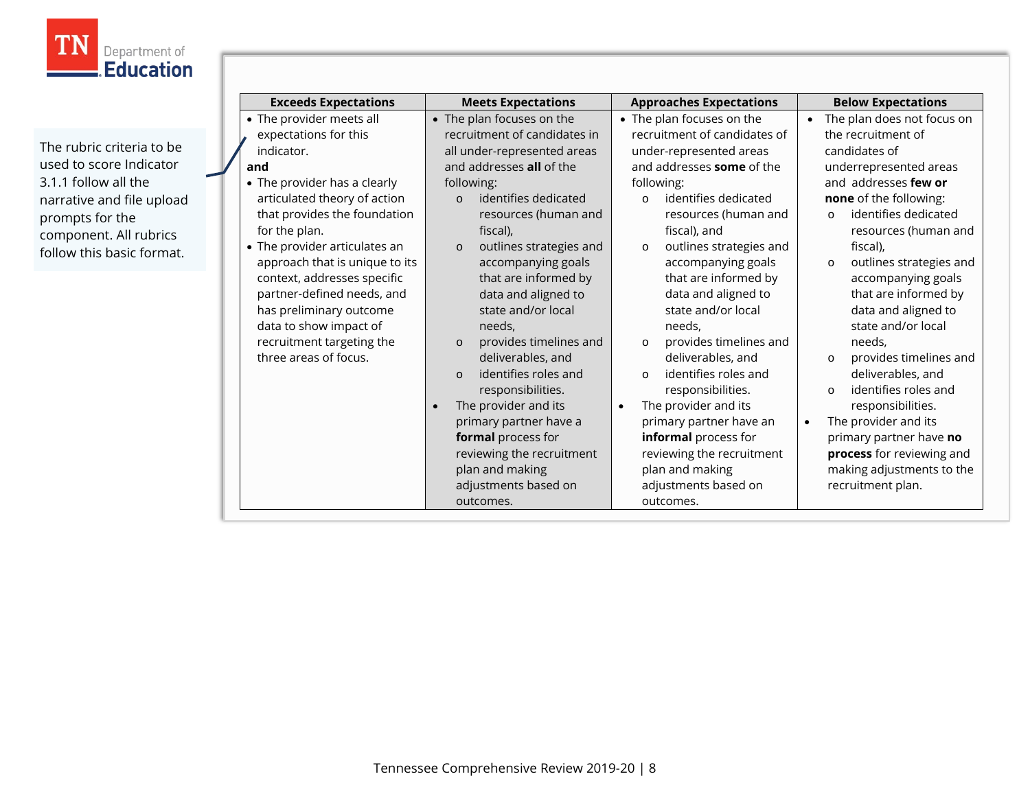The rubric criteria to be used to score Indicator 3.1.1 follow all the narrative and file upload prompts for the component. All rubrics follow this basic format.

| Exceeds Expectations | Meets Expectations | Approaches Expectations | Below Expectations |
|---|---|---|---|
| • The provider meets all expectations for this indicator.<br>**and**<br>• The provider has a clearly articulated theory of action that provides the foundation for the plan.<br>• The provider articulates an approach that is unique to its context, addresses specific partner-defined needs, and has preliminary outcome data to show impact of recruitment targeting the three areas of focus. | • The plan focuses on the recruitment of candidates in all under-represented areas and addresses **all** of the following:<br>o identifies dedicated resources (human and fiscal),<br>o outlines strategies and accompanying goals that are informed by data and aligned to state and/or local needs,<br>o provides timelines and deliverables, and<br>o identifies roles and responsibilities.<br>• The provider and its primary partner have a **formal** process for reviewing the recruitment plan and making adjustments based on outcomes. | • The plan focuses on the recruitment of candidates of under-represented areas and addresses **some** of the following:<br>o identifies dedicated resources (human and fiscal), and<br>o outlines strategies and accompanying goals that are informed by data and aligned to state and/or local needs,<br>o provides timelines and deliverables, and<br>o identifies roles and responsibilities.<br>• The provider and its primary partner have an **informal** process for reviewing the recruitment plan and making adjustments based on outcomes. | • The plan does not focus on the recruitment of candidates of underrepresented areas and addresses **few or none** of the following:<br>o identifies dedicated resources (human and fiscal),<br>o outlines strategies and accompanying goals that are informed by data and aligned to state and/or local needs,<br>o provides timelines and deliverables, and<br>o identifies roles and responsibilities.<br>• The provider and its primary partner have **no process** for reviewing and making adjustments to the recruitment plan. |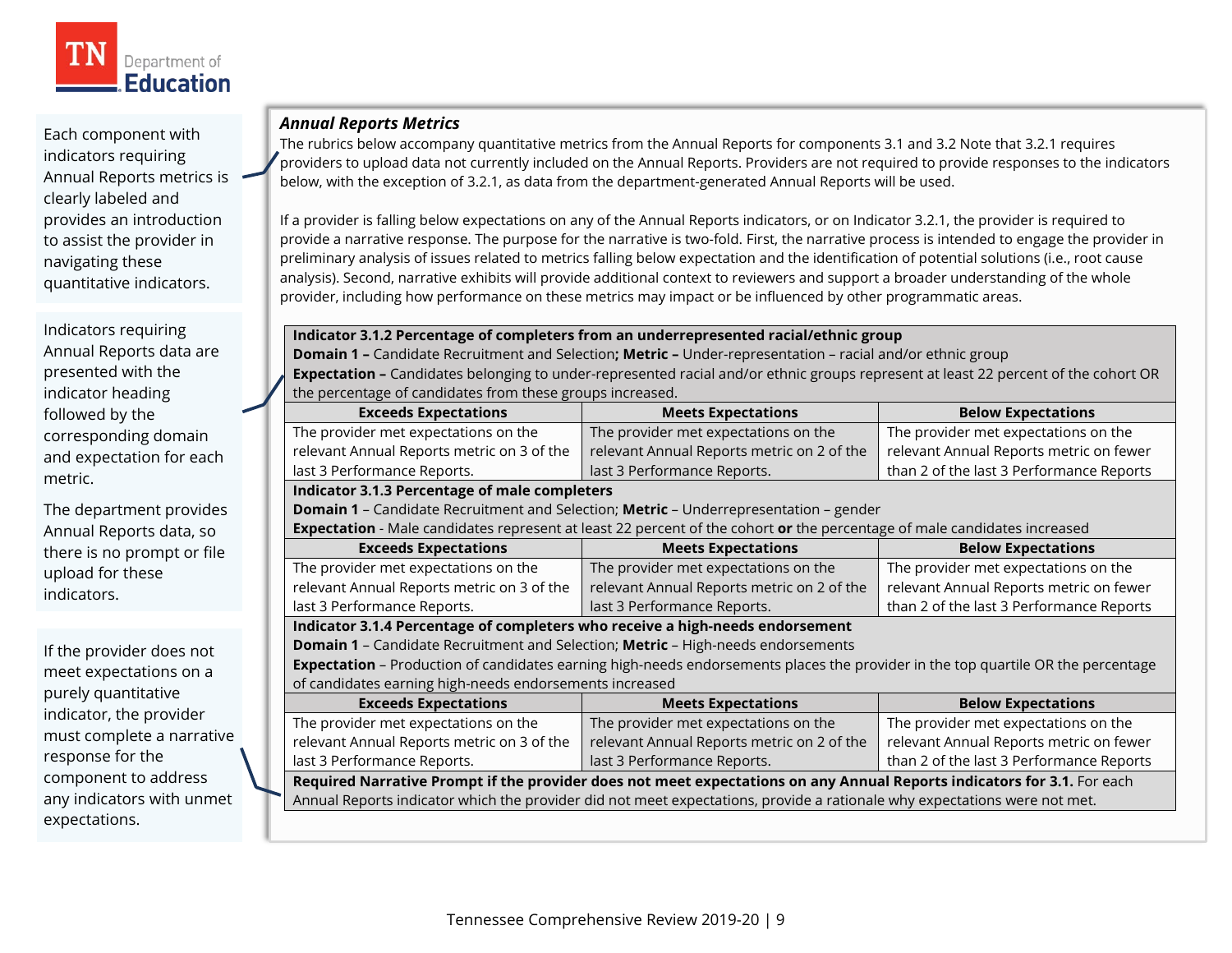Each component with indicators requiring Annual Reports metrics is clearly labeled and provides an introduction to assist the provider in navigating these quantitative indicators.

Indicators requiring Annual Reports data are presented with the indicator heading followed by the corresponding domain and expectation for each metric.

The department provides Annual Reports data, so there is no prompt or file upload for these indicators.

If the provider does not meet expectations on a purely quantitative indicator, the provider must complete a narrative response for the component to address any indicators with unmet expectations.

### *Annual Reports Metrics*

The rubrics below accompany quantitative metrics from the Annual Reports for components 3.1 and 3.2 Note that 3.2.1 requires providers to upload data not currently included on the Annual Reports. Providers are not required to provide responses to the indicators below, with the exception of 3.2.1, as data from the department-generated Annual Reports will be used.

If a provider is falling below expectations on any of the Annual Reports indicators, or on Indicator 3.2.1, the provider is required to provide a narrative response. The purpose for the narrative is two-fold. First, the narrative process is intended to engage the provider in preliminary analysis of issues related to metrics falling below expectation and the identification of potential solutions (i.e., root cause analysis). Second, narrative exhibits will provide additional context to reviewers and support a broader understanding of the whole provider, including how performance on these metrics may impact or be influenced by other programmatic areas.

| | | |
|---|---|---|
| **Indicator 3.1.2 Percentage of completers from an underrepresented racial/ethnic group**<br>**Domain 1 –** Candidate Recruitment and Selection**; Metric –** Under-representation – racial and/or ethnic group<br>**Expectation –** Candidates belonging to under-represented racial and/or ethnic groups represent at least 22 percent of the cohort OR the percentage of candidates from these groups increased. | | |
| **Exceeds Expectations** | **Meets Expectations** | **Below Expectations** |
| The provider met expectations on the relevant Annual Reports metric on 3 of the last 3 Performance Reports. | The provider met expectations on the relevant Annual Reports metric on 2 of the last 3 Performance Reports. | The provider met expectations on the relevant Annual Reports metric on fewer than 2 of the last 3 Performance Reports |
| **Indicator 3.1.3 Percentage of male completers**<br>**Domain 1** – Candidate Recruitment and Selection; **Metric** – Underrepresentation – gender<br>**Expectation** - Male candidates represent at least 22 percent of the cohort **or** the percentage of male candidates increased | | |
| **Exceeds Expectations** | **Meets Expectations** | **Below Expectations** |
| The provider met expectations on the relevant Annual Reports metric on 3 of the last 3 Performance Reports. | The provider met expectations on the relevant Annual Reports metric on 2 of the last 3 Performance Reports. | The provider met expectations on the relevant Annual Reports metric on fewer than 2 of the last 3 Performance Reports |
| **Indicator 3.1.4 Percentage of completers who receive a high-needs endorsement**<br>**Domain 1** – Candidate Recruitment and Selection; **Metric** – High-needs endorsements<br>**Expectation** – Production of candidates earning high-needs endorsements places the provider in the top quartile OR the percentage of candidates earning high-needs endorsements increased | | |
| **Exceeds Expectations** | **Meets Expectations** | **Below Expectations** |
| The provider met expectations on the relevant Annual Reports metric on 3 of the last 3 Performance Reports. | The provider met expectations on the relevant Annual Reports metric on 2 of the last 3 Performance Reports. | The provider met expectations on the relevant Annual Reports metric on fewer than 2 of the last 3 Performance Reports |
| **Required Narrative Prompt if the provider does not meet expectations on any Annual Reports indicators for 3.1.** For each Annual Reports indicator which the provider did not meet expectations, provide a rationale why expectations were not met. | | |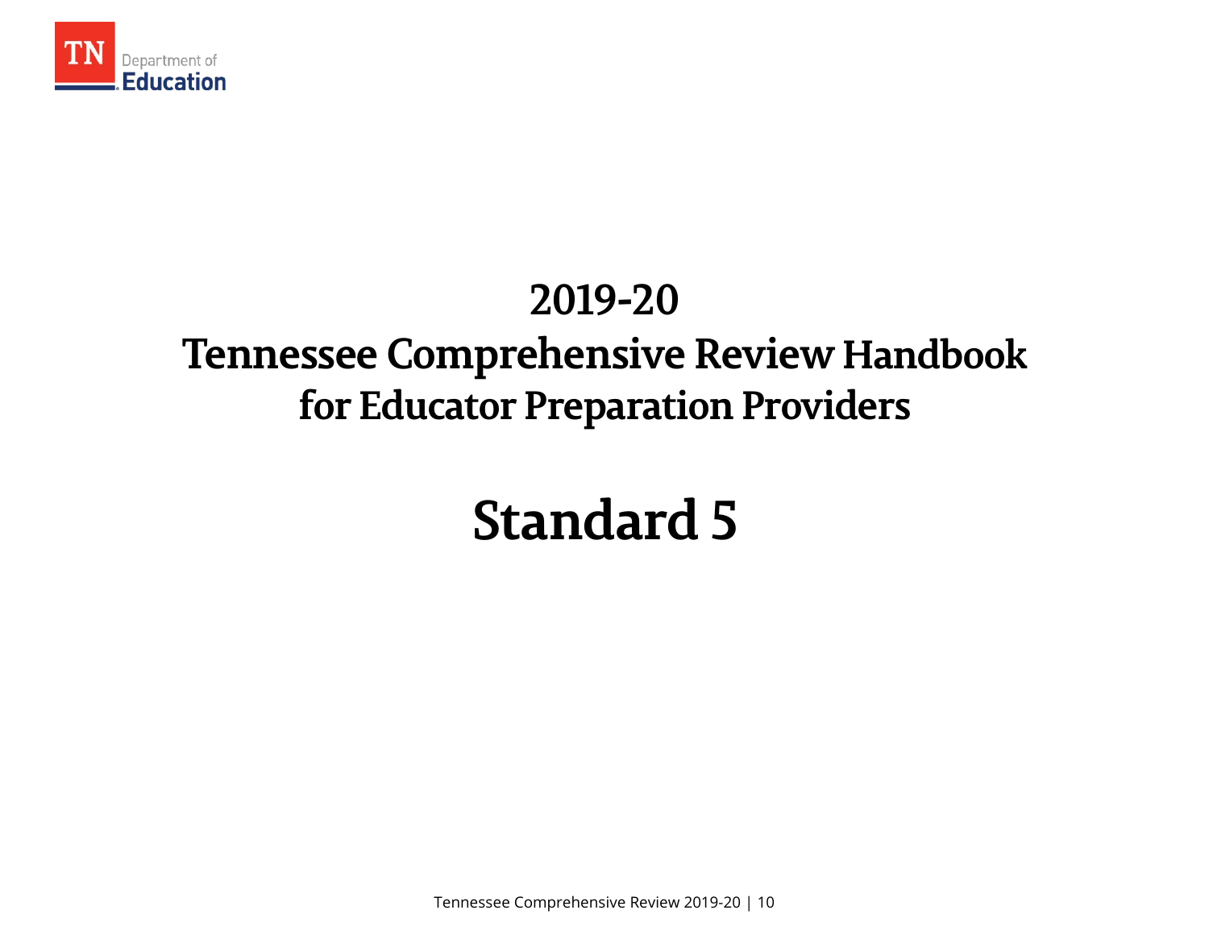# 2019-20
# Tennessee Comprehensive Review Handbook for Educator Preparation Providers

# Standard 5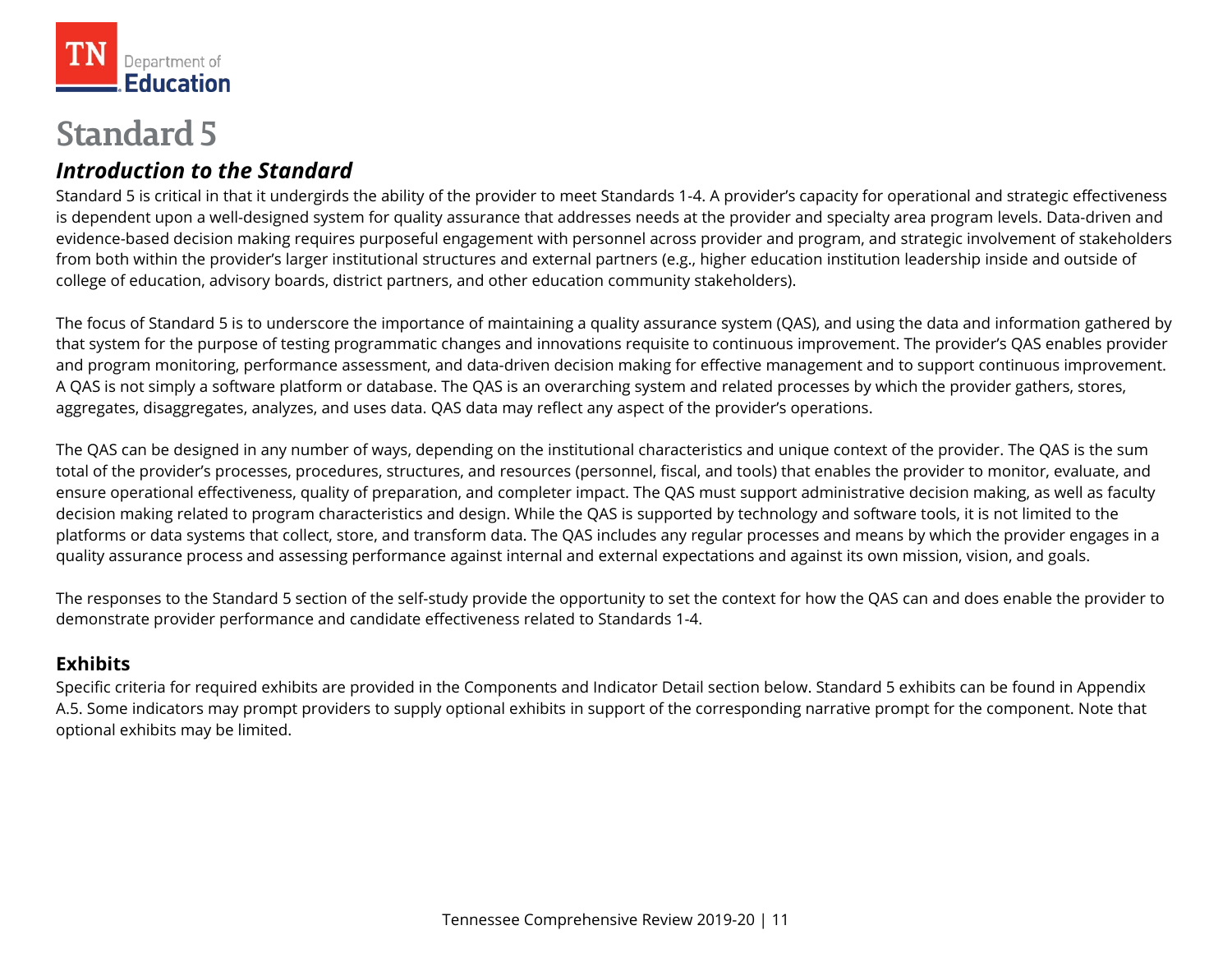# Standard 5

## *Introduction to the Standard*

Standard 5 is critical in that it undergirds the ability of the provider to meet Standards 1-4. A provider's capacity for operational and strategic effectiveness is dependent upon a well-designed system for quality assurance that addresses needs at the provider and specialty area program levels. Data-driven and evidence-based decision making requires purposeful engagement with personnel across provider and program, and strategic involvement of stakeholders from both within the provider's larger institutional structures and external partners (e.g., higher education institution leadership inside and outside of college of education, advisory boards, district partners, and other education community stakeholders).

The focus of Standard 5 is to underscore the importance of maintaining a quality assurance system (QAS), and using the data and information gathered by that system for the purpose of testing programmatic changes and innovations requisite to continuous improvement. The provider's QAS enables provider and program monitoring, performance assessment, and data-driven decision making for effective management and to support continuous improvement. A QAS is not simply a software platform or database. The QAS is an overarching system and related processes by which the provider gathers, stores, aggregates, disaggregates, analyzes, and uses data. QAS data may reflect any aspect of the provider's operations.

The QAS can be designed in any number of ways, depending on the institutional characteristics and unique context of the provider. The QAS is the sum total of the provider's processes, procedures, structures, and resources (personnel, fiscal, and tools) that enables the provider to monitor, evaluate, and ensure operational effectiveness, quality of preparation, and completer impact. The QAS must support administrative decision making, as well as faculty decision making related to program characteristics and design. While the QAS is supported by technology and software tools, it is not limited to the platforms or data systems that collect, store, and transform data. The QAS includes any regular processes and means by which the provider engages in a quality assurance process and assessing performance against internal and external expectations and against its own mission, vision, and goals.

The responses to the Standard 5 section of the self-study provide the opportunity to set the context for how the QAS can and does enable the provider to demonstrate provider performance and candidate effectiveness related to Standards 1-4.

### Exhibits

Specific criteria for required exhibits are provided in the Components and Indicator Detail section below. Standard 5 exhibits can be found in Appendix A.5. Some indicators may prompt providers to supply optional exhibits in support of the corresponding narrative prompt for the component. Note that optional exhibits may be limited.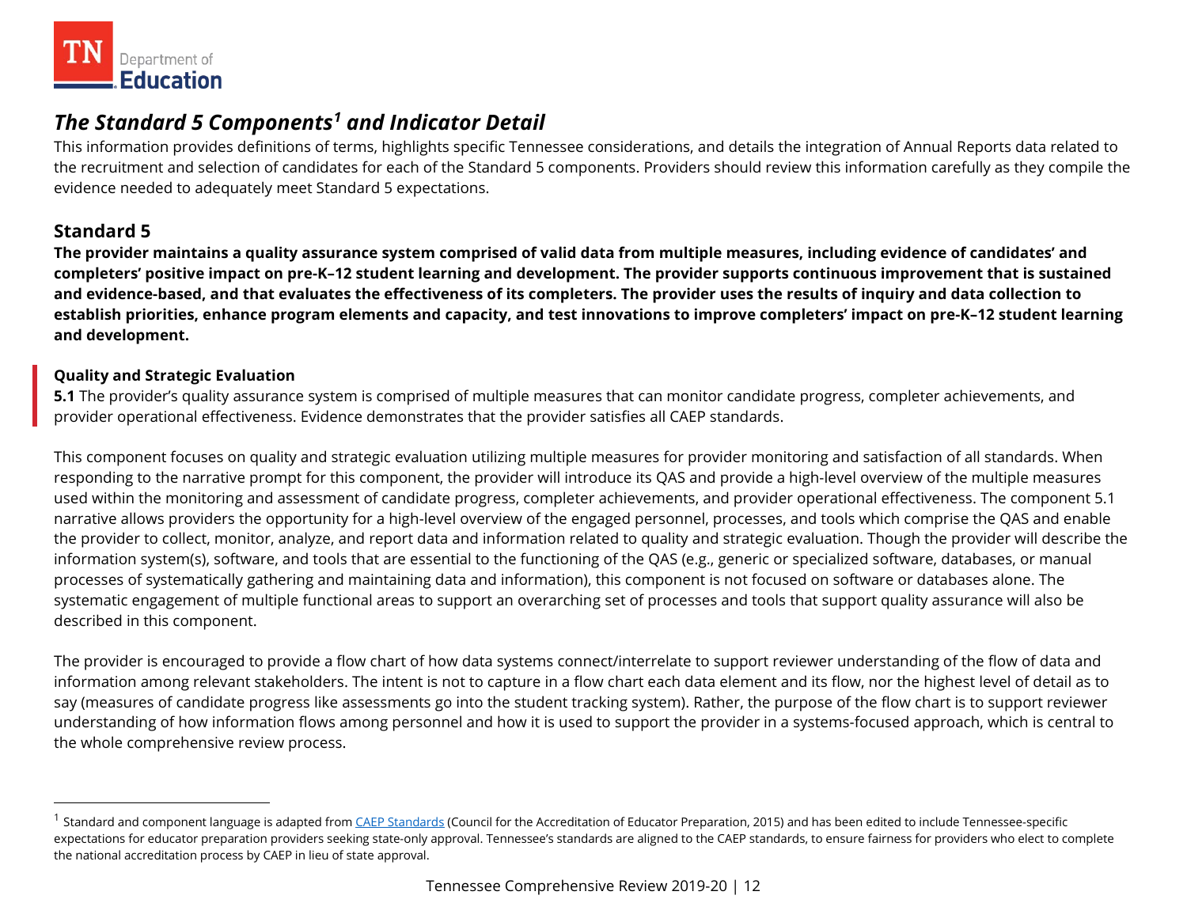## *The Standard 5 Components[1] and Indicator Detail*

This information provides definitions of terms, highlights specific Tennessee considerations, and details the integration of Annual Reports data related to the recruitment and selection of candidates for each of the Standard 5 components. Providers should review this information carefully as they compile the evidence needed to adequately meet Standard 5 expectations.

### Standard 5

**The provider maintains a quality assurance system comprised of valid data from multiple measures, including evidence of candidates' and completers' positive impact on pre-K–12 student learning and development. The provider supports continuous improvement that is sustained and evidence-based, and that evaluates the effectiveness of its completers. The provider uses the results of inquiry and data collection to establish priorities, enhance program elements and capacity, and test innovations to improve completers' impact on pre-K–12 student learning and development.**

**Quality and Strategic Evaluation**

**5.1** The provider's quality assurance system is comprised of multiple measures that can monitor candidate progress, completer achievements, and provider operational effectiveness. Evidence demonstrates that the provider satisfies all CAEP standards.

This component focuses on quality and strategic evaluation utilizing multiple measures for provider monitoring and satisfaction of all standards. When responding to the narrative prompt for this component, the provider will introduce its QAS and provide a high-level overview of the multiple measures used within the monitoring and assessment of candidate progress, completer achievements, and provider operational effectiveness. The component 5.1 narrative allows providers the opportunity for a high-level overview of the engaged personnel, processes, and tools which comprise the QAS and enable the provider to collect, monitor, analyze, and report data and information related to quality and strategic evaluation. Though the provider will describe the information system(s), software, and tools that are essential to the functioning of the QAS (e.g., generic or specialized software, databases, or manual processes of systematically gathering and maintaining data and information), this component is not focused on software or databases alone. The systematic engagement of multiple functional areas to support an overarching set of processes and tools that support quality assurance will also be described in this component.

The provider is encouraged to provide a flow chart of how data systems connect/interrelate to support reviewer understanding of the flow of data and information among relevant stakeholders. The intent is not to capture in a flow chart each data element and its flow, nor the highest level of detail as to say (measures of candidate progress like assessments go into the student tracking system). Rather, the purpose of the flow chart is to support reviewer understanding of how information flows among personnel and how it is used to support the provider in a systems-focused approach, which is central to the whole comprehensive review process.

---

[1] Standard and component language is adapted from CAEP Standards (Council for the Accreditation of Educator Preparation, 2015) and has been edited to include Tennessee-specific expectations for educator preparation providers seeking state-only approval. Tennessee's standards are aligned to the CAEP standards, to ensure fairness for providers who elect to complete the national accreditation process by CAEP in lieu of state approval.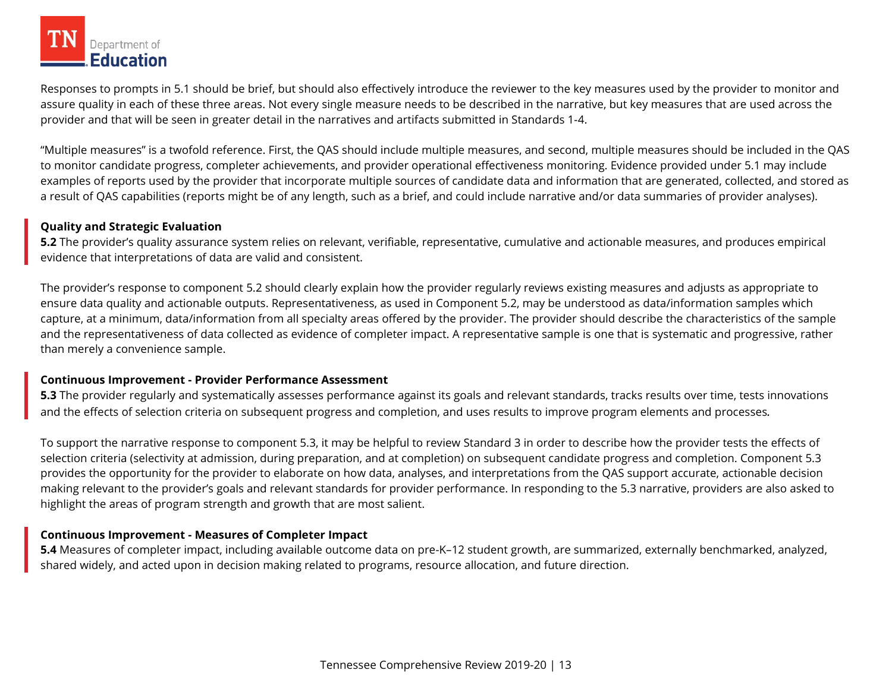Responses to prompts in 5.1 should be brief, but should also effectively introduce the reviewer to the key measures used by the provider to monitor and assure quality in each of these three areas. Not every single measure needs to be described in the narrative, but key measures that are used across the provider and that will be seen in greater detail in the narratives and artifacts submitted in Standards 1-4.

"Multiple measures" is a twofold reference. First, the QAS should include multiple measures, and second, multiple measures should be included in the QAS to monitor candidate progress, completer achievements, and provider operational effectiveness monitoring. Evidence provided under 5.1 may include examples of reports used by the provider that incorporate multiple sources of candidate data and information that are generated, collected, and stored as a result of QAS capabilities (reports might be of any length, such as a brief, and could include narrative and/or data summaries of provider analyses).

**Quality and Strategic Evaluation**
**5.2** The provider's quality assurance system relies on relevant, verifiable, representative, cumulative and actionable measures, and produces empirical evidence that interpretations of data are valid and consistent.

The provider's response to component 5.2 should clearly explain how the provider regularly reviews existing measures and adjusts as appropriate to ensure data quality and actionable outputs. Representativeness, as used in Component 5.2, may be understood as data/information samples which capture, at a minimum, data/information from all specialty areas offered by the provider. The provider should describe the characteristics of the sample and the representativeness of data collected as evidence of completer impact. A representative sample is one that is systematic and progressive, rather than merely a convenience sample.

**Continuous Improvement - Provider Performance Assessment**
**5.3** The provider regularly and systematically assesses performance against its goals and relevant standards, tracks results over time, tests innovations and the effects of selection criteria on subsequent progress and completion, and uses results to improve program elements and processes.

To support the narrative response to component 5.3, it may be helpful to review Standard 3 in order to describe how the provider tests the effects of selection criteria (selectivity at admission, during preparation, and at completion) on subsequent candidate progress and completion. Component 5.3 provides the opportunity for the provider to elaborate on how data, analyses, and interpretations from the QAS support accurate, actionable decision making relevant to the provider's goals and relevant standards for provider performance. In responding to the 5.3 narrative, providers are also asked to highlight the areas of program strength and growth that are most salient.

**Continuous Improvement - Measures of Completer Impact**
**5.4** Measures of completer impact, including available outcome data on pre-K–12 student growth, are summarized, externally benchmarked, analyzed, shared widely, and acted upon in decision making related to programs, resource allocation, and future direction.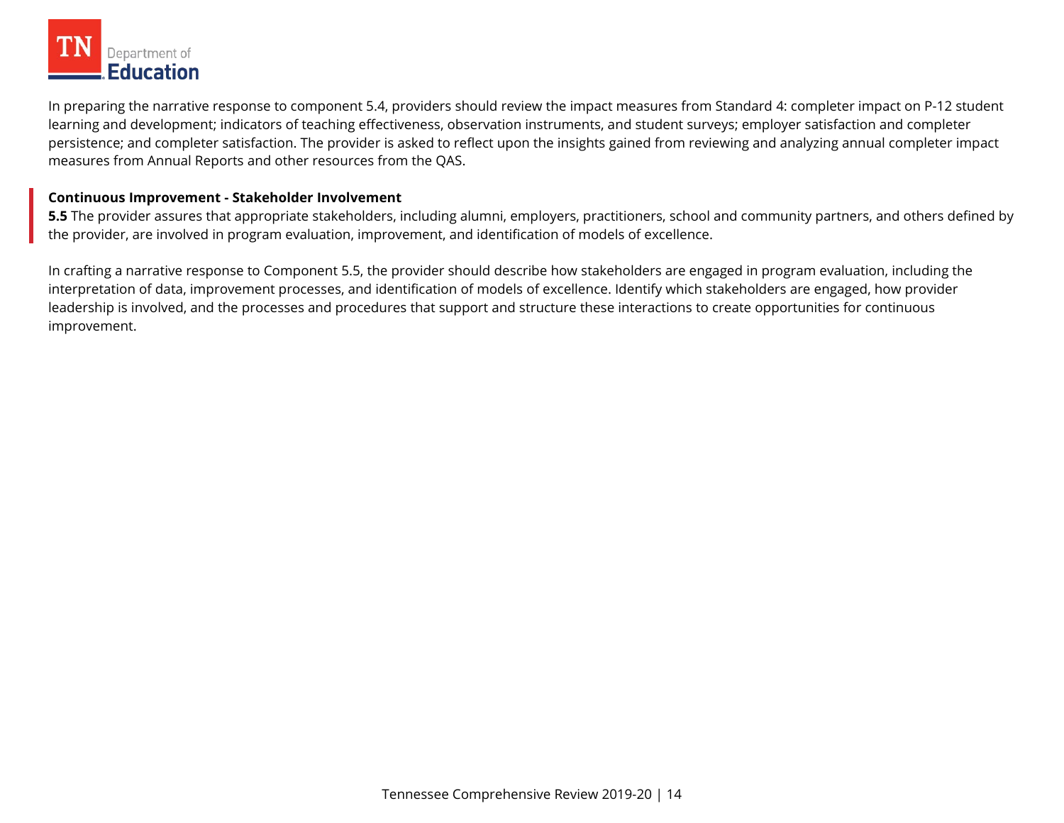In preparing the narrative response to component 5.4, providers should review the impact measures from Standard 4: completer impact on P-12 student learning and development; indicators of teaching effectiveness, observation instruments, and student surveys; employer satisfaction and completer persistence; and completer satisfaction. The provider is asked to reflect upon the insights gained from reviewing and analyzing annual completer impact measures from Annual Reports and other resources from the QAS.

**Continuous Improvement - Stakeholder Involvement**

**5.5** The provider assures that appropriate stakeholders, including alumni, employers, practitioners, school and community partners, and others defined by the provider, are involved in program evaluation, improvement, and identification of models of excellence.

In crafting a narrative response to Component 5.5, the provider should describe how stakeholders are engaged in program evaluation, including the interpretation of data, improvement processes, and identification of models of excellence. Identify which stakeholders are engaged, how provider leadership is involved, and the processes and procedures that support and structure these interactions to create opportunities for continuous improvement.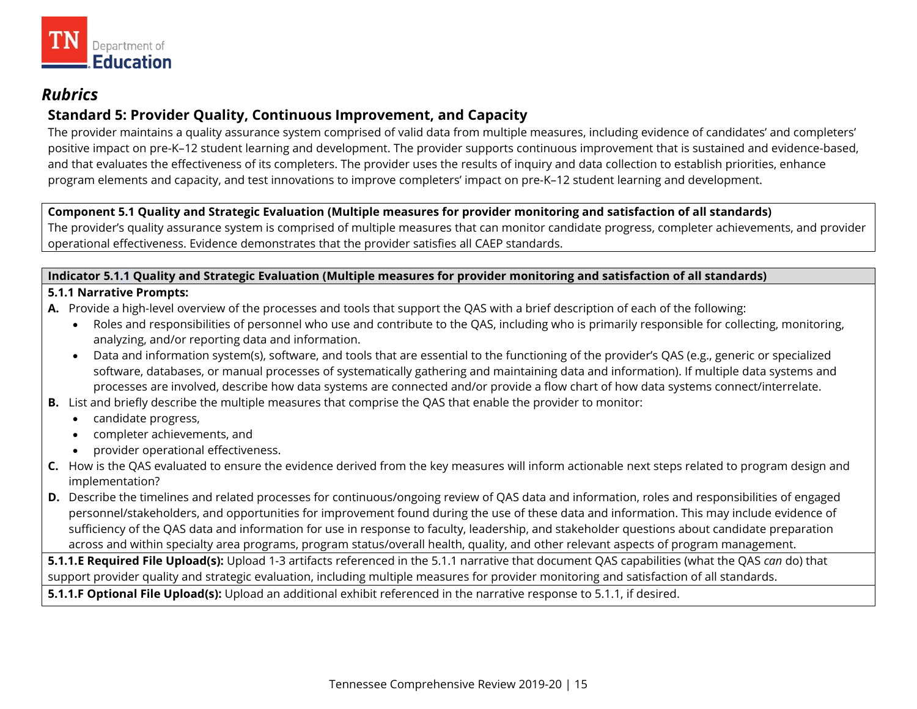## *Rubrics*

### Standard 5: Provider Quality, Continuous Improvement, and Capacity

The provider maintains a quality assurance system comprised of valid data from multiple measures, including evidence of candidates' and completers' positive impact on pre-K–12 student learning and development. The provider supports continuous improvement that is sustained and evidence-based, and that evaluates the effectiveness of its completers. The provider uses the results of inquiry and data collection to establish priorities, enhance program elements and capacity, and test innovations to improve completers' impact on pre-K–12 student learning and development.

**Component 5.1 Quality and Strategic Evaluation (Multiple measures for provider monitoring and satisfaction of all standards)**
The provider's quality assurance system is comprised of multiple measures that can monitor candidate progress, completer achievements, and provider operational effectiveness. Evidence demonstrates that the provider satisfies all CAEP standards.

**Indicator 5.1.1 Quality and Strategic Evaluation (Multiple measures for provider monitoring and satisfaction of all standards)**

**5.1.1 Narrative Prompts:**

**A.** Provide a high-level overview of the processes and tools that support the QAS with a brief description of each of the following:
- Roles and responsibilities of personnel who use and contribute to the QAS, including who is primarily responsible for collecting, monitoring, analyzing, and/or reporting data and information.
- Data and information system(s), software, and tools that are essential to the functioning of the provider's QAS (e.g., generic or specialized software, databases, or manual processes of systematically gathering and maintaining data and information). If multiple data systems and processes are involved, describe how data systems are connected and/or provide a flow chart of how data systems connect/interrelate.

**B.** List and briefly describe the multiple measures that comprise the QAS that enable the provider to monitor:
- candidate progress,
- completer achievements, and
- provider operational effectiveness.

**C.** How is the QAS evaluated to ensure the evidence derived from the key measures will inform actionable next steps related to program design and implementation?

**D.** Describe the timelines and related processes for continuous/ongoing review of QAS data and information, roles and responsibilities of engaged personnel/stakeholders, and opportunities for improvement found during the use of these data and information. This may include evidence of sufficiency of the QAS data and information for use in response to faculty, leadership, and stakeholder questions about candidate preparation across and within specialty area programs, program status/overall health, quality, and other relevant aspects of program management.

**5.1.1.E Required File Upload(s):** Upload 1-3 artifacts referenced in the 5.1.1 narrative that document QAS capabilities (what the QAS *can* do) that support provider quality and strategic evaluation, including multiple measures for provider monitoring and satisfaction of all standards.

**5.1.1.F Optional File Upload(s):** Upload an additional exhibit referenced in the narrative response to 5.1.1, if desired.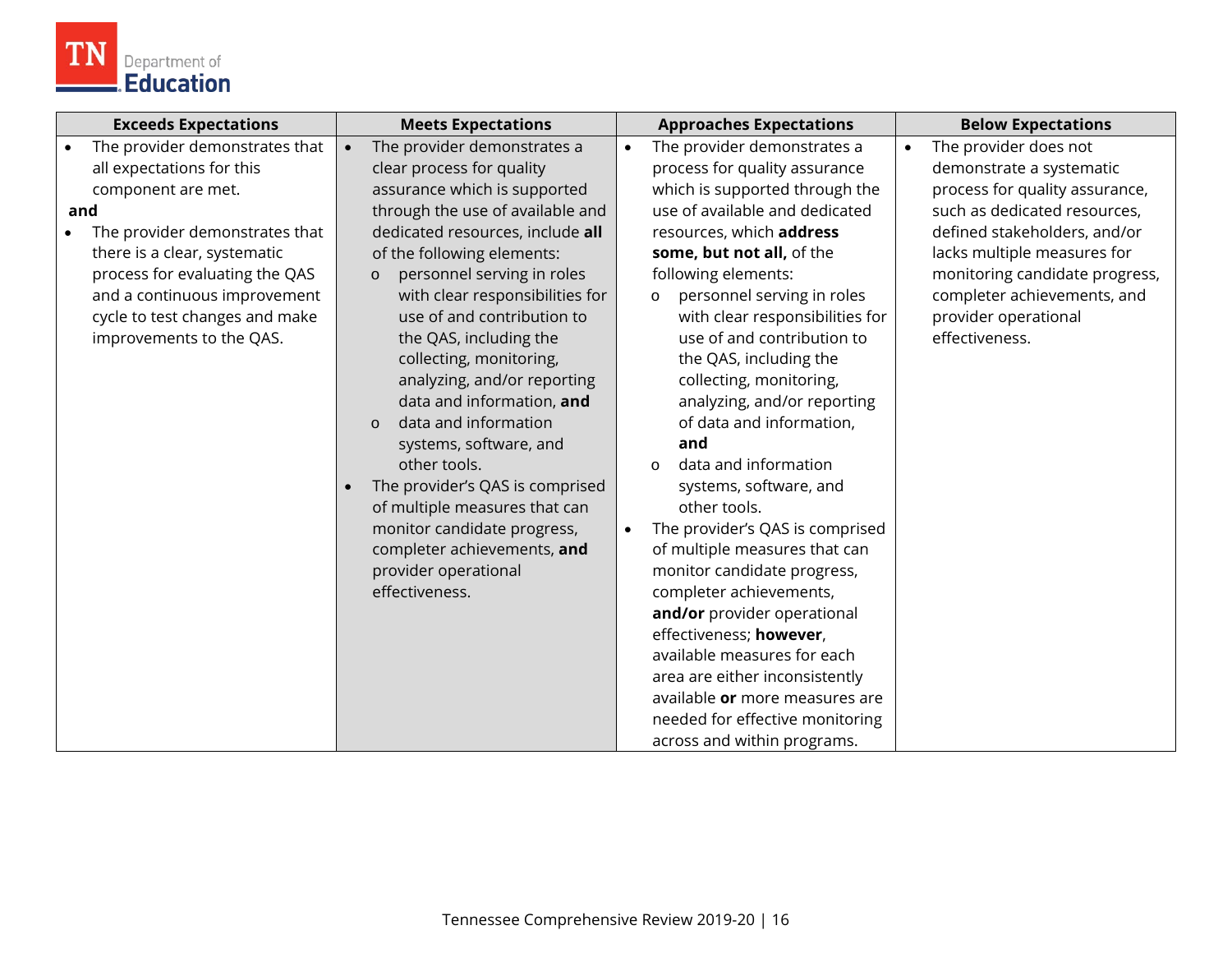| Exceeds Expectations | Meets Expectations | Approaches Expectations | Below Expectations |
|---|---|---|---|
| • The provider demonstrates that all expectations for this component are met.<br>**and**<br>• The provider demonstrates that there is a clear, systematic process for evaluating the QAS and a continuous improvement cycle to test changes and make improvements to the QAS. | • The provider demonstrates a clear process for quality assurance which is supported through the use of available and dedicated resources, include **all** of the following elements:<br>o personnel serving in roles with clear responsibilities for use of and contribution to the QAS, including the collecting, monitoring, analyzing, and/or reporting data and information, **and**<br>o data and information systems, software, and other tools.<br>• The provider's QAS is comprised of multiple measures that can monitor candidate progress, completer achievements, **and** provider operational effectiveness. | • The provider demonstrates a process for quality assurance which is supported through the use of available and dedicated resources, which **address some, but not all,** of the following elements:<br>o personnel serving in roles with clear responsibilities for use of and contribution to the QAS, including the collecting, monitoring, analyzing, and/or reporting of data and information, **and**<br>o data and information systems, software, and other tools.<br>• The provider's QAS is comprised of multiple measures that can monitor candidate progress, completer achievements, **and/or** provider operational effectiveness; **however**, available measures for each area are either inconsistently available **or** more measures are needed for effective monitoring across and within programs. | • The provider does not demonstrate a systematic process for quality assurance, such as dedicated resources, defined stakeholders, and/or lacks multiple measures for monitoring candidate progress, completer achievements, and provider operational effectiveness. |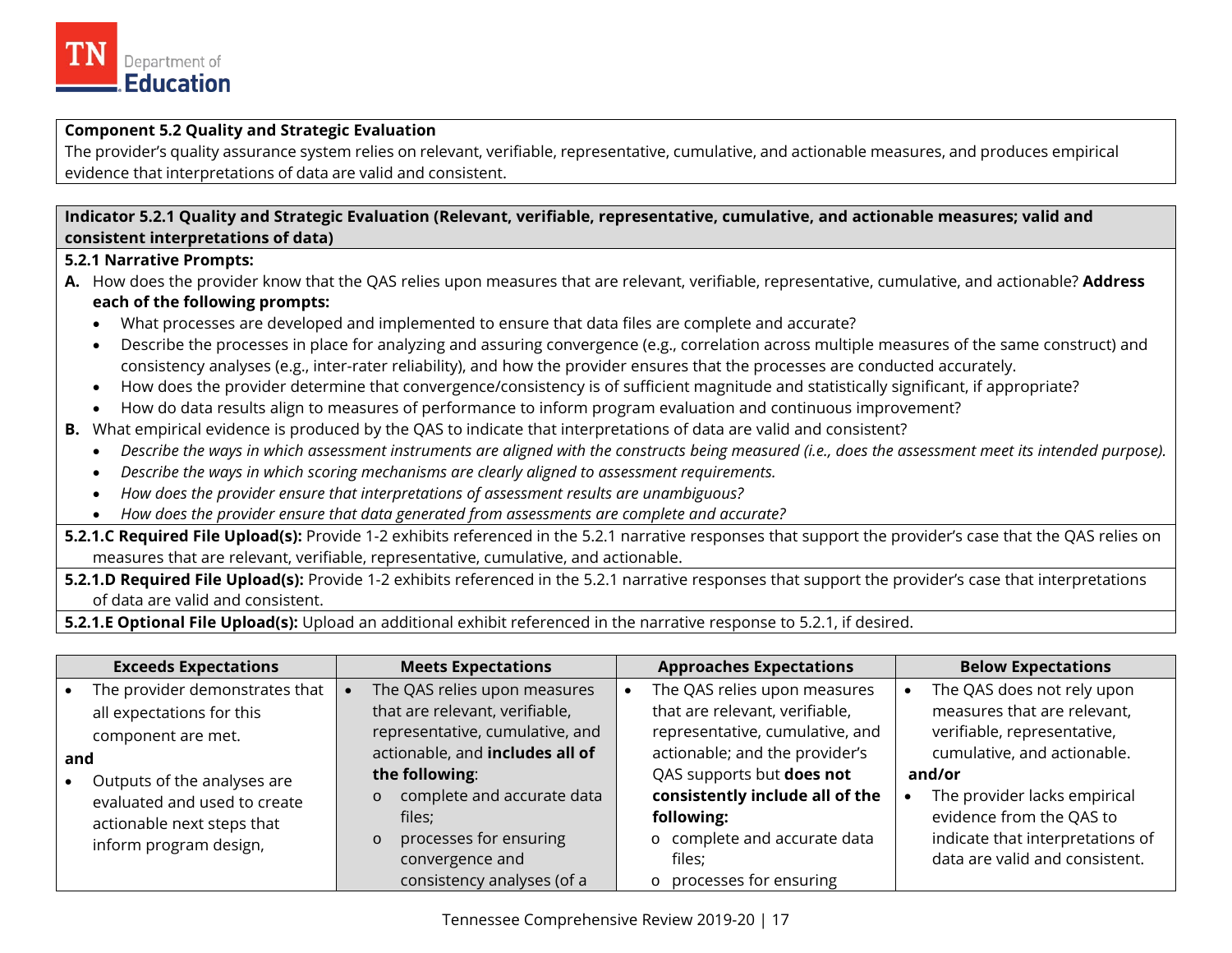**Component 5.2 Quality and Strategic Evaluation**
The provider's quality assurance system relies on relevant, verifiable, representative, cumulative, and actionable measures, and produces empirical evidence that interpretations of data are valid and consistent.

**Indicator 5.2.1 Quality and Strategic Evaluation (Relevant, verifiable, representative, cumulative, and actionable measures; valid and consistent interpretations of data)**

**5.2.1 Narrative Prompts:**

**A.** How does the provider know that the QAS relies upon measures that are relevant, verifiable, representative, cumulative, and actionable? **Address each of the following prompts:**
- What processes are developed and implemented to ensure that data files are complete and accurate?
- Describe the processes in place for analyzing and assuring convergence (e.g., correlation across multiple measures of the same construct) and consistency analyses (e.g., inter-rater reliability), and how the provider ensures that the processes are conducted accurately.
- How does the provider determine that convergence/consistency is of sufficient magnitude and statistically significant, if appropriate?
- How do data results align to measures of performance to inform program evaluation and continuous improvement?

**B.** What empirical evidence is produced by the QAS to indicate that interpretations of data are valid and consistent?
- *Describe the ways in which assessment instruments are aligned with the constructs being measured (i.e., does the assessment meet its intended purpose).*
- *Describe the ways in which scoring mechanisms are clearly aligned to assessment requirements.*
- *How does the provider ensure that interpretations of assessment results are unambiguous?*
- *How does the provider ensure that data generated from assessments are complete and accurate?*

**5.2.1.C Required File Upload(s):** Provide 1-2 exhibits referenced in the 5.2.1 narrative responses that support the provider's case that the QAS relies on measures that are relevant, verifiable, representative, cumulative, and actionable.

**5.2.1.D Required File Upload(s):** Provide 1-2 exhibits referenced in the 5.2.1 narrative responses that support the provider's case that interpretations of data are valid and consistent.

**5.2.1.E Optional File Upload(s):** Upload an additional exhibit referenced in the narrative response to 5.2.1, if desired.

| Exceeds Expectations | Meets Expectations | Approaches Expectations | Below Expectations |
|---|---|---|---|
| • The provider demonstrates that all expectations for this component are met.<br>**and**<br>• Outputs of the analyses are evaluated and used to create actionable next steps that inform program design, | • The QAS relies upon measures that are relevant, verifiable, representative, cumulative, and actionable, and **includes all of the following**:<br>o complete and accurate data files;<br>o processes for ensuring convergence and consistency analyses (of a | • The QAS relies upon measures that are relevant, verifiable, representative, cumulative, and actionable; and the provider's QAS supports but **does not consistently include all of the following:**<br>o complete and accurate data files;<br>o processes for ensuring | • The QAS does not rely upon measures that are relevant, verifiable, representative, cumulative, and actionable.<br>**and/or**<br>• The provider lacks empirical evidence from the QAS to indicate that interpretations of data are valid and consistent. |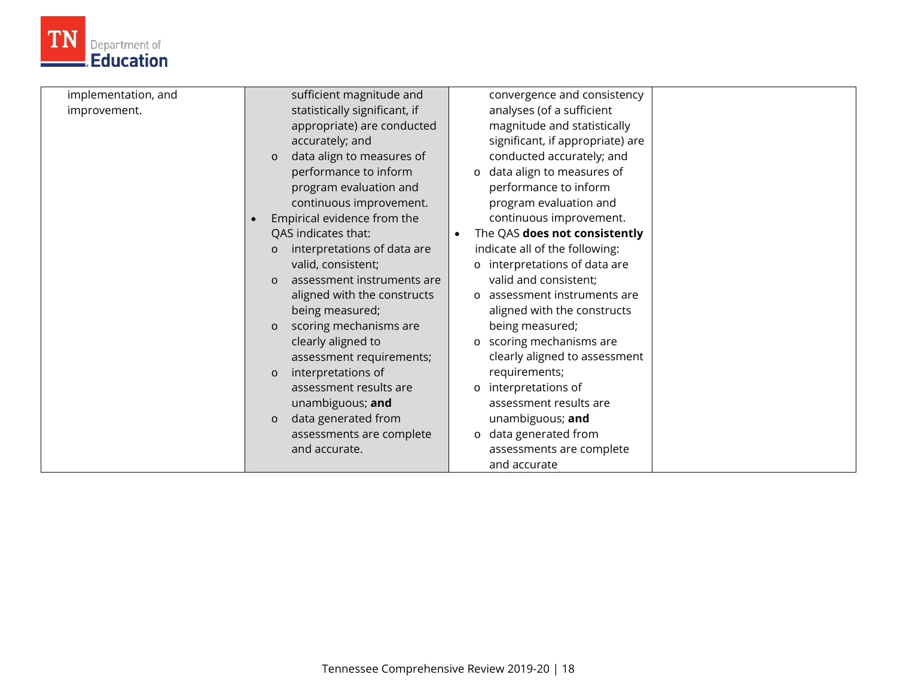| | | | |
|---|---|---|---|
| implementation, and improvement. | sufficient magnitude and statistically significant, if appropriate) are conducted accurately; and<br>o data align to measures of performance to inform program evaluation and continuous improvement.<br>• Empirical evidence from the QAS indicates that:<br>o interpretations of data are valid, consistent;<br>o assessment instruments are aligned with the constructs being measured;<br>o scoring mechanisms are clearly aligned to assessment requirements;<br>o interpretations of assessment results are unambiguous; **and**<br>o data generated from assessments are complete and accurate. | convergence and consistency analyses (of a sufficient magnitude and statistically significant, if appropriate) are conducted accurately; and<br>o data align to measures of performance to inform program evaluation and continuous improvement.<br>• The QAS **does not consistently** indicate all of the following:<br>o interpretations of data are valid and consistent;<br>o assessment instruments are aligned with the constructs being measured;<br>o scoring mechanisms are clearly aligned to assessment requirements;<br>o interpretations of assessment results are unambiguous; **and**<br>o data generated from assessments are complete and accurate | |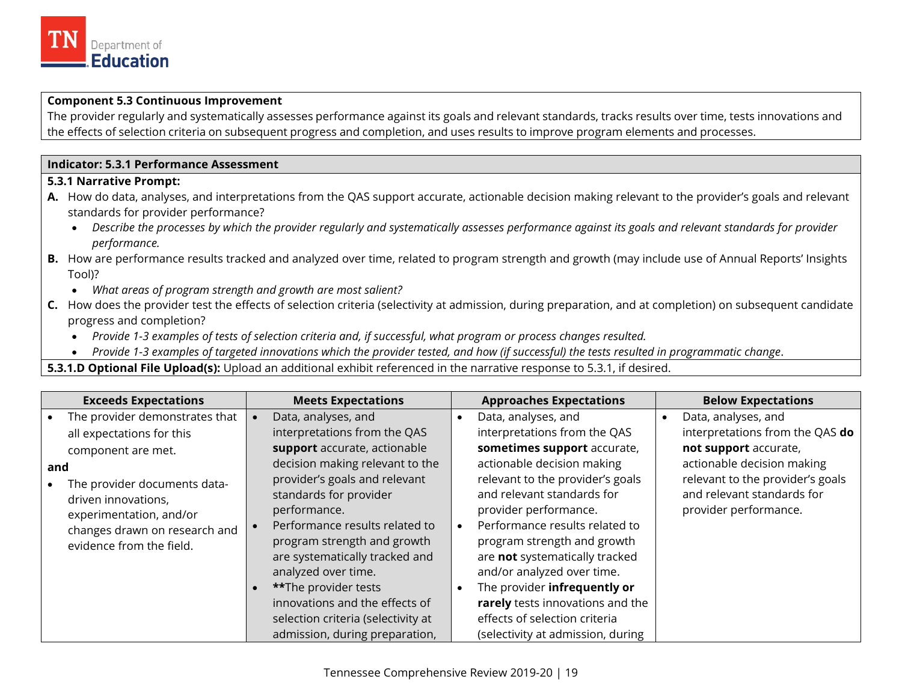| Component 5.3 Continuous Improvement |
|---|
| The provider regularly and systematically assesses performance against its goals and relevant standards, tracks results over time, tests innovations and the effects of selection criteria on subsequent progress and completion, and uses results to improve program elements and processes. |

| Indicator: 5.3.1 Performance Assessment |
|---|
| **5.3.1 Narrative Prompt:** |
| **A.** How do data, analyses, and interpretations from the QAS support accurate, actionable decision making relevant to the provider's goals and relevant standards for provider performance?<br>• *Describe the processes by which the provider regularly and systematically assesses performance against its goals and relevant standards for provider performance.* |
| **B.** How are performance results tracked and analyzed over time, related to program strength and growth (may include use of Annual Reports' Insights Tool)?<br>• *What areas of program strength and growth are most salient?* |
| **C.** How does the provider test the effects of selection criteria (selectivity at admission, during preparation, and at completion) on subsequent candidate progress and completion?<br>• *Provide 1-3 examples of tests of selection criteria and, if successful, what program or process changes resulted.*<br>• *Provide 1-3 examples of targeted innovations which the provider tested, and how (if successful) the tests resulted in programmatic change*. |
| **5.3.1.D Optional File Upload(s):** Upload an additional exhibit referenced in the narrative response to 5.3.1, if desired. |

| Exceeds Expectations | Meets Expectations | Approaches Expectations | Below Expectations |
|---|---|---|---|
| • The provider demonstrates that all expectations for this component are met.<br>**and**<br>• The provider documents data-driven innovations, experimentation, and/or changes drawn on research and evidence from the field. | • Data, analyses, and interpretations from the QAS **support** accurate, actionable decision making relevant to the provider's goals and relevant standards for provider performance.<br>• Performance results related to program strength and growth are systematically tracked and analyzed over time.<br>• **The provider tests innovations and the effects of selection criteria (selectivity at admission, during preparation, | • Data, analyses, and interpretations from the QAS **sometimes support** accurate, actionable decision making relevant to the provider's goals and relevant standards for provider performance.<br>• Performance results related to program strength and growth are **not** systematically tracked and/or analyzed over time.<br>• The provider **infrequently or rarely** tests innovations and the effects of selection criteria (selectivity at admission, during | • Data, analyses, and interpretations from the QAS **do not support** accurate, actionable decision making relevant to the provider's goals and relevant standards for provider performance. |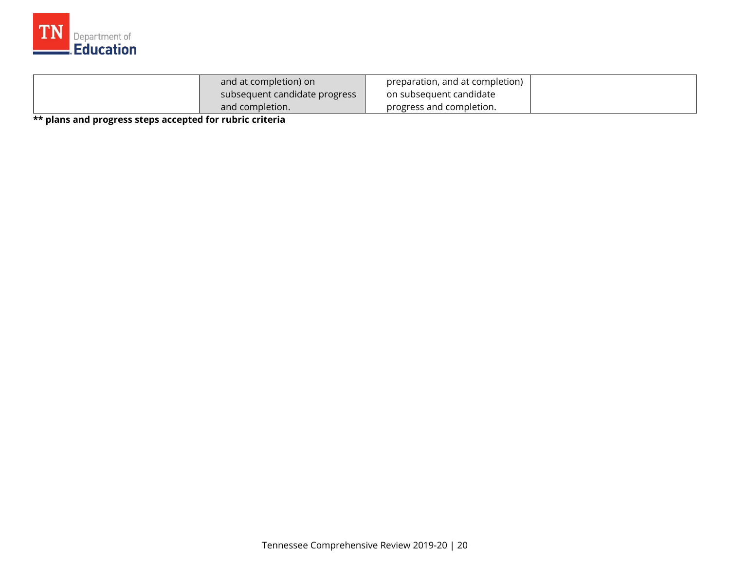| | | | |
|---|---|---|---|
| | and at completion) on subsequent candidate progress and completion. | preparation, and at completion) on subsequent candidate progress and completion. | |

**** plans and progress steps accepted for rubric criteria**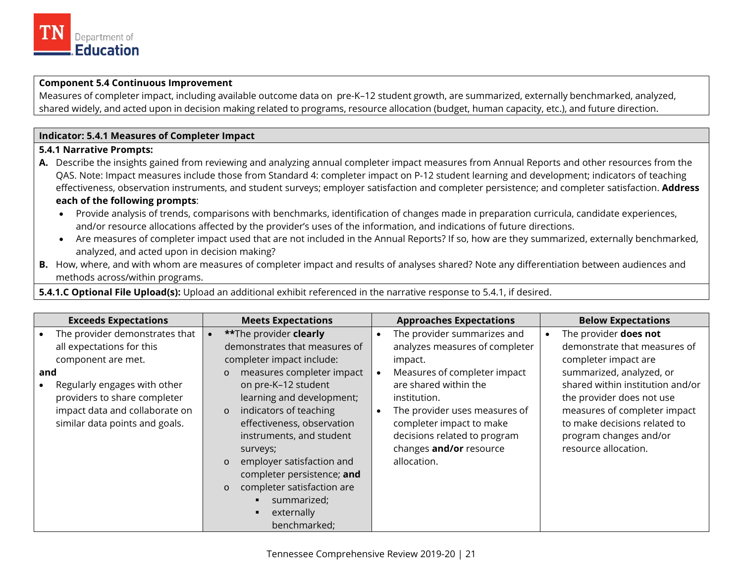**Component 5.4 Continuous Improvement**
Measures of completer impact, including available outcome data on pre-K–12 student growth, are summarized, externally benchmarked, analyzed, shared widely, and acted upon in decision making related to programs, resource allocation (budget, human capacity, etc.), and future direction.

**Indicator: 5.4.1 Measures of Completer Impact**

**5.4.1 Narrative Prompts:**

**A.** Describe the insights gained from reviewing and analyzing annual completer impact measures from Annual Reports and other resources from the QAS. Note: Impact measures include those from Standard 4: completer impact on P-12 student learning and development; indicators of teaching effectiveness, observation instruments, and student surveys; employer satisfaction and completer persistence; and completer satisfaction. **Address each of the following prompts**:

- Provide analysis of trends, comparisons with benchmarks, identification of changes made in preparation curricula, candidate experiences, and/or resource allocations affected by the provider's uses of the information, and indications of future directions.
- Are measures of completer impact used that are not included in the Annual Reports? If so, how are they summarized, externally benchmarked, analyzed, and acted upon in decision making?

**B.** How, where, and with whom are measures of completer impact and results of analyses shared? Note any differentiation between audiences and methods across/within programs.

**5.4.1.C Optional File Upload(s):** Upload an additional exhibit referenced in the narrative response to 5.4.1, if desired.

| Exceeds Expectations | Meets Expectations | Approaches Expectations | Below Expectations |
|---|---|---|---|
| • The provider demonstrates that all expectations for this component are met.<br>**and**<br>• Regularly engages with other providers to share completer impact data and collaborate on similar data points and goals. | • **The provider **clearly** demonstrates that measures of completer impact include:<br>o measures completer impact on pre-K–12 student learning and development;<br>o indicators of teaching effectiveness, observation instruments, and student surveys;<br>o employer satisfaction and completer persistence; **and**<br>o completer satisfaction are<br>▪ summarized;<br>▪ externally benchmarked; | • The provider summarizes and analyzes measures of completer impact.<br>• Measures of completer impact are shared within the institution.<br>• The provider uses measures of completer impact to make decisions related to program changes **and/or** resource allocation. | • The provider **does not** demonstrate that measures of completer impact are summarized, analyzed, or shared within institution and/or the provider does not use measures of completer impact to make decisions related to program changes and/or resource allocation. |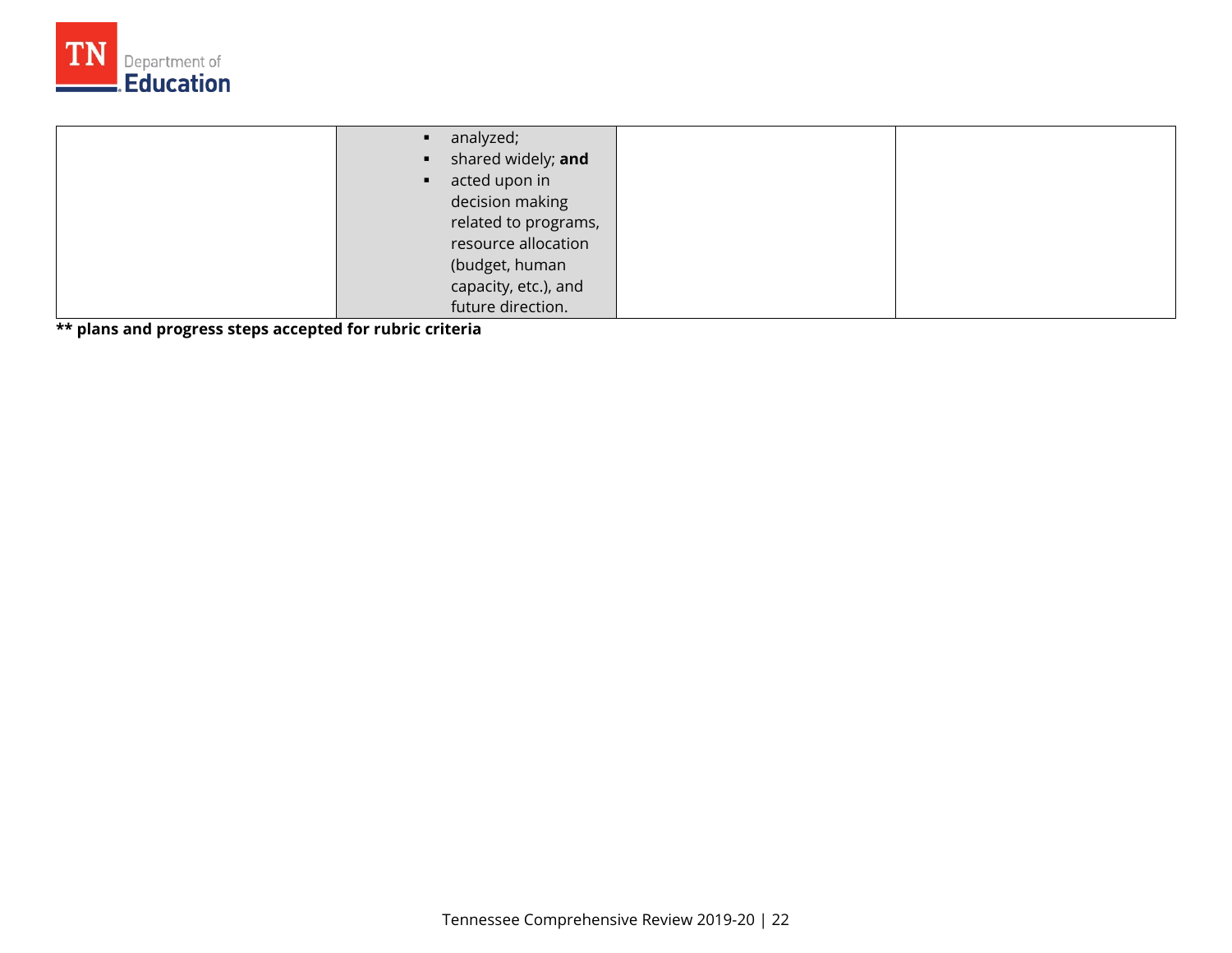| | | | |
|---|---|---|---|
| | ▪ analyzed;<br>▪ shared widely; **and**<br>▪ acted upon in decision making related to programs, resource allocation (budget, human capacity, etc.), and future direction. | | |

**** plans and progress steps accepted for rubric criteria**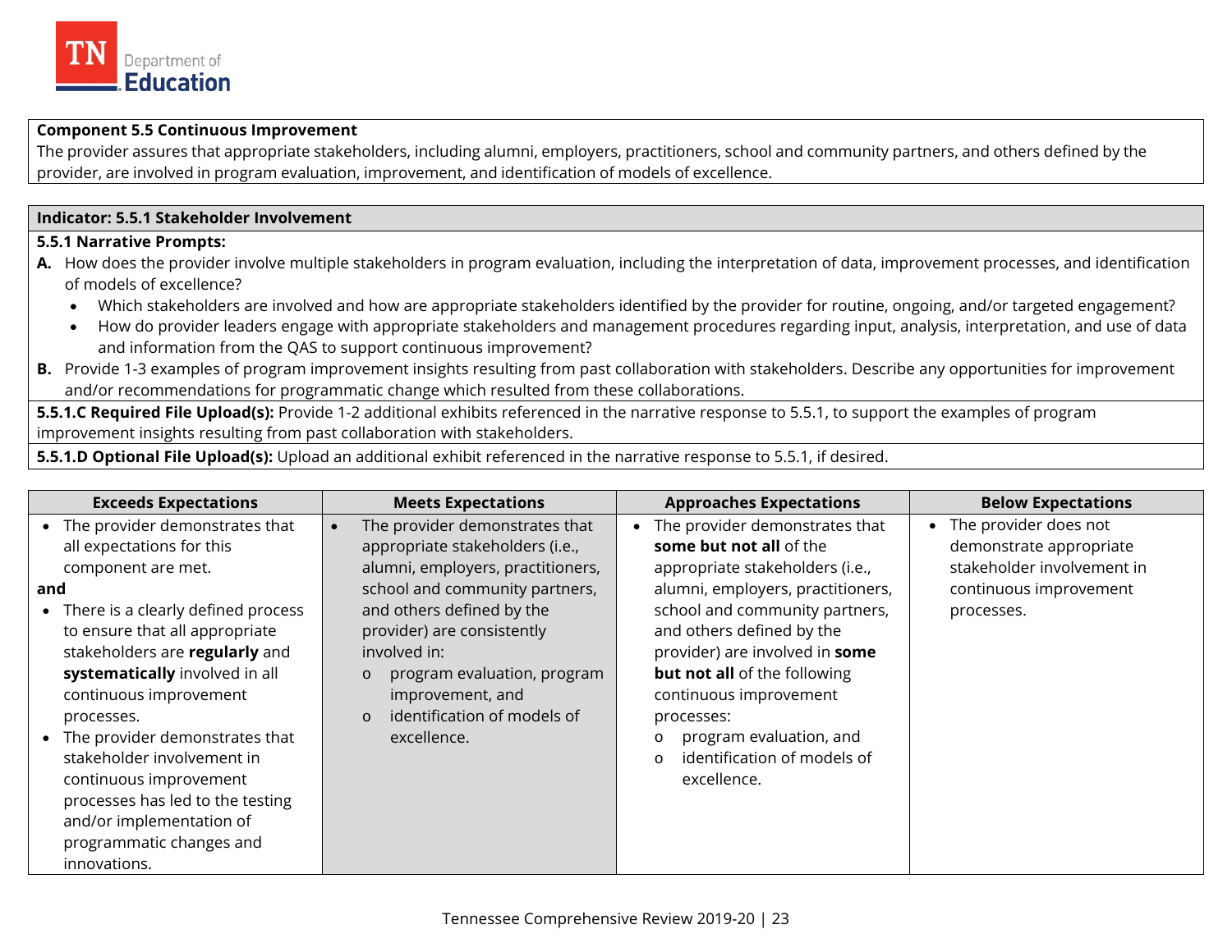**Component 5.5 Continuous Improvement**

The provider assures that appropriate stakeholders, including alumni, employers, practitioners, school and community partners, and others defined by the provider, are involved in program evaluation, improvement, and identification of models of excellence.

**Indicator: 5.5.1 Stakeholder Involvement**

**5.5.1 Narrative Prompts:**

**A.** How does the provider involve multiple stakeholders in program evaluation, including the interpretation of data, improvement processes, and identification of models of excellence?
- Which stakeholders are involved and how are appropriate stakeholders identified by the provider for routine, ongoing, and/or targeted engagement?
- How do provider leaders engage with appropriate stakeholders and management procedures regarding input, analysis, interpretation, and use of data and information from the QAS to support continuous improvement?

**B.** Provide 1-3 examples of program improvement insights resulting from past collaboration with stakeholders. Describe any opportunities for improvement and/or recommendations for programmatic change which resulted from these collaborations.

**5.5.1.C Required File Upload(s):** Provide 1-2 additional exhibits referenced in the narrative response to 5.5.1, to support the examples of program improvement insights resulting from past collaboration with stakeholders.

**5.5.1.D Optional File Upload(s):** Upload an additional exhibit referenced in the narrative response to 5.5.1, if desired.

| Exceeds Expectations | Meets Expectations | Approaches Expectations | Below Expectations |
|---|---|---|---|
| • The provider demonstrates that all expectations for this component are met.<br>**and**<br>• There is a clearly defined process to ensure that all appropriate stakeholders are **regularly** and **systematically** involved in all continuous improvement processes.<br>• The provider demonstrates that stakeholder involvement in continuous improvement processes has led to the testing and/or implementation of programmatic changes and innovations. | • The provider demonstrates that appropriate stakeholders (i.e., alumni, employers, practitioners, school and community partners, and others defined by the provider) are consistently involved in:<br>o program evaluation, program improvement, and<br>o identification of models of excellence. | • The provider demonstrates that **some but not all** of the appropriate stakeholders (i.e., alumni, employers, practitioners, school and community partners, and others defined by the provider) are involved in **some but not all** of the following continuous improvement processes:<br>o program evaluation, and<br>o identification of models of excellence. | • The provider does not demonstrate appropriate stakeholder involvement in continuous improvement processes. |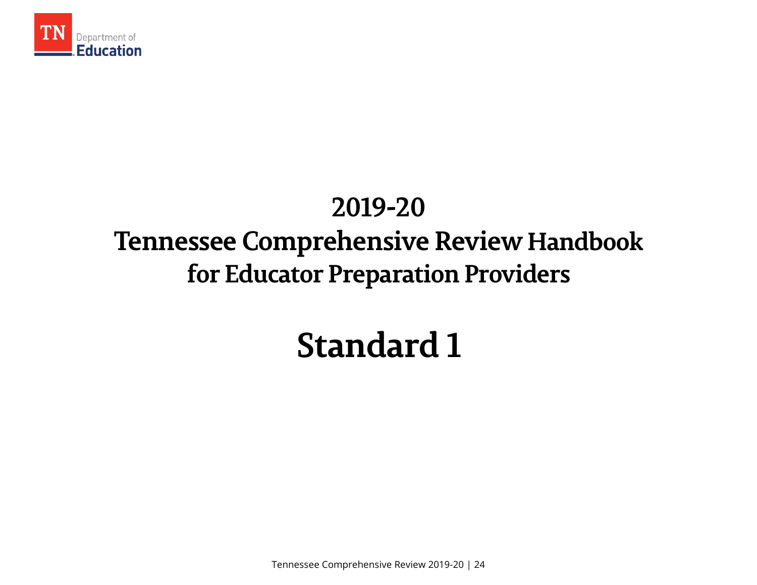# 2019-20

# Tennessee Comprehensive Review Handbook for Educator Preparation Providers

# Standard 1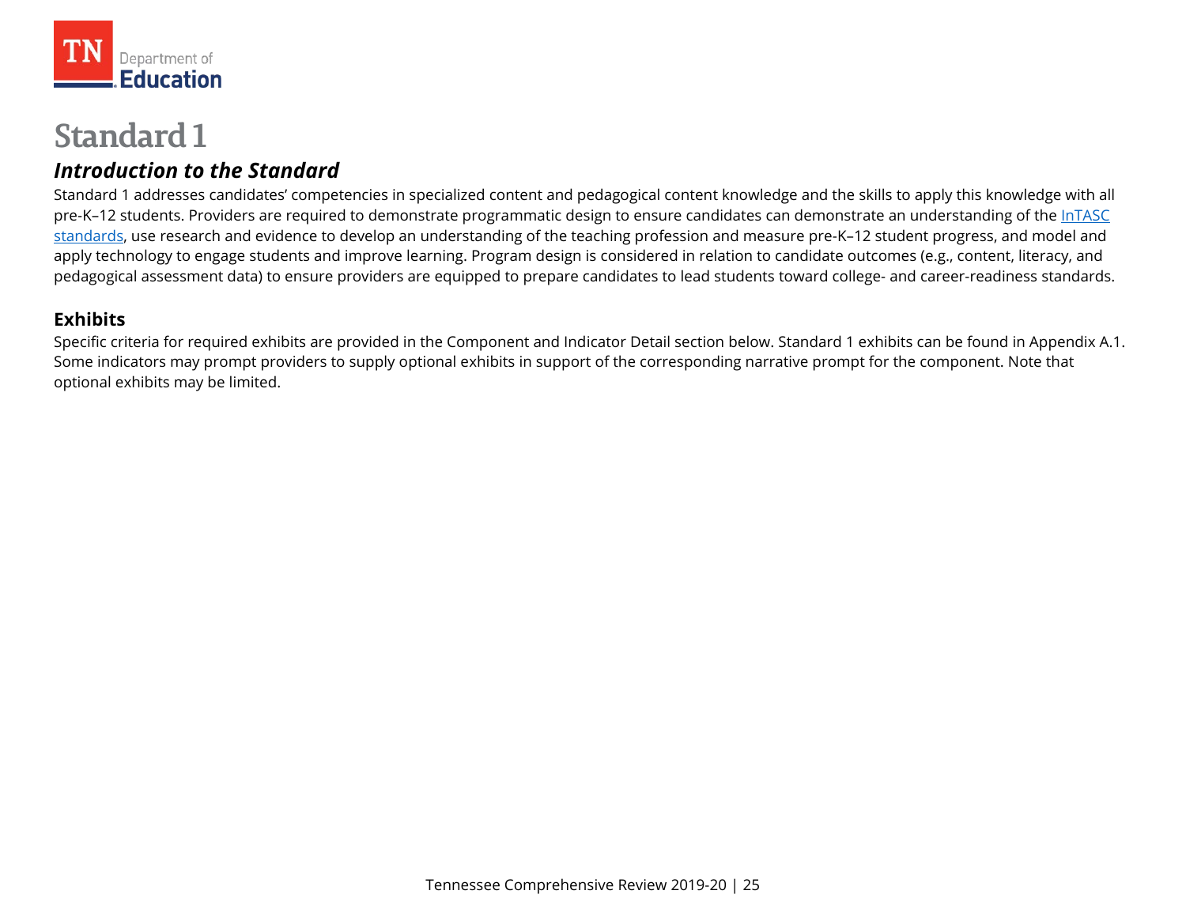# Standard 1

## *Introduction to the Standard*

Standard 1 addresses candidates' competencies in specialized content and pedagogical content knowledge and the skills to apply this knowledge with all pre-K–12 students. Providers are required to demonstrate programmatic design to ensure candidates can demonstrate an understanding of the InTASC standards, use research and evidence to develop an understanding of the teaching profession and measure pre-K–12 student progress, and model and apply technology to engage students and improve learning. Program design is considered in relation to candidate outcomes (e.g., content, literacy, and pedagogical assessment data) to ensure providers are equipped to prepare candidates to lead students toward college- and career-readiness standards.

### Exhibits

Specific criteria for required exhibits are provided in the Component and Indicator Detail section below. Standard 1 exhibits can be found in Appendix A.1. Some indicators may prompt providers to supply optional exhibits in support of the corresponding narrative prompt for the component. Note that optional exhibits may be limited.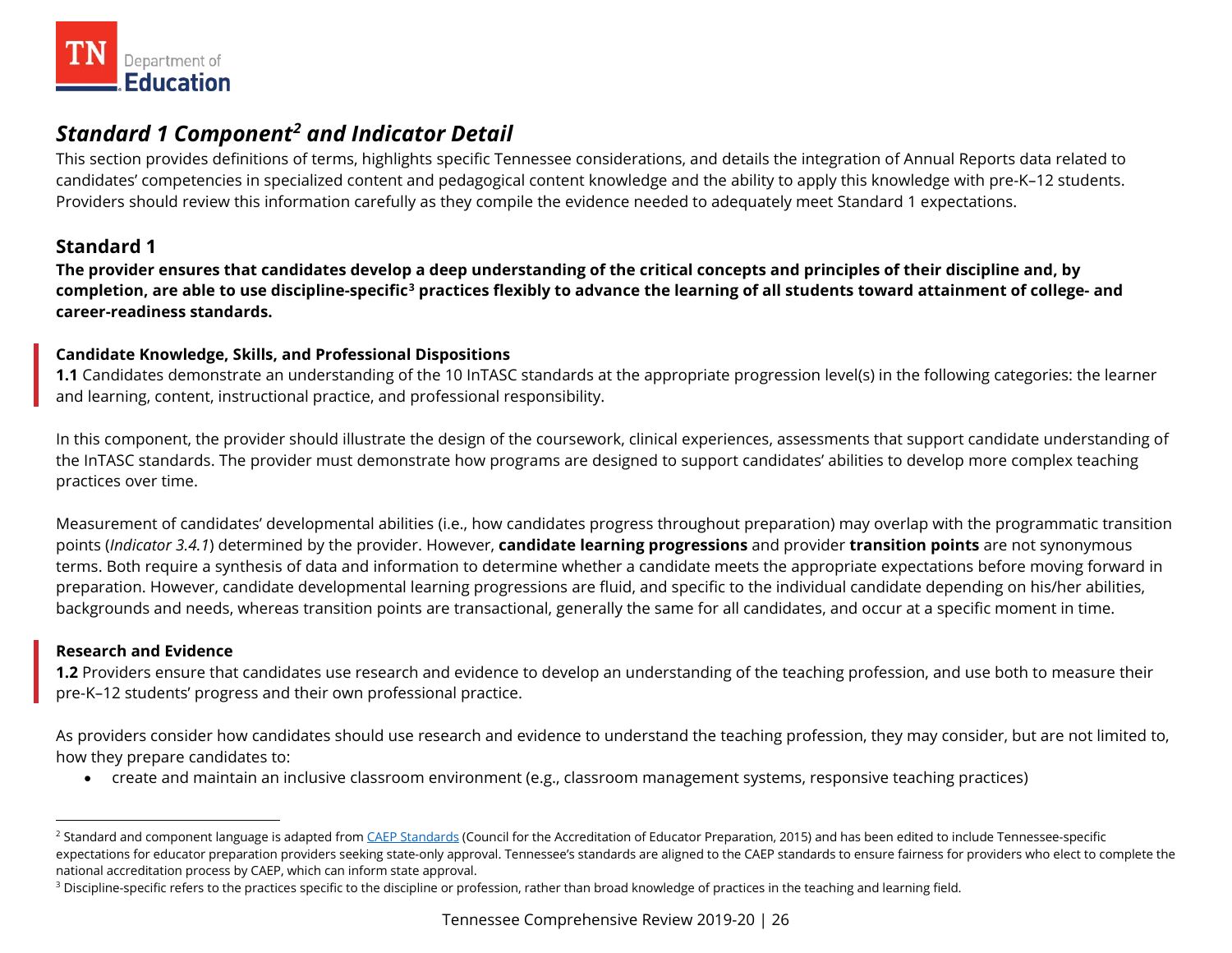## *Standard 1 Component[2] and Indicator Detail*

This section provides definitions of terms, highlights specific Tennessee considerations, and details the integration of Annual Reports data related to candidates' competencies in specialized content and pedagogical content knowledge and the ability to apply this knowledge with pre-K–12 students. Providers should review this information carefully as they compile the evidence needed to adequately meet Standard 1 expectations.

### Standard 1

**The provider ensures that candidates develop a deep understanding of the critical concepts and principles of their discipline and, by completion, are able to use discipline-specific[3] practices flexibly to advance the learning of all students toward attainment of college- and career-readiness standards.**

**Candidate Knowledge, Skills, and Professional Dispositions**

**1.1** Candidates demonstrate an understanding of the 10 InTASC standards at the appropriate progression level(s) in the following categories: the learner and learning, content, instructional practice, and professional responsibility.

In this component, the provider should illustrate the design of the coursework, clinical experiences, assessments that support candidate understanding of the InTASC standards. The provider must demonstrate how programs are designed to support candidates' abilities to develop more complex teaching practices over time.

Measurement of candidates' developmental abilities (i.e., how candidates progress throughout preparation) may overlap with the programmatic transition points (*Indicator 3.4.1*) determined by the provider. However, **candidate learning progressions** and provider **transition points** are not synonymous terms. Both require a synthesis of data and information to determine whether a candidate meets the appropriate expectations before moving forward in preparation. However, candidate developmental learning progressions are fluid, and specific to the individual candidate depending on his/her abilities, backgrounds and needs, whereas transition points are transactional, generally the same for all candidates, and occur at a specific moment in time.

**Research and Evidence**

**1.2** Providers ensure that candidates use research and evidence to develop an understanding of the teaching profession, and use both to measure their pre-K–12 students' progress and their own professional practice.

As providers consider how candidates should use research and evidence to understand the teaching profession, they may consider, but are not limited to, how they prepare candidates to:

- create and maintain an inclusive classroom environment (e.g., classroom management systems, responsive teaching practices)

---

[2] Standard and component language is adapted from CAEP Standards (Council for the Accreditation of Educator Preparation, 2015) and has been edited to include Tennessee-specific expectations for educator preparation providers seeking state-only approval. Tennessee's standards are aligned to the CAEP standards to ensure fairness for providers who elect to complete the national accreditation process by CAEP, which can inform state approval.

[3] Discipline-specific refers to the practices specific to the discipline or profession, rather than broad knowledge of practices in the teaching and learning field.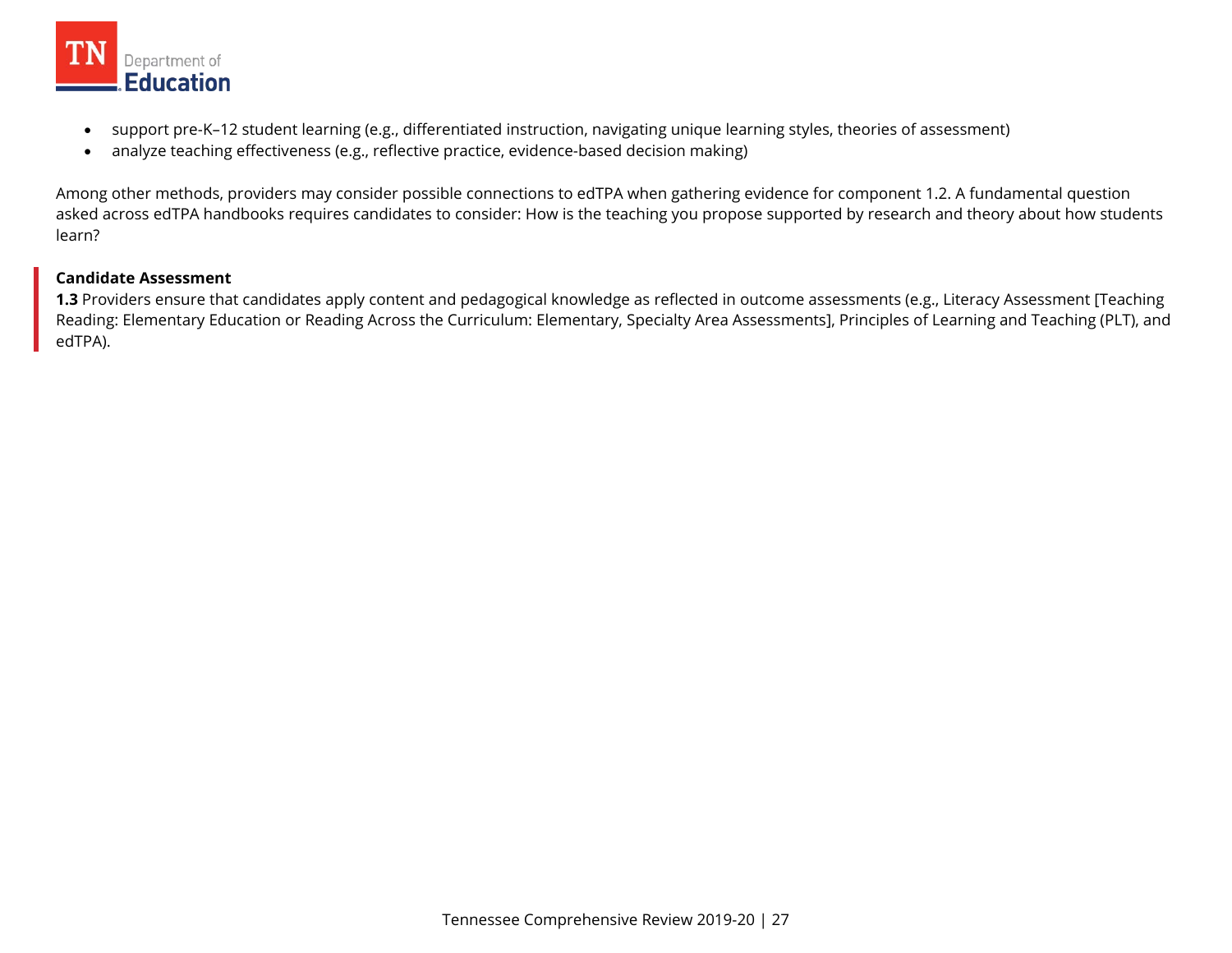- support pre-K–12 student learning (e.g., differentiated instruction, navigating unique learning styles, theories of assessment)
- analyze teaching effectiveness (e.g., reflective practice, evidence-based decision making)

Among other methods, providers may consider possible connections to edTPA when gathering evidence for component 1.2. A fundamental question asked across edTPA handbooks requires candidates to consider: How is the teaching you propose supported by research and theory about how students learn?

**Candidate Assessment**

**1.3** Providers ensure that candidates apply content and pedagogical knowledge as reflected in outcome assessments (e.g., Literacy Assessment [Teaching Reading: Elementary Education or Reading Across the Curriculum: Elementary, Specialty Area Assessments], Principles of Learning and Teaching (PLT), and edTPA).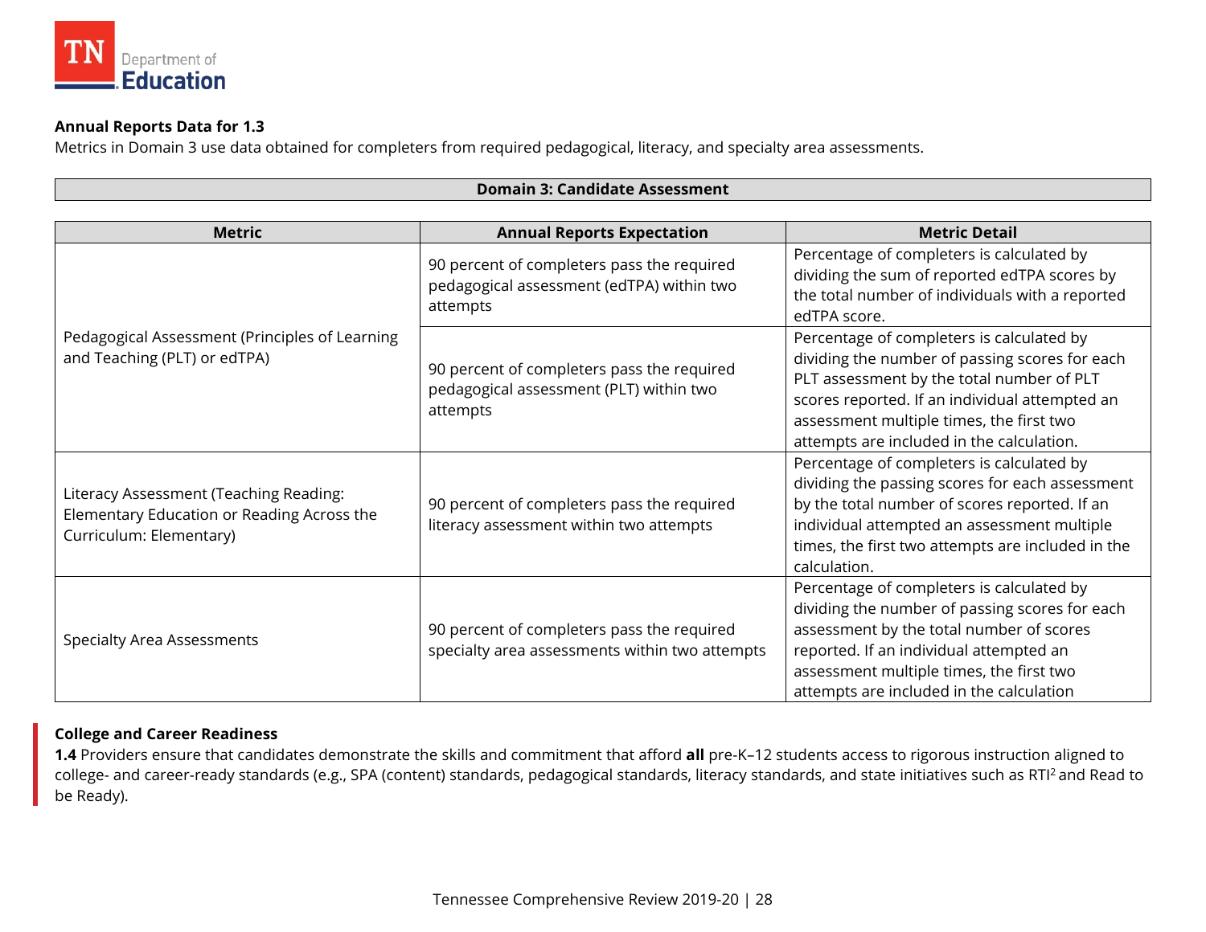**Annual Reports Data for 1.3**

Metrics in Domain 3 use data obtained for completers from required pedagogical, literacy, and specialty area assessments.

| Domain 3: Candidate Assessment | | |
|---|---|---|
| **Metric** | **Annual Reports Expectation** | **Metric Detail** |
| Pedagogical Assessment (Principles of Learning and Teaching (PLT) or edTPA) | 90 percent of completers pass the required pedagogical assessment (edTPA) within two attempts | Percentage of completers is calculated by dividing the sum of reported edTPA scores by the total number of individuals with a reported edTPA score. |
| | 90 percent of completers pass the required pedagogical assessment (PLT) within two attempts | Percentage of completers is calculated by dividing the number of passing scores for each PLT assessment by the total number of PLT scores reported. If an individual attempted an assessment multiple times, the first two attempts are included in the calculation. |
| Literacy Assessment (Teaching Reading: Elementary Education or Reading Across the Curriculum: Elementary) | 90 percent of completers pass the required literacy assessment within two attempts | Percentage of completers is calculated by dividing the passing scores for each assessment by the total number of scores reported. If an individual attempted an assessment multiple times, the first two attempts are included in the calculation. |
| Specialty Area Assessments | 90 percent of completers pass the required specialty area assessments within two attempts | Percentage of completers is calculated by dividing the number of passing scores for each assessment by the total number of scores reported. If an individual attempted an assessment multiple times, the first two attempts are included in the calculation |

**College and Career Readiness**

**1.4** Providers ensure that candidates demonstrate the skills and commitment that afford **all** pre-K–12 students access to rigorous instruction aligned to college- and career-ready standards (e.g., SPA (content) standards, pedagogical standards, literacy standards, and state initiatives such as RTI[2] and Read to be Ready).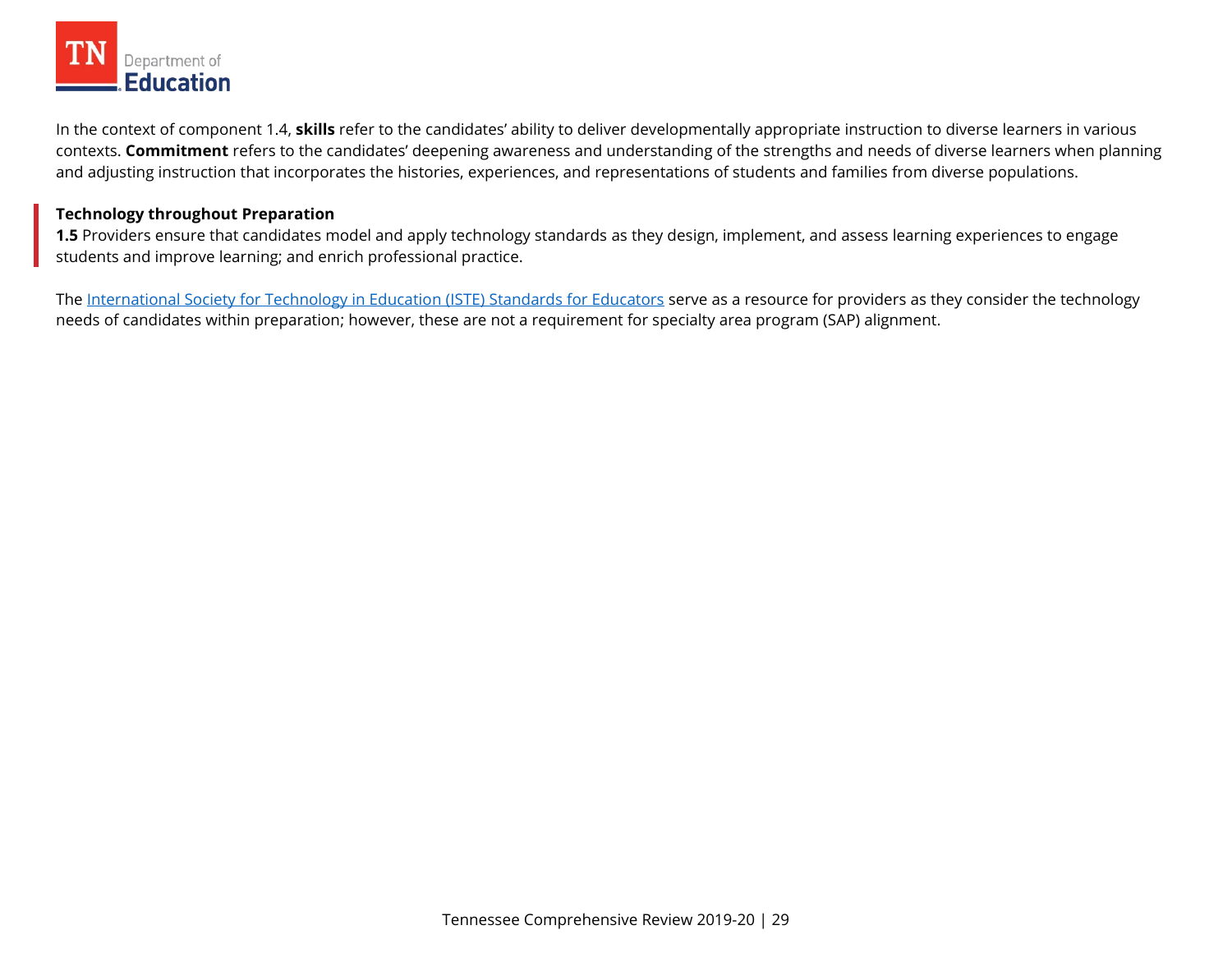In the context of component 1.4, **skills** refer to the candidates' ability to deliver developmentally appropriate instruction to diverse learners in various contexts. **Commitment** refers to the candidates' deepening awareness and understanding of the strengths and needs of diverse learners when planning and adjusting instruction that incorporates the histories, experiences, and representations of students and families from diverse populations.

**Technology throughout Preparation**

**1.5** Providers ensure that candidates model and apply technology standards as they design, implement, and assess learning experiences to engage students and improve learning; and enrich professional practice.

The International Society for Technology in Education (ISTE) Standards for Educators serve as a resource for providers as they consider the technology needs of candidates within preparation; however, these are not a requirement for specialty area program (SAP) alignment.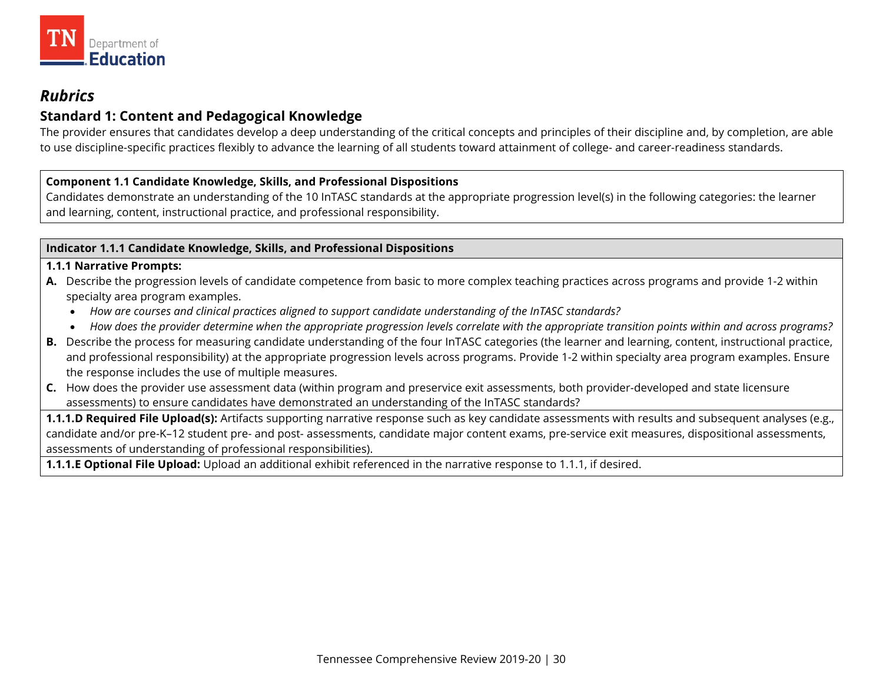## *Rubrics*

### Standard 1: Content and Pedagogical Knowledge

The provider ensures that candidates develop a deep understanding of the critical concepts and principles of their discipline and, by completion, are able to use discipline-specific practices flexibly to advance the learning of all students toward attainment of college- and career-readiness standards.

**Component 1.1 Candidate Knowledge, Skills, and Professional Dispositions**

Candidates demonstrate an understanding of the 10 InTASC standards at the appropriate progression level(s) in the following categories: the learner and learning, content, instructional practice, and professional responsibility.

**Indicator 1.1.1 Candidate Knowledge, Skills, and Professional Dispositions**

**1.1.1 Narrative Prompts:**

**A.** Describe the progression levels of candidate competence from basic to more complex teaching practices across programs and provide 1-2 within specialty area program examples.
- *How are courses and clinical practices aligned to support candidate understanding of the InTASC standards?*
- *How does the provider determine when the appropriate progression levels correlate with the appropriate transition points within and across programs?*

**B.** Describe the process for measuring candidate understanding of the four InTASC categories (the learner and learning, content, instructional practice, and professional responsibility) at the appropriate progression levels across programs. Provide 1-2 within specialty area program examples. Ensure the response includes the use of multiple measures.

**C.** How does the provider use assessment data (within program and preservice exit assessments, both provider-developed and state licensure assessments) to ensure candidates have demonstrated an understanding of the InTASC standards?

**1.1.1.D Required File Upload(s):** Artifacts supporting narrative response such as key candidate assessments with results and subsequent analyses (e.g., candidate and/or pre-K–12 student pre- and post- assessments, candidate major content exams, pre-service exit measures, dispositional assessments, assessments of understanding of professional responsibilities).

**1.1.1.E Optional File Upload:** Upload an additional exhibit referenced in the narrative response to 1.1.1, if desired.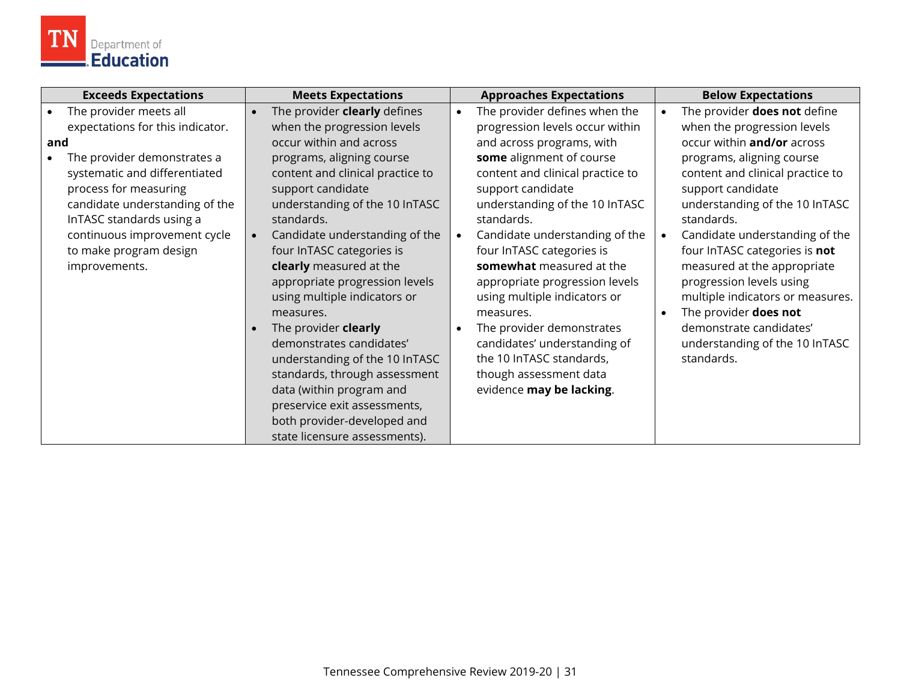| Exceeds Expectations | Meets Expectations | Approaches Expectations | Below Expectations |
|---|---|---|---|
| • The provider meets all expectations for this indicator.<br>**and**<br>• The provider demonstrates a systematic and differentiated process for measuring candidate understanding of the InTASC standards using a continuous improvement cycle to make program design improvements. | • The provider **clearly** defines when the progression levels occur within and across programs, aligning course content and clinical practice to support candidate understanding of the 10 InTASC standards.<br>• Candidate understanding of the four InTASC categories is **clearly** measured at the appropriate progression levels using multiple indicators or measures.<br>• The provider **clearly** demonstrates candidates' understanding of the 10 InTASC standards, through assessment data (within program and preservice exit assessments, both provider-developed and state licensure assessments). | • The provider defines when the progression levels occur within and across programs, with **some** alignment of course content and clinical practice to support candidate understanding of the 10 InTASC standards.<br>• Candidate understanding of the four InTASC categories is **somewhat** measured at the appropriate progression levels using multiple indicators or measures.<br>• The provider demonstrates candidates' understanding of the 10 InTASC standards, though assessment data evidence **may be lacking**. | • The provider **does not** define when the progression levels occur within **and/or** across programs, aligning course content and clinical practice to support candidate understanding of the 10 InTASC standards.<br>• Candidate understanding of the four InTASC categories is **not** measured at the appropriate progression levels using multiple indicators or measures.<br>• The provider **does not** demonstrate candidates' understanding of the 10 InTASC standards. |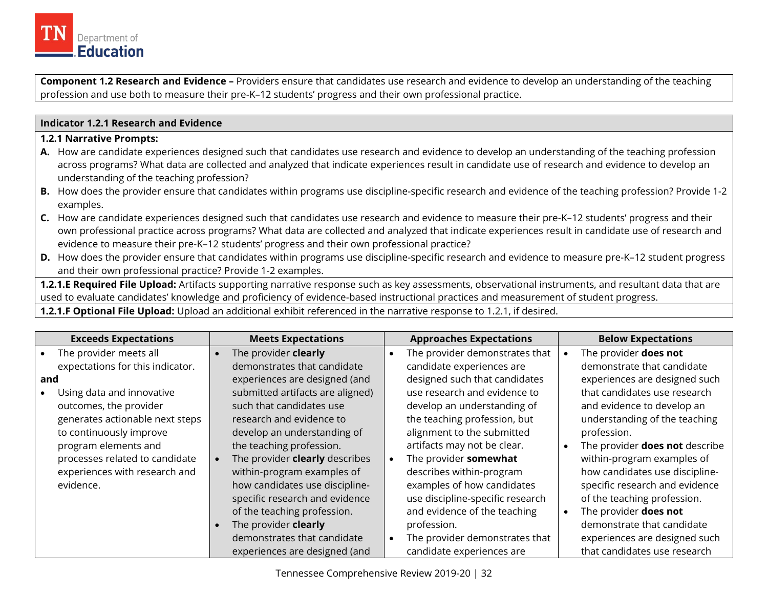| |
|---|
| **Component 1.2 Research and Evidence –** Providers ensure that candidates use research and evidence to develop an understanding of the teaching profession and use both to measure their pre-K–12 students' progress and their own professional practice. |

| **Indicator 1.2.1 Research and Evidence** |
|---|
| **1.2.1 Narrative Prompts:**<br>**A.** How are candidate experiences designed such that candidates use research and evidence to develop an understanding of the teaching profession across programs? What data are collected and analyzed that indicate experiences result in candidate use of research and evidence to develop an understanding of the teaching profession?<br>**B.** How does the provider ensure that candidates within programs use discipline-specific research and evidence of the teaching profession? Provide 1-2 examples.<br>**C.** How are candidate experiences designed such that candidates use research and evidence to measure their pre-K–12 students' progress and their own professional practice across programs? What data are collected and analyzed that indicate experiences result in candidate use of research and evidence to measure their pre-K–12 students' progress and their own professional practice?<br>**D.** How does the provider ensure that candidates within programs use discipline-specific research and evidence to measure pre-K–12 student progress and their own professional practice? Provide 1-2 examples. |
| **1.2.1.E Required File Upload:** Artifacts supporting narrative response such as key assessments, observational instruments, and resultant data that are used to evaluate candidates' knowledge and proficiency of evidence-based instructional practices and measurement of student progress. |
| **1.2.1.F Optional File Upload:** Upload an additional exhibit referenced in the narrative response to 1.2.1, if desired. |

| Exceeds Expectations | Meets Expectations | Approaches Expectations | Below Expectations |
|---|---|---|---|
| • The provider meets all expectations for this indicator.<br>**and**<br>• Using data and innovative outcomes, the provider generates actionable next steps to continuously improve program elements and processes related to candidate experiences with research and evidence. | • The provider **clearly** demonstrates that candidate experiences are designed (and submitted artifacts are aligned) such that candidates use research and evidence to develop an understanding of the teaching profession.<br>• The provider **clearly** describes within-program examples of how candidates use discipline-specific research and evidence of the teaching profession.<br>• The provider **clearly** demonstrates that candidate experiences are designed (and | • The provider demonstrates that candidate experiences are designed such that candidates use research and evidence to develop an understanding of the teaching profession, but alignment to the submitted artifacts may not be clear.<br>• The provider **somewhat** describes within-program examples of how candidates use discipline-specific research and evidence of the teaching profession.<br>• The provider demonstrates that candidate experiences are | • The provider **does not** demonstrate that candidate experiences are designed such that candidates use research and evidence to develop an understanding of the teaching profession.<br>• The provider **does not** describe within-program examples of how candidates use discipline-specific research and evidence of the teaching profession.<br>• The provider **does not** demonstrate that candidate experiences are designed such that candidates use research |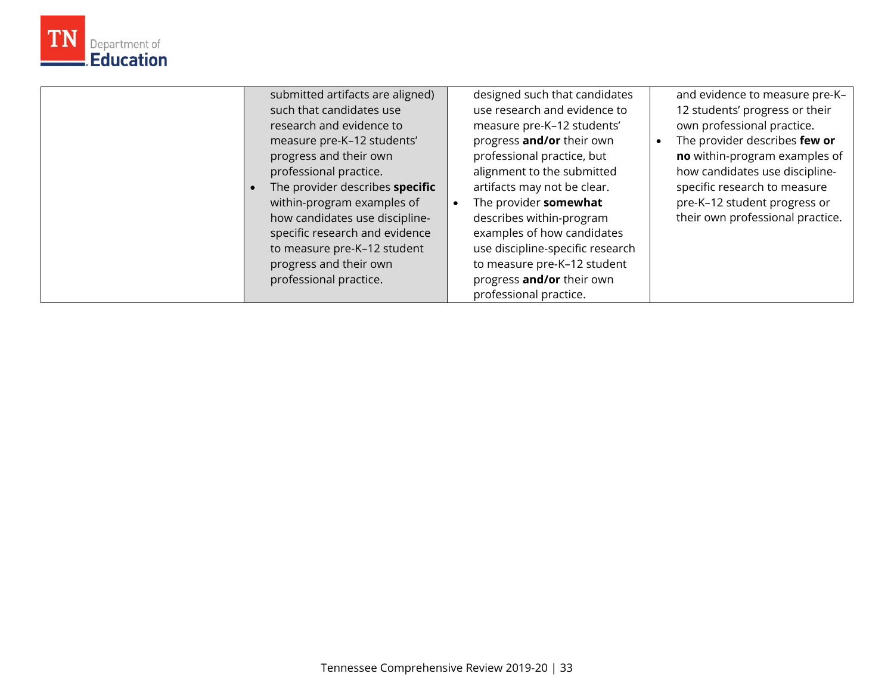| | | | |
|---|---|---|---|
| | submitted artifacts are aligned) such that candidates use research and evidence to measure pre-K–12 students' progress and their own professional practice.<br>• The provider describes **specific** within-program examples of how candidates use discipline-specific research and evidence to measure pre-K–12 student progress and their own professional practice. | designed such that candidates use research and evidence to measure pre-K–12 students' progress **and/or** their own professional practice, but alignment to the submitted artifacts may not be clear.<br>• The provider **somewhat** describes within-program examples of how candidates use discipline-specific research to measure pre-K–12 student progress **and/or** their own professional practice. | and evidence to measure pre-K–12 students' progress or their own professional practice.<br>• The provider describes **few or no** within-program examples of how candidates use discipline-specific research to measure pre-K–12 student progress or their own professional practice. |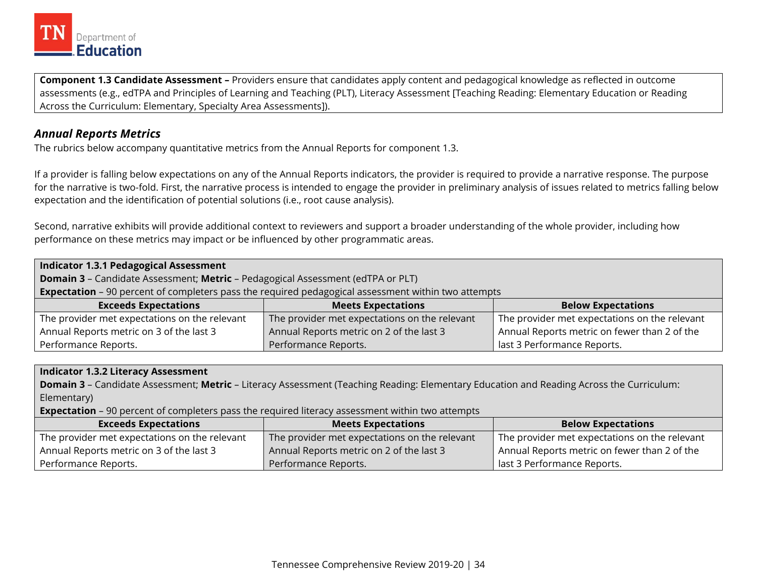**Component 1.3 Candidate Assessment –** Providers ensure that candidates apply content and pedagogical knowledge as reflected in outcome assessments (e.g., edTPA and Principles of Learning and Teaching (PLT), Literacy Assessment [Teaching Reading: Elementary Education or Reading Across the Curriculum: Elementary, Specialty Area Assessments]).

### *Annual Reports Metrics*

The rubrics below accompany quantitative metrics from the Annual Reports for component 1.3.

If a provider is falling below expectations on any of the Annual Reports indicators, the provider is required to provide a narrative response. The purpose for the narrative is two-fold. First, the narrative process is intended to engage the provider in preliminary analysis of issues related to metrics falling below expectation and the identification of potential solutions (i.e., root cause analysis).

Second, narrative exhibits will provide additional context to reviewers and support a broader understanding of the whole provider, including how performance on these metrics may impact or be influenced by other programmatic areas.

**Indicator 1.3.1 Pedagogical Assessment**
**Domain 3** – Candidate Assessment; **Metric** – Pedagogical Assessment (edTPA or PLT)
**Expectation** – 90 percent of completers pass the required pedagogical assessment within two attempts

| Exceeds Expectations | Meets Expectations | Below Expectations |
|---|---|---|
| The provider met expectations on the relevant Annual Reports metric on 3 of the last 3 Performance Reports. | The provider met expectations on the relevant Annual Reports metric on 2 of the last 3 Performance Reports. | The provider met expectations on the relevant Annual Reports metric on fewer than 2 of the last 3 Performance Reports. |

**Indicator 1.3.2 Literacy Assessment**
**Domain 3** – Candidate Assessment; **Metric** – Literacy Assessment (Teaching Reading: Elementary Education and Reading Across the Curriculum: Elementary)
**Expectation** – 90 percent of completers pass the required literacy assessment within two attempts

| Exceeds Expectations | Meets Expectations | Below Expectations |
|---|---|---|
| The provider met expectations on the relevant Annual Reports metric on 3 of the last 3 Performance Reports. | The provider met expectations on the relevant Annual Reports metric on 2 of the last 3 Performance Reports. | The provider met expectations on the relevant Annual Reports metric on fewer than 2 of the last 3 Performance Reports. |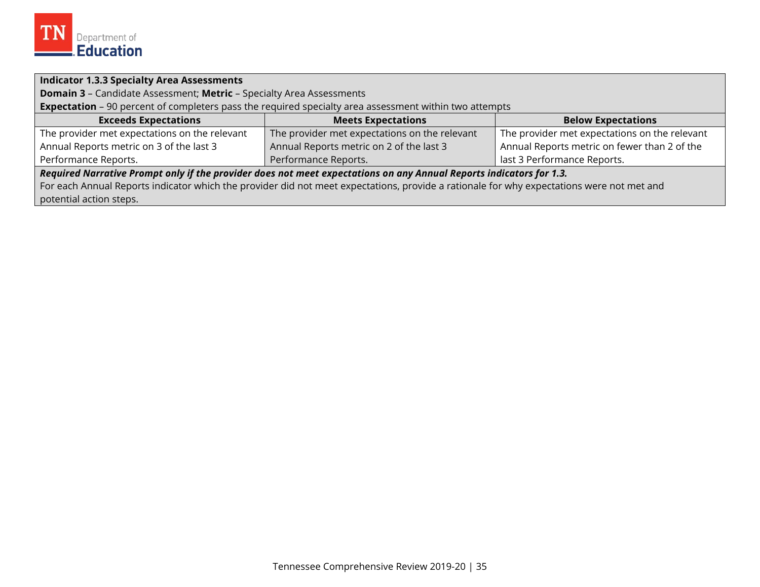| | | |
|---|---|---|
| **Indicator 1.3.3 Specialty Area Assessments**<br>**Domain 3** – Candidate Assessment; **Metric** – Specialty Area Assessments<br>**Expectation** – 90 percent of completers pass the required specialty area assessment within two attempts | | |
| **Exceeds Expectations** | **Meets Expectations** | **Below Expectations** |
| The provider met expectations on the relevant Annual Reports metric on 3 of the last 3 Performance Reports. | The provider met expectations on the relevant Annual Reports metric on 2 of the last 3 Performance Reports. | The provider met expectations on the relevant Annual Reports metric on fewer than 2 of the last 3 Performance Reports. |
| ***Required Narrative Prompt only if the provider does not meet expectations on any Annual Reports indicators for 1.3.***<br>For each Annual Reports indicator which the provider did not meet expectations, provide a rationale for why expectations were not met and potential action steps. | | |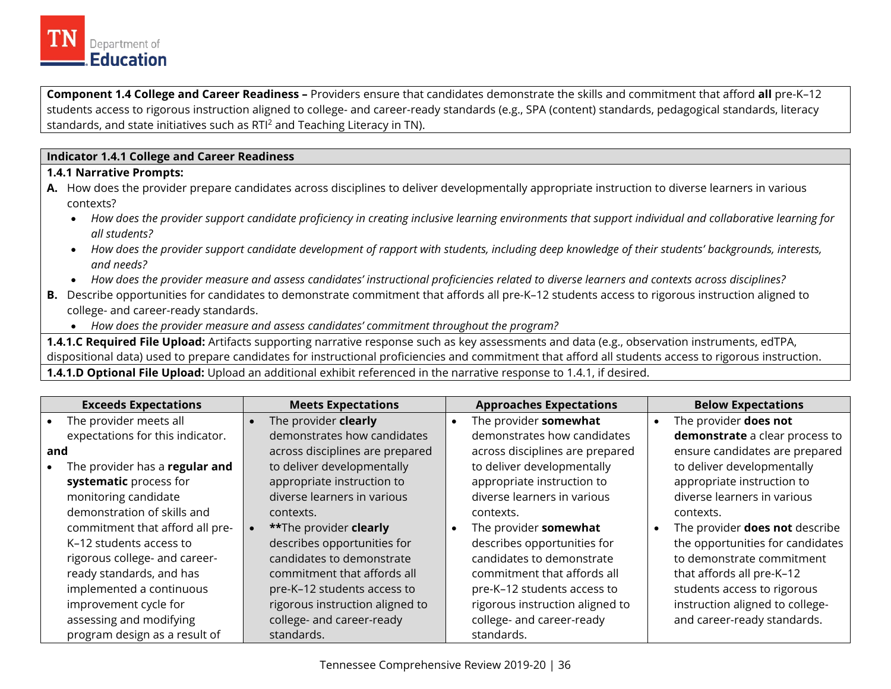**Component 1.4 College and Career Readiness –** Providers ensure that candidates demonstrate the skills and commitment that afford **all** pre-K–12 students access to rigorous instruction aligned to college- and career-ready standards (e.g., SPA (content) standards, pedagogical standards, literacy standards, and state initiatives such as RTI[2] and Teaching Literacy in TN).

**Indicator 1.4.1 College and Career Readiness**

**1.4.1 Narrative Prompts:**

**A.** How does the provider prepare candidates across disciplines to deliver developmentally appropriate instruction to diverse learners in various contexts?

- *How does the provider support candidate proficiency in creating inclusive learning environments that support individual and collaborative learning for all students?*
- *How does the provider support candidate development of rapport with students, including deep knowledge of their students' backgrounds, interests, and needs?*
- *How does the provider measure and assess candidates' instructional proficiencies related to diverse learners and contexts across disciplines?*

**B.** Describe opportunities for candidates to demonstrate commitment that affords all pre-K–12 students access to rigorous instruction aligned to college- and career-ready standards.

- *How does the provider measure and assess candidates' commitment throughout the program?*

**1.4.1.C Required File Upload:** Artifacts supporting narrative response such as key assessments and data (e.g., observation instruments, edTPA, dispositional data) used to prepare candidates for instructional proficiencies and commitment that afford all students access to rigorous instruction.

**1.4.1.D Optional File Upload:** Upload an additional exhibit referenced in the narrative response to 1.4.1, if desired.

| Exceeds Expectations | Meets Expectations | Approaches Expectations | Below Expectations |
|---|---|---|---|
| • The provider meets all expectations for this indicator.<br>**and**<br>• The provider has a **regular and systematic** process for monitoring candidate demonstration of skills and commitment that afford all pre-K–12 students access to rigorous college- and career-ready standards, and has implemented a continuous improvement cycle for assessing and modifying program design as a result of | • The provider **clearly** demonstrates how candidates across disciplines are prepared to deliver developmentally appropriate instruction to diverse learners in various contexts.<br>• **The provider **clearly** describes opportunities for candidates to demonstrate commitment that affords all pre-K–12 students access to rigorous instruction aligned to college- and career-ready standards. | • The provider **somewhat** demonstrates how candidates across disciplines are prepared to deliver developmentally appropriate instruction to diverse learners in various contexts.<br>• The provider **somewhat** describes opportunities for candidates to demonstrate commitment that affords all pre-K–12 students access to rigorous instruction aligned to college- and career-ready standards. | • The provider **does not demonstrate** a clear process to ensure candidates are prepared to deliver developmentally appropriate instruction to diverse learners in various contexts.<br>• The provider **does not** describe the opportunities for candidates to demonstrate commitment that affords all pre-K–12 students access to rigorous instruction aligned to college- and career-ready standards. |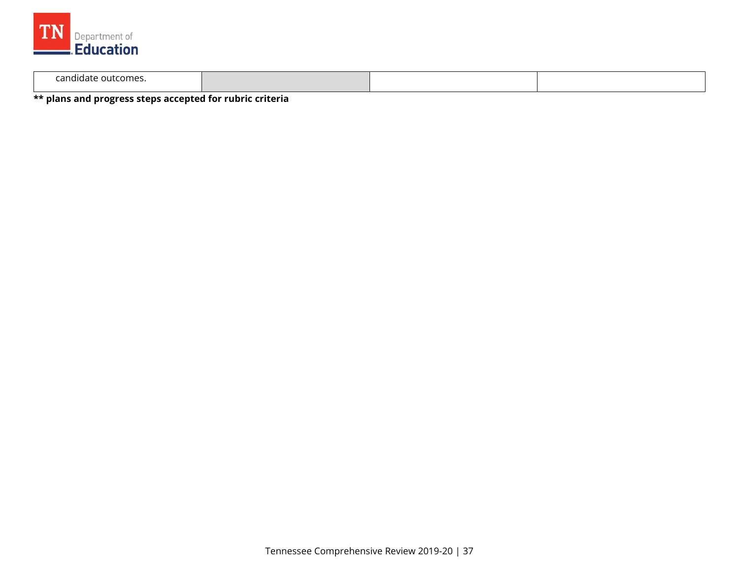| | | | |
|---|---|---|---|
| candidate outcomes. | | | |

**** plans and progress steps accepted for rubric criteria**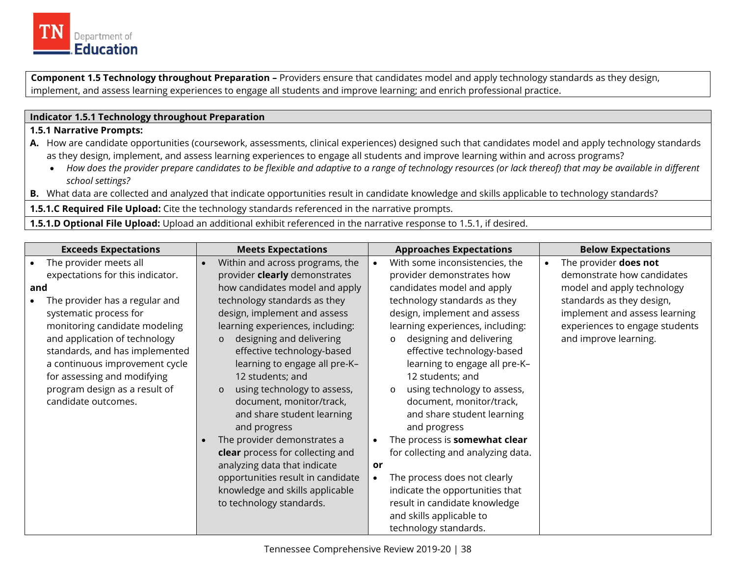| |
|---|
| **Component 1.5 Technology throughout Preparation –** Providers ensure that candidates model and apply technology standards as they design, implement, and assess learning experiences to engage all students and improve learning; and enrich professional practice. |

**Indicator 1.5.1 Technology throughout Preparation**

**1.5.1 Narrative Prompts:**

**A.** How are candidate opportunities (coursework, assessments, clinical experiences) designed such that candidates model and apply technology standards as they design, implement, and assess learning experiences to engage all students and improve learning within and across programs?

- *How does the provider prepare candidates to be flexible and adaptive to a range of technology resources (or lack thereof) that may be available in different school settings?*

**B.** What data are collected and analyzed that indicate opportunities result in candidate knowledge and skills applicable to technology standards?

**1.5.1.C Required File Upload:** Cite the technology standards referenced in the narrative prompts.

**1.5.1.D Optional File Upload:** Upload an additional exhibit referenced in the narrative response to 1.5.1, if desired.

| Exceeds Expectations | Meets Expectations | Approaches Expectations | Below Expectations |
|---|---|---|---|
| • The provider meets all expectations for this indicator.<br>**and**<br>• The provider has a regular and systematic process for monitoring candidate modeling and application of technology standards, and has implemented a continuous improvement cycle for assessing and modifying program design as a result of candidate outcomes. | • Within and across programs, the provider **clearly** demonstrates how candidates model and apply technology standards as they design, implement and assess learning experiences, including:<br>o designing and delivering effective technology-based learning to engage all pre-K–12 students; and<br>o using technology to assess, document, monitor/track, and share student learning and progress<br>• The provider demonstrates a **clear** process for collecting and analyzing data that indicate opportunities result in candidate knowledge and skills applicable to technology standards. | • With some inconsistencies, the provider demonstrates how candidates model and apply technology standards as they design, implement and assess learning experiences, including:<br>o designing and delivering effective technology-based learning to engage all pre-K–12 students; and<br>o using technology to assess, document, monitor/track, and share student learning and progress<br>• The process is **somewhat clear** for collecting and analyzing data.<br>**or**<br>• The process does not clearly indicate the opportunities that result in candidate knowledge and skills applicable to technology standards. | • The provider **does not** demonstrate how candidates model and apply technology standards as they design, implement and assess learning experiences to engage students and improve learning. |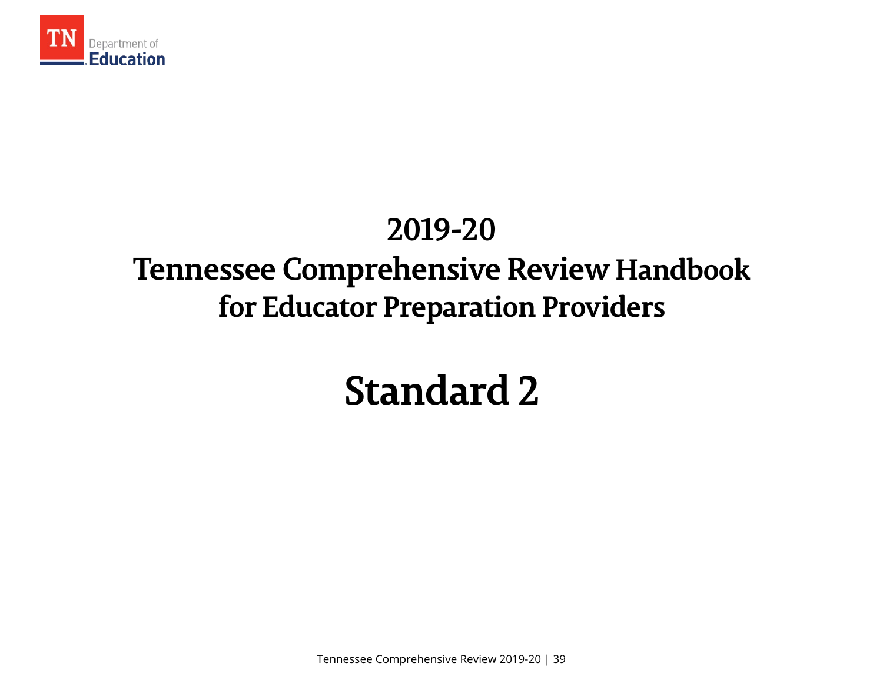# 2019-20
# Tennessee Comprehensive Review Handbook for Educator Preparation Providers

# Standard 2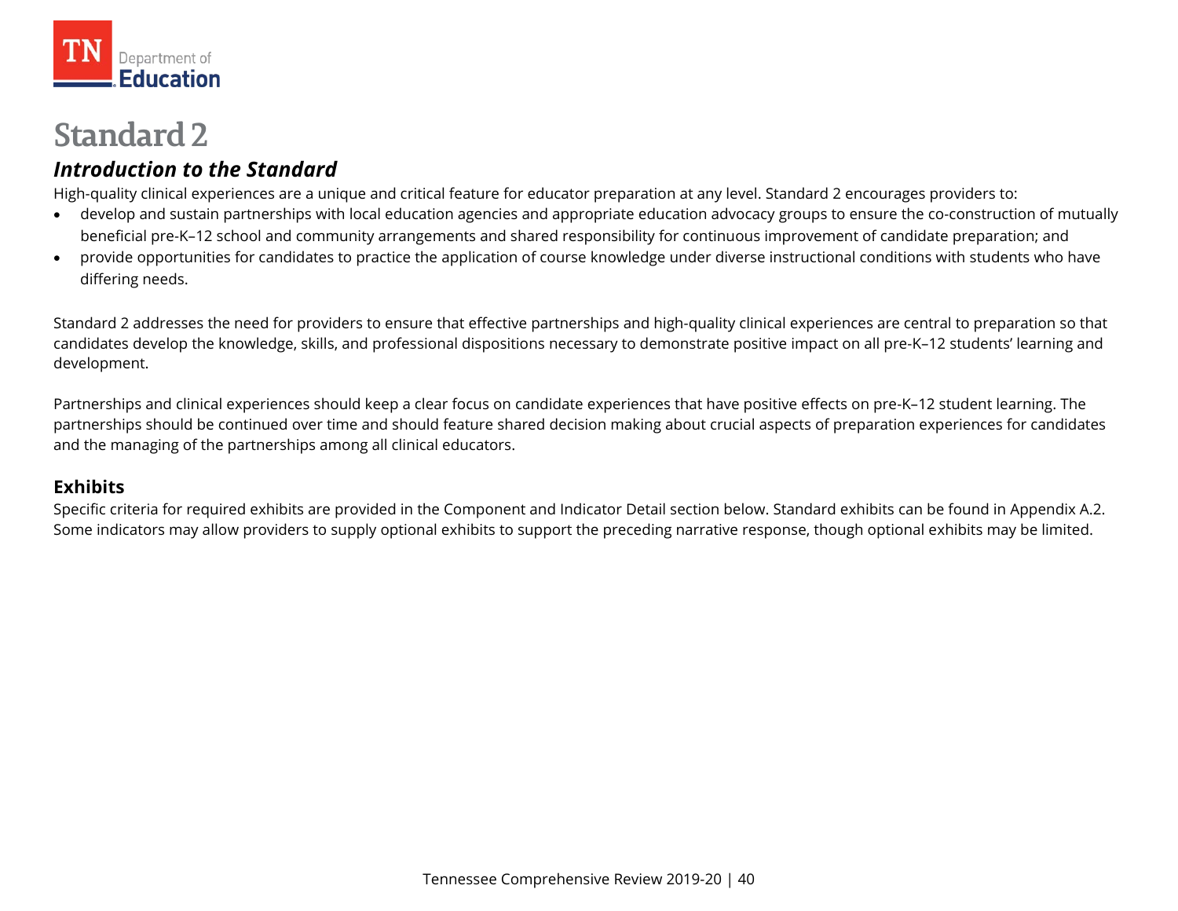# Standard 2

## *Introduction to the Standard*

High-quality clinical experiences are a unique and critical feature for educator preparation at any level. Standard 2 encourages providers to:

- develop and sustain partnerships with local education agencies and appropriate education advocacy groups to ensure the co-construction of mutually beneficial pre-K–12 school and community arrangements and shared responsibility for continuous improvement of candidate preparation; and
- provide opportunities for candidates to practice the application of course knowledge under diverse instructional conditions with students who have differing needs.

Standard 2 addresses the need for providers to ensure that effective partnerships and high-quality clinical experiences are central to preparation so that candidates develop the knowledge, skills, and professional dispositions necessary to demonstrate positive impact on all pre-K–12 students' learning and development.

Partnerships and clinical experiences should keep a clear focus on candidate experiences that have positive effects on pre-K–12 student learning. The partnerships should be continued over time and should feature shared decision making about crucial aspects of preparation experiences for candidates and the managing of the partnerships among all clinical educators.

### Exhibits

Specific criteria for required exhibits are provided in the Component and Indicator Detail section below. Standard exhibits can be found in Appendix A.2. Some indicators may allow providers to supply optional exhibits to support the preceding narrative response, though optional exhibits may be limited.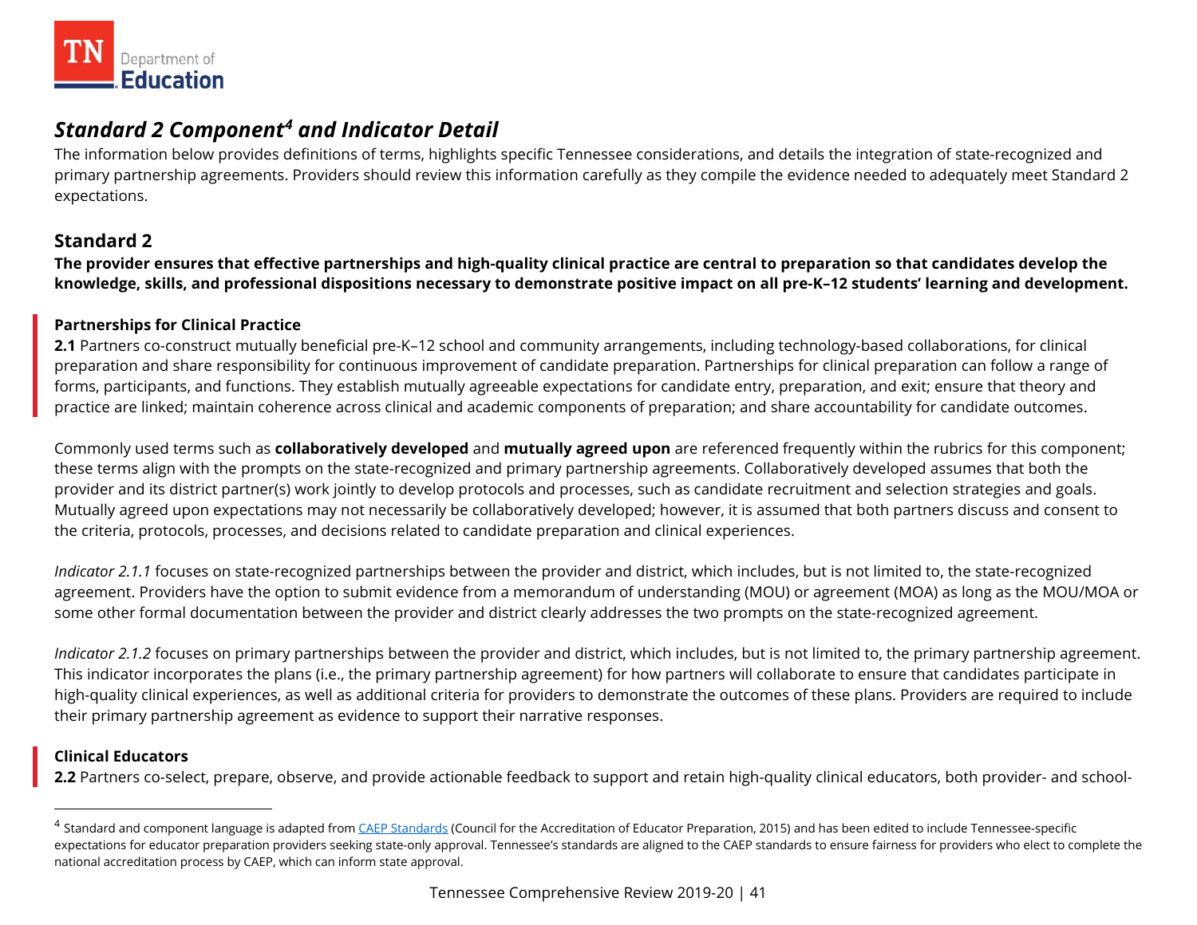## *Standard 2 Component[4] and Indicator Detail*

The information below provides definitions of terms, highlights specific Tennessee considerations, and details the integration of state-recognized and primary partnership agreements. Providers should review this information carefully as they compile the evidence needed to adequately meet Standard 2 expectations.

### Standard 2

**The provider ensures that effective partnerships and high-quality clinical practice are central to preparation so that candidates develop the knowledge, skills, and professional dispositions necessary to demonstrate positive impact on all pre-K–12 students' learning and development.**

**Partnerships for Clinical Practice**

**2.1** Partners co-construct mutually beneficial pre-K–12 school and community arrangements, including technology-based collaborations, for clinical preparation and share responsibility for continuous improvement of candidate preparation. Partnerships for clinical preparation can follow a range of forms, participants, and functions. They establish mutually agreeable expectations for candidate entry, preparation, and exit; ensure that theory and practice are linked; maintain coherence across clinical and academic components of preparation; and share accountability for candidate outcomes.

Commonly used terms such as **collaboratively developed** and **mutually agreed upon** are referenced frequently within the rubrics for this component; these terms align with the prompts on the state-recognized and primary partnership agreements. Collaboratively developed assumes that both the provider and its district partner(s) work jointly to develop protocols and processes, such as candidate recruitment and selection strategies and goals. Mutually agreed upon expectations may not necessarily be collaboratively developed; however, it is assumed that both partners discuss and consent to the criteria, protocols, processes, and decisions related to candidate preparation and clinical experiences.

*Indicator 2.1.1* focuses on state-recognized partnerships between the provider and district, which includes, but is not limited to, the state-recognized agreement. Providers have the option to submit evidence from a memorandum of understanding (MOU) or agreement (MOA) as long as the MOU/MOA or some other formal documentation between the provider and district clearly addresses the two prompts on the state-recognized agreement.

*Indicator 2.1.2* focuses on primary partnerships between the provider and district, which includes, but is not limited to, the primary partnership agreement. This indicator incorporates the plans (i.e., the primary partnership agreement) for how partners will collaborate to ensure that candidates participate in high-quality clinical experiences, as well as additional criteria for providers to demonstrate the outcomes of these plans. Providers are required to include their primary partnership agreement as evidence to support their narrative responses.

**Clinical Educators**

**2.2** Partners co-select, prepare, observe, and provide actionable feedback to support and retain high-quality clinical educators, both provider- and school-

---

[4] Standard and component language is adapted from CAEP Standards (Council for the Accreditation of Educator Preparation, 2015) and has been edited to include Tennessee-specific expectations for educator preparation providers seeking state-only approval. Tennessee's standards are aligned to the CAEP standards to ensure fairness for providers who elect to complete the national accreditation process by CAEP, which can inform state approval.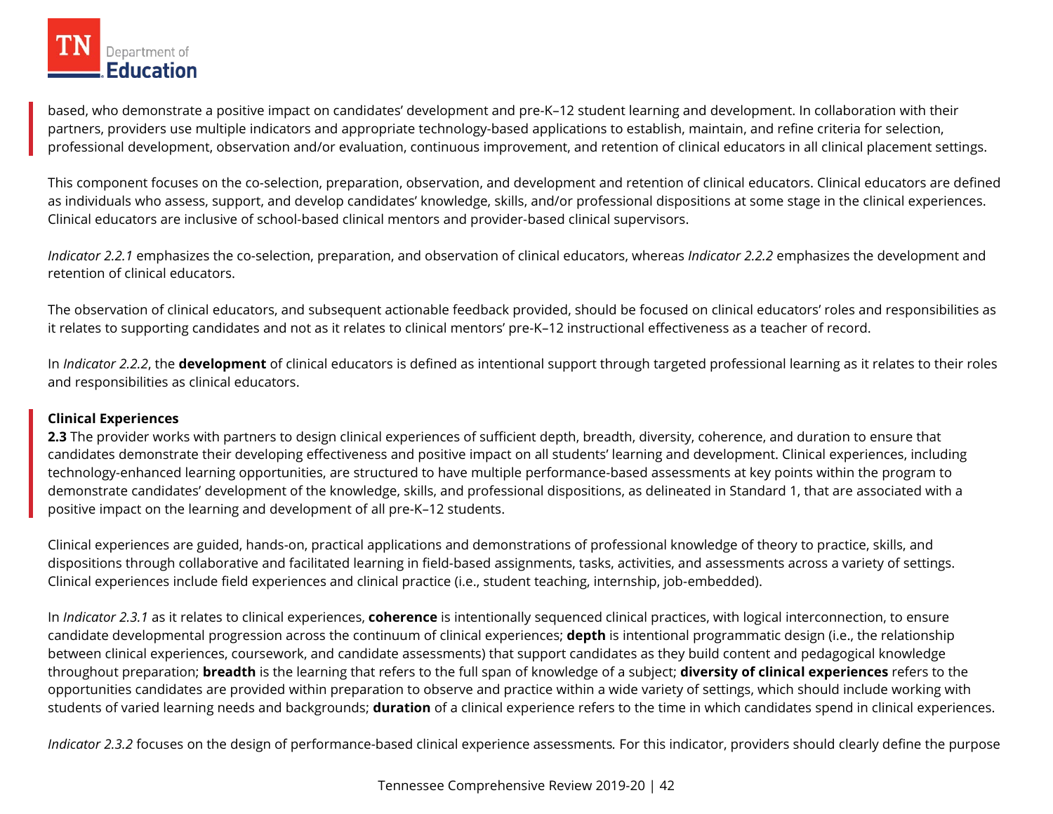based, who demonstrate a positive impact on candidates' development and pre-K–12 student learning and development. In collaboration with their partners, providers use multiple indicators and appropriate technology-based applications to establish, maintain, and refine criteria for selection, professional development, observation and/or evaluation, continuous improvement, and retention of clinical educators in all clinical placement settings.

This component focuses on the co-selection, preparation, observation, and development and retention of clinical educators. Clinical educators are defined as individuals who assess, support, and develop candidates' knowledge, skills, and/or professional dispositions at some stage in the clinical experiences. Clinical educators are inclusive of school-based clinical mentors and provider-based clinical supervisors.

*Indicator 2.2.1* emphasizes the co-selection, preparation, and observation of clinical educators, whereas *Indicator 2.2.2* emphasizes the development and retention of clinical educators.

The observation of clinical educators, and subsequent actionable feedback provided, should be focused on clinical educators' roles and responsibilities as it relates to supporting candidates and not as it relates to clinical mentors' pre-K–12 instructional effectiveness as a teacher of record.

In *Indicator 2.2.2*, the **development** of clinical educators is defined as intentional support through targeted professional learning as it relates to their roles and responsibilities as clinical educators.

**Clinical Experiences**

**2.3** The provider works with partners to design clinical experiences of sufficient depth, breadth, diversity, coherence, and duration to ensure that candidates demonstrate their developing effectiveness and positive impact on all students' learning and development. Clinical experiences, including technology-enhanced learning opportunities, are structured to have multiple performance-based assessments at key points within the program to demonstrate candidates' development of the knowledge, skills, and professional dispositions, as delineated in Standard 1, that are associated with a positive impact on the learning and development of all pre-K–12 students.

Clinical experiences are guided, hands-on, practical applications and demonstrations of professional knowledge of theory to practice, skills, and dispositions through collaborative and facilitated learning in field-based assignments, tasks, activities, and assessments across a variety of settings. Clinical experiences include field experiences and clinical practice (i.e., student teaching, internship, job-embedded).

In *Indicator 2.3.1* as it relates to clinical experiences, **coherence** is intentionally sequenced clinical practices, with logical interconnection, to ensure candidate developmental progression across the continuum of clinical experiences; **depth** is intentional programmatic design (i.e., the relationship between clinical experiences, coursework, and candidate assessments) that support candidates as they build content and pedagogical knowledge throughout preparation; **breadth** is the learning that refers to the full span of knowledge of a subject; **diversity of clinical experiences** refers to the opportunities candidates are provided within preparation to observe and practice within a wide variety of settings, which should include working with students of varied learning needs and backgrounds; **duration** of a clinical experience refers to the time in which candidates spend in clinical experiences.

*Indicator 2.3.2* focuses on the design of performance-based clinical experience assessments. For this indicator, providers should clearly define the purpose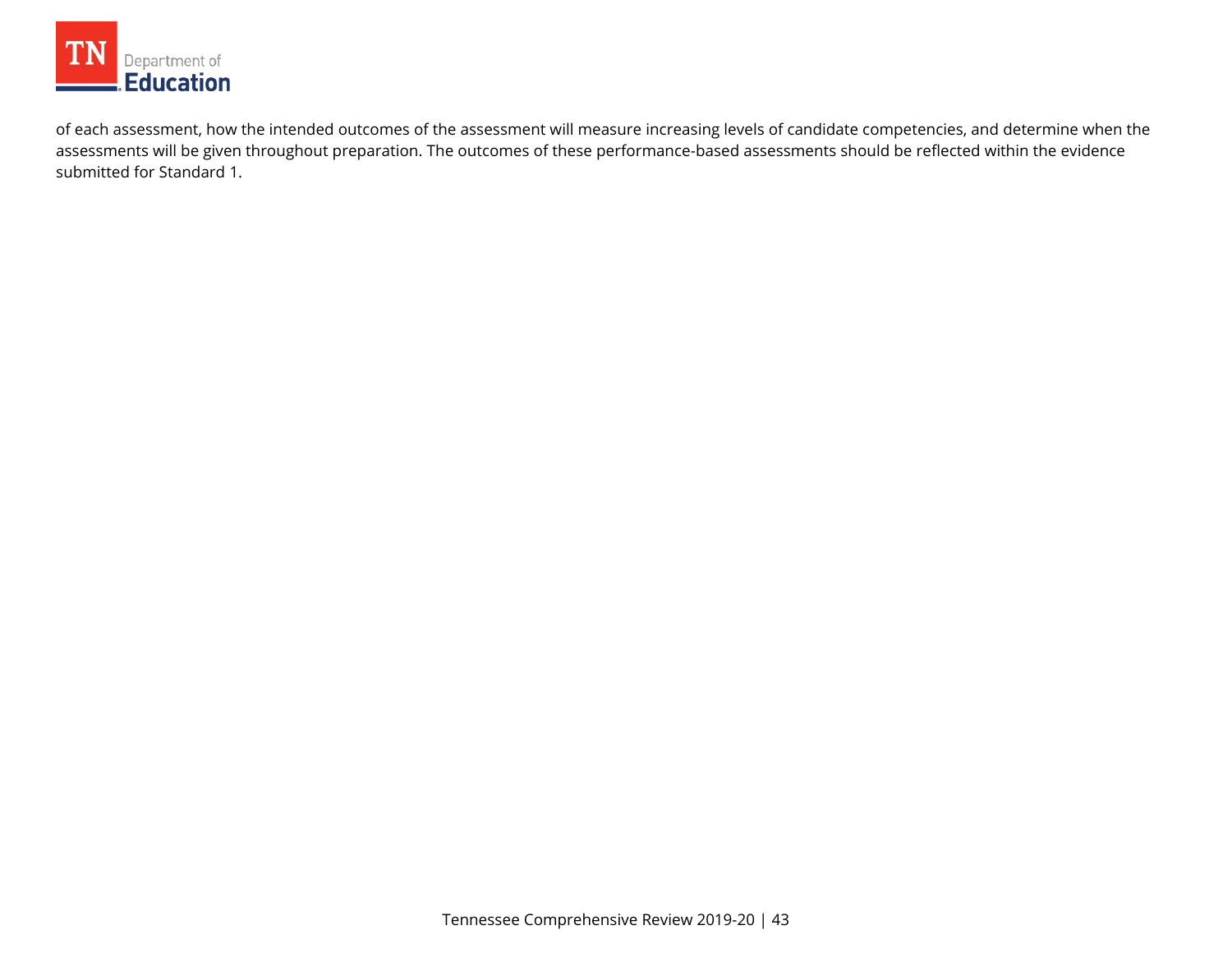of each assessment, how the intended outcomes of the assessment will measure increasing levels of candidate competencies, and determine when the assessments will be given throughout preparation. The outcomes of these performance-based assessments should be reflected within the evidence submitted for Standard 1.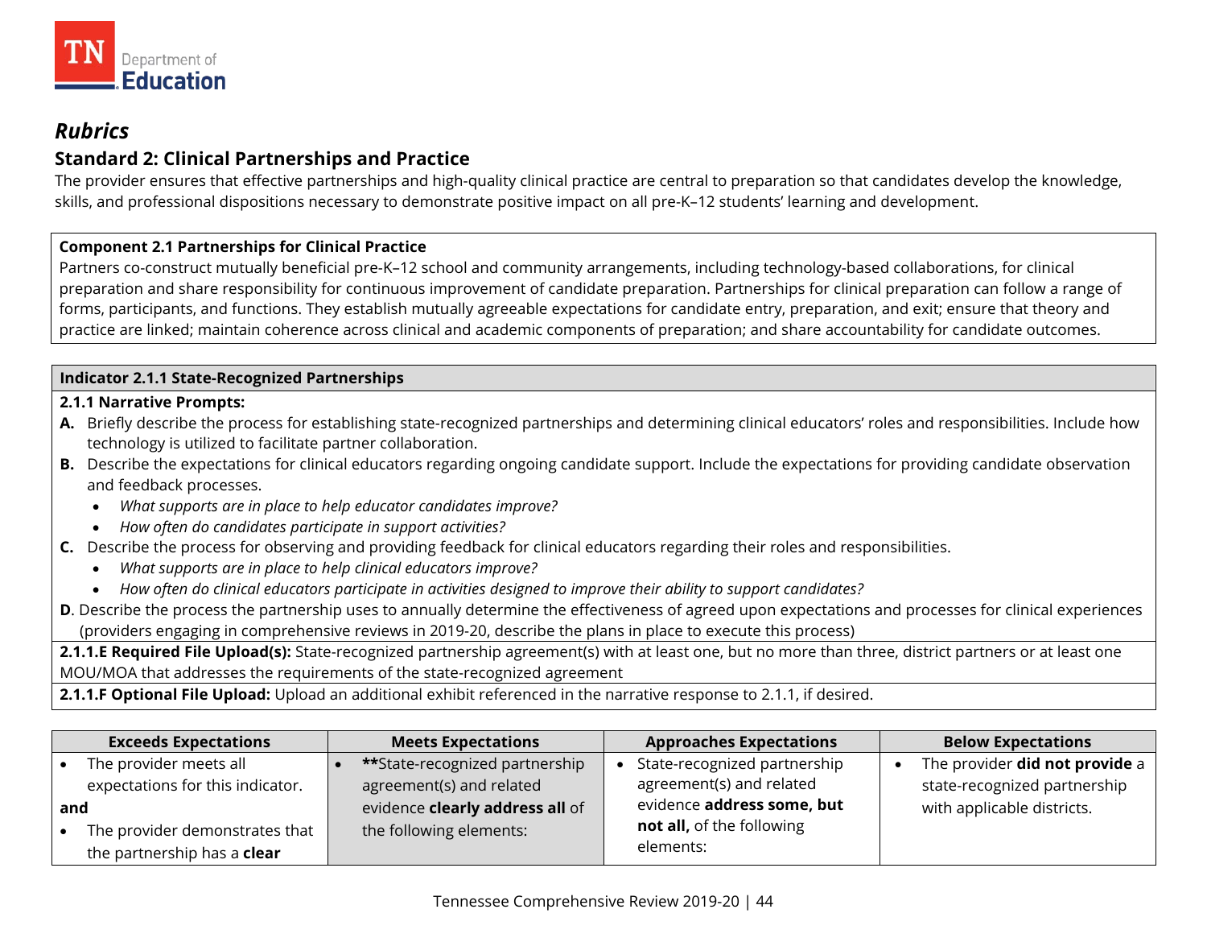## *Rubrics*

### Standard 2: Clinical Partnerships and Practice

The provider ensures that effective partnerships and high-quality clinical practice are central to preparation so that candidates develop the knowledge, skills, and professional dispositions necessary to demonstrate positive impact on all pre-K–12 students' learning and development.

**Component 2.1 Partnerships for Clinical Practice**

Partners co-construct mutually beneficial pre-K–12 school and community arrangements, including technology-based collaborations, for clinical preparation and share responsibility for continuous improvement of candidate preparation. Partnerships for clinical preparation can follow a range of forms, participants, and functions. They establish mutually agreeable expectations for candidate entry, preparation, and exit; ensure that theory and practice are linked; maintain coherence across clinical and academic components of preparation; and share accountability for candidate outcomes.

**Indicator 2.1.1 State-Recognized Partnerships**

**2.1.1 Narrative Prompts:**

**A.** Briefly describe the process for establishing state-recognized partnerships and determining clinical educators' roles and responsibilities. Include how technology is utilized to facilitate partner collaboration.

**B.** Describe the expectations for clinical educators regarding ongoing candidate support. Include the expectations for providing candidate observation and feedback processes.

- *What supports are in place to help educator candidates improve?*
- *How often do candidates participate in support activities?*

**C.** Describe the process for observing and providing feedback for clinical educators regarding their roles and responsibilities.

- *What supports are in place to help clinical educators improve?*
- *How often do clinical educators participate in activities designed to improve their ability to support candidates?*

**D**. Describe the process the partnership uses to annually determine the effectiveness of agreed upon expectations and processes for clinical experiences (providers engaging in comprehensive reviews in 2019-20, describe the plans in place to execute this process)

**2.1.1.E Required File Upload(s):** State-recognized partnership agreement(s) with at least one, but no more than three, district partners or at least one MOU/MOA that addresses the requirements of the state-recognized agreement

**2.1.1.F Optional File Upload:** Upload an additional exhibit referenced in the narrative response to 2.1.1, if desired.

| Exceeds Expectations | Meets Expectations | Approaches Expectations | Below Expectations |
|---|---|---|---|
| • The provider meets all expectations for this indicator.<br>**and**<br>• The provider demonstrates that the partnership has a **clear** | • **State-recognized partnership agreement(s) and related evidence **clearly address all** of the following elements: | • State-recognized partnership agreement(s) and related evidence **address some, but not all,** of the following elements: | • The provider **did not provide** a state-recognized partnership with applicable districts. |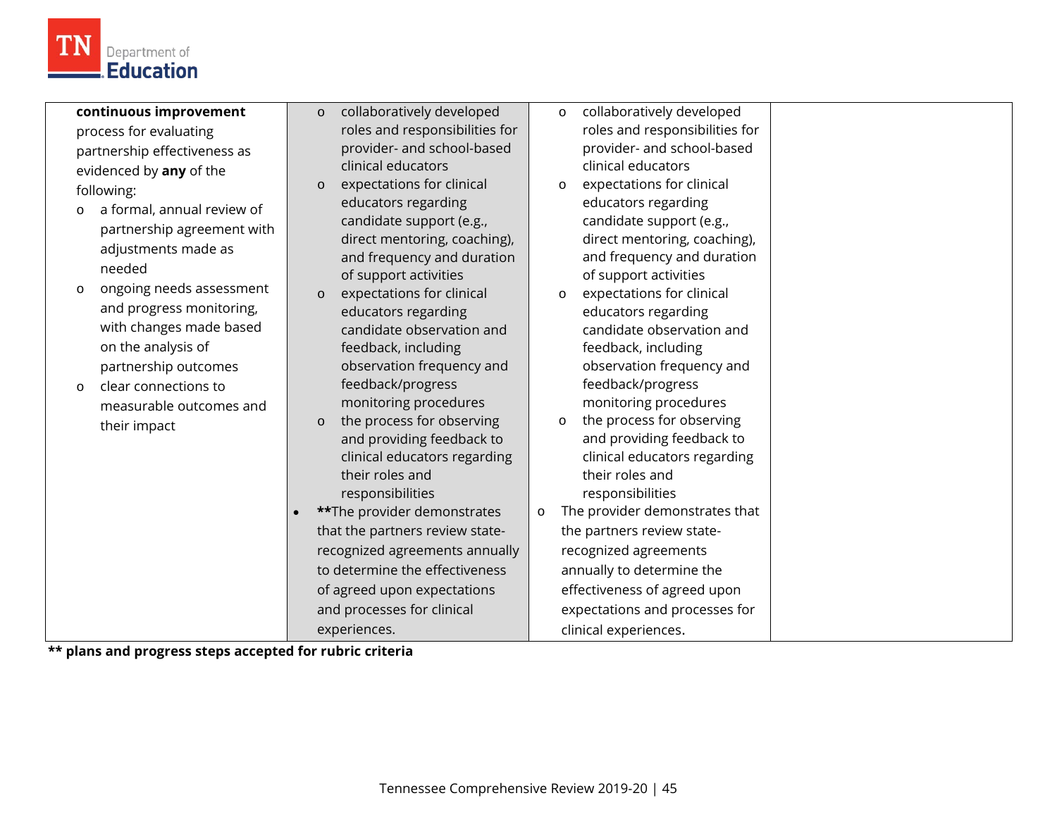| | | | |
|---|---|---|---|
| **continuous improvement** process for evaluating partnership effectiveness as evidenced by **any** of the following:<br>o a formal, annual review of partnership agreement with adjustments made as needed<br>o ongoing needs assessment and progress monitoring, with changes made based on the analysis of partnership outcomes<br>o clear connections to measurable outcomes and their impact | o collaboratively developed roles and responsibilities for provider- and school-based clinical educators<br>o expectations for clinical educators regarding candidate support (e.g., direct mentoring, coaching), and frequency and duration of support activities<br>o expectations for clinical educators regarding candidate observation and feedback, including observation frequency and feedback/progress monitoring procedures<br>o the process for observing and providing feedback to clinical educators regarding their roles and responsibilities<br>• **The provider demonstrates that the partners review state-recognized agreements annually to determine the effectiveness of agreed upon expectations and processes for clinical experiences. | o collaboratively developed roles and responsibilities for provider- and school-based clinical educators<br>o expectations for clinical educators regarding candidate support (e.g., direct mentoring, coaching), and frequency and duration of support activities<br>o expectations for clinical educators regarding candidate observation and feedback, including observation frequency and feedback/progress monitoring procedures<br>o the process for observing and providing feedback to clinical educators regarding their roles and responsibilities<br>o The provider demonstrates that the partners review state-recognized agreements annually to determine the effectiveness of agreed upon expectations and processes for clinical experiences. | |

**** plans and progress steps accepted for rubric criteria**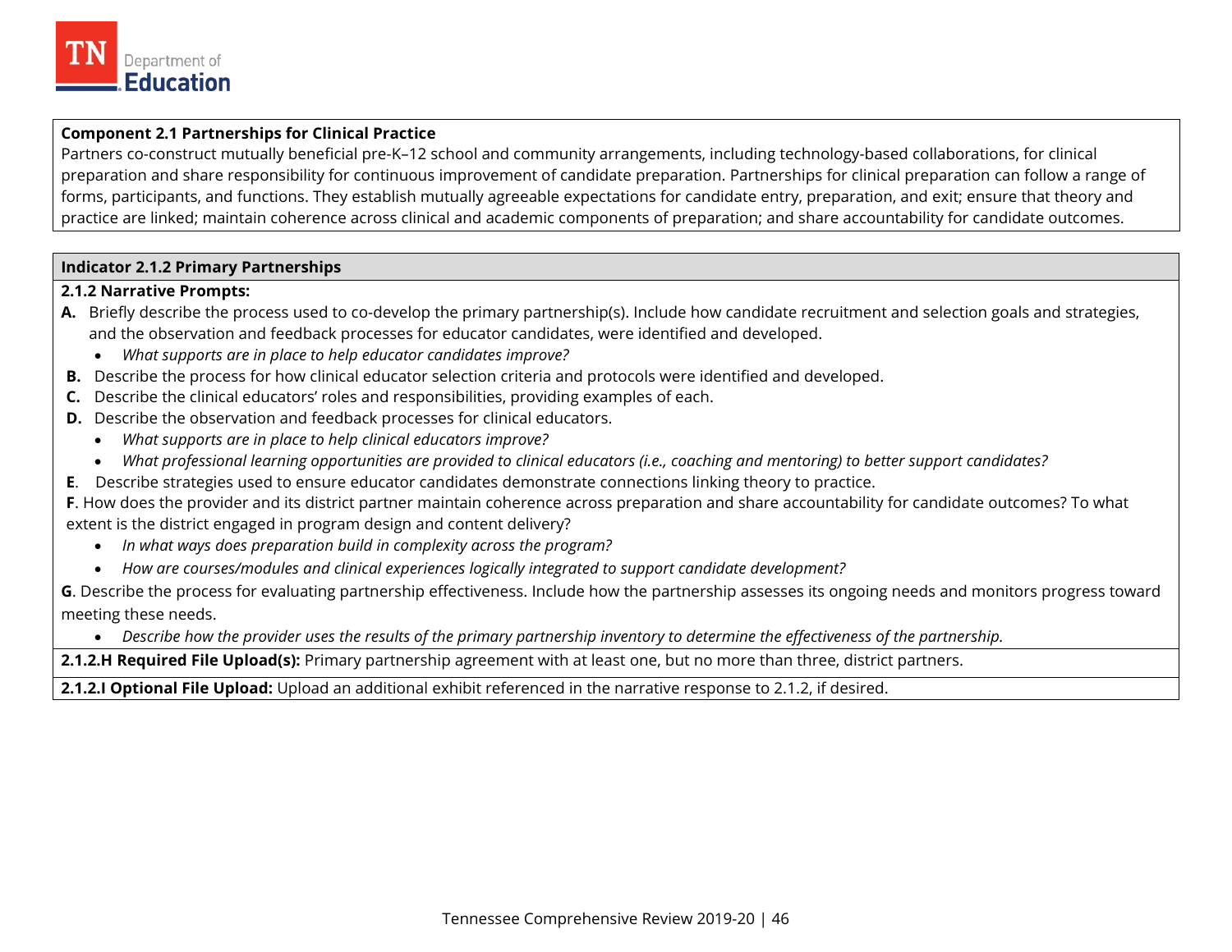**Component 2.1 Partnerships for Clinical Practice**

Partners co-construct mutually beneficial pre-K–12 school and community arrangements, including technology-based collaborations, for clinical preparation and share responsibility for continuous improvement of candidate preparation. Partnerships for clinical preparation can follow a range of forms, participants, and functions. They establish mutually agreeable expectations for candidate entry, preparation, and exit; ensure that theory and practice are linked; maintain coherence across clinical and academic components of preparation; and share accountability for candidate outcomes.

**Indicator 2.1.2 Primary Partnerships**

**2.1.2 Narrative Prompts:**

**A.** Briefly describe the process used to co-develop the primary partnership(s). Include how candidate recruitment and selection goals and strategies, and the observation and feedback processes for educator candidates, were identified and developed.

- *What supports are in place to help educator candidates improve?*

**B.** Describe the process for how clinical educator selection criteria and protocols were identified and developed.

**C.** Describe the clinical educators' roles and responsibilities, providing examples of each.

**D.** Describe the observation and feedback processes for clinical educators.

- *What supports are in place to help clinical educators improve?*
- *What professional learning opportunities are provided to clinical educators (i.e., coaching and mentoring) to better support candidates?*

**E**. Describe strategies used to ensure educator candidates demonstrate connections linking theory to practice.

**F**. How does the provider and its district partner maintain coherence across preparation and share accountability for candidate outcomes? To what extent is the district engaged in program design and content delivery?

- *In what ways does preparation build in complexity across the program?*
- *How are courses/modules and clinical experiences logically integrated to support candidate development?*

**G**. Describe the process for evaluating partnership effectiveness. Include how the partnership assesses its ongoing needs and monitors progress toward meeting these needs.

- *Describe how the provider uses the results of the primary partnership inventory to determine the effectiveness of the partnership.*

**2.1.2.H Required File Upload(s):** Primary partnership agreement with at least one, but no more than three, district partners.

**2.1.2.I Optional File Upload:** Upload an additional exhibit referenced in the narrative response to 2.1.2, if desired.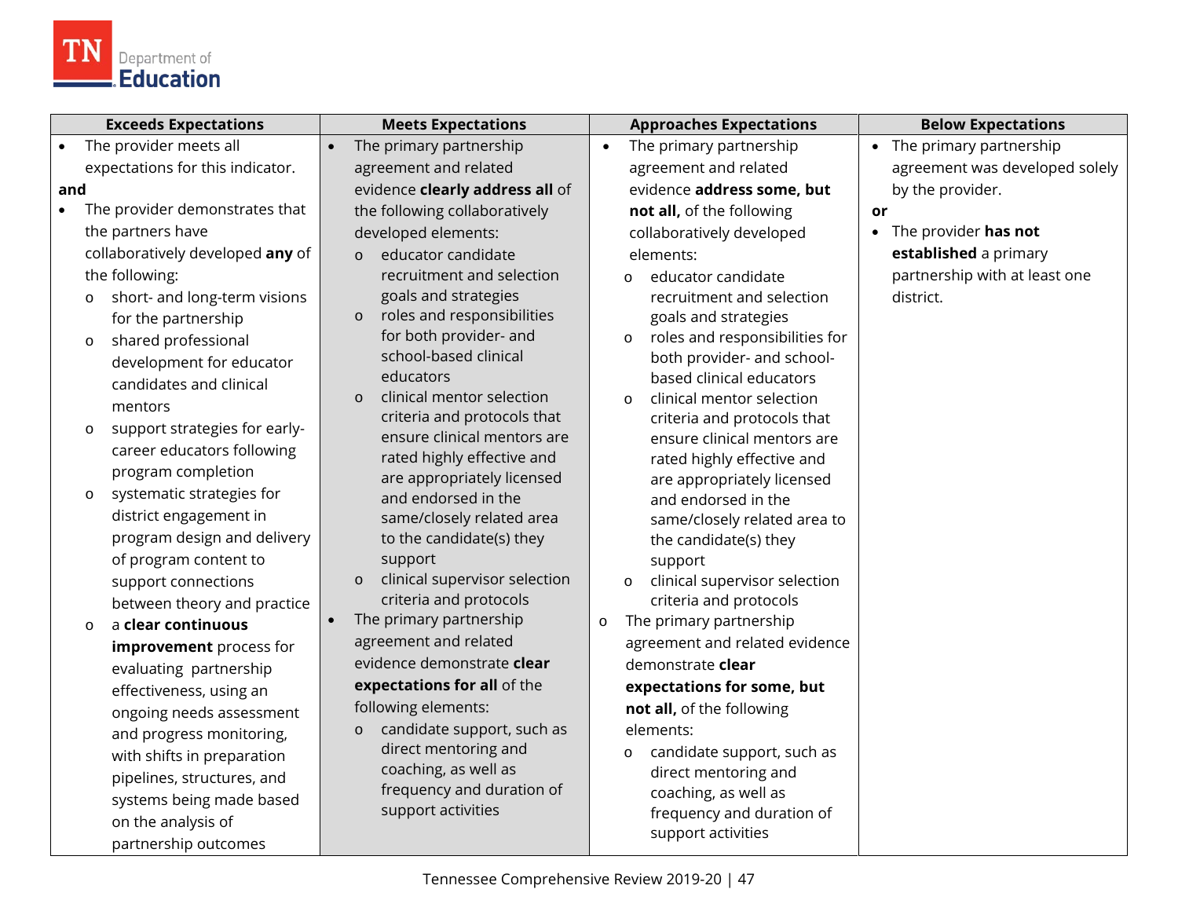| Exceeds Expectations | Meets Expectations | Approaches Expectations | Below Expectations |
|---|---|---|---|
| • The provider meets all expectations for this indicator.<br>**and**<br>• The provider demonstrates that the partners have collaboratively developed **any** of the following:<br>  o short- and long-term visions for the partnership<br>  o shared professional development for educator candidates and clinical mentors<br>  o support strategies for early-career educators following program completion<br>  o systematic strategies for district engagement in program design and delivery of program content to support connections between theory and practice<br>  o a **clear continuous improvement** process for evaluating partnership effectiveness, using an ongoing needs assessment and progress monitoring, with shifts in preparation pipelines, structures, and systems being made based on the analysis of partnership outcomes | • The primary partnership agreement and related evidence **clearly address all** of the following collaboratively developed elements:<br>  o educator candidate recruitment and selection goals and strategies<br>  o roles and responsibilities for both provider- and school-based clinical educators<br>  o clinical mentor selection criteria and protocols that ensure clinical mentors are rated highly effective and are appropriately licensed and endorsed in the same/closely related area to the candidate(s) they support<br>  o clinical supervisor selection criteria and protocols<br>• The primary partnership agreement and related evidence demonstrate **clear expectations for all** of the following elements:<br>  o candidate support, such as direct mentoring and coaching, as well as frequency and duration of support activities | • The primary partnership agreement and related evidence **address some, but not all,** of the following collaboratively developed elements:<br>  o educator candidate recruitment and selection goals and strategies<br>  o roles and responsibilities for both provider- and school-based clinical educators<br>  o clinical mentor selection criteria and protocols that ensure clinical mentors are rated highly effective and are appropriately licensed and endorsed in the same/closely related area to the candidate(s) they support<br>  o clinical supervisor selection criteria and protocols<br>o The primary partnership agreement and related evidence demonstrate **clear expectations for some, but not all,** of the following elements:<br>  o candidate support, such as direct mentoring and coaching, as well as frequency and duration of support activities | • The primary partnership agreement was developed solely by the provider.<br>**or**<br>• The provider **has not established** a primary partnership with at least one district. |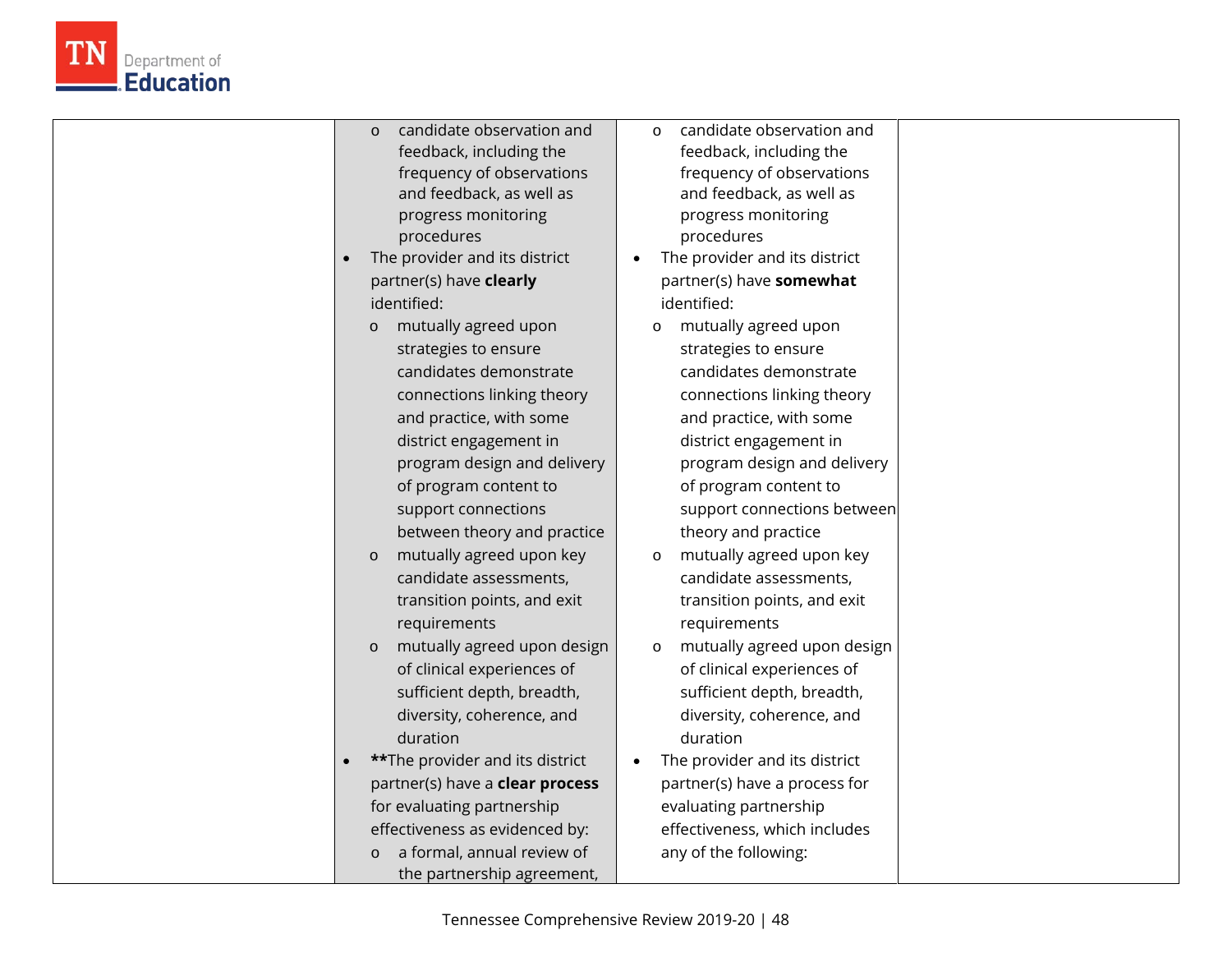| | | | |
|---|---|---|---|
| | <ul><li>candidate observation and feedback, including the frequency of observations and feedback, as well as progress monitoring procedures</li></ul><ul><li>The provider and its district partner(s) have **clearly** identified:<ul><li>mutually agreed upon strategies to ensure candidates demonstrate connections linking theory and practice, with some district engagement in program design and delivery of program content to support connections between theory and practice</li><li>mutually agreed upon key candidate assessments, transition points, and exit requirements</li><li>mutually agreed upon design of clinical experiences of sufficient depth, breadth, diversity, coherence, and duration</li></ul></li><li>**The provider and its district partner(s) have a **clear process** for evaluating partnership effectiveness as evidenced by:<ul><li>a formal, annual review of the partnership agreement,</li></ul></li></ul> | <ul><li>candidate observation and feedback, including the frequency of observations and feedback, as well as progress monitoring procedures</li></ul><ul><li>The provider and its district partner(s) have **somewhat** identified:<ul><li>mutually agreed upon strategies to ensure candidates demonstrate connections linking theory and practice, with some district engagement in program design and delivery of program content to support connections between theory and practice</li><li>mutually agreed upon key candidate assessments, transition points, and exit requirements</li><li>mutually agreed upon design of clinical experiences of sufficient depth, breadth, diversity, coherence, and duration</li></ul></li><li>The provider and its district partner(s) have a process for evaluating partnership effectiveness, which includes any of the following:</li></ul> | |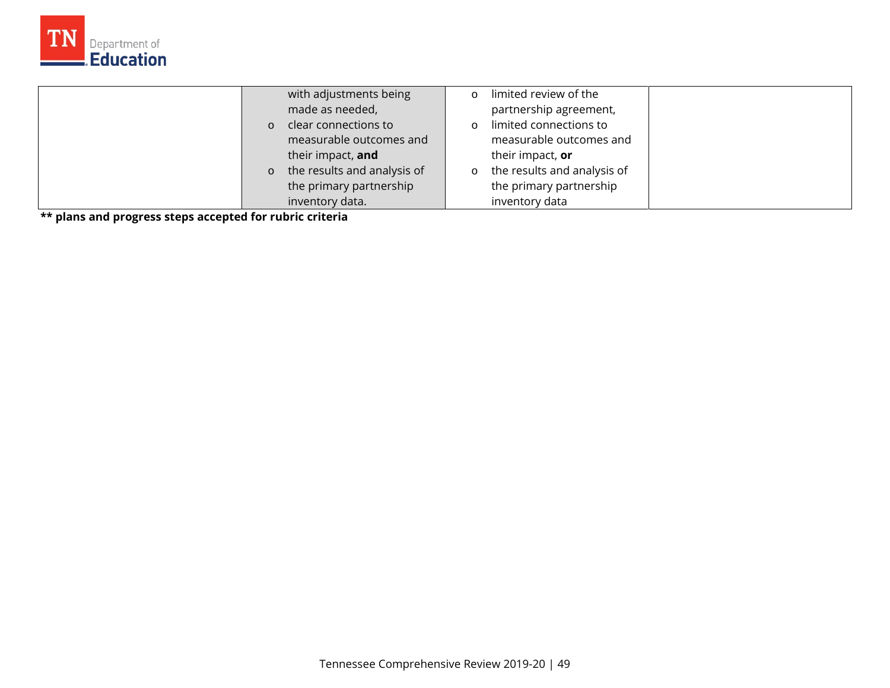| | | | |
|---|---|---|---|
| | with adjustments being made as needed,<br>o clear connections to measurable outcomes and their impact, **and**<br>o the results and analysis of the primary partnership inventory data. | o limited review of the partnership agreement,<br>o limited connections to measurable outcomes and their impact, **or**<br>o the results and analysis of the primary partnership inventory data | |

**** plans and progress steps accepted for rubric criteria**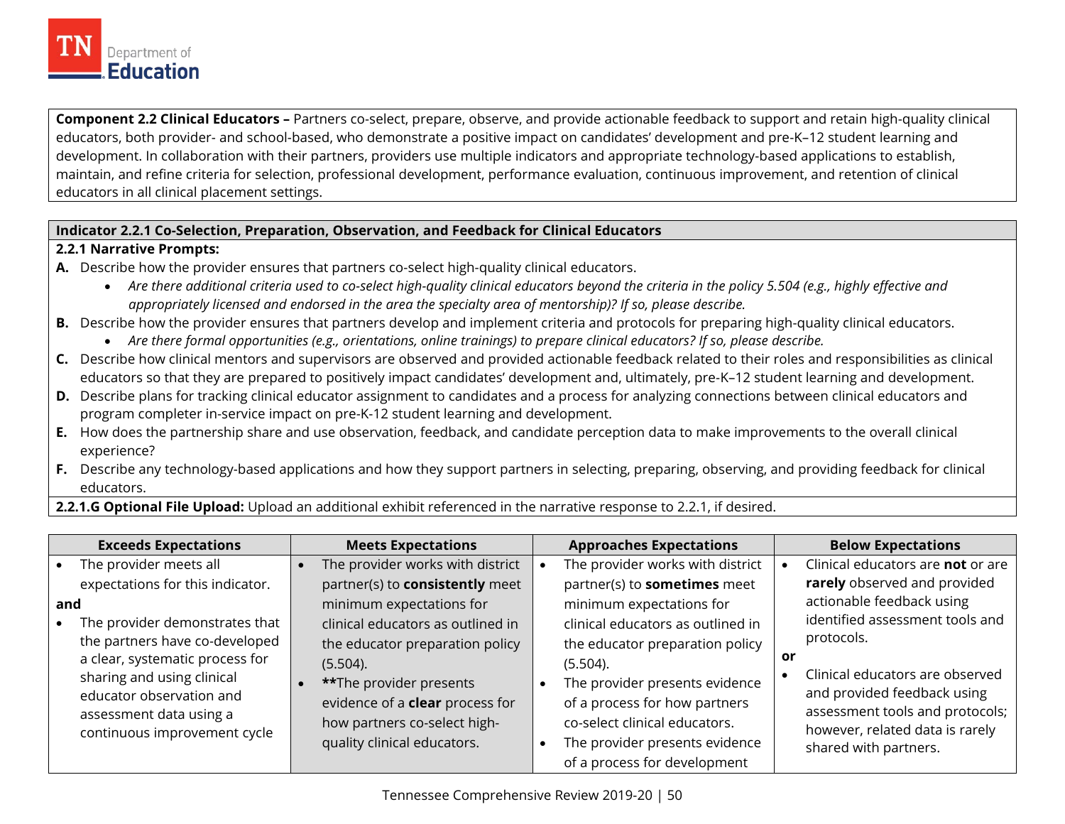**Component 2.2 Clinical Educators –** Partners co-select, prepare, observe, and provide actionable feedback to support and retain high-quality clinical educators, both provider- and school-based, who demonstrate a positive impact on candidates' development and pre-K–12 student learning and development. In collaboration with their partners, providers use multiple indicators and appropriate technology-based applications to establish, maintain, and refine criteria for selection, professional development, performance evaluation, continuous improvement, and retention of clinical educators in all clinical placement settings.

**Indicator 2.2.1 Co-Selection, Preparation, Observation, and Feedback for Clinical Educators**

**2.2.1 Narrative Prompts:**

**A.** Describe how the provider ensures that partners co-select high-quality clinical educators.
- *Are there additional criteria used to co-select high-quality clinical educators beyond the criteria in the policy 5.504 (e.g., highly effective and appropriately licensed and endorsed in the area the specialty area of mentorship)? If so, please describe.*

**B.** Describe how the provider ensures that partners develop and implement criteria and protocols for preparing high-quality clinical educators.
- *Are there formal opportunities (e.g., orientations, online trainings) to prepare clinical educators? If so, please describe.*

**C.** Describe how clinical mentors and supervisors are observed and provided actionable feedback related to their roles and responsibilities as clinical educators so that they are prepared to positively impact candidates' development and, ultimately, pre-K–12 student learning and development.

**D.** Describe plans for tracking clinical educator assignment to candidates and a process for analyzing connections between clinical educators and program completer in-service impact on pre-K-12 student learning and development.

**E.** How does the partnership share and use observation, feedback, and candidate perception data to make improvements to the overall clinical experience?

**F.** Describe any technology-based applications and how they support partners in selecting, preparing, observing, and providing feedback for clinical educators.

**2.2.1.G Optional File Upload:** Upload an additional exhibit referenced in the narrative response to 2.2.1, if desired.

| Exceeds Expectations | Meets Expectations | Approaches Expectations | Below Expectations |
|---|---|---|---|
| • The provider meets all expectations for this indicator.<br>**and**<br>• The provider demonstrates that the partners have co-developed a clear, systematic process for sharing and using clinical educator observation and assessment data using a continuous improvement cycle | • The provider works with district partner(s) to **consistently** meet minimum expectations for clinical educators as outlined in the educator preparation policy (5.504).<br>• **The provider presents evidence of a **clear** process for how partners co-select high-quality clinical educators. | • The provider works with district partner(s) to **sometimes** meet minimum expectations for clinical educators as outlined in the educator preparation policy (5.504).<br>• The provider presents evidence of a process for how partners co-select clinical educators.<br>• The provider presents evidence of a process for development | • Clinical educators are **not** or are **rarely** observed and provided actionable feedback using identified assessment tools and protocols.<br>**or**<br>• Clinical educators are observed and provided feedback using assessment tools and protocols; however, related data is rarely shared with partners. |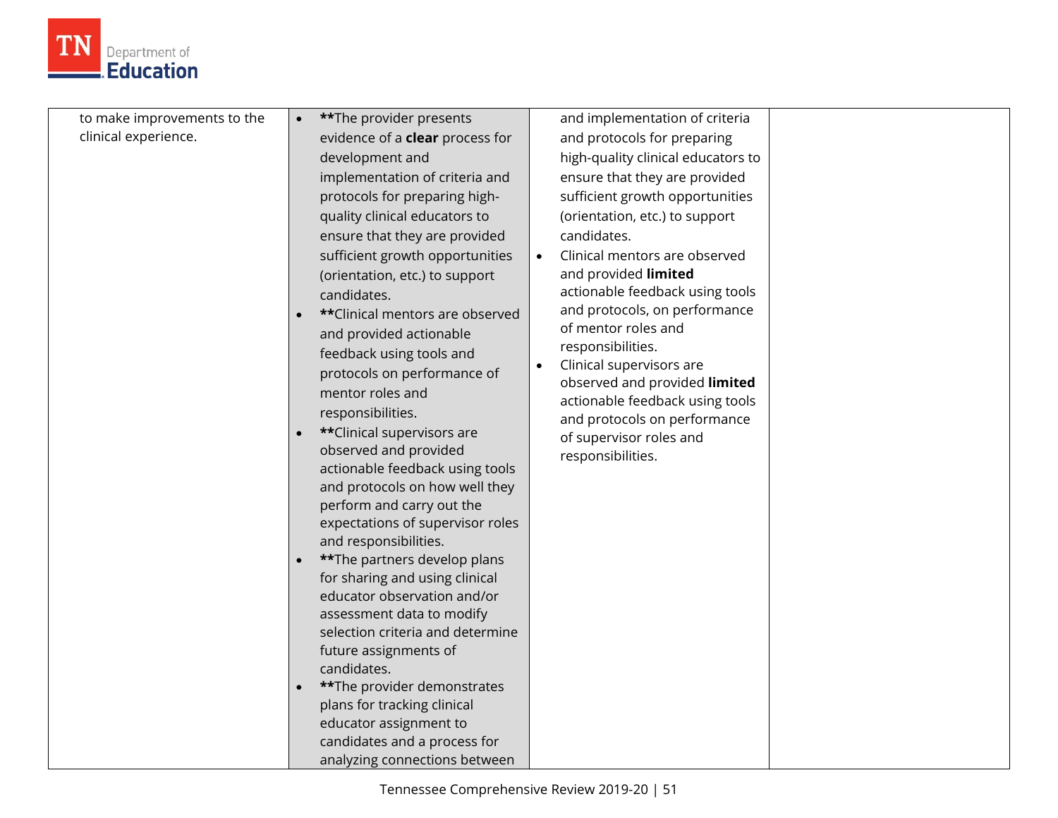| | | | |
|---|---|---|---|
| to make improvements to the clinical experience. | • \*\*The provider presents evidence of a **clear** process for development and implementation of criteria and protocols for preparing high-quality clinical educators to ensure that they are provided sufficient growth opportunities (orientation, etc.) to support candidates.<br>• \*\*Clinical mentors are observed and provided actionable feedback using tools and protocols on performance of mentor roles and responsibilities.<br>• \*\*Clinical supervisors are observed and provided actionable feedback using tools and protocols on how well they perform and carry out the expectations of supervisor roles and responsibilities.<br>• \*\*The partners develop plans for sharing and using clinical educator observation and/or assessment data to modify selection criteria and determine future assignments of candidates.<br>• \*\*The provider demonstrates plans for tracking clinical educator assignment to candidates and a process for analyzing connections between | and implementation of criteria and protocols for preparing high-quality clinical educators to ensure that they are provided sufficient growth opportunities (orientation, etc.) to support candidates.<br>• Clinical mentors are observed and provided **limited** actionable feedback using tools and protocols, on performance of mentor roles and responsibilities.<br>• Clinical supervisors are observed and provided **limited** actionable feedback using tools and protocols on performance of supervisor roles and responsibilities. | |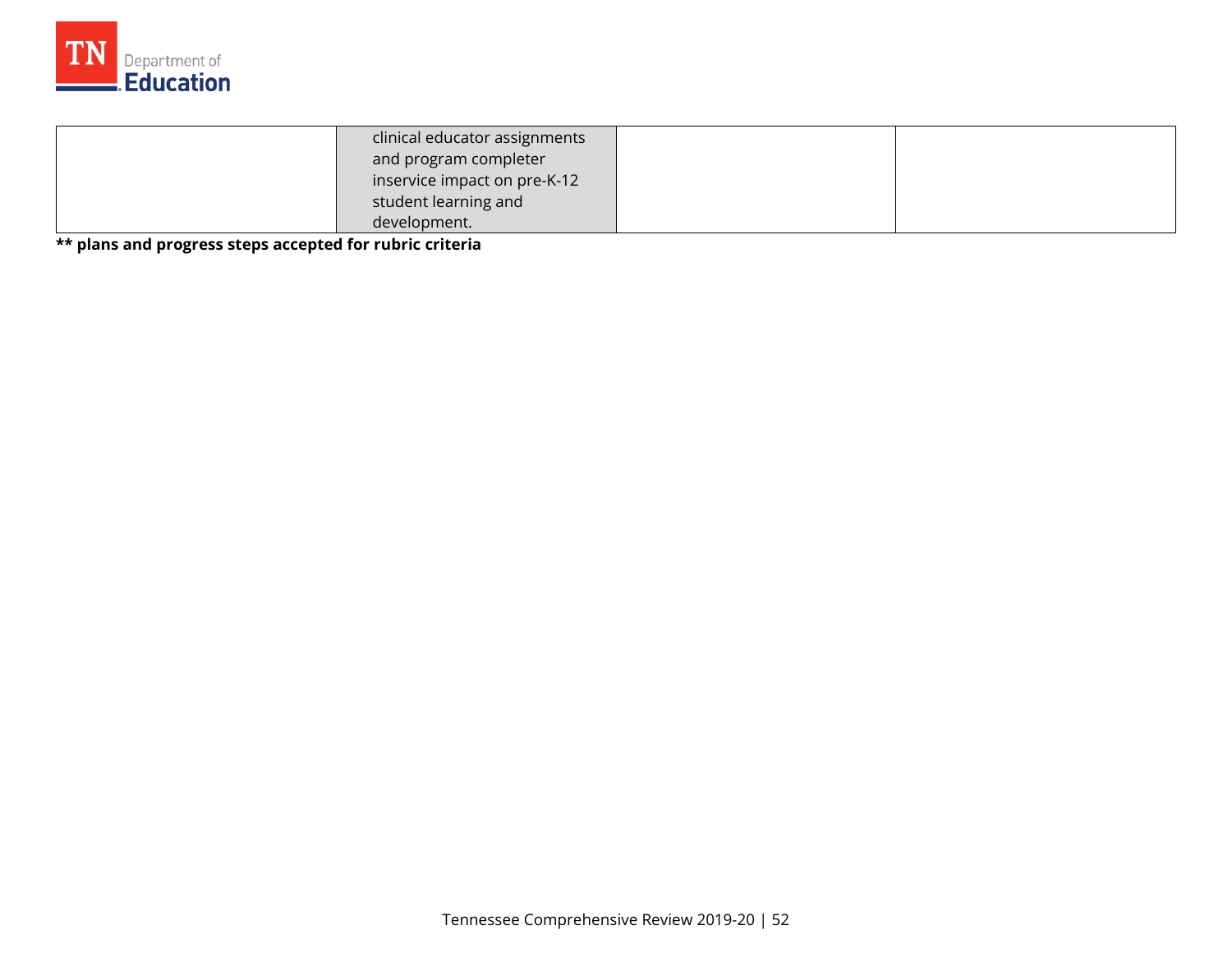| | | | |
|---|---|---|---|
| | clinical educator assignments and program completer inservice impact on pre-K-12 student learning and development. | | |

**** plans and progress steps accepted for rubric criteria**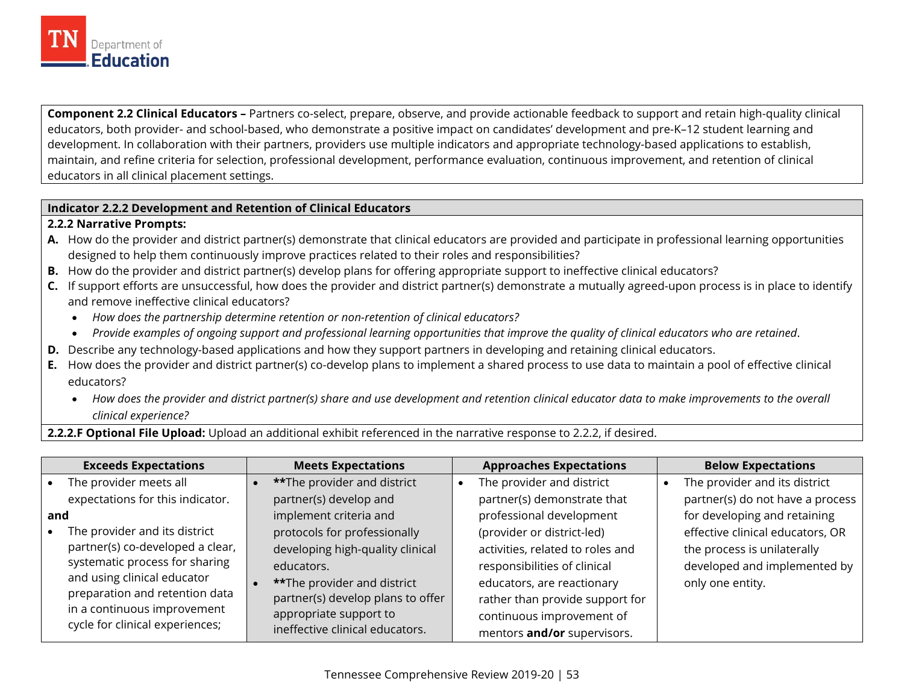**Component 2.2 Clinical Educators –** Partners co-select, prepare, observe, and provide actionable feedback to support and retain high-quality clinical educators, both provider- and school-based, who demonstrate a positive impact on candidates' development and pre-K–12 student learning and development. In collaboration with their partners, providers use multiple indicators and appropriate technology-based applications to establish, maintain, and refine criteria for selection, professional development, performance evaluation, continuous improvement, and retention of clinical educators in all clinical placement settings.

**Indicator 2.2.2 Development and Retention of Clinical Educators**

**2.2.2 Narrative Prompts:**

**A.** How do the provider and district partner(s) demonstrate that clinical educators are provided and participate in professional learning opportunities designed to help them continuously improve practices related to their roles and responsibilities?

**B.** How do the provider and district partner(s) develop plans for offering appropriate support to ineffective clinical educators?

**C.** If support efforts are unsuccessful, how does the provider and district partner(s) demonstrate a mutually agreed-upon process is in place to identify and remove ineffective clinical educators?

- *How does the partnership determine retention or non-retention of clinical educators?*
- *Provide examples of ongoing support and professional learning opportunities that improve the quality of clinical educators who are retained*.

**D.** Describe any technology-based applications and how they support partners in developing and retaining clinical educators.

**E.** How does the provider and district partner(s) co-develop plans to implement a shared process to use data to maintain a pool of effective clinical educators?

- *How does the provider and district partner(s) share and use development and retention clinical educator data to make improvements to the overall clinical experience?*

**2.2.2.F Optional File Upload:** Upload an additional exhibit referenced in the narrative response to 2.2.2, if desired.

| Exceeds Expectations | Meets Expectations | Approaches Expectations | Below Expectations |
|---|---|---|---|
| • The provider meets all expectations for this indicator.<br>**and**<br>• The provider and its district partner(s) co-developed a clear, systematic process for sharing and using clinical educator preparation and retention data in a continuous improvement cycle for clinical experiences; | • **The provider and district partner(s) develop and implement criteria and protocols for professionally developing high-quality clinical educators.<br>• **The provider and district partner(s) develop plans to offer appropriate support to ineffective clinical educators. | • The provider and district partner(s) demonstrate that professional development (provider or district-led) activities, related to roles and responsibilities of clinical educators, are reactionary rather than provide support for continuous improvement of mentors **and/or** supervisors. | • The provider and its district partner(s) do not have a process for developing and retaining effective clinical educators, OR the process is unilaterally developed and implemented by only one entity. |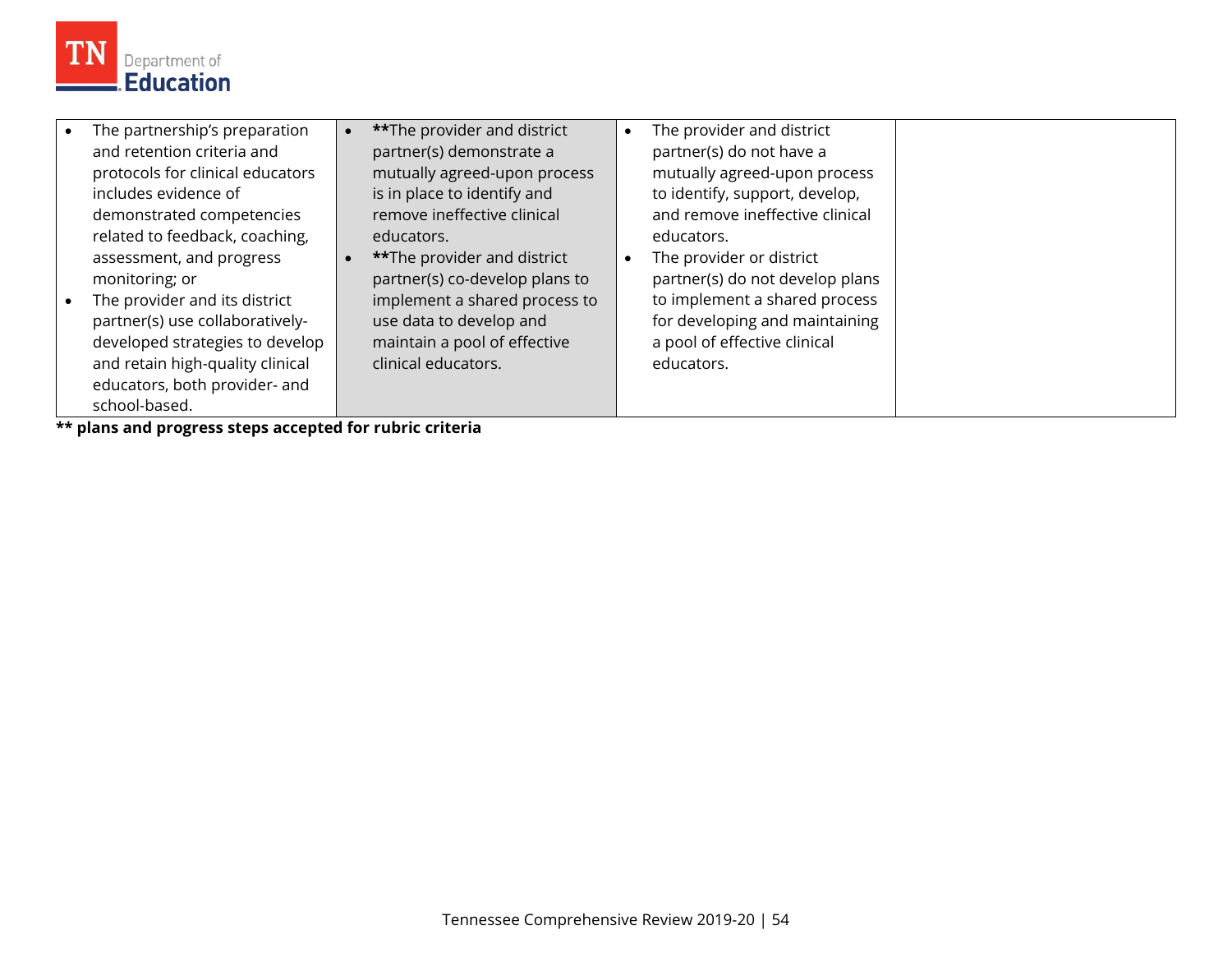| | | | |
|---|---|---|---|
| • The partnership's preparation and retention criteria and protocols for clinical educators includes evidence of demonstrated competencies related to feedback, coaching, assessment, and progress monitoring; or<br>• The provider and its district partner(s) use collaboratively-developed strategies to develop and retain high-quality clinical educators, both provider- and school-based. | • **The provider and district partner(s) demonstrate a mutually agreed-upon process is in place to identify and remove ineffective clinical educators.<br>• **The provider and district partner(s) co-develop plans to implement a shared process to use data to develop and maintain a pool of effective clinical educators. | • The provider and district partner(s) do not have a mutually agreed-upon process to identify, support, develop, and remove ineffective clinical educators.<br>• The provider or district partner(s) do not develop plans to implement a shared process for developing and maintaining a pool of effective clinical educators. | |

**** plans and progress steps accepted for rubric criteria**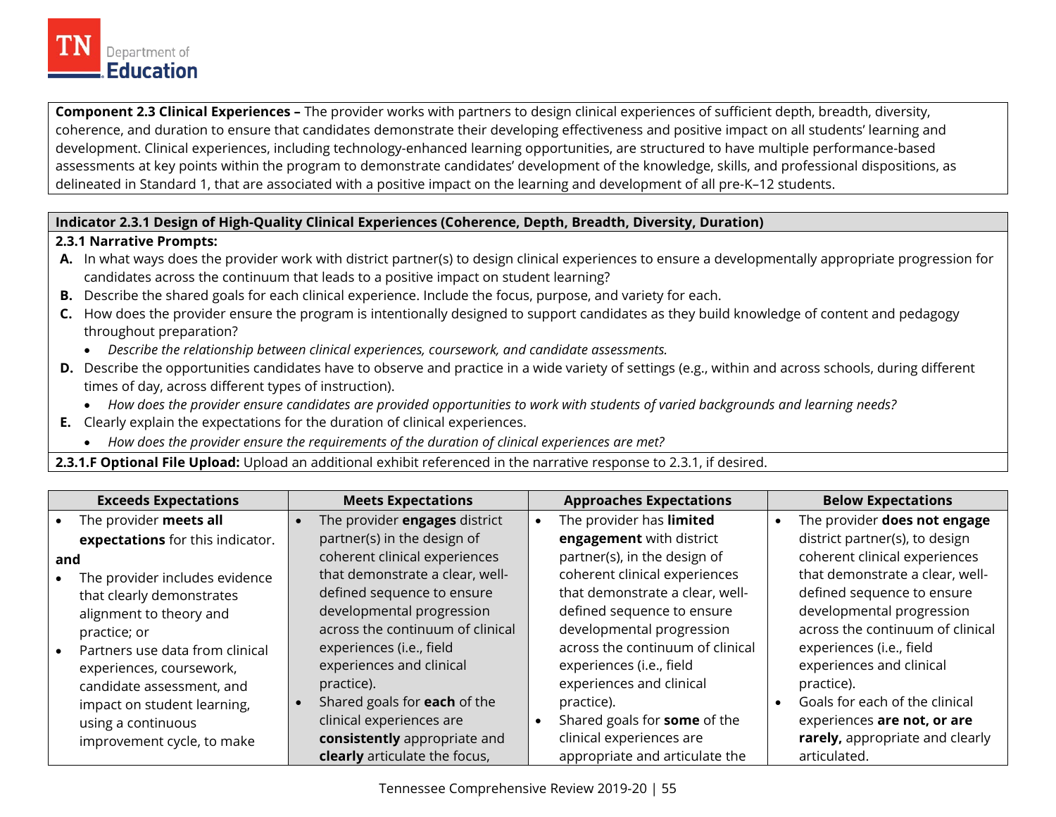**Component 2.3 Clinical Experiences –** The provider works with partners to design clinical experiences of sufficient depth, breadth, diversity, coherence, and duration to ensure that candidates demonstrate their developing effectiveness and positive impact on all students' learning and development. Clinical experiences, including technology-enhanced learning opportunities, are structured to have multiple performance-based assessments at key points within the program to demonstrate candidates' development of the knowledge, skills, and professional dispositions, as delineated in Standard 1, that are associated with a positive impact on the learning and development of all pre-K–12 students.

**Indicator 2.3.1 Design of High-Quality Clinical Experiences (Coherence, Depth, Breadth, Diversity, Duration)**

**2.3.1 Narrative Prompts:**

**A.** In what ways does the provider work with district partner(s) to design clinical experiences to ensure a developmentally appropriate progression for candidates across the continuum that leads to a positive impact on student learning?

**B.** Describe the shared goals for each clinical experience. Include the focus, purpose, and variety for each.

**C.** How does the provider ensure the program is intentionally designed to support candidates as they build knowledge of content and pedagogy throughout preparation?

- *Describe the relationship between clinical experiences, coursework, and candidate assessments.*

**D.** Describe the opportunities candidates have to observe and practice in a wide variety of settings (e.g., within and across schools, during different times of day, across different types of instruction).

- *How does the provider ensure candidates are provided opportunities to work with students of varied backgrounds and learning needs?*

**E.** Clearly explain the expectations for the duration of clinical experiences.

- *How does the provider ensure the requirements of the duration of clinical experiences are met?*

**2.3.1.F Optional File Upload:** Upload an additional exhibit referenced in the narrative response to 2.3.1, if desired.

| Exceeds Expectations | Meets Expectations | Approaches Expectations | Below Expectations |
|---|---|---|---|
| • The provider **meets all expectations** for this indicator.<br>**and**<br>• The provider includes evidence that clearly demonstrates alignment to theory and practice; or<br>• Partners use data from clinical experiences, coursework, candidate assessment, and impact on student learning, using a continuous improvement cycle, to make | • The provider **engages** district partner(s) in the design of coherent clinical experiences that demonstrate a clear, well-defined sequence to ensure developmental progression across the continuum of clinical experiences (i.e., field experiences and clinical practice).<br>• Shared goals for **each** of the clinical experiences are **consistently** appropriate and **clearly** articulate the focus, | • The provider has **limited engagement** with district partner(s), in the design of coherent clinical experiences that demonstrate a clear, well-defined sequence to ensure developmental progression across the continuum of clinical experiences (i.e., field experiences and clinical practice).<br>• Shared goals for **some** of the clinical experiences are appropriate and articulate the | • The provider **does not engage** district partner(s), to design coherent clinical experiences that demonstrate a clear, well-defined sequence to ensure developmental progression across the continuum of clinical experiences (i.e., field experiences and clinical practice).<br>• Goals for each of the clinical experiences **are not, or are rarely,** appropriate and clearly articulated. |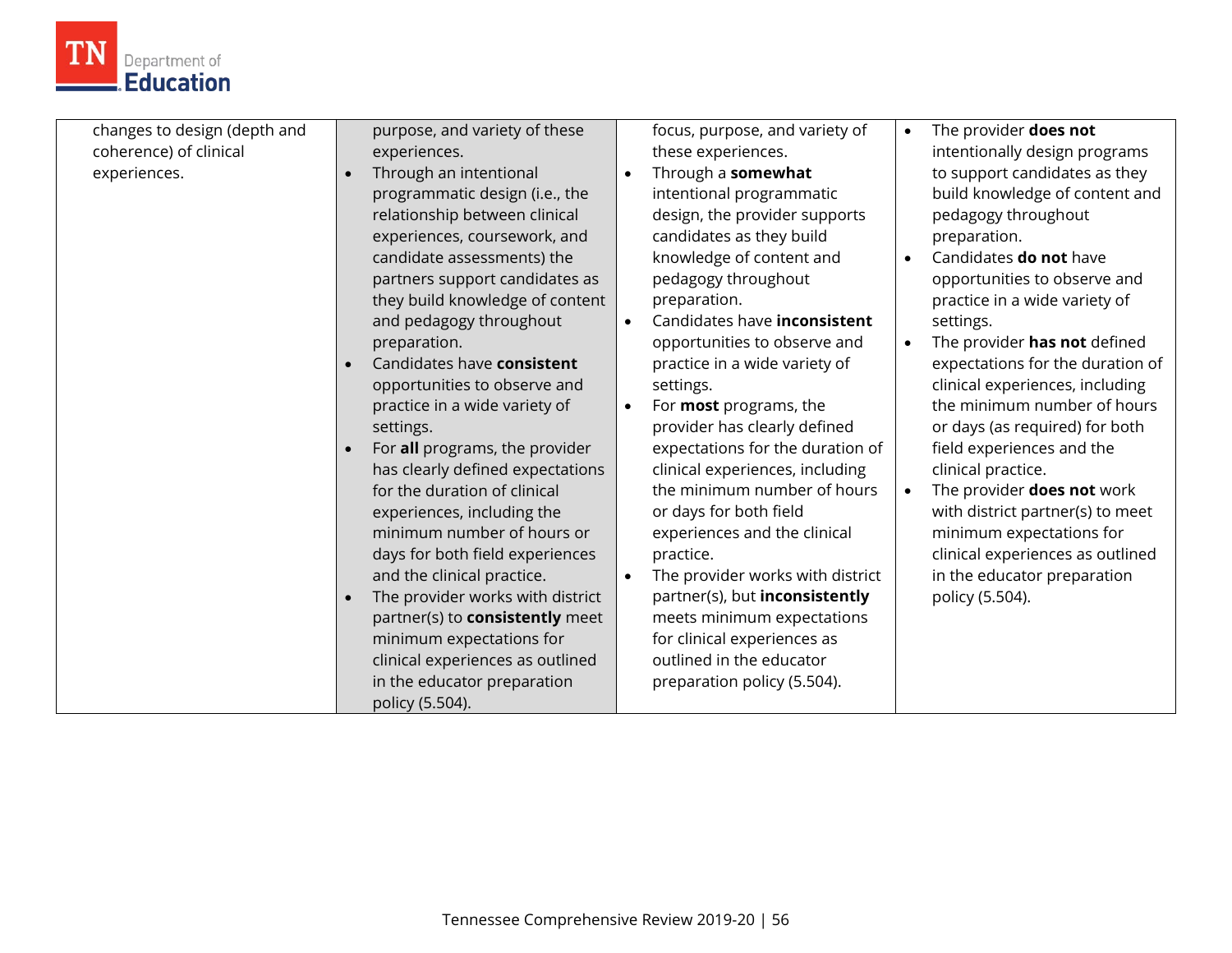| | | | |
|---|---|---|---|
| changes to design (depth and coherence) of clinical experiences. | purpose, and variety of these experiences.<br>• Through an intentional programmatic design (i.e., the relationship between clinical experiences, coursework, and candidate assessments) the partners support candidates as they build knowledge of content and pedagogy throughout preparation.<br>• Candidates have **consistent** opportunities to observe and practice in a wide variety of settings.<br>• For **all** programs, the provider has clearly defined expectations for the duration of clinical experiences, including the minimum number of hours or days for both field experiences and the clinical practice.<br>• The provider works with district partner(s) to **consistently** meet minimum expectations for clinical experiences as outlined in the educator preparation policy (5.504). | focus, purpose, and variety of these experiences.<br>• Through a **somewhat** intentional programmatic design, the provider supports candidates as they build knowledge of content and pedagogy throughout preparation.<br>• Candidates have **inconsistent** opportunities to observe and practice in a wide variety of settings.<br>• For **most** programs, the provider has clearly defined expectations for the duration of clinical experiences, including the minimum number of hours or days for both field experiences and the clinical practice.<br>• The provider works with district partner(s), but **inconsistently** meets minimum expectations for clinical experiences as outlined in the educator preparation policy (5.504). | • The provider **does not** intentionally design programs to support candidates as they build knowledge of content and pedagogy throughout preparation.<br>• Candidates **do not** have opportunities to observe and practice in a wide variety of settings.<br>• The provider **has not** defined expectations for the duration of clinical experiences, including the minimum number of hours or days (as required) for both field experiences and the clinical practice.<br>• The provider **does not** work with district partner(s) to meet minimum expectations for clinical experiences as outlined in the educator preparation policy (5.504). |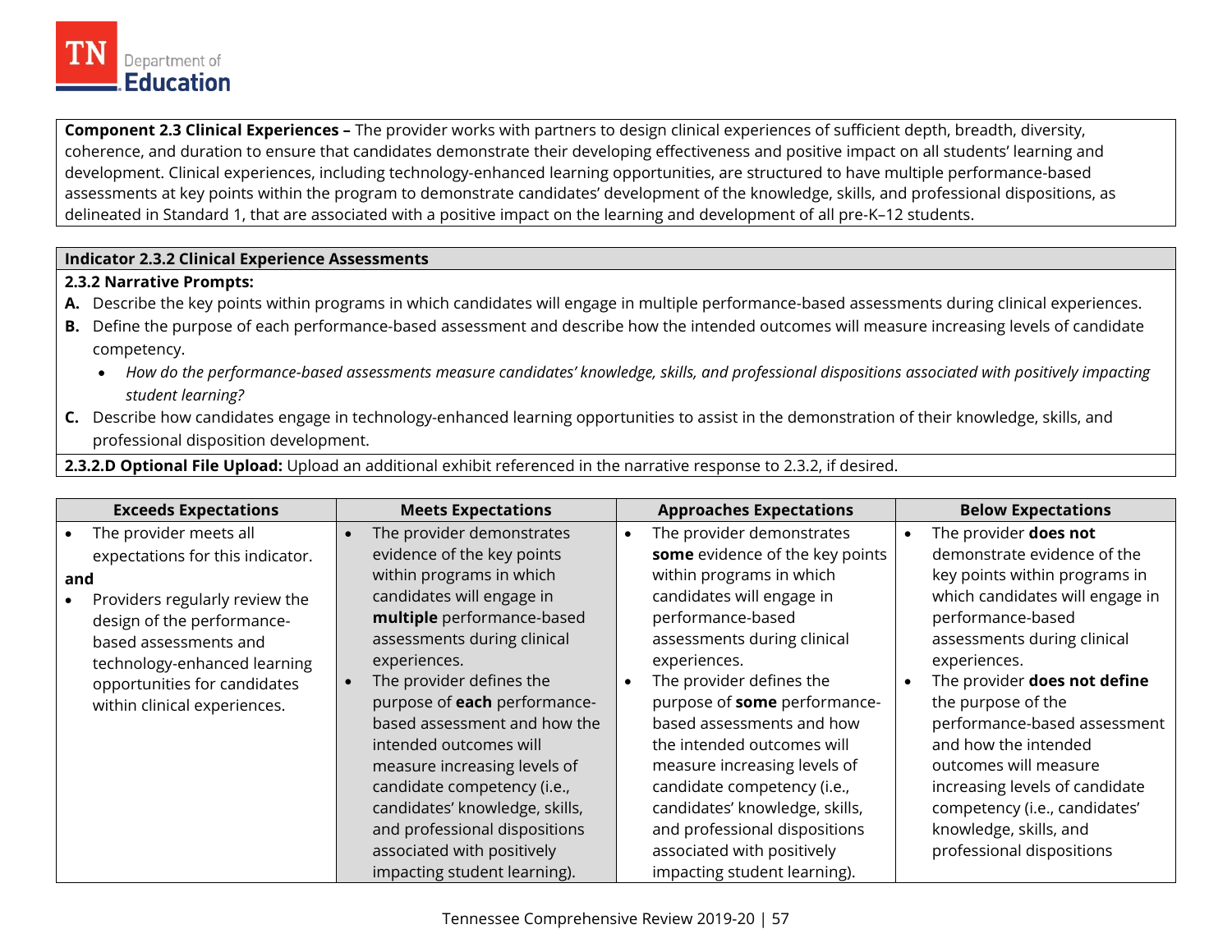**Component 2.3 Clinical Experiences –** The provider works with partners to design clinical experiences of sufficient depth, breadth, diversity, coherence, and duration to ensure that candidates demonstrate their developing effectiveness and positive impact on all students' learning and development. Clinical experiences, including technology-enhanced learning opportunities, are structured to have multiple performance-based assessments at key points within the program to demonstrate candidates' development of the knowledge, skills, and professional dispositions, as delineated in Standard 1, that are associated with a positive impact on the learning and development of all pre-K–12 students.

**Indicator 2.3.2 Clinical Experience Assessments**

**2.3.2 Narrative Prompts:**

**A.** Describe the key points within programs in which candidates will engage in multiple performance-based assessments during clinical experiences.

**B.** Define the purpose of each performance-based assessment and describe how the intended outcomes will measure increasing levels of candidate competency.

- *How do the performance-based assessments measure candidates' knowledge, skills, and professional dispositions associated with positively impacting student learning?*

**C.** Describe how candidates engage in technology-enhanced learning opportunities to assist in the demonstration of their knowledge, skills, and professional disposition development.

**2.3.2.D Optional File Upload:** Upload an additional exhibit referenced in the narrative response to 2.3.2, if desired.

| Exceeds Expectations | Meets Expectations | Approaches Expectations | Below Expectations |
|---|---|---|---|
| • The provider meets all expectations for this indicator.<br>**and**<br>• Providers regularly review the design of the performance-based assessments and technology-enhanced learning opportunities for candidates within clinical experiences. | • The provider demonstrates evidence of the key points within programs in which candidates will engage in **multiple** performance-based assessments during clinical experiences.<br>• The provider defines the purpose of **each** performance-based assessment and how the intended outcomes will measure increasing levels of candidate competency (i.e., candidates' knowledge, skills, and professional dispositions associated with positively impacting student learning). | • The provider demonstrates **some** evidence of the key points within programs in which candidates will engage in performance-based assessments during clinical experiences.<br>• The provider defines the purpose of **some** performance-based assessments and how the intended outcomes will measure increasing levels of candidate competency (i.e., candidates' knowledge, skills, and professional dispositions associated with positively impacting student learning). | • The provider **does not** demonstrate evidence of the key points within programs in which candidates will engage in performance-based assessments during clinical experiences.<br>• The provider **does not define** the purpose of the performance-based assessment and how the intended outcomes will measure increasing levels of candidate competency (i.e., candidates' knowledge, skills, and professional dispositions |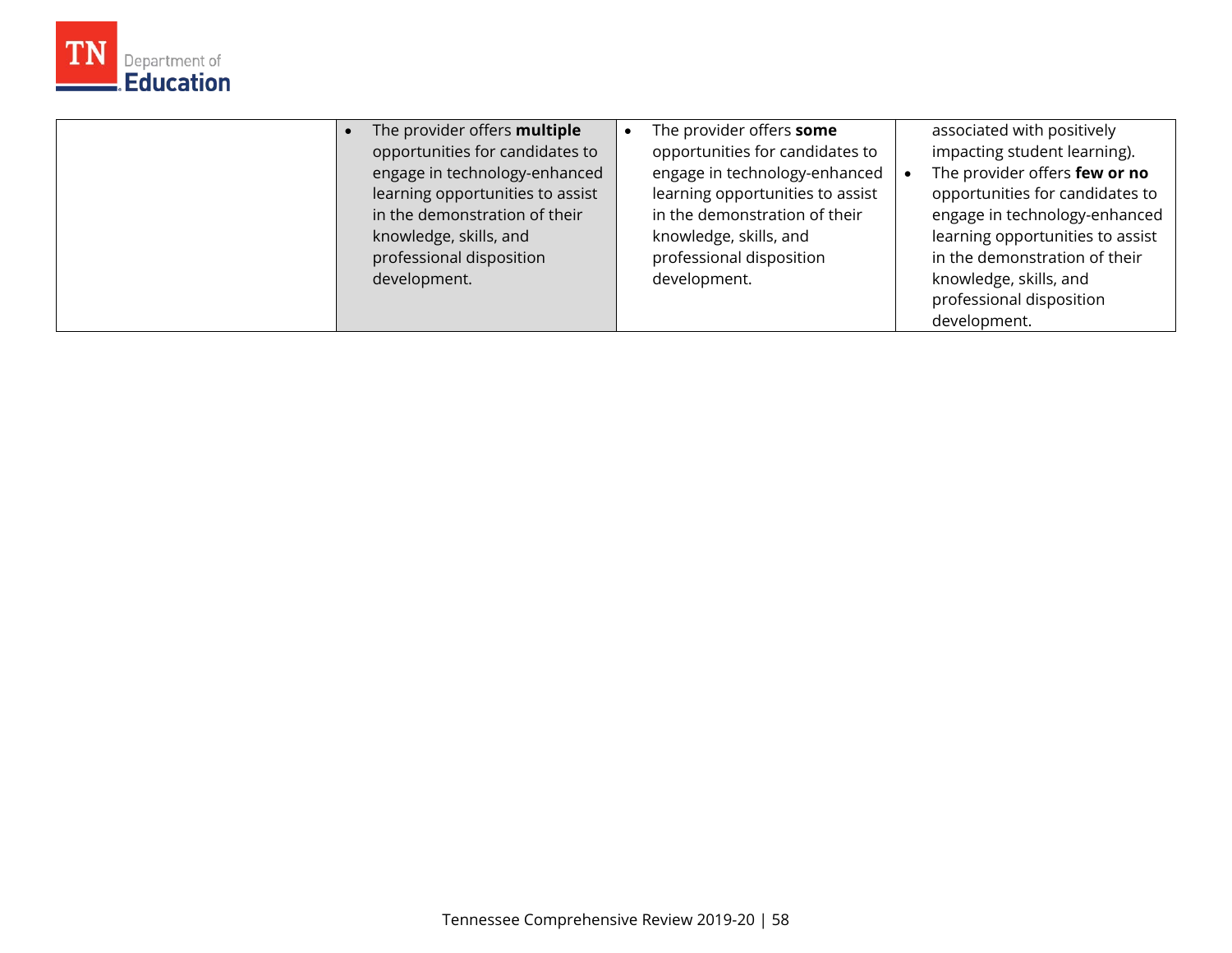| | | | |
|---|---|---|---|
| | • The provider offers **multiple** opportunities for candidates to engage in technology-enhanced learning opportunities to assist in the demonstration of their knowledge, skills, and professional disposition development. | • The provider offers **some** opportunities for candidates to engage in technology-enhanced learning opportunities to assist in the demonstration of their knowledge, skills, and professional disposition development. | associated with positively impacting student learning).<br>• The provider offers **few or no** opportunities for candidates to engage in technology-enhanced learning opportunities to assist in the demonstration of their knowledge, skills, and professional disposition development. |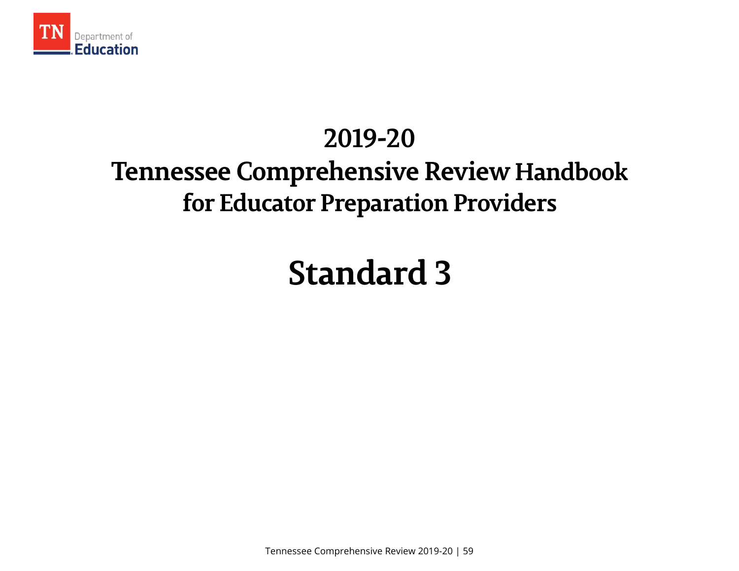# 2019-20

# Tennessee Comprehensive Review Handbook for Educator Preparation Providers

# Standard 3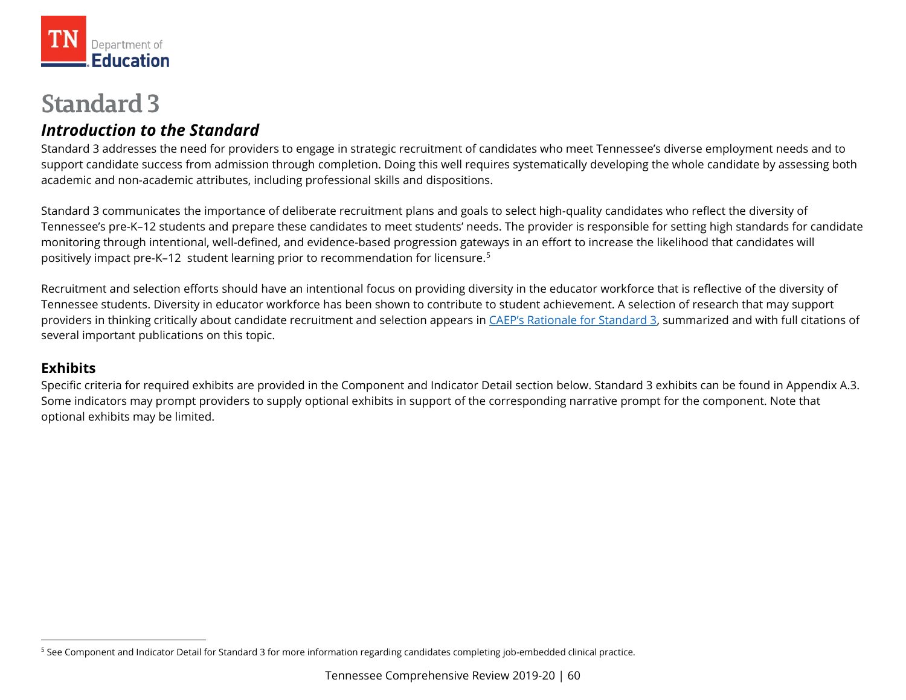# Standard 3

## *Introduction to the Standard*

Standard 3 addresses the need for providers to engage in strategic recruitment of candidates who meet Tennessee's diverse employment needs and to support candidate success from admission through completion. Doing this well requires systematically developing the whole candidate by assessing both academic and non-academic attributes, including professional skills and dispositions.

Standard 3 communicates the importance of deliberate recruitment plans and goals to select high-quality candidates who reflect the diversity of Tennessee's pre-K–12 students and prepare these candidates to meet students' needs. The provider is responsible for setting high standards for candidate monitoring through intentional, well-defined, and evidence-based progression gateways in an effort to increase the likelihood that candidates will positively impact pre-K–12 student learning prior to recommendation for licensure.[5]

Recruitment and selection efforts should have an intentional focus on providing diversity in the educator workforce that is reflective of the diversity of Tennessee students. Diversity in educator workforce has been shown to contribute to student achievement. A selection of research that may support providers in thinking critically about candidate recruitment and selection appears in CAEP's Rationale for Standard 3, summarized and with full citations of several important publications on this topic.

### Exhibits

Specific criteria for required exhibits are provided in the Component and Indicator Detail section below. Standard 3 exhibits can be found in Appendix A.3. Some indicators may prompt providers to supply optional exhibits in support of the corresponding narrative prompt for the component. Note that optional exhibits may be limited.

[5] See Component and Indicator Detail for Standard 3 for more information regarding candidates completing job-embedded clinical practice.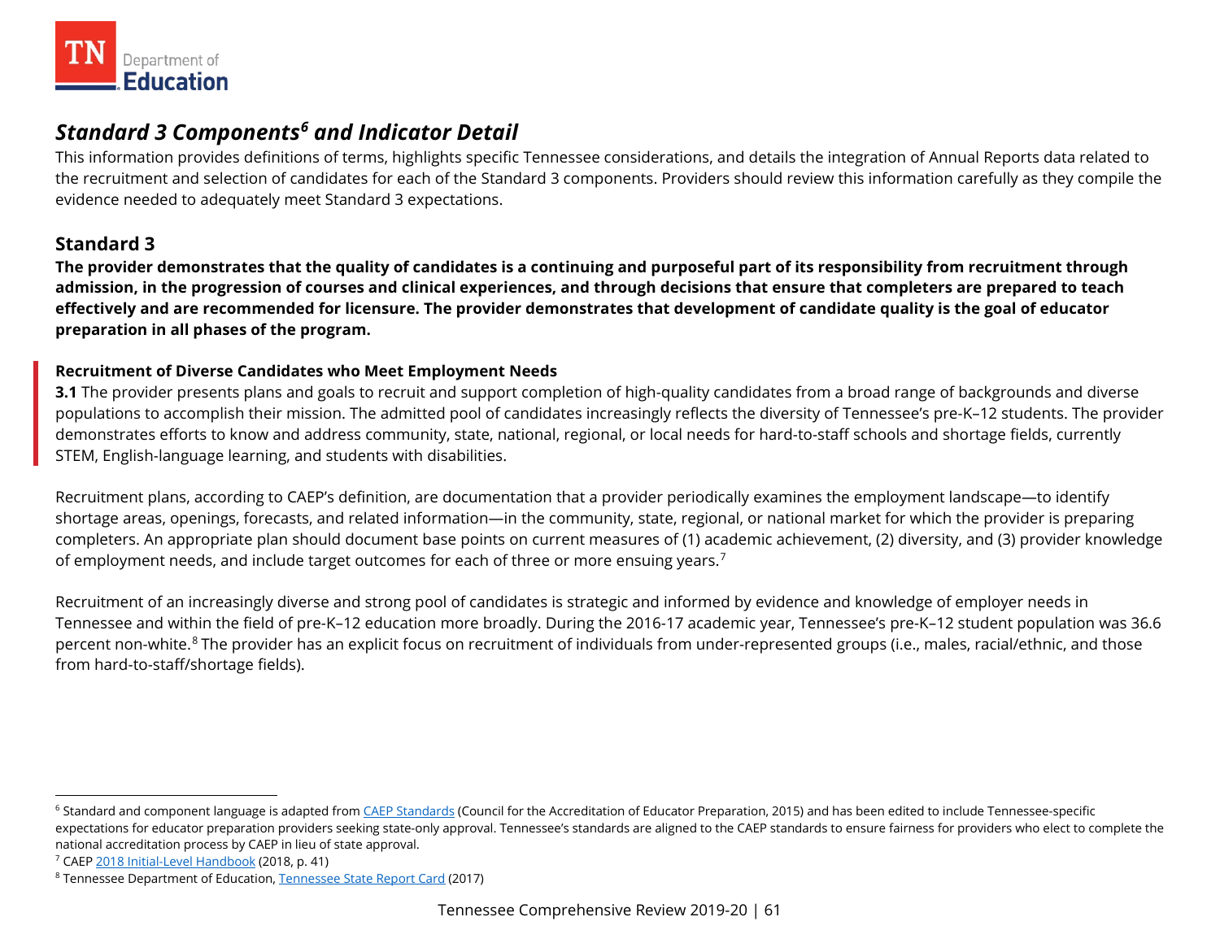## *Standard 3 Components[6] and Indicator Detail*

This information provides definitions of terms, highlights specific Tennessee considerations, and details the integration of Annual Reports data related to the recruitment and selection of candidates for each of the Standard 3 components. Providers should review this information carefully as they compile the evidence needed to adequately meet Standard 3 expectations.

### Standard 3

**The provider demonstrates that the quality of candidates is a continuing and purposeful part of its responsibility from recruitment through admission, in the progression of courses and clinical experiences, and through decisions that ensure that completers are prepared to teach effectively and are recommended for licensure. The provider demonstrates that development of candidate quality is the goal of educator preparation in all phases of the program.**

**Recruitment of Diverse Candidates who Meet Employment Needs**

**3.1** The provider presents plans and goals to recruit and support completion of high-quality candidates from a broad range of backgrounds and diverse populations to accomplish their mission. The admitted pool of candidates increasingly reflects the diversity of Tennessee's pre-K–12 students. The provider demonstrates efforts to know and address community, state, national, regional, or local needs for hard-to-staff schools and shortage fields, currently STEM, English-language learning, and students with disabilities.

Recruitment plans, according to CAEP's definition, are documentation that a provider periodically examines the employment landscape—to identify shortage areas, openings, forecasts, and related information—in the community, state, regional, or national market for which the provider is preparing completers. An appropriate plan should document base points on current measures of (1) academic achievement, (2) diversity, and (3) provider knowledge of employment needs, and include target outcomes for each of three or more ensuing years.[7]

Recruitment of an increasingly diverse and strong pool of candidates is strategic and informed by evidence and knowledge of employer needs in Tennessee and within the field of pre-K–12 education more broadly. During the 2016-17 academic year, Tennessee's pre-K–12 student population was 36.6 percent non-white.[8] The provider has an explicit focus on recruitment of individuals from under-represented groups (i.e., males, racial/ethnic, and those from hard-to-staff/shortage fields).

---

[6] Standard and component language is adapted from CAEP Standards (Council for the Accreditation of Educator Preparation, 2015) and has been edited to include Tennessee-specific expectations for educator preparation providers seeking state-only approval. Tennessee's standards are aligned to the CAEP standards to ensure fairness for providers who elect to complete the national accreditation process by CAEP in lieu of state approval.

[7] CAEP 2018 Initial-Level Handbook (2018, p. 41)

[8] Tennessee Department of Education, Tennessee State Report Card (2017)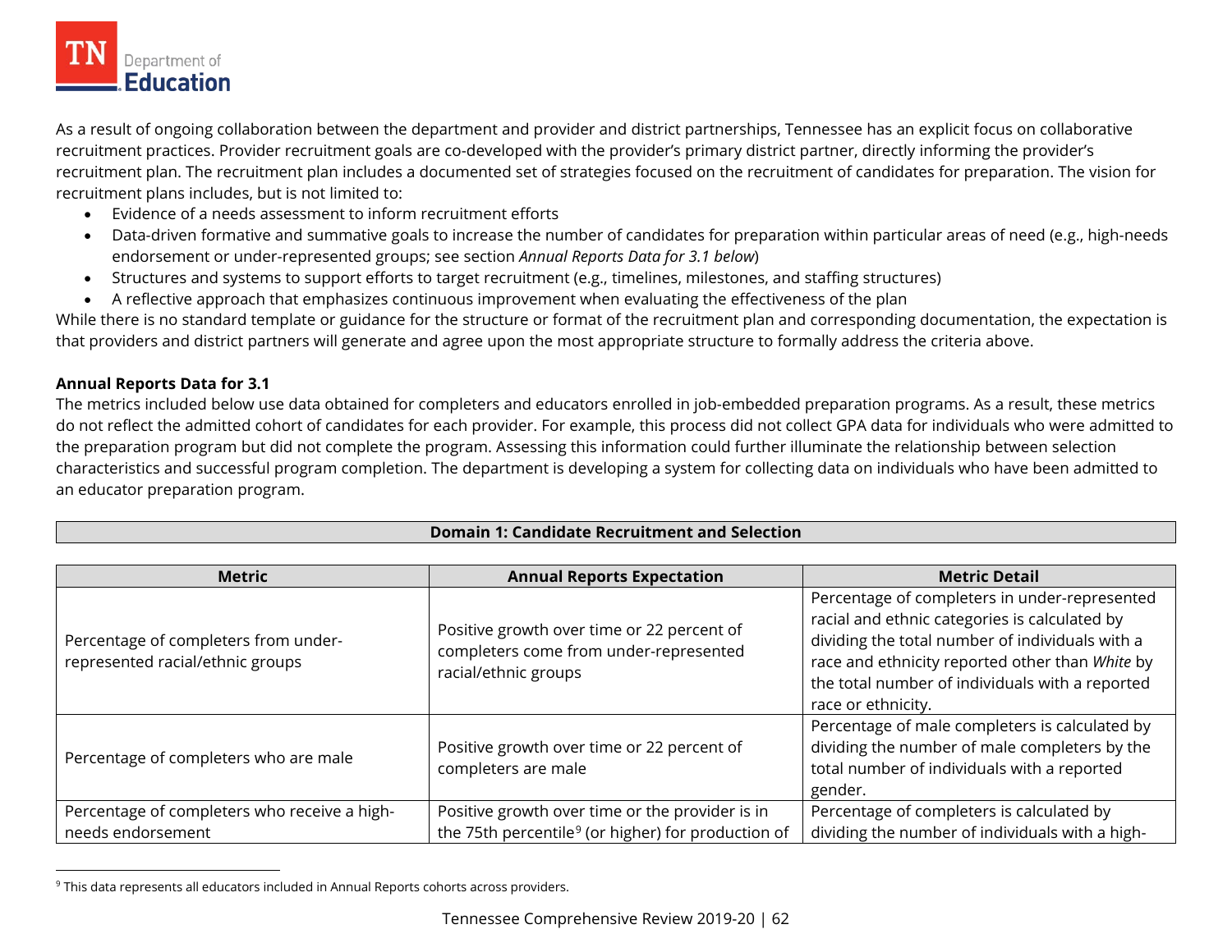As a result of ongoing collaboration between the department and provider and district partnerships, Tennessee has an explicit focus on collaborative recruitment practices. Provider recruitment goals are co-developed with the provider's primary district partner, directly informing the provider's recruitment plan. The recruitment plan includes a documented set of strategies focused on the recruitment of candidates for preparation. The vision for recruitment plans includes, but is not limited to:

- Evidence of a needs assessment to inform recruitment efforts
- Data-driven formative and summative goals to increase the number of candidates for preparation within particular areas of need (e.g., high-needs endorsement or under-represented groups; see section *Annual Reports Data for 3.1 below*)
- Structures and systems to support efforts to target recruitment (e.g., timelines, milestones, and staffing structures)
- A reflective approach that emphasizes continuous improvement when evaluating the effectiveness of the plan

While there is no standard template or guidance for the structure or format of the recruitment plan and corresponding documentation, the expectation is that providers and district partners will generate and agree upon the most appropriate structure to formally address the criteria above.

**Annual Reports Data for 3.1**

The metrics included below use data obtained for completers and educators enrolled in job-embedded preparation programs. As a result, these metrics do not reflect the admitted cohort of candidates for each provider. For example, this process did not collect GPA data for individuals who were admitted to the preparation program but did not complete the program. Assessing this information could further illuminate the relationship between selection characteristics and successful program completion. The department is developing a system for collecting data on individuals who have been admitted to an educator preparation program.

**Domain 1: Candidate Recruitment and Selection**

| Metric | Annual Reports Expectation | Metric Detail |
|---|---|---|
| Percentage of completers from under-represented racial/ethnic groups | Positive growth over time or 22 percent of completers come from under-represented racial/ethnic groups | Percentage of completers in under-represented racial and ethnic categories is calculated by dividing the total number of individuals with a race and ethnicity reported other than *White* by the total number of individuals with a reported race or ethnicity. |
| Percentage of completers who are male | Positive growth over time or 22 percent of completers are male | Percentage of male completers is calculated by dividing the number of male completers by the total number of individuals with a reported gender. |
| Percentage of completers who receive a high-needs endorsement | Positive growth over time or the provider is in the 75th percentile[9] (or higher) for production of | Percentage of completers is calculated by dividing the number of individuals with a high- |

[9] This data represents all educators included in Annual Reports cohorts across providers.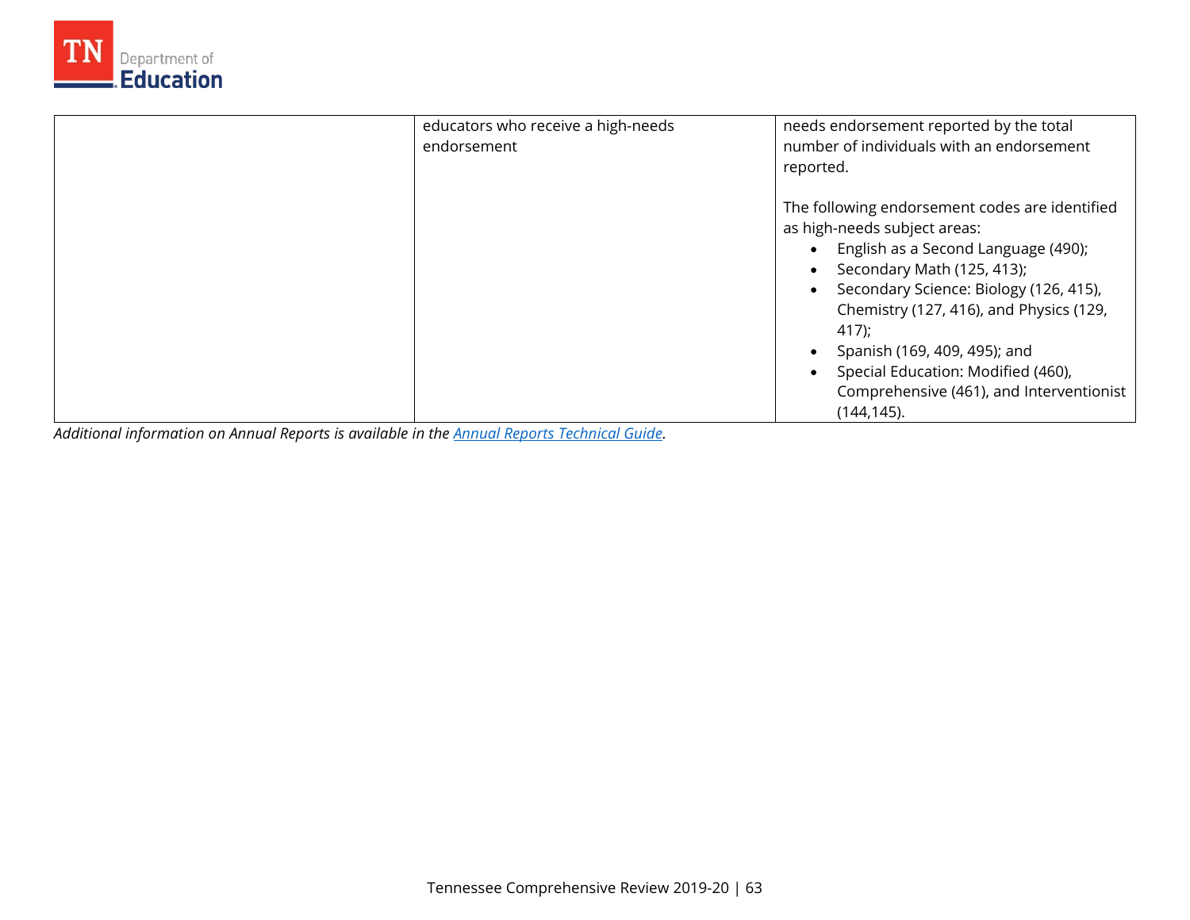| | | |
|---|---|---|
| | educators who receive a high-needs endorsement | needs endorsement reported by the total number of individuals with an endorsement reported.<br><br>The following endorsement codes are identified as high-needs subject areas:<br>• English as a Second Language (490);<br>• Secondary Math (125, 413);<br>• Secondary Science: Biology (126, 415), Chemistry (127, 416), and Physics (129, 417);<br>• Spanish (169, 409, 495); and<br>• Special Education: Modified (460), Comprehensive (461), and Interventionist (144,145). |

*Additional information on Annual Reports is available in the [Annual Reports Technical Guide](#).*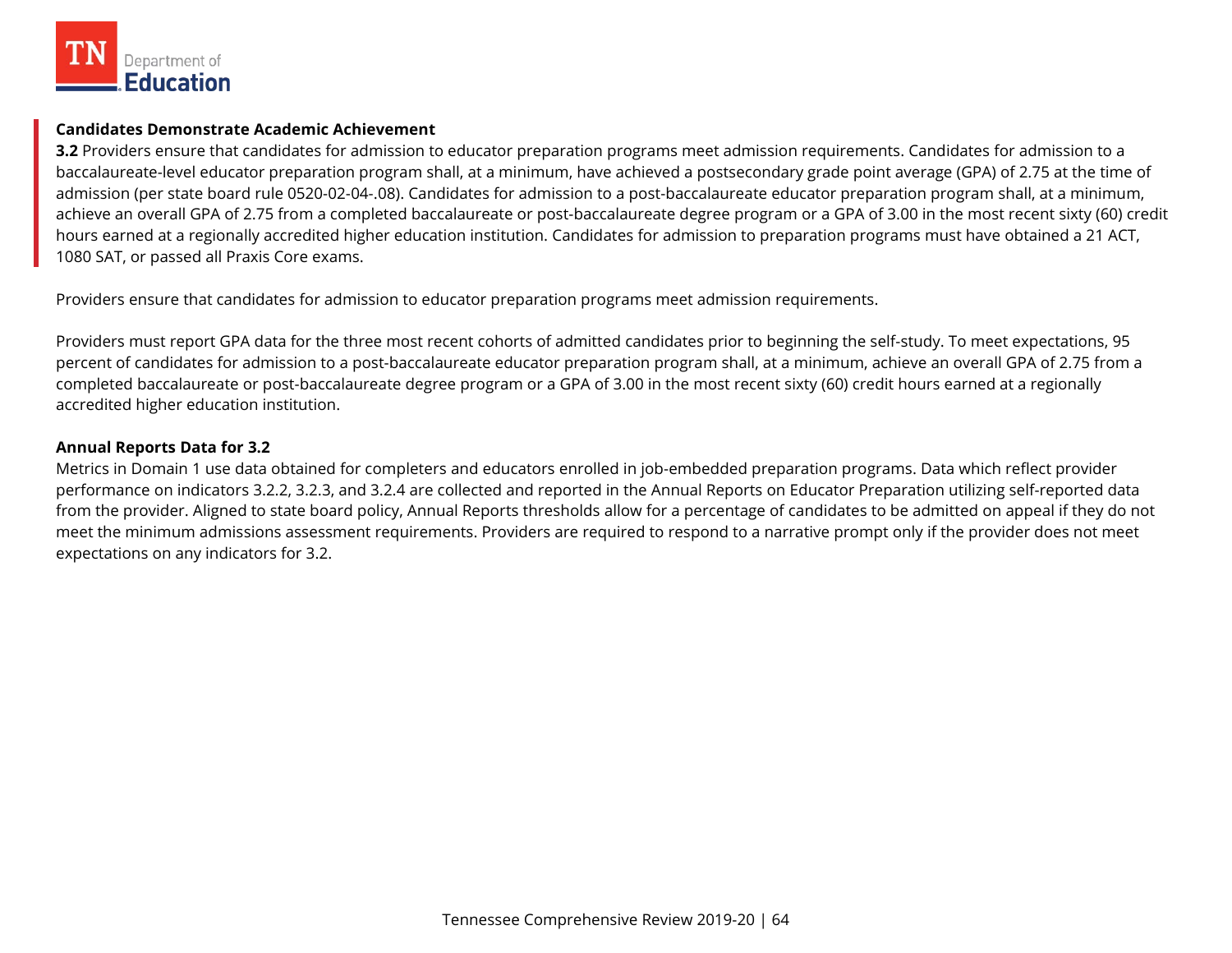**Candidates Demonstrate Academic Achievement**

**3.2** Providers ensure that candidates for admission to educator preparation programs meet admission requirements. Candidates for admission to a baccalaureate-level educator preparation program shall, at a minimum, have achieved a postsecondary grade point average (GPA) of 2.75 at the time of admission (per state board rule 0520-02-04-.08). Candidates for admission to a post-baccalaureate educator preparation program shall, at a minimum, achieve an overall GPA of 2.75 from a completed baccalaureate or post-baccalaureate degree program or a GPA of 3.00 in the most recent sixty (60) credit hours earned at a regionally accredited higher education institution. Candidates for admission to preparation programs must have obtained a 21 ACT, 1080 SAT, or passed all Praxis Core exams.

Providers ensure that candidates for admission to educator preparation programs meet admission requirements.

Providers must report GPA data for the three most recent cohorts of admitted candidates prior to beginning the self-study. To meet expectations, 95 percent of candidates for admission to a post-baccalaureate educator preparation program shall, at a minimum, achieve an overall GPA of 2.75 from a completed baccalaureate or post-baccalaureate degree program or a GPA of 3.00 in the most recent sixty (60) credit hours earned at a regionally accredited higher education institution.

**Annual Reports Data for 3.2**

Metrics in Domain 1 use data obtained for completers and educators enrolled in job-embedded preparation programs. Data which reflect provider performance on indicators 3.2.2, 3.2.3, and 3.2.4 are collected and reported in the Annual Reports on Educator Preparation utilizing self-reported data from the provider. Aligned to state board policy, Annual Reports thresholds allow for a percentage of candidates to be admitted on appeal if they do not meet the minimum admissions assessment requirements. Providers are required to respond to a narrative prompt only if the provider does not meet expectations on any indicators for 3.2.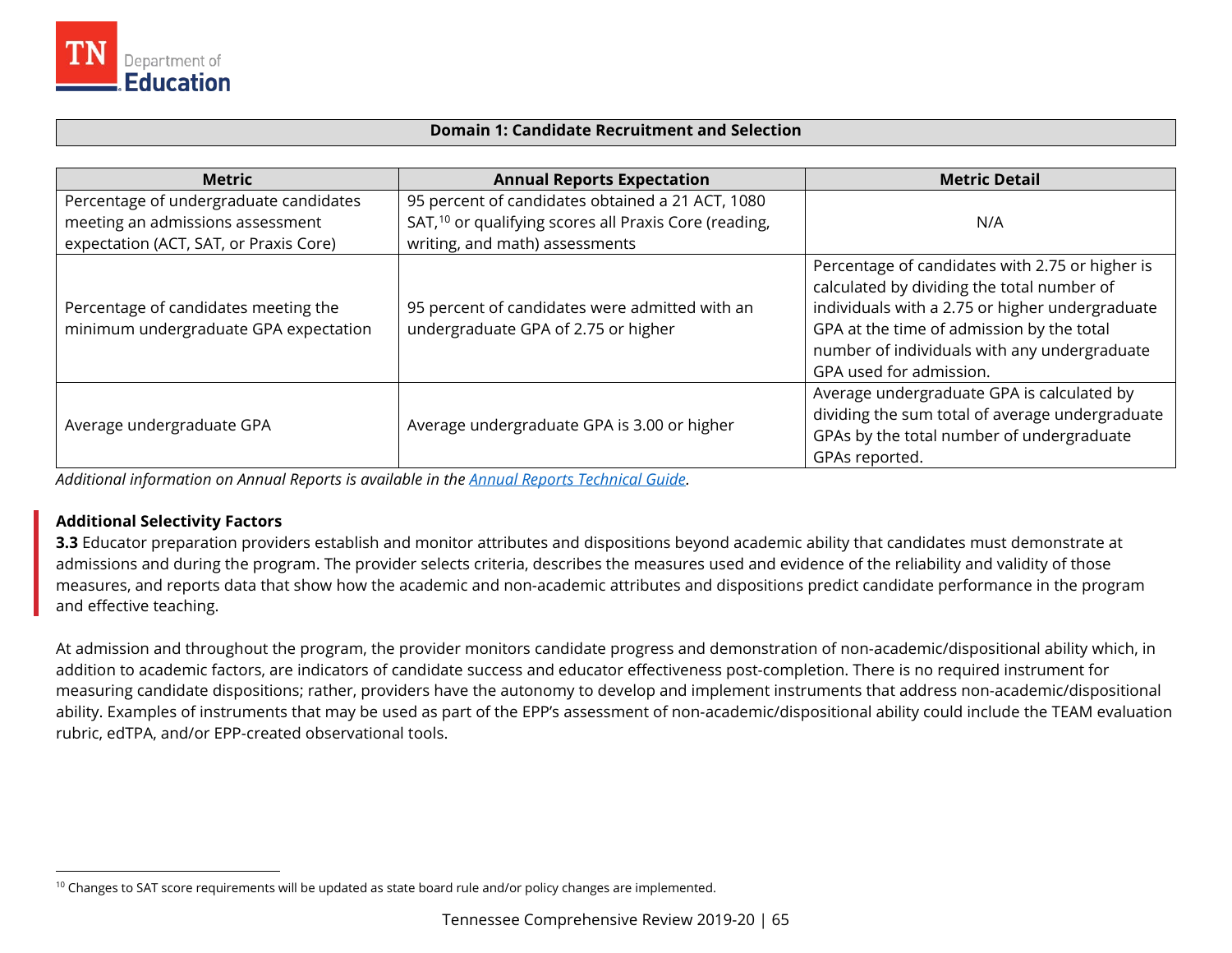## Domain 1: Candidate Recruitment and Selection

| Metric | Annual Reports Expectation | Metric Detail |
|---|---|---|
| Percentage of undergraduate candidates meeting an admissions assessment expectation (ACT, SAT, or Praxis Core) | 95 percent of candidates obtained a 21 ACT, 1080 SAT,[10] or qualifying scores all Praxis Core (reading, writing, and math) assessments | N/A |
| Percentage of candidates meeting the minimum undergraduate GPA expectation | 95 percent of candidates were admitted with an undergraduate GPA of 2.75 or higher | Percentage of candidates with 2.75 or higher is calculated by dividing the total number of individuals with a 2.75 or higher undergraduate GPA at the time of admission by the total number of individuals with any undergraduate GPA used for admission. |
| Average undergraduate GPA | Average undergraduate GPA is 3.00 or higher | Average undergraduate GPA is calculated by dividing the sum total of average undergraduate GPAs by the total number of undergraduate GPAs reported. |

*Additional information on Annual Reports is available in the Annual Reports Technical Guide.*

**Additional Selectivity Factors**

**3.3** Educator preparation providers establish and monitor attributes and dispositions beyond academic ability that candidates must demonstrate at admissions and during the program. The provider selects criteria, describes the measures used and evidence of the reliability and validity of those measures, and reports data that show how the academic and non-academic attributes and dispositions predict candidate performance in the program and effective teaching.

At admission and throughout the program, the provider monitors candidate progress and demonstration of non-academic/dispositional ability which, in addition to academic factors, are indicators of candidate success and educator effectiveness post-completion. There is no required instrument for measuring candidate dispositions; rather, providers have the autonomy to develop and implement instruments that address non-academic/dispositional ability. Examples of instruments that may be used as part of the EPP's assessment of non-academic/dispositional ability could include the TEAM evaluation rubric, edTPA, and/or EPP-created observational tools.

[10] Changes to SAT score requirements will be updated as state board rule and/or policy changes are implemented.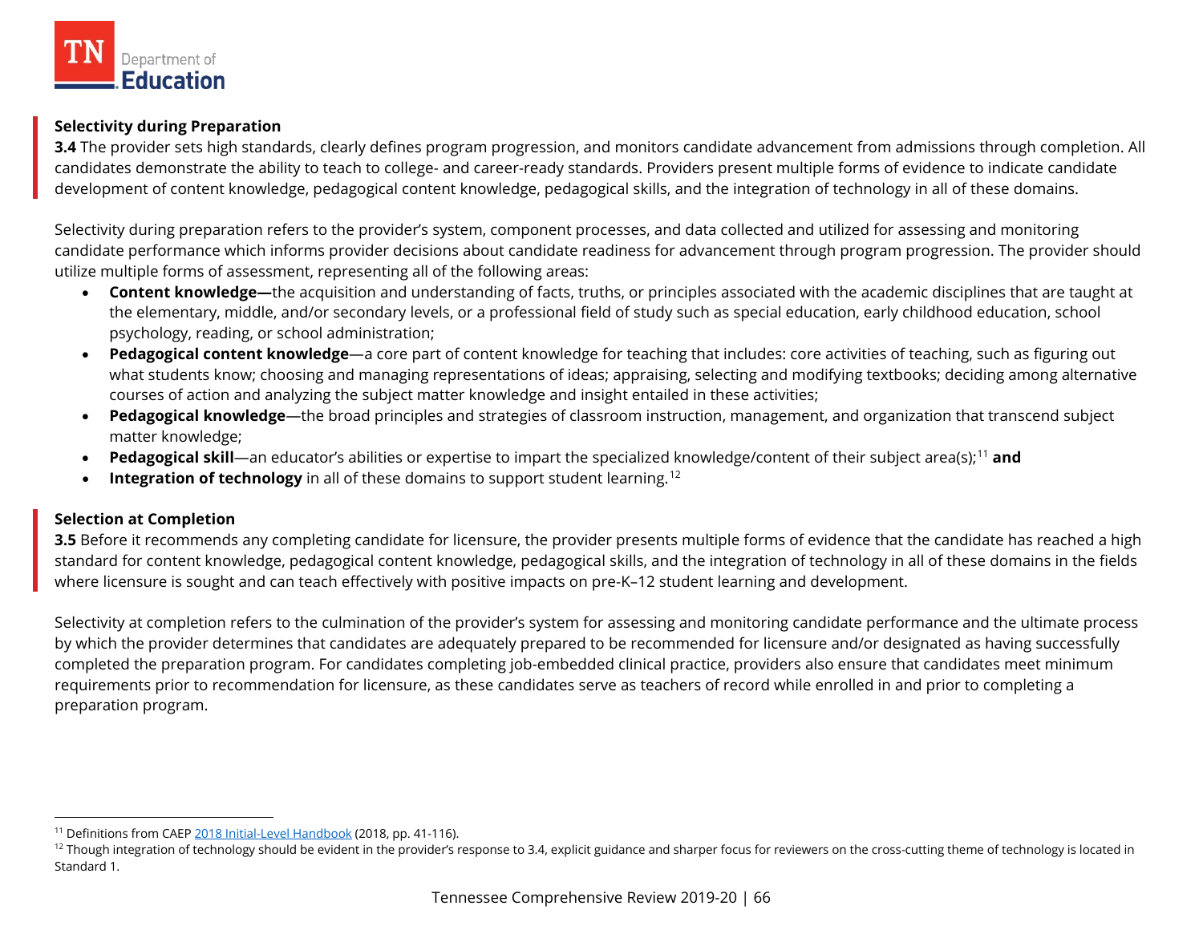### Selectivity during Preparation

**3.4** The provider sets high standards, clearly defines program progression, and monitors candidate advancement from admissions through completion. All candidates demonstrate the ability to teach to college- and career-ready standards. Providers present multiple forms of evidence to indicate candidate development of content knowledge, pedagogical content knowledge, pedagogical skills, and the integration of technology in all of these domains.

Selectivity during preparation refers to the provider's system, component processes, and data collected and utilized for assessing and monitoring candidate performance which informs provider decisions about candidate readiness for advancement through program progression. The provider should utilize multiple forms of assessment, representing all of the following areas:

- **Content knowledge—**the acquisition and understanding of facts, truths, or principles associated with the academic disciplines that are taught at the elementary, middle, and/or secondary levels, or a professional field of study such as special education, early childhood education, school psychology, reading, or school administration;
- **Pedagogical content knowledge**—a core part of content knowledge for teaching that includes: core activities of teaching, such as figuring out what students know; choosing and managing representations of ideas; appraising, selecting and modifying textbooks; deciding among alternative courses of action and analyzing the subject matter knowledge and insight entailed in these activities;
- **Pedagogical knowledge**—the broad principles and strategies of classroom instruction, management, and organization that transcend subject matter knowledge;
- **Pedagogical skill**—an educator's abilities or expertise to impart the specialized knowledge/content of their subject area(s);[11] **and**
- **Integration of technology** in all of these domains to support student learning.[12]

### Selection at Completion

**3.5** Before it recommends any completing candidate for licensure, the provider presents multiple forms of evidence that the candidate has reached a high standard for content knowledge, pedagogical content knowledge, pedagogical skills, and the integration of technology in all of these domains in the fields where licensure is sought and can teach effectively with positive impacts on pre-K–12 student learning and development.

Selectivity at completion refers to the culmination of the provider's system for assessing and monitoring candidate performance and the ultimate process by which the provider determines that candidates are adequately prepared to be recommended for licensure and/or designated as having successfully completed the preparation program. For candidates completing job-embedded clinical practice, providers also ensure that candidates meet minimum requirements prior to recommendation for licensure, as these candidates serve as teachers of record while enrolled in and prior to completing a preparation program.

---

[11] Definitions from CAEP 2018 Initial-Level Handbook (2018, pp. 41-116).

[12] Though integration of technology should be evident in the provider's response to 3.4, explicit guidance and sharper focus for reviewers on the cross-cutting theme of technology is located in Standard 1.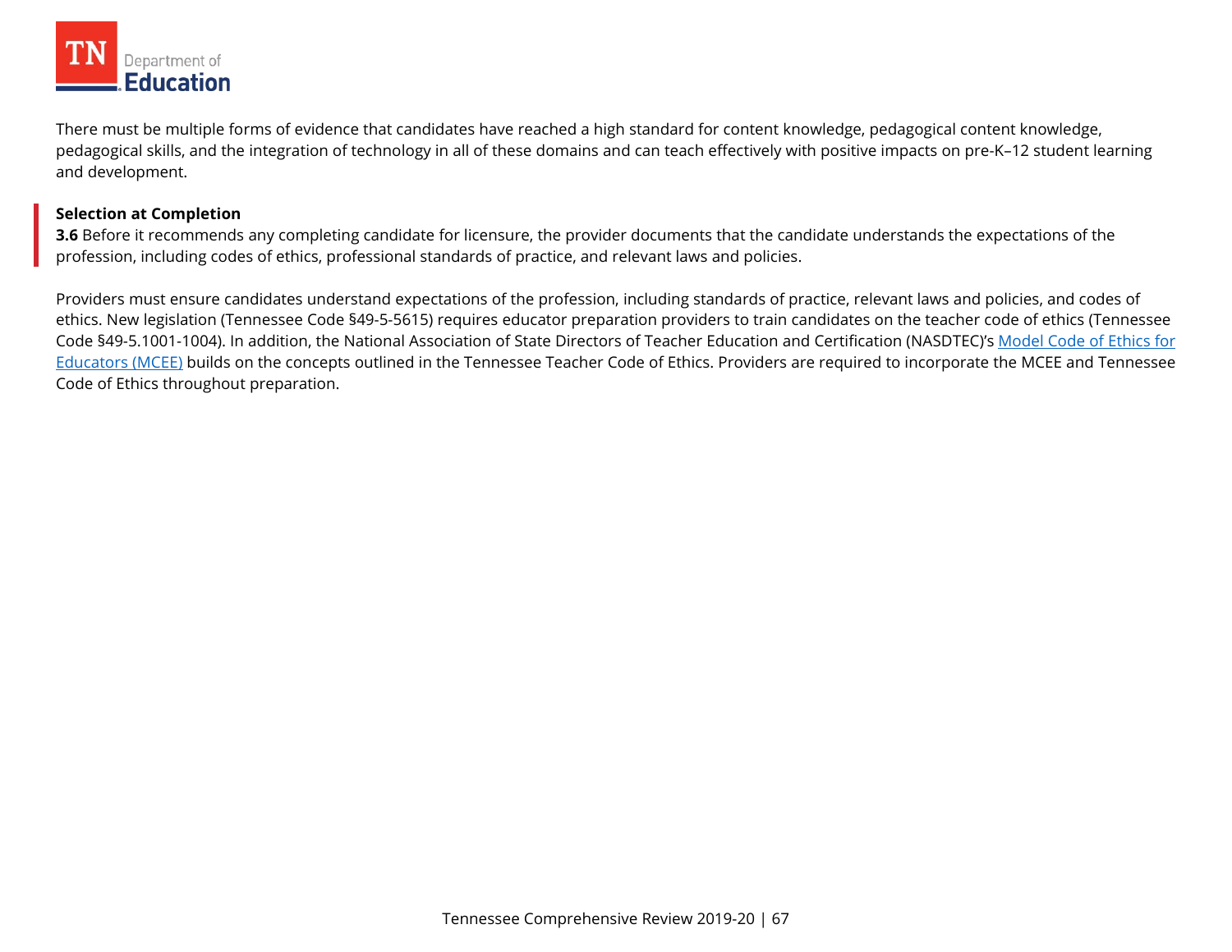There must be multiple forms of evidence that candidates have reached a high standard for content knowledge, pedagogical content knowledge, pedagogical skills, and the integration of technology in all of these domains and can teach effectively with positive impacts on pre-K–12 student learning and development.

**Selection at Completion**

**3.6** Before it recommends any completing candidate for licensure, the provider documents that the candidate understands the expectations of the profession, including codes of ethics, professional standards of practice, and relevant laws and policies.

Providers must ensure candidates understand expectations of the profession, including standards of practice, relevant laws and policies, and codes of ethics. New legislation (Tennessee Code §49-5-5615) requires educator preparation providers to train candidates on the teacher code of ethics (Tennessee Code §49-5.1001-1004). In addition, the National Association of State Directors of Teacher Education and Certification (NASDTEC)'s Model Code of Ethics for Educators (MCEE) builds on the concepts outlined in the Tennessee Teacher Code of Ethics. Providers are required to incorporate the MCEE and Tennessee Code of Ethics throughout preparation.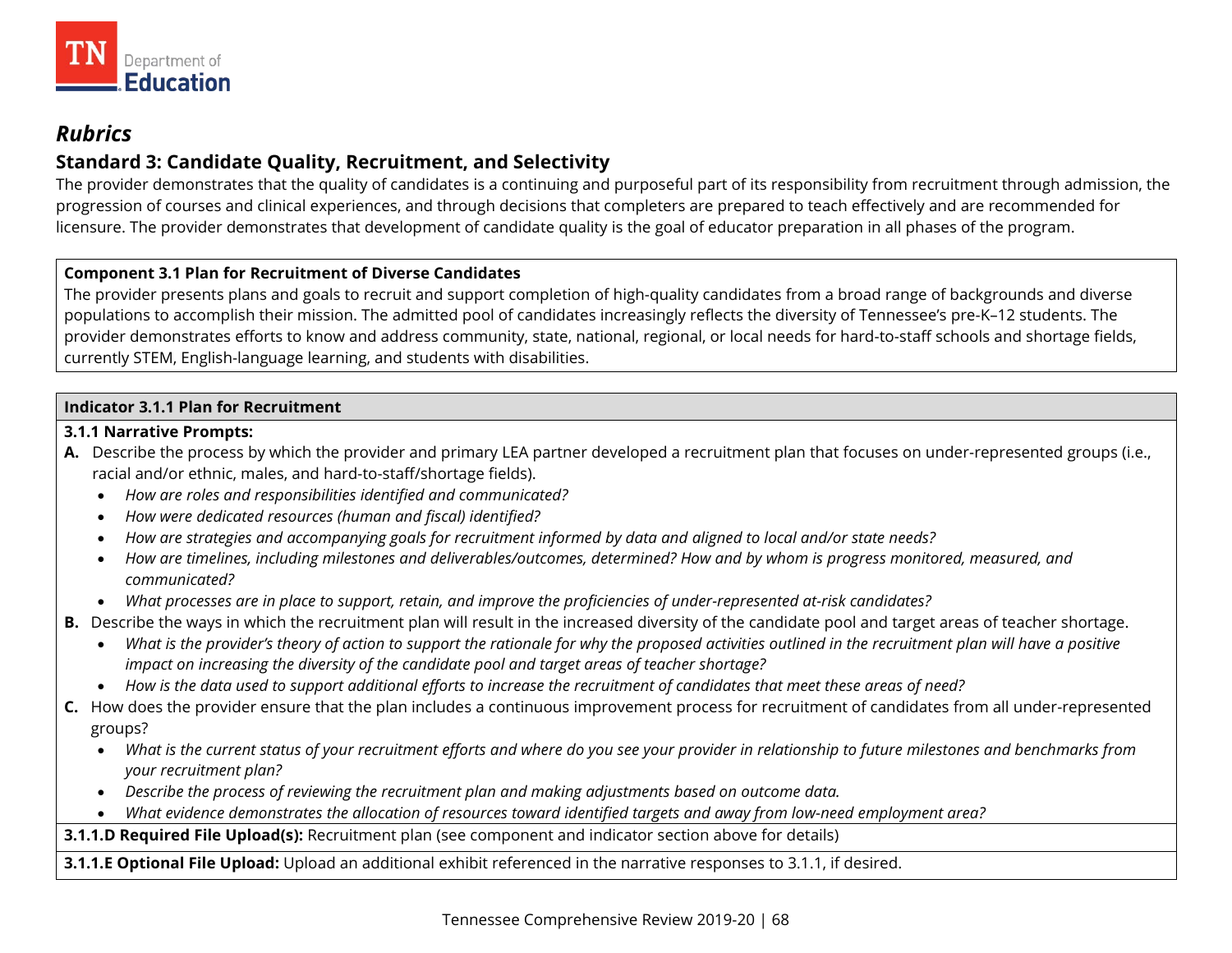## *Rubrics*

### Standard 3: Candidate Quality, Recruitment, and Selectivity

The provider demonstrates that the quality of candidates is a continuing and purposeful part of its responsibility from recruitment through admission, the progression of courses and clinical experiences, and through decisions that completers are prepared to teach effectively and are recommended for licensure. The provider demonstrates that development of candidate quality is the goal of educator preparation in all phases of the program.

**Component 3.1 Plan for Recruitment of Diverse Candidates**

The provider presents plans and goals to recruit and support completion of high-quality candidates from a broad range of backgrounds and diverse populations to accomplish their mission. The admitted pool of candidates increasingly reflects the diversity of Tennessee's pre-K–12 students. The provider demonstrates efforts to know and address community, state, national, regional, or local needs for hard-to-staff schools and shortage fields, currently STEM, English-language learning, and students with disabilities.

**Indicator 3.1.1 Plan for Recruitment**

**3.1.1 Narrative Prompts:**

**A.** Describe the process by which the provider and primary LEA partner developed a recruitment plan that focuses on under-represented groups (i.e., racial and/or ethnic, males, and hard-to-staff/shortage fields).

- *How are roles and responsibilities identified and communicated?*
- *How were dedicated resources (human and fiscal) identified?*
- *How are strategies and accompanying goals for recruitment informed by data and aligned to local and/or state needs?*
- *How are timelines, including milestones and deliverables/outcomes, determined? How and by whom is progress monitored, measured, and communicated?*
- *What processes are in place to support, retain, and improve the proficiencies of under-represented at-risk candidates?*

**B.** Describe the ways in which the recruitment plan will result in the increased diversity of the candidate pool and target areas of teacher shortage.

- *What is the provider's theory of action to support the rationale for why the proposed activities outlined in the recruitment plan will have a positive impact on increasing the diversity of the candidate pool and target areas of teacher shortage?*
- *How is the data used to support additional efforts to increase the recruitment of candidates that meet these areas of need?*

**C.** How does the provider ensure that the plan includes a continuous improvement process for recruitment of candidates from all under-represented groups?

- *What is the current status of your recruitment efforts and where do you see your provider in relationship to future milestones and benchmarks from your recruitment plan?*
- *Describe the process of reviewing the recruitment plan and making adjustments based on outcome data.*
- *What evidence demonstrates the allocation of resources toward identified targets and away from low-need employment area?*

**3.1.1.D Required File Upload(s):** Recruitment plan (see component and indicator section above for details)

**3.1.1.E Optional File Upload:** Upload an additional exhibit referenced in the narrative responses to 3.1.1, if desired.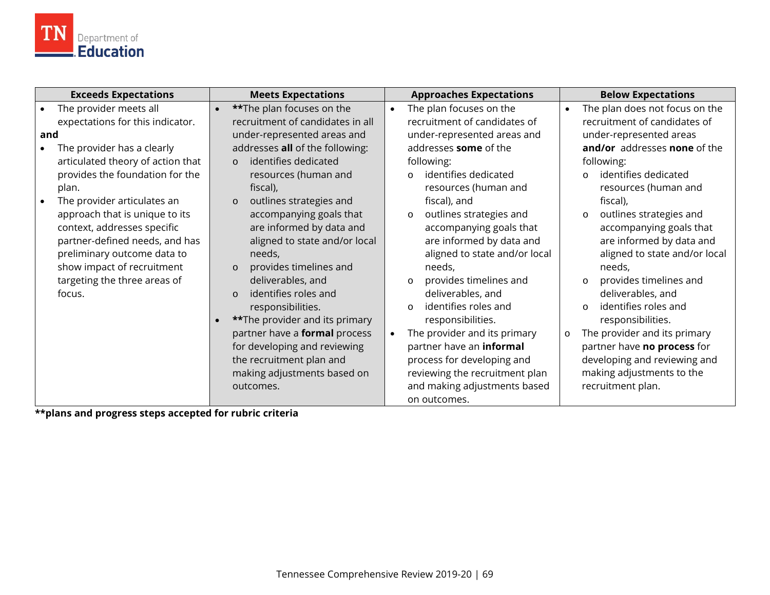| Exceeds Expectations | Meets Expectations | Approaches Expectations | Below Expectations |
|---|---|---|---|
| • The provider meets all expectations for this indicator.<br>**and**<br>• The provider has a clearly articulated theory of action that provides the foundation for the plan.<br>• The provider articulates an approach that is unique to its context, addresses specific partner-defined needs, and has preliminary outcome data to show impact of recruitment targeting the three areas of focus. | • **The plan focuses on the recruitment of candidates in all under-represented areas and addresses **all** of the following:<br>o identifies dedicated resources (human and fiscal),<br>o outlines strategies and accompanying goals that are informed by data and aligned to state and/or local needs,<br>o provides timelines and deliverables, and<br>o identifies roles and responsibilities.<br>• **The provider and its primary partner have a **formal** process for developing and reviewing the recruitment plan and making adjustments based on outcomes. | • The plan focuses on the recruitment of candidates of under-represented areas and addresses **some** of the following:<br>o identifies dedicated resources (human and fiscal), and<br>o outlines strategies and accompanying goals that are informed by data and aligned to state and/or local needs,<br>o provides timelines and deliverables, and<br>o identifies roles and responsibilities.<br>• The provider and its primary partner have an **informal** process for developing and reviewing the recruitment plan and making adjustments based on outcomes. | • The plan does not focus on the recruitment of candidates of under-represented areas **and/or** addresses **none** of the following:<br>o identifies dedicated resources (human and fiscal),<br>o outlines strategies and accompanying goals that are informed by data and aligned to state and/or local needs,<br>o provides timelines and deliverables, and<br>o identifies roles and responsibilities.<br>o The provider and its primary partner have **no process** for developing and reviewing and making adjustments to the recruitment plan. |

****plans and progress steps accepted for rubric criteria**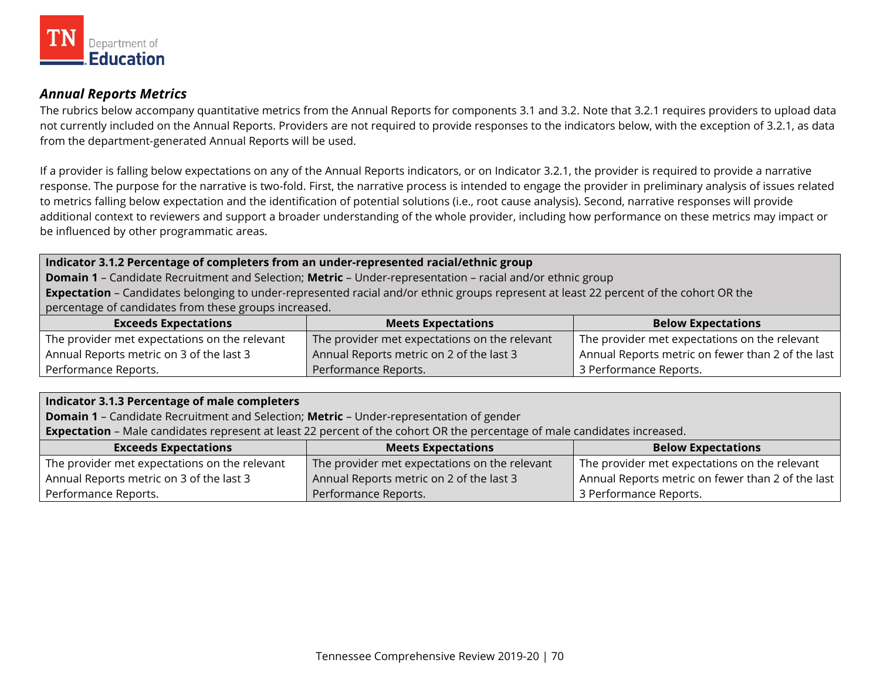### *Annual Reports Metrics*

The rubrics below accompany quantitative metrics from the Annual Reports for components 3.1 and 3.2. Note that 3.2.1 requires providers to upload data not currently included on the Annual Reports. Providers are not required to provide responses to the indicators below, with the exception of 3.2.1, as data from the department-generated Annual Reports will be used.

If a provider is falling below expectations on any of the Annual Reports indicators, or on Indicator 3.2.1, the provider is required to provide a narrative response. The purpose for the narrative is two-fold. First, the narrative process is intended to engage the provider in preliminary analysis of issues related to metrics falling below expectation and the identification of potential solutions (i.e., root cause analysis). Second, narrative responses will provide additional context to reviewers and support a broader understanding of the whole provider, including how performance on these metrics may impact or be influenced by other programmatic areas.

**Indicator 3.1.2 Percentage of completers from an under-represented racial/ethnic group**
**Domain 1** – Candidate Recruitment and Selection; **Metric** – Under-representation – racial and/or ethnic group
**Expectation** – Candidates belonging to under-represented racial and/or ethnic groups represent at least 22 percent of the cohort OR the percentage of candidates from these groups increased.

| Exceeds Expectations | Meets Expectations | Below Expectations |
|---|---|---|
| The provider met expectations on the relevant Annual Reports metric on 3 of the last 3 Performance Reports. | The provider met expectations on the relevant Annual Reports metric on 2 of the last 3 Performance Reports. | The provider met expectations on the relevant Annual Reports metric on fewer than 2 of the last 3 Performance Reports. |

**Indicator 3.1.3 Percentage of male completers**
**Domain 1** – Candidate Recruitment and Selection; **Metric** – Under-representation of gender
**Expectation** – Male candidates represent at least 22 percent of the cohort OR the percentage of male candidates increased.

| Exceeds Expectations | Meets Expectations | Below Expectations |
|---|---|---|
| The provider met expectations on the relevant Annual Reports metric on 3 of the last 3 Performance Reports. | The provider met expectations on the relevant Annual Reports metric on 2 of the last 3 Performance Reports. | The provider met expectations on the relevant Annual Reports metric on fewer than 2 of the last 3 Performance Reports. |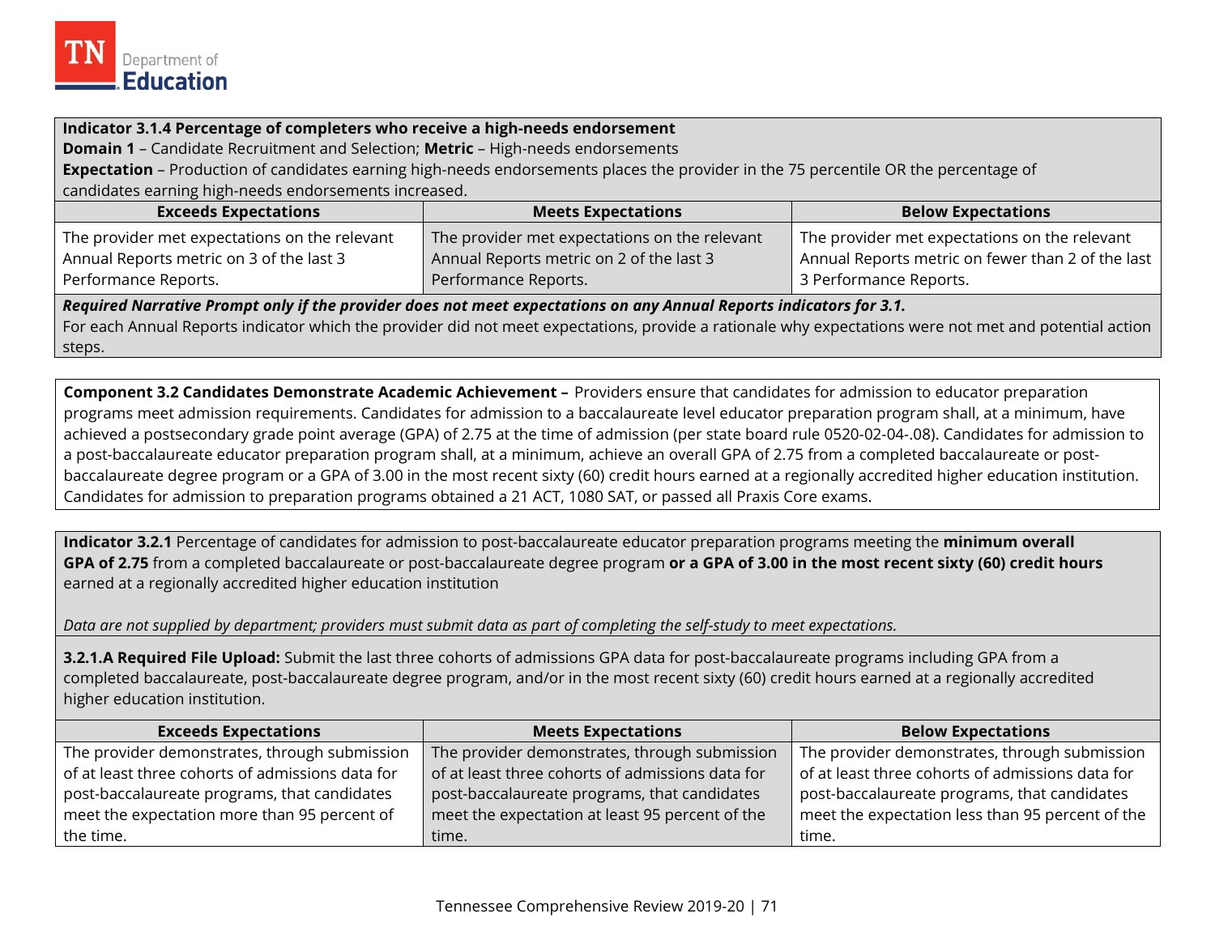**Indicator 3.1.4 Percentage of completers who receive a high-needs endorsement**
**Domain 1** – Candidate Recruitment and Selection; **Metric** – High-needs endorsements
**Expectation** – Production of candidates earning high-needs endorsements places the provider in the 75 percentile OR the percentage of candidates earning high-needs endorsements increased.

| Exceeds Expectations | Meets Expectations | Below Expectations |
|---|---|---|
| The provider met expectations on the relevant Annual Reports metric on 3 of the last 3 Performance Reports. | The provider met expectations on the relevant Annual Reports metric on 2 of the last 3 Performance Reports. | The provider met expectations on the relevant Annual Reports metric on fewer than 2 of the last 3 Performance Reports. |

***Required Narrative Prompt only if the provider does not meet expectations on any Annual Reports indicators for 3.1.***
For each Annual Reports indicator which the provider did not meet expectations, provide a rationale why expectations were not met and potential action steps.

**Component 3.2 Candidates Demonstrate Academic Achievement –** Providers ensure that candidates for admission to educator preparation programs meet admission requirements. Candidates for admission to a baccalaureate level educator preparation program shall, at a minimum, have achieved a postsecondary grade point average (GPA) of 2.75 at the time of admission (per state board rule 0520-02-04-.08). Candidates for admission to a post-baccalaureate educator preparation program shall, at a minimum, achieve an overall GPA of 2.75 from a completed baccalaureate or post-baccalaureate degree program or a GPA of 3.00 in the most recent sixty (60) credit hours earned at a regionally accredited higher education institution. Candidates for admission to preparation programs obtained a 21 ACT, 1080 SAT, or passed all Praxis Core exams.

**Indicator 3.2.1** Percentage of candidates for admission to post-baccalaureate educator preparation programs meeting the **minimum overall GPA of 2.75** from a completed baccalaureate or post-baccalaureate degree program **or a GPA of 3.00 in the most recent sixty (60) credit hours** earned at a regionally accredited higher education institution

*Data are not supplied by department; providers must submit data as part of completing the self-study to meet expectations.*

**3.2.1.A Required File Upload:** Submit the last three cohorts of admissions GPA data for post-baccalaureate programs including GPA from a completed baccalaureate, post-baccalaureate degree program, and/or in the most recent sixty (60) credit hours earned at a regionally accredited higher education institution.

| Exceeds Expectations | Meets Expectations | Below Expectations |
|---|---|---|
| The provider demonstrates, through submission of at least three cohorts of admissions data for post-baccalaureate programs, that candidates meet the expectation more than 95 percent of the time. | The provider demonstrates, through submission of at least three cohorts of admissions data for post-baccalaureate programs, that candidates meet the expectation at least 95 percent of the time. | The provider demonstrates, through submission of at least three cohorts of admissions data for post-baccalaureate programs, that candidates meet the expectation less than 95 percent of the time. |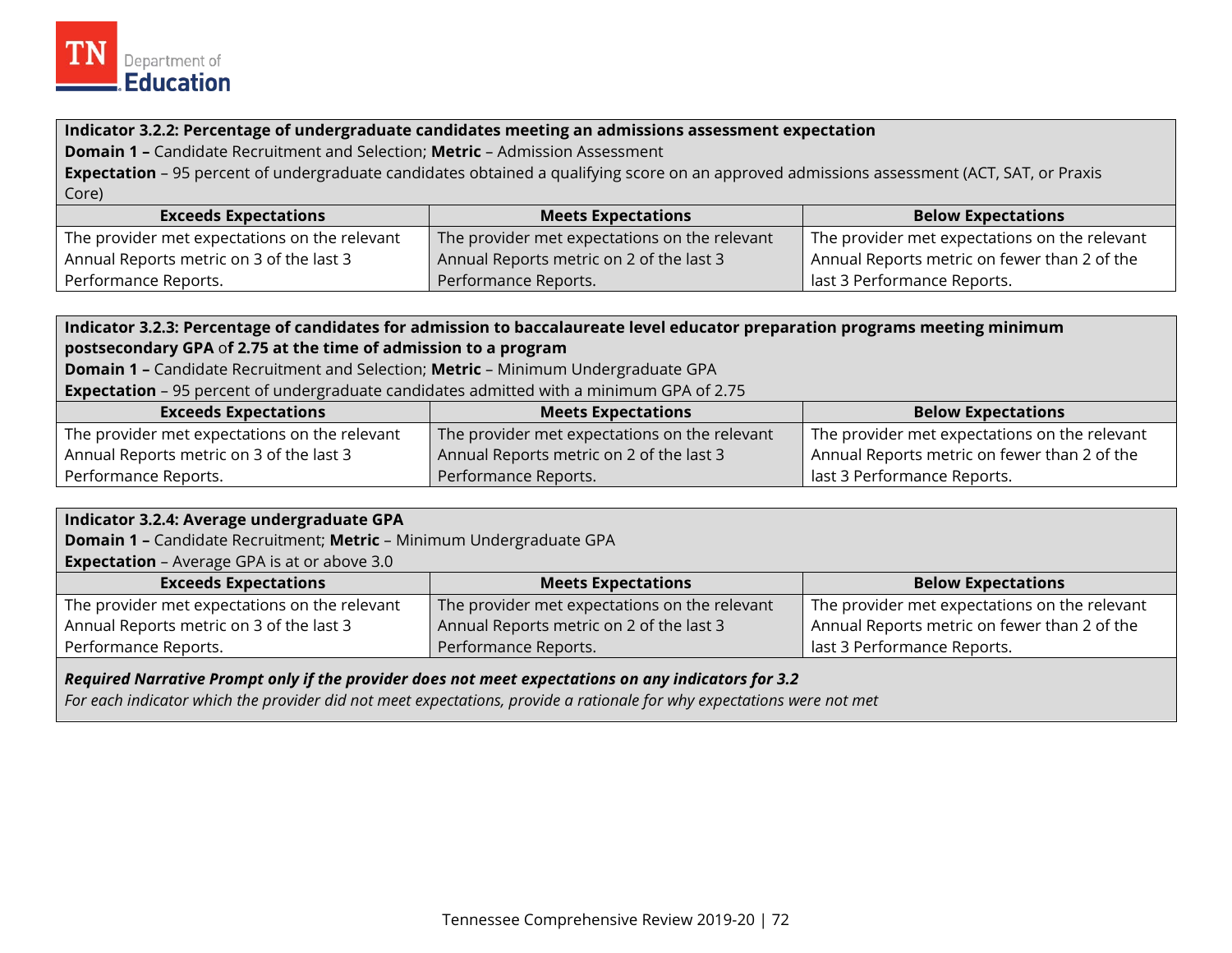**Indicator 3.2.2: Percentage of undergraduate candidates meeting an admissions assessment expectation**
**Domain 1 –** Candidate Recruitment and Selection; **Metric** – Admission Assessment
**Expectation** – 95 percent of undergraduate candidates obtained a qualifying score on an approved admissions assessment (ACT, SAT, or Praxis Core)

| Exceeds Expectations | Meets Expectations | Below Expectations |
|---|---|---|
| The provider met expectations on the relevant Annual Reports metric on 3 of the last 3 Performance Reports. | The provider met expectations on the relevant Annual Reports metric on 2 of the last 3 Performance Reports. | The provider met expectations on the relevant Annual Reports metric on fewer than 2 of the last 3 Performance Reports. |

**Indicator 3.2.3: Percentage of candidates for admission to baccalaureate level educator preparation programs meeting minimum postsecondary GPA** of **2.75 at the time of admission to a program**
**Domain 1 –** Candidate Recruitment and Selection; **Metric** – Minimum Undergraduate GPA
**Expectation** – 95 percent of undergraduate candidates admitted with a minimum GPA of 2.75

| Exceeds Expectations | Meets Expectations | Below Expectations |
|---|---|---|
| The provider met expectations on the relevant Annual Reports metric on 3 of the last 3 Performance Reports. | The provider met expectations on the relevant Annual Reports metric on 2 of the last 3 Performance Reports. | The provider met expectations on the relevant Annual Reports metric on fewer than 2 of the last 3 Performance Reports. |

**Indicator 3.2.4: Average undergraduate GPA**
**Domain 1 –** Candidate Recruitment; **Metric** – Minimum Undergraduate GPA
**Expectation** – Average GPA is at or above 3.0

| Exceeds Expectations | Meets Expectations | Below Expectations |
|---|---|---|
| The provider met expectations on the relevant Annual Reports metric on 3 of the last 3 Performance Reports. | The provider met expectations on the relevant Annual Reports metric on 2 of the last 3 Performance Reports. | The provider met expectations on the relevant Annual Reports metric on fewer than 2 of the last 3 Performance Reports. |

***Required Narrative Prompt only if the provider does not meet expectations on any indicators for 3.2***
*For each indicator which the provider did not meet expectations, provide a rationale for why expectations were not met*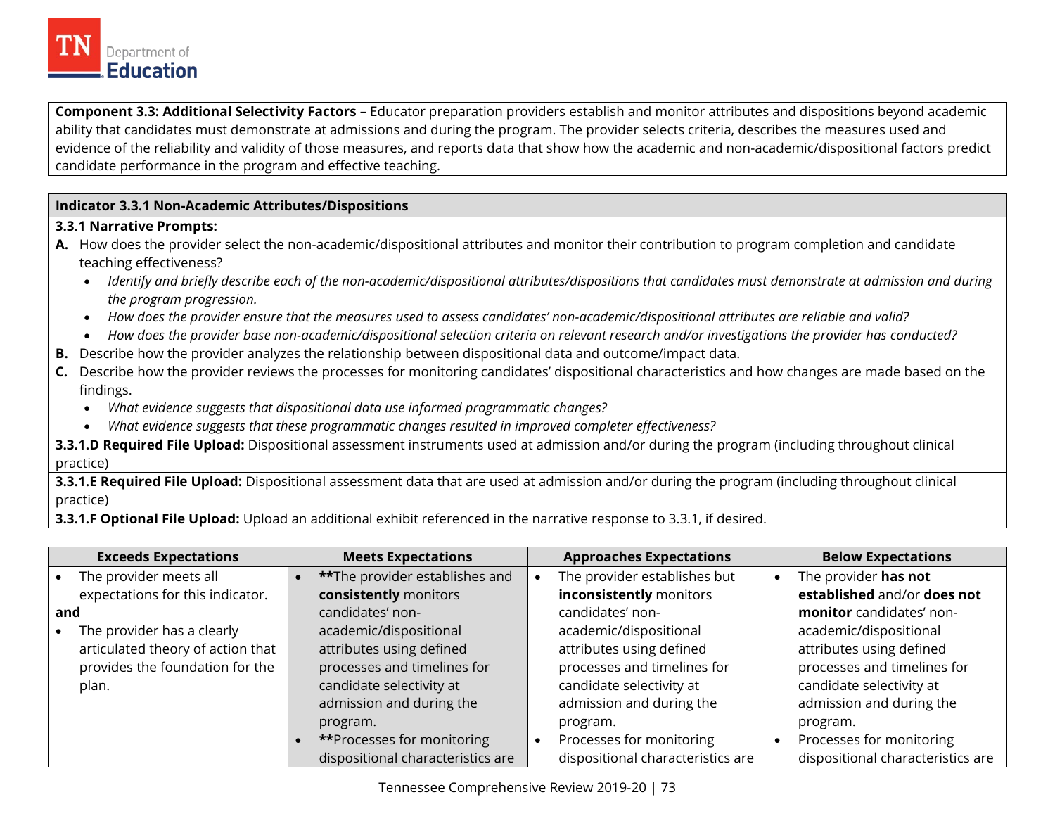| **Component 3.3: Additional Selectivity Factors –** Educator preparation providers establish and monitor attributes and dispositions beyond academic ability that candidates must demonstrate at admissions and during the program. The provider selects criteria, describes the measures used and evidence of the reliability and validity of those measures, and reports data that show how the academic and non-academic/dispositional factors predict candidate performance in the program and effective teaching. |
|---|

| **Indicator 3.3.1 Non-Academic Attributes/Dispositions** |
|---|
| **3.3.1 Narrative Prompts:**<br>**A.** How does the provider select the non-academic/dispositional attributes and monitor their contribution to program completion and candidate teaching effectiveness?<br>• *Identify and briefly describe each of the non-academic/dispositional attributes/dispositions that candidates must demonstrate at admission and during the program progression.*<br>• *How does the provider ensure that the measures used to assess candidates' non-academic/dispositional attributes are reliable and valid?*<br>• *How does the provider base non-academic/dispositional selection criteria on relevant research and/or investigations the provider has conducted?*<br>**B.** Describe how the provider analyzes the relationship between dispositional data and outcome/impact data.<br>**C.** Describe how the provider reviews the processes for monitoring candidates' dispositional characteristics and how changes are made based on the findings.<br>• *What evidence suggests that dispositional data use informed programmatic changes?*<br>• *What evidence suggests that these programmatic changes resulted in improved completer effectiveness?* |
| **3.3.1.D Required File Upload:** Dispositional assessment instruments used at admission and/or during the program (including throughout clinical practice) |
| **3.3.1.E Required File Upload:** Dispositional assessment data that are used at admission and/or during the program (including throughout clinical practice) |
| **3.3.1.F Optional File Upload:** Upload an additional exhibit referenced in the narrative response to 3.3.1, if desired. |

| Exceeds Expectations | Meets Expectations | Approaches Expectations | Below Expectations |
|---|---|---|---|
| • The provider meets all expectations for this indicator.<br>**and**<br>• The provider has a clearly articulated theory of action that provides the foundation for the plan. | • **\*\***The provider establishes and **consistently** monitors candidates' non-academic/dispositional attributes using defined processes and timelines for candidate selectivity at admission and during the program.<br>• **\*\***Processes for monitoring dispositional characteristics are | • The provider establishes but **inconsistently** monitors candidates' non-academic/dispositional attributes using defined processes and timelines for candidate selectivity at admission and during the program.<br>• Processes for monitoring dispositional characteristics are | • The provider **has not established** and/or **does not monitor** candidates' non-academic/dispositional attributes using defined processes and timelines for candidate selectivity at admission and during the program.<br>• Processes for monitoring dispositional characteristics are |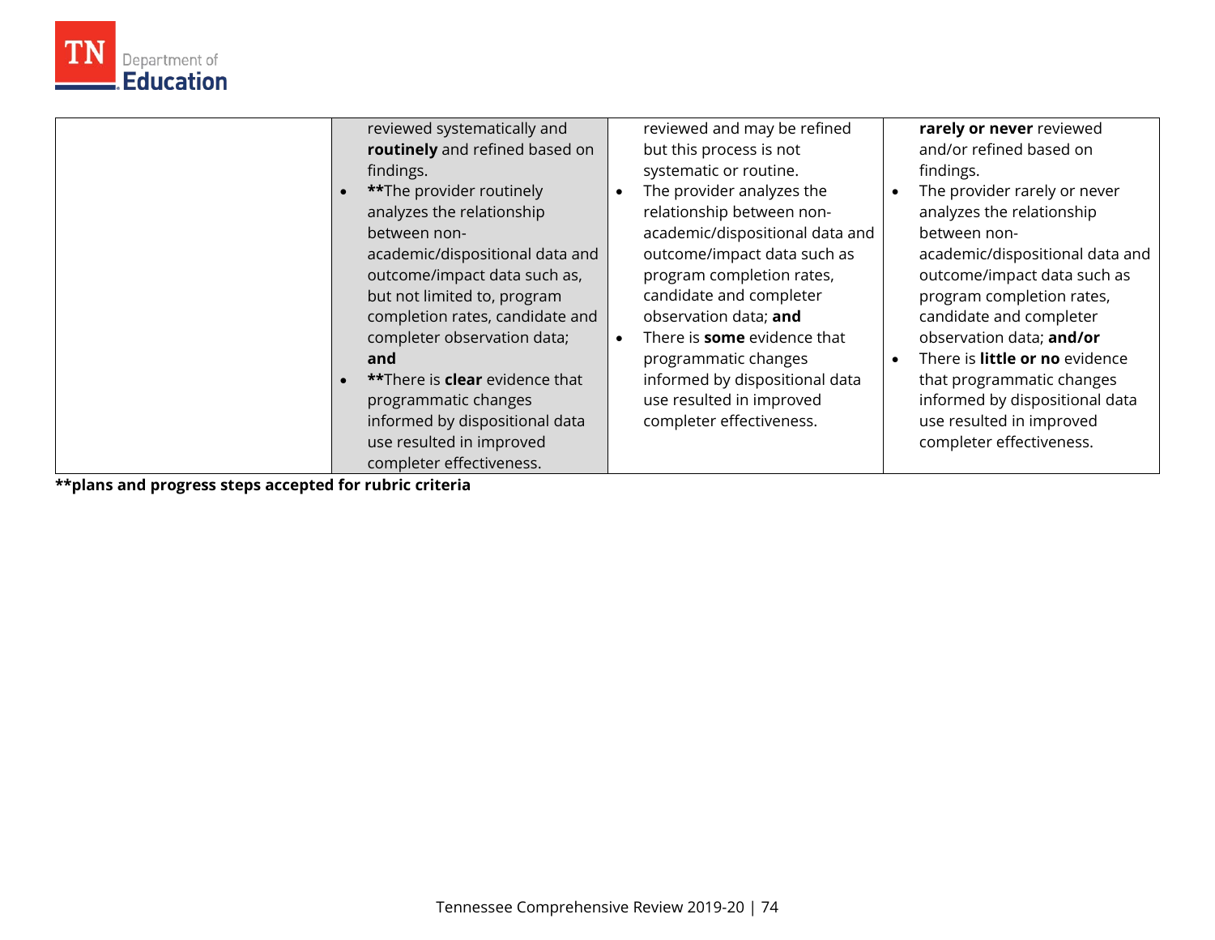| | | | |
|---|---|---|---|
| | reviewed systematically and **routinely** and refined based on findings.<br>• **The provider routinely analyzes the relationship between non-academic/dispositional data and outcome/impact data such as, but not limited to, program completion rates, candidate and completer observation data; **and**<br>• **There is **clear** evidence that programmatic changes informed by dispositional data use resulted in improved completer effectiveness. | reviewed and may be refined but this process is not systematic or routine.<br>• The provider analyzes the relationship between non-academic/dispositional data and outcome/impact data such as program completion rates, candidate and completer observation data; **and**<br>• There is **some** evidence that programmatic changes informed by dispositional data use resulted in improved completer effectiveness. | **rarely or never** reviewed and/or refined based on findings.<br>• The provider rarely or never analyzes the relationship between non-academic/dispositional data and outcome/impact data such as program completion rates, candidate and completer observation data; **and/or**<br>• There is **little or no** evidence that programmatic changes informed by dispositional data use resulted in improved completer effectiveness. |

**plans and progress steps accepted for rubric criteria**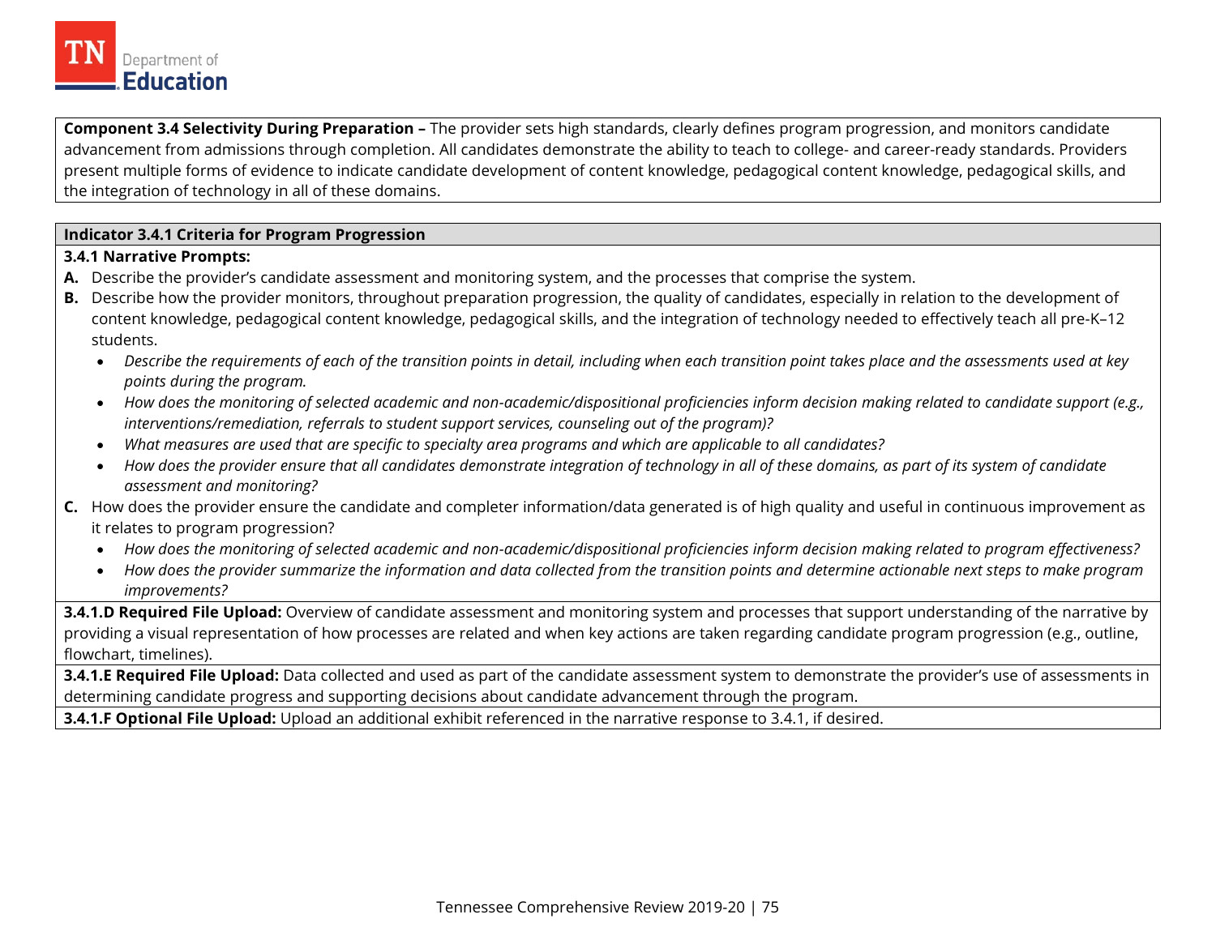**Component 3.4 Selectivity During Preparation –** The provider sets high standards, clearly defines program progression, and monitors candidate advancement from admissions through completion. All candidates demonstrate the ability to teach to college- and career-ready standards. Providers present multiple forms of evidence to indicate candidate development of content knowledge, pedagogical content knowledge, pedagogical skills, and the integration of technology in all of these domains.

**Indicator 3.4.1 Criteria for Program Progression**

**3.4.1 Narrative Prompts:**

**A.** Describe the provider's candidate assessment and monitoring system, and the processes that comprise the system.

**B.** Describe how the provider monitors, throughout preparation progression, the quality of candidates, especially in relation to the development of content knowledge, pedagogical content knowledge, pedagogical skills, and the integration of technology needed to effectively teach all pre-K–12 students.

- *Describe the requirements of each of the transition points in detail, including when each transition point takes place and the assessments used at key points during the program.*
- *How does the monitoring of selected academic and non-academic/dispositional proficiencies inform decision making related to candidate support (e.g., interventions/remediation, referrals to student support services, counseling out of the program)?*
- *What measures are used that are specific to specialty area programs and which are applicable to all candidates?*
- *How does the provider ensure that all candidates demonstrate integration of technology in all of these domains, as part of its system of candidate assessment and monitoring?*

**C.** How does the provider ensure the candidate and completer information/data generated is of high quality and useful in continuous improvement as it relates to program progression?

- *How does the monitoring of selected academic and non-academic/dispositional proficiencies inform decision making related to program effectiveness?*
- *How does the provider summarize the information and data collected from the transition points and determine actionable next steps to make program improvements?*

**3.4.1.D Required File Upload:** Overview of candidate assessment and monitoring system and processes that support understanding of the narrative by providing a visual representation of how processes are related and when key actions are taken regarding candidate program progression (e.g., outline, flowchart, timelines).

**3.4.1.E Required File Upload:** Data collected and used as part of the candidate assessment system to demonstrate the provider's use of assessments in determining candidate progress and supporting decisions about candidate advancement through the program.

**3.4.1.F Optional File Upload:** Upload an additional exhibit referenced in the narrative response to 3.4.1, if desired.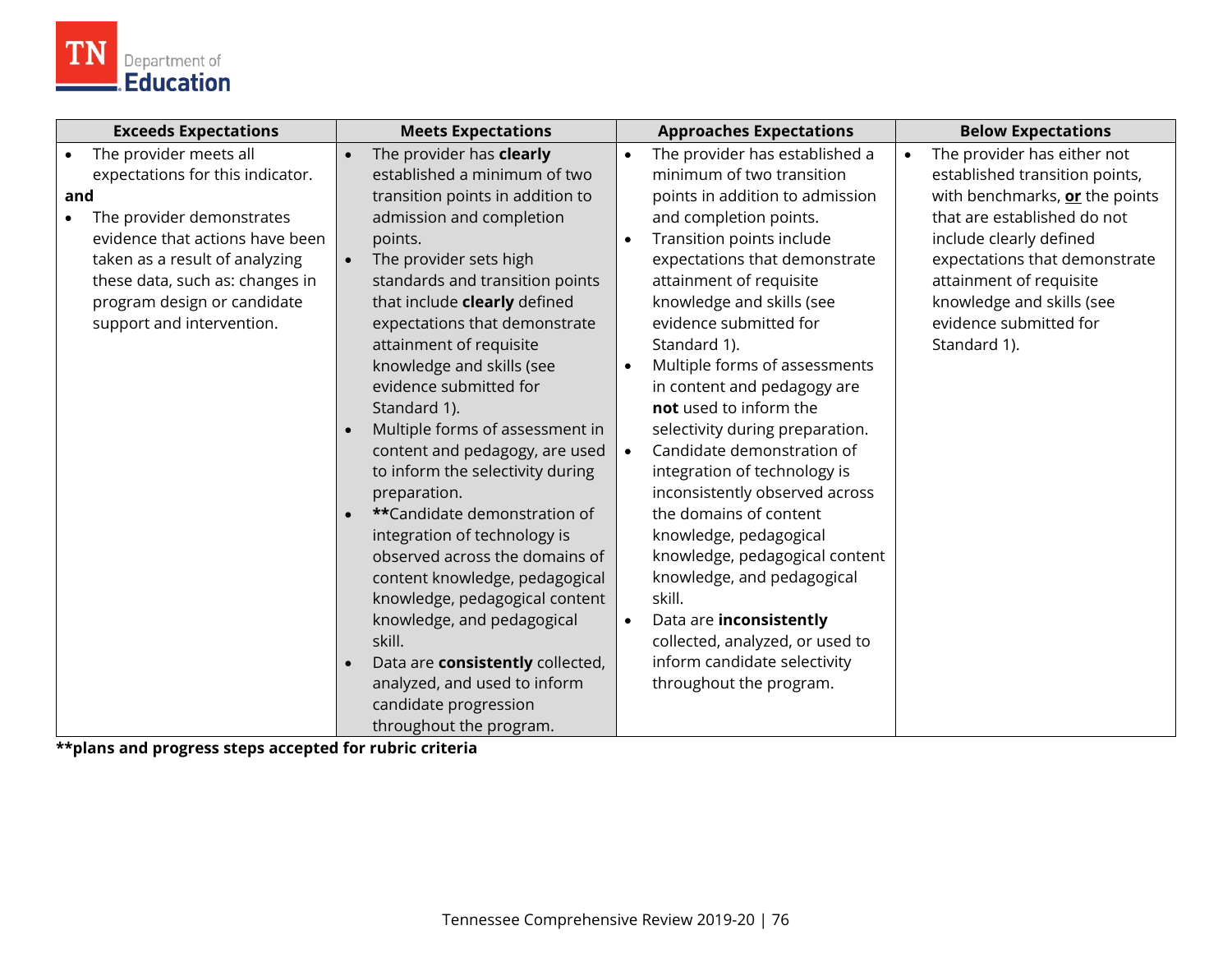| Exceeds Expectations | Meets Expectations | Approaches Expectations | Below Expectations |
|---|---|---|---|
| • The provider meets all expectations for this indicator.<br>**and**<br>• The provider demonstrates evidence that actions have been taken as a result of analyzing these data, such as: changes in program design or candidate support and intervention. | • The provider has **clearly** established a minimum of two transition points in addition to admission and completion points.<br>• The provider sets high standards and transition points that include **clearly** defined expectations that demonstrate attainment of requisite knowledge and skills (see evidence submitted for Standard 1).<br>• Multiple forms of assessment in content and pedagogy, are used to inform the selectivity during preparation.<br>• **\*\***Candidate demonstration of integration of technology is observed across the domains of content knowledge, pedagogical knowledge, pedagogical content knowledge, and pedagogical skill.<br>• Data are **consistently** collected, analyzed, and used to inform candidate progression throughout the program. | • The provider has established a minimum of two transition points in addition to admission and completion points.<br>• Transition points include expectations that demonstrate attainment of requisite knowledge and skills (see evidence submitted for Standard 1).<br>• Multiple forms of assessments in content and pedagogy are **not** used to inform the selectivity during preparation.<br>• Candidate demonstration of integration of technology is inconsistently observed across the domains of content knowledge, pedagogical knowledge, pedagogical content knowledge, and pedagogical skill.<br>• Data are **inconsistently** collected, analyzed, or used to inform candidate selectivity throughout the program. | • The provider has either not established transition points, with benchmarks, **<u>or</u>** the points that are established do not include clearly defined expectations that demonstrate attainment of requisite knowledge and skills (see evidence submitted for Standard 1). |

**\*\*plans and progress steps accepted for rubric criteria**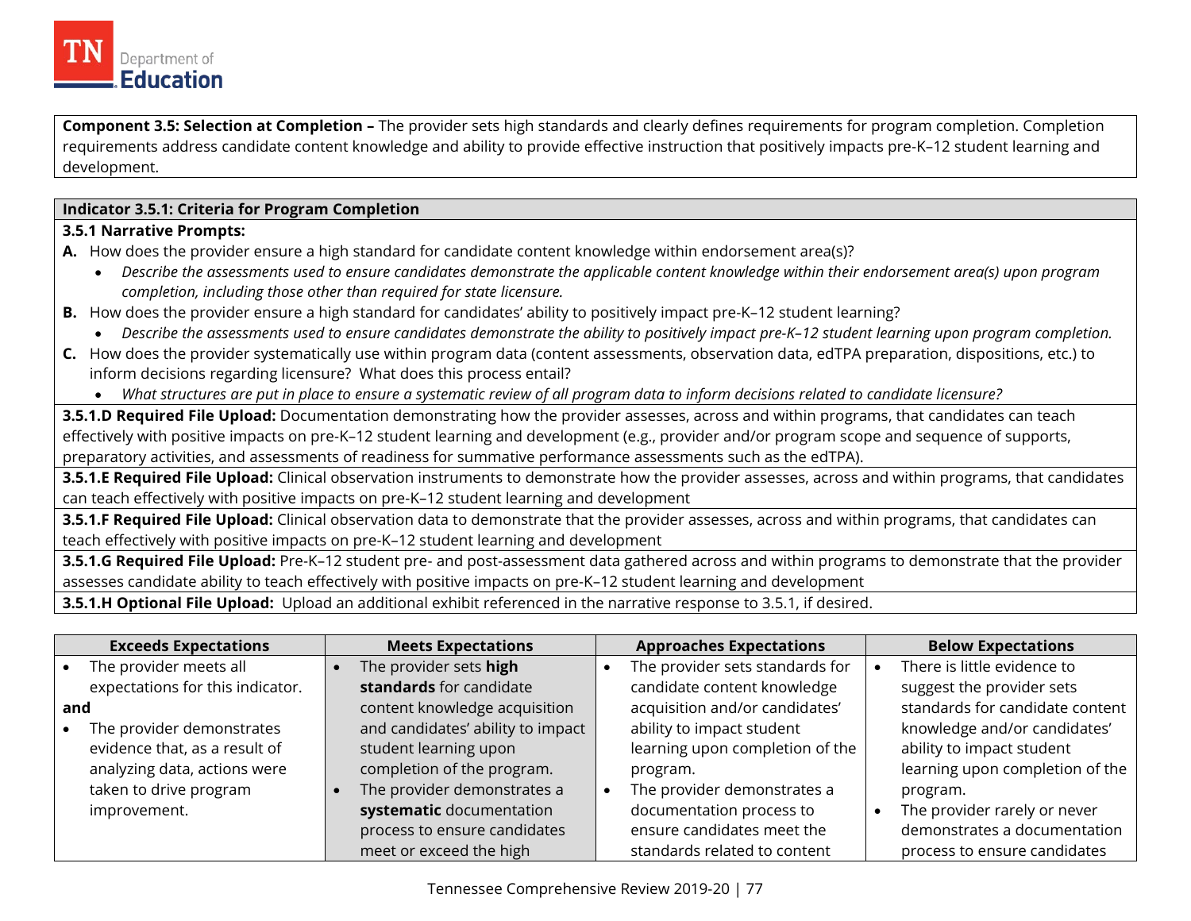**Component 3.5: Selection at Completion –** The provider sets high standards and clearly defines requirements for program completion. Completion requirements address candidate content knowledge and ability to provide effective instruction that positively impacts pre-K–12 student learning and development.

| **Indicator 3.5.1: Criteria for Program Completion** |
|---|
| **3.5.1 Narrative Prompts:**<br>**A.** How does the provider ensure a high standard for candidate content knowledge within endorsement area(s)?<br>• *Describe the assessments used to ensure candidates demonstrate the applicable content knowledge within their endorsement area(s) upon program completion, including those other than required for state licensure.*<br>**B.** How does the provider ensure a high standard for candidates' ability to positively impact pre-K–12 student learning?<br>• *Describe the assessments used to ensure candidates demonstrate the ability to positively impact pre-K–12 student learning upon program completion.*<br>**C.** How does the provider systematically use within program data (content assessments, observation data, edTPA preparation, dispositions, etc.) to inform decisions regarding licensure? What does this process entail?<br>• *What structures are put in place to ensure a systematic review of all program data to inform decisions related to candidate licensure?* |
| **3.5.1.D Required File Upload:** Documentation demonstrating how the provider assesses, across and within programs, that candidates can teach effectively with positive impacts on pre-K–12 student learning and development (e.g., provider and/or program scope and sequence of supports, preparatory activities, and assessments of readiness for summative performance assessments such as the edTPA). |
| **3.5.1.E Required File Upload:** Clinical observation instruments to demonstrate how the provider assesses, across and within programs, that candidates can teach effectively with positive impacts on pre-K–12 student learning and development |
| **3.5.1.F Required File Upload:** Clinical observation data to demonstrate that the provider assesses, across and within programs, that candidates can teach effectively with positive impacts on pre-K–12 student learning and development |
| **3.5.1.G Required File Upload:** Pre-K–12 student pre- and post-assessment data gathered across and within programs to demonstrate that the provider assesses candidate ability to teach effectively with positive impacts on pre-K–12 student learning and development |
| **3.5.1.H Optional File Upload:** Upload an additional exhibit referenced in the narrative response to 3.5.1, if desired. |

| Exceeds Expectations | Meets Expectations | Approaches Expectations | Below Expectations |
|---|---|---|---|
| • The provider meets all expectations for this indicator.<br>**and**<br>• The provider demonstrates evidence that, as a result of analyzing data, actions were taken to drive program improvement. | • The provider sets **high standards** for candidate content knowledge acquisition and candidates' ability to impact student learning upon completion of the program.<br>• The provider demonstrates a **systematic** documentation process to ensure candidates meet or exceed the high | • The provider sets standards for candidate content knowledge acquisition and/or candidates' ability to impact student learning upon completion of the program.<br>• The provider demonstrates a documentation process to ensure candidates meet the standards related to content | • There is little evidence to suggest the provider sets standards for candidate content knowledge and/or candidates' ability to impact student learning upon completion of the program.<br>• The provider rarely or never demonstrates a documentation process to ensure candidates |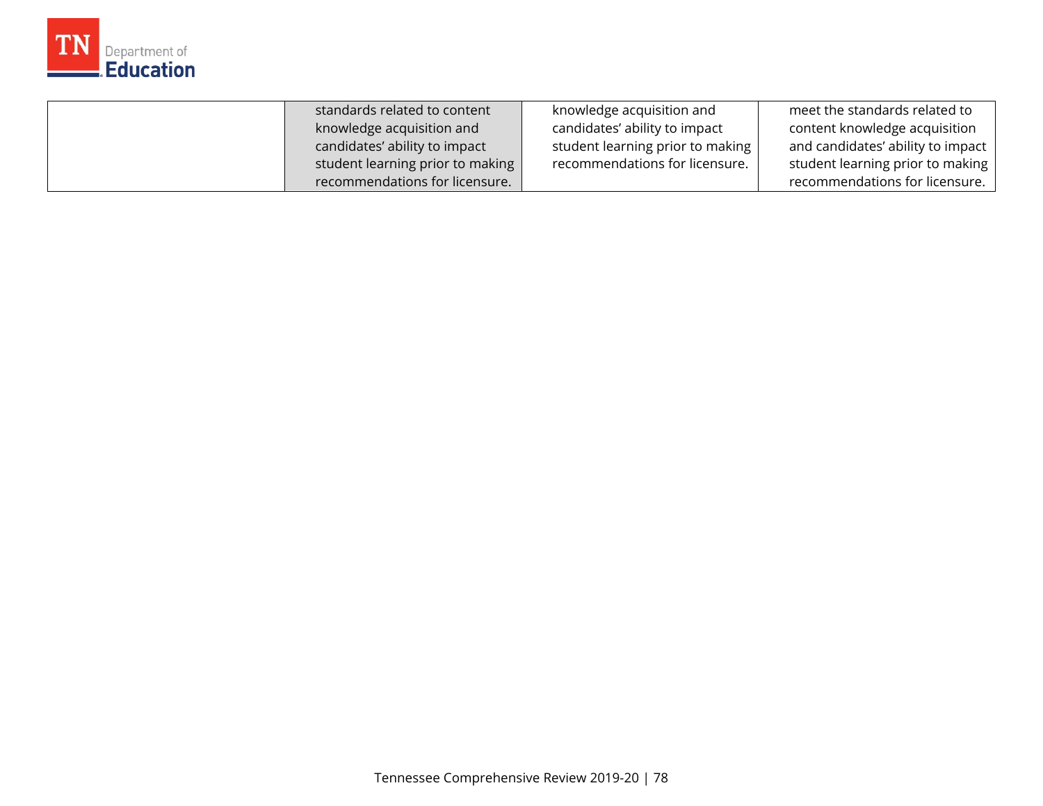| | | | |
|---|---|---|---|
| | standards related to content knowledge acquisition and candidates' ability to impact student learning prior to making recommendations for licensure. | knowledge acquisition and candidates' ability to impact student learning prior to making recommendations for licensure. | meet the standards related to content knowledge acquisition and candidates' ability to impact student learning prior to making recommendations for licensure. |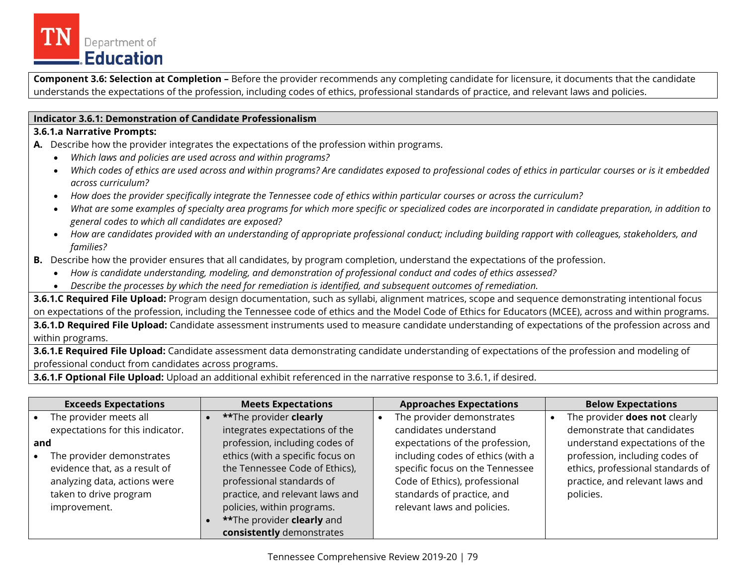**Component 3.6: Selection at Completion –** Before the provider recommends any completing candidate for licensure, it documents that the candidate understands the expectations of the profession, including codes of ethics, professional standards of practice, and relevant laws and policies.

**Indicator 3.6.1: Demonstration of Candidate Professionalism**

**3.6.1.a Narrative Prompts:**

**A.** Describe how the provider integrates the expectations of the profession within programs.

- *Which laws and policies are used across and within programs?*
- *Which codes of ethics are used across and within programs? Are candidates exposed to professional codes of ethics in particular courses or is it embedded across curriculum?*
- *How does the provider specifically integrate the Tennessee code of ethics within particular courses or across the curriculum?*
- *What are some examples of specialty area programs for which more specific or specialized codes are incorporated in candidate preparation, in addition to general codes to which all candidates are exposed?*
- *How are candidates provided with an understanding of appropriate professional conduct; including building rapport with colleagues, stakeholders, and families?*

**B.** Describe how the provider ensures that all candidates, by program completion, understand the expectations of the profession.

- *How is candidate understanding, modeling, and demonstration of professional conduct and codes of ethics assessed?*
- *Describe the processes by which the need for remediation is identified, and subsequent outcomes of remediation.*

**3.6.1.C Required File Upload:** Program design documentation, such as syllabi, alignment matrices, scope and sequence demonstrating intentional focus on expectations of the profession, including the Tennessee code of ethics and the Model Code of Ethics for Educators (MCEE), across and within programs.

**3.6.1.D Required File Upload:** Candidate assessment instruments used to measure candidate understanding of expectations of the profession across and within programs.

**3.6.1.E Required File Upload:** Candidate assessment data demonstrating candidate understanding of expectations of the profession and modeling of professional conduct from candidates across programs.

**3.6.1.F Optional File Upload:** Upload an additional exhibit referenced in the narrative response to 3.6.1, if desired.

| Exceeds Expectations | Meets Expectations | Approaches Expectations | Below Expectations |
|---|---|---|---|
| • The provider meets all expectations for this indicator.<br>**and**<br>• The provider demonstrates evidence that, as a result of analyzing data, actions were taken to drive program improvement. | • **The provider **clearly** integrates expectations of the profession, including codes of ethics (with a specific focus on the Tennessee Code of Ethics), professional standards of practice, and relevant laws and policies, within programs.<br>• **The provider **clearly** and **consistently** demonstrates | • The provider demonstrates candidates understand expectations of the profession, including codes of ethics (with a specific focus on the Tennessee Code of Ethics), professional standards of practice, and relevant laws and policies. | • The provider **does not** clearly demonstrate that candidates understand expectations of the profession, including codes of ethics, professional standards of practice, and relevant laws and policies. |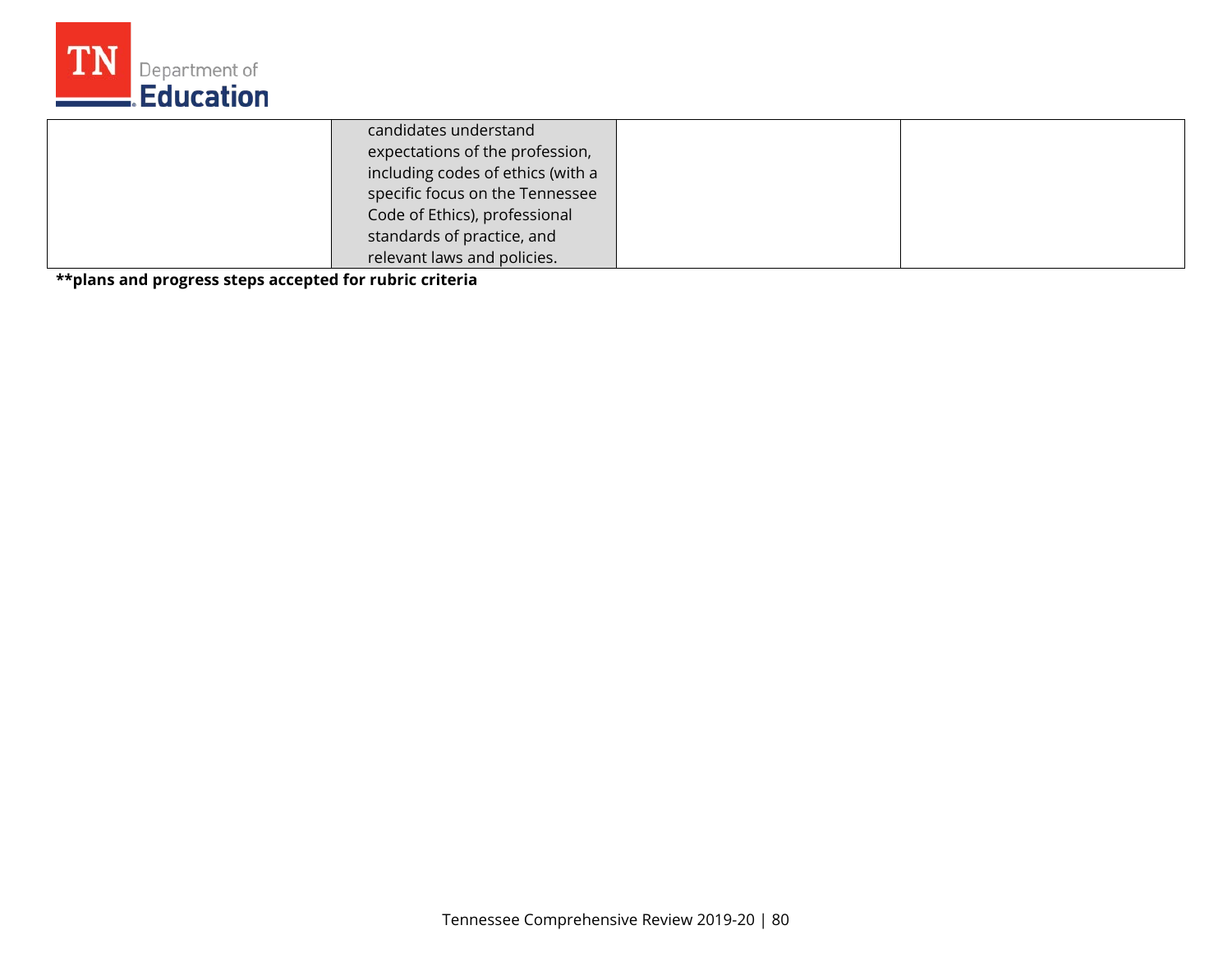| | | | |
|---|---|---|---|
| | candidates understand expectations of the profession, including codes of ethics (with a specific focus on the Tennessee Code of Ethics), professional standards of practice, and relevant laws and policies. | | |

**\*\*plans and progress steps accepted for rubric criteria**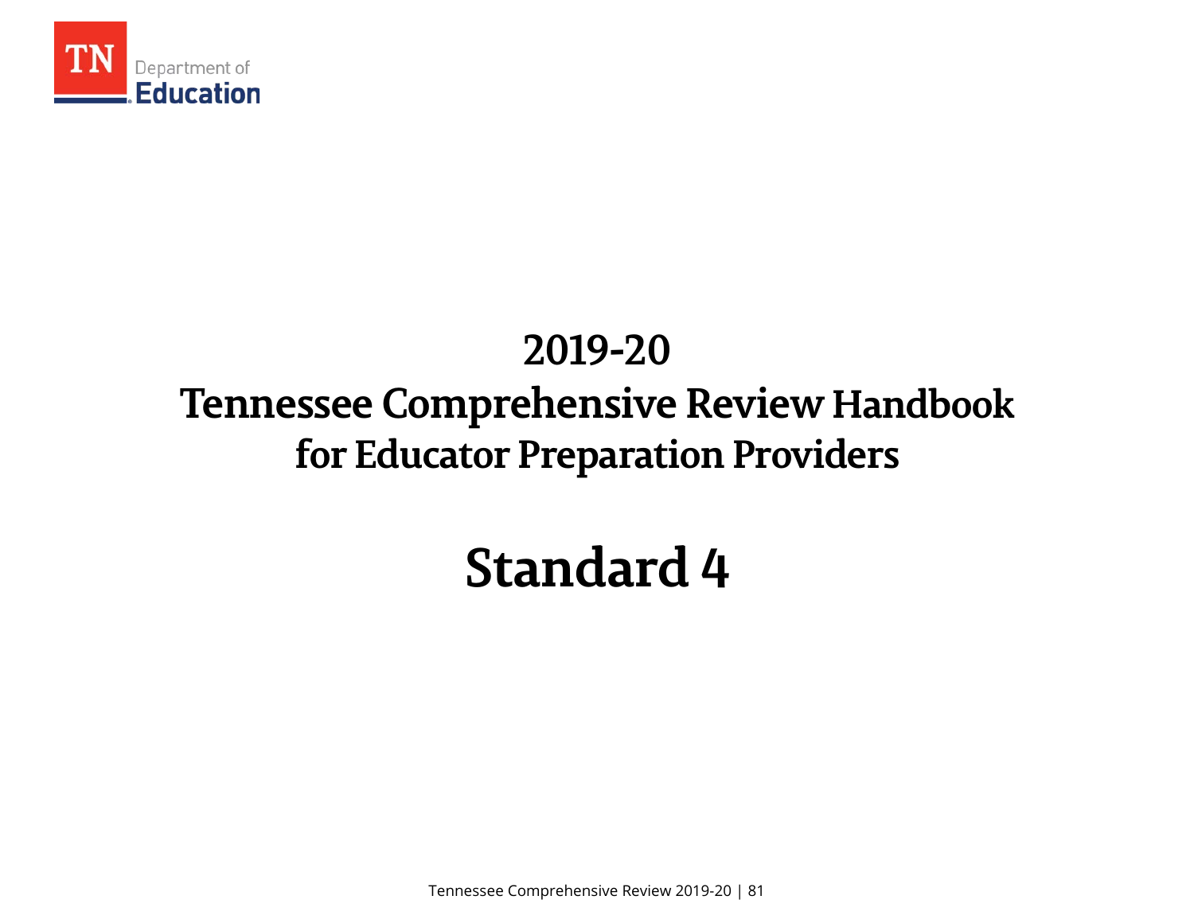# 2019-20
# Tennessee Comprehensive Review Handbook for Educator Preparation Providers

# Standard 4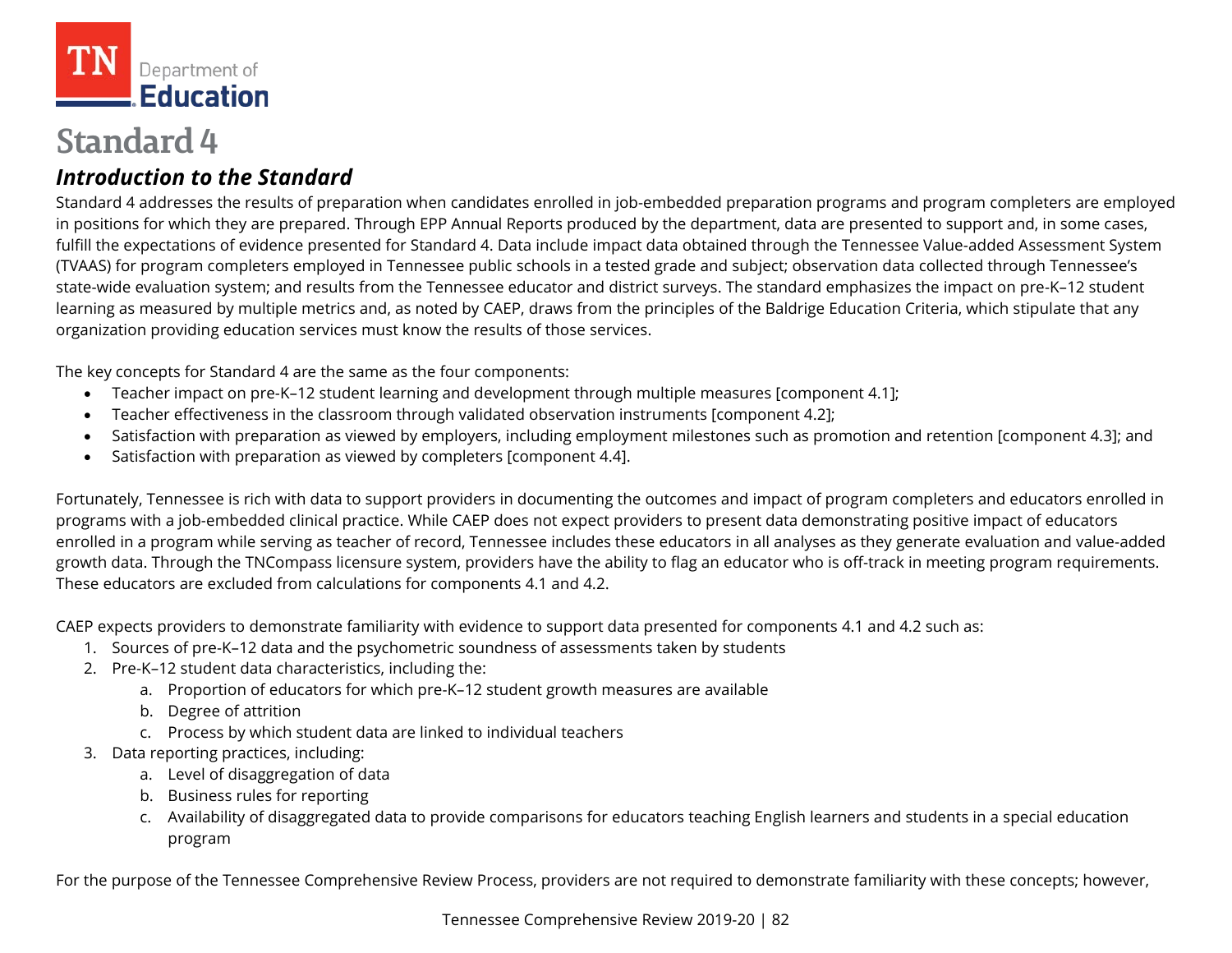# Standard 4

## *Introduction to the Standard*

Standard 4 addresses the results of preparation when candidates enrolled in job-embedded preparation programs and program completers are employed in positions for which they are prepared. Through EPP Annual Reports produced by the department, data are presented to support and, in some cases, fulfill the expectations of evidence presented for Standard 4. Data include impact data obtained through the Tennessee Value-added Assessment System (TVAAS) for program completers employed in Tennessee public schools in a tested grade and subject; observation data collected through Tennessee's state-wide evaluation system; and results from the Tennessee educator and district surveys. The standard emphasizes the impact on pre-K–12 student learning as measured by multiple metrics and, as noted by CAEP, draws from the principles of the Baldrige Education Criteria, which stipulate that any organization providing education services must know the results of those services.

The key concepts for Standard 4 are the same as the four components:

- Teacher impact on pre-K–12 student learning and development through multiple measures [component 4.1];
- Teacher effectiveness in the classroom through validated observation instruments [component 4.2];
- Satisfaction with preparation as viewed by employers, including employment milestones such as promotion and retention [component 4.3]; and
- Satisfaction with preparation as viewed by completers [component 4.4].

Fortunately, Tennessee is rich with data to support providers in documenting the outcomes and impact of program completers and educators enrolled in programs with a job-embedded clinical practice. While CAEP does not expect providers to present data demonstrating positive impact of educators enrolled in a program while serving as teacher of record, Tennessee includes these educators in all analyses as they generate evaluation and value-added growth data. Through the TNCompass licensure system, providers have the ability to flag an educator who is off-track in meeting program requirements. These educators are excluded from calculations for components 4.1 and 4.2.

CAEP expects providers to demonstrate familiarity with evidence to support data presented for components 4.1 and 4.2 such as:

1. Sources of pre-K–12 data and the psychometric soundness of assessments taken by students
2. Pre-K–12 student data characteristics, including the:
   a. Proportion of educators for which pre-K–12 student growth measures are available
   b. Degree of attrition
   c. Process by which student data are linked to individual teachers
3. Data reporting practices, including:
   a. Level of disaggregation of data
   b. Business rules for reporting
   c. Availability of disaggregated data to provide comparisons for educators teaching English learners and students in a special education program

For the purpose of the Tennessee Comprehensive Review Process, providers are not required to demonstrate familiarity with these concepts; however,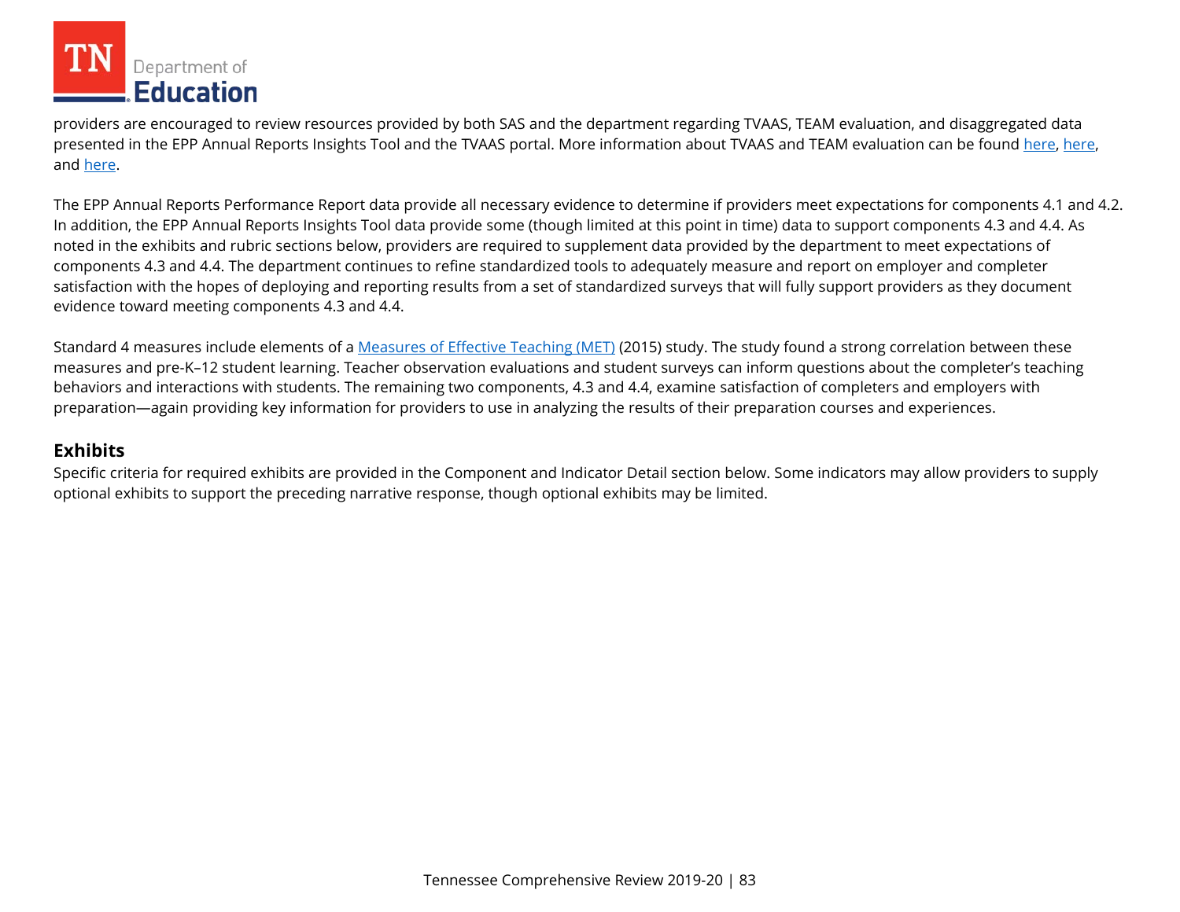providers are encouraged to review resources provided by both SAS and the department regarding TVAAS, TEAM evaluation, and disaggregated data presented in the EPP Annual Reports Insights Tool and the TVAAS portal. More information about TVAAS and TEAM evaluation can be found here, here, and here.

The EPP Annual Reports Performance Report data provide all necessary evidence to determine if providers meet expectations for components 4.1 and 4.2. In addition, the EPP Annual Reports Insights Tool data provide some (though limited at this point in time) data to support components 4.3 and 4.4. As noted in the exhibits and rubric sections below, providers are required to supplement data provided by the department to meet expectations of components 4.3 and 4.4. The department continues to refine standardized tools to adequately measure and report on employer and completer satisfaction with the hopes of deploying and reporting results from a set of standardized surveys that will fully support providers as they document evidence toward meeting components 4.3 and 4.4.

Standard 4 measures include elements of a Measures of Effective Teaching (MET) (2015) study. The study found a strong correlation between these measures and pre-K–12 student learning. Teacher observation evaluations and student surveys can inform questions about the completer's teaching behaviors and interactions with students. The remaining two components, 4.3 and 4.4, examine satisfaction of completers and employers with preparation—again providing key information for providers to use in analyzing the results of their preparation courses and experiences.

## Exhibits

Specific criteria for required exhibits are provided in the Component and Indicator Detail section below. Some indicators may allow providers to supply optional exhibits to support the preceding narrative response, though optional exhibits may be limited.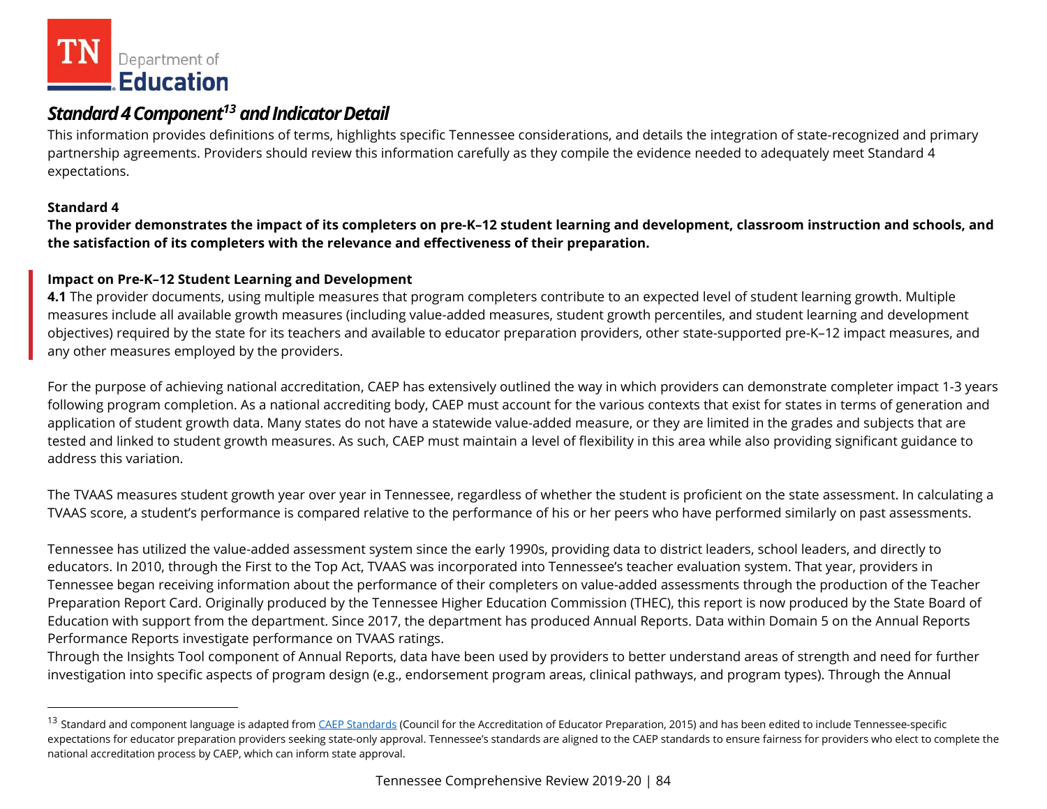## *Standard 4 Component[13] and Indicator Detail*

This information provides definitions of terms, highlights specific Tennessee considerations, and details the integration of state-recognized and primary partnership agreements. Providers should review this information carefully as they compile the evidence needed to adequately meet Standard 4 expectations.

**Standard 4**

**The provider demonstrates the impact of its completers on pre-K–12 student learning and development, classroom instruction and schools, and the satisfaction of its completers with the relevance and effectiveness of their preparation.**

**Impact on Pre-K–12 Student Learning and Development**

**4.1** The provider documents, using multiple measures that program completers contribute to an expected level of student learning growth. Multiple measures include all available growth measures (including value-added measures, student growth percentiles, and student learning and development objectives) required by the state for its teachers and available to educator preparation providers, other state-supported pre-K–12 impact measures, and any other measures employed by the providers.

For the purpose of achieving national accreditation, CAEP has extensively outlined the way in which providers can demonstrate completer impact 1-3 years following program completion. As a national accrediting body, CAEP must account for the various contexts that exist for states in terms of generation and application of student growth data. Many states do not have a statewide value-added measure, or they are limited in the grades and subjects that are tested and linked to student growth measures. As such, CAEP must maintain a level of flexibility in this area while also providing significant guidance to address this variation.

The TVAAS measures student growth year over year in Tennessee, regardless of whether the student is proficient on the state assessment. In calculating a TVAAS score, a student's performance is compared relative to the performance of his or her peers who have performed similarly on past assessments.

Tennessee has utilized the value-added assessment system since the early 1990s, providing data to district leaders, school leaders, and directly to educators. In 2010, through the First to the Top Act, TVAAS was incorporated into Tennessee's teacher evaluation system. That year, providers in Tennessee began receiving information about the performance of their completers on value-added assessments through the production of the Teacher Preparation Report Card. Originally produced by the Tennessee Higher Education Commission (THEC), this report is now produced by the State Board of Education with support from the department. Since 2017, the department has produced Annual Reports. Data within Domain 5 on the Annual Reports Performance Reports investigate performance on TVAAS ratings.

Through the Insights Tool component of Annual Reports, data have been used by providers to better understand areas of strength and need for further investigation into specific aspects of program design (e.g., endorsement program areas, clinical pathways, and program types). Through the Annual

---

[13] Standard and component language is adapted from [CAEP Standards](CAEP Standards) (Council for the Accreditation of Educator Preparation, 2015) and has been edited to include Tennessee-specific expectations for educator preparation providers seeking state-only approval. Tennessee's standards are aligned to the CAEP standards to ensure fairness for providers who elect to complete the national accreditation process by CAEP, which can inform state approval.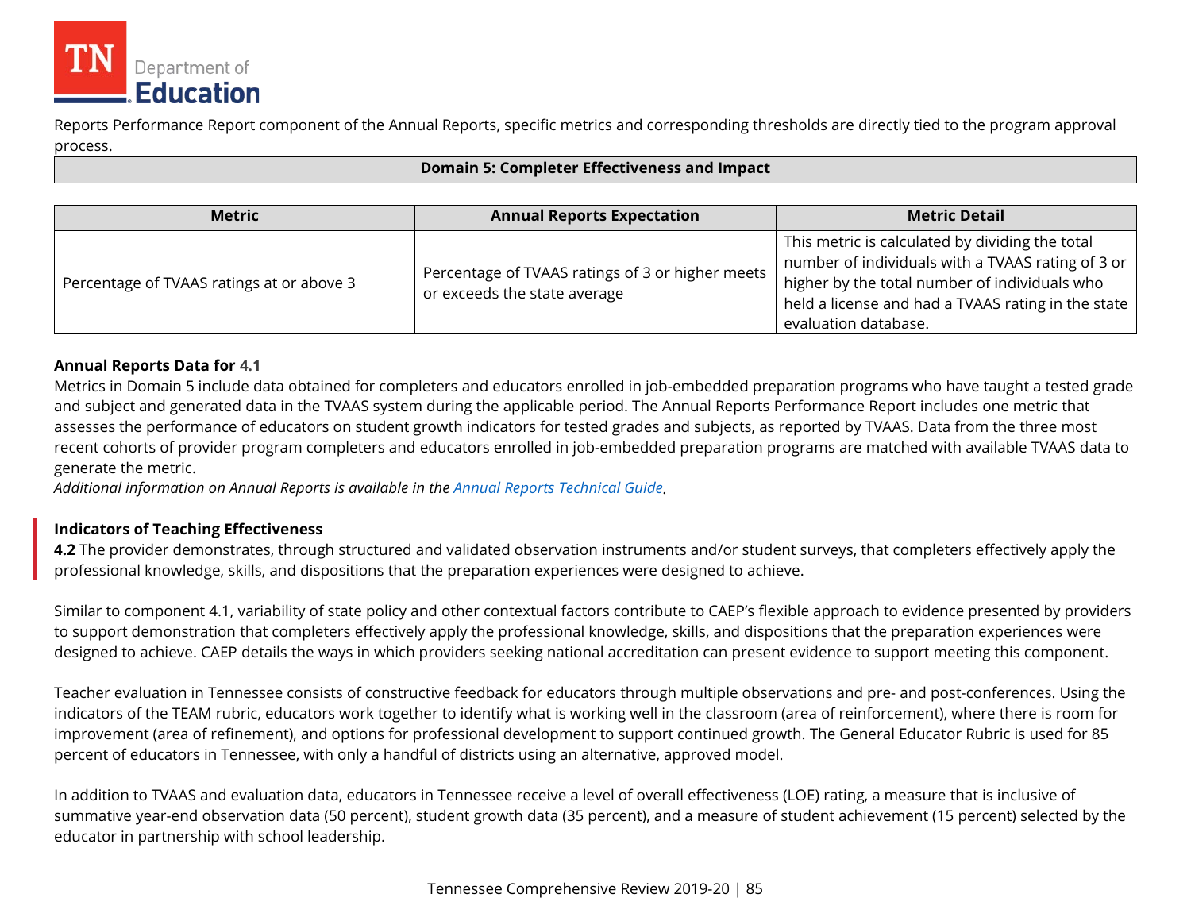Reports Performance Report component of the Annual Reports, specific metrics and corresponding thresholds are directly tied to the program approval process.

| Domain 5: Completer Effectiveness and Impact |
|---|

| Metric | Annual Reports Expectation | Metric Detail |
|---|---|---|
| Percentage of TVAAS ratings at or above 3 | Percentage of TVAAS ratings of 3 or higher meets or exceeds the state average | This metric is calculated by dividing the total number of individuals with a TVAAS rating of 3 or higher by the total number of individuals who held a license and had a TVAAS rating in the state evaluation database. |

**Annual Reports Data for 4.1**

Metrics in Domain 5 include data obtained for completers and educators enrolled in job-embedded preparation programs who have taught a tested grade and subject and generated data in the TVAAS system during the applicable period. The Annual Reports Performance Report includes one metric that assesses the performance of educators on student growth indicators for tested grades and subjects, as reported by TVAAS. Data from the three most recent cohorts of provider program completers and educators enrolled in job-embedded preparation programs are matched with available TVAAS data to generate the metric.

*Additional information on Annual Reports is available in the Annual Reports Technical Guide.*

**Indicators of Teaching Effectiveness**

**4.2** The provider demonstrates, through structured and validated observation instruments and/or student surveys, that completers effectively apply the professional knowledge, skills, and dispositions that the preparation experiences were designed to achieve.

Similar to component 4.1, variability of state policy and other contextual factors contribute to CAEP's flexible approach to evidence presented by providers to support demonstration that completers effectively apply the professional knowledge, skills, and dispositions that the preparation experiences were designed to achieve. CAEP details the ways in which providers seeking national accreditation can present evidence to support meeting this component.

Teacher evaluation in Tennessee consists of constructive feedback for educators through multiple observations and pre- and post-conferences. Using the indicators of the TEAM rubric, educators work together to identify what is working well in the classroom (area of reinforcement), where there is room for improvement (area of refinement), and options for professional development to support continued growth. The General Educator Rubric is used for 85 percent of educators in Tennessee, with only a handful of districts using an alternative, approved model.

In addition to TVAAS and evaluation data, educators in Tennessee receive a level of overall effectiveness (LOE) rating, a measure that is inclusive of summative year-end observation data (50 percent), student growth data (35 percent), and a measure of student achievement (15 percent) selected by the educator in partnership with school leadership.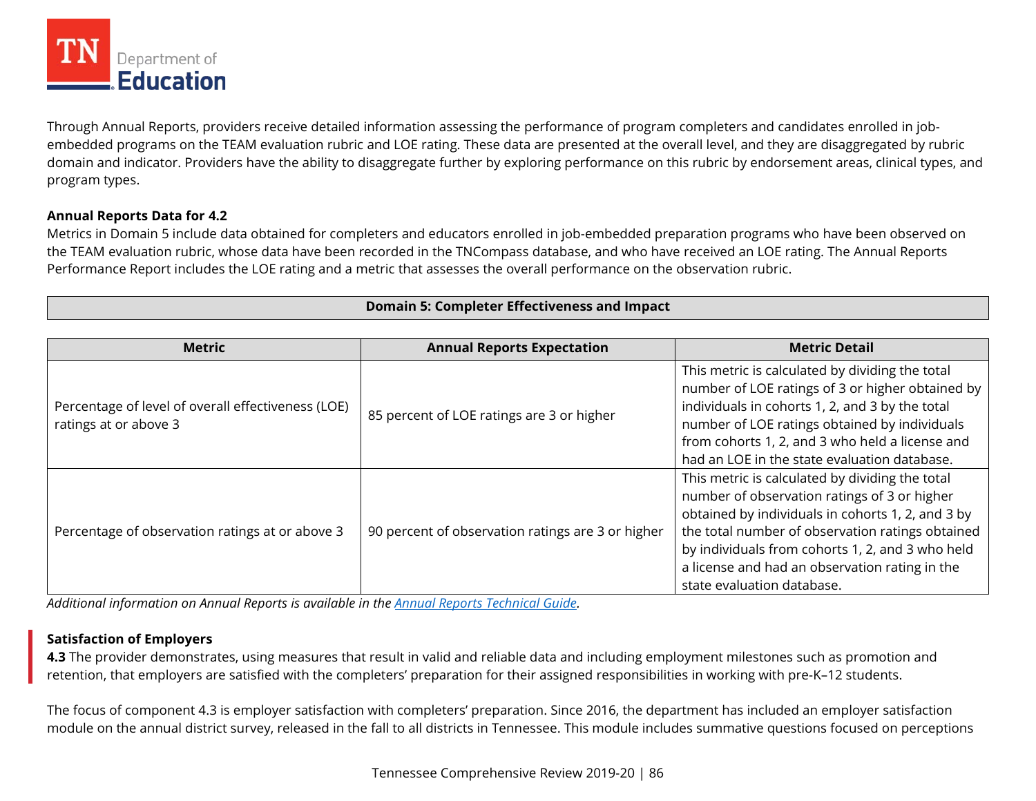Through Annual Reports, providers receive detailed information assessing the performance of program completers and candidates enrolled in job-embedded programs on the TEAM evaluation rubric and LOE rating. These data are presented at the overall level, and they are disaggregated by rubric domain and indicator. Providers have the ability to disaggregate further by exploring performance on this rubric by endorsement areas, clinical types, and program types.

**Annual Reports Data for 4.2**

Metrics in Domain 5 include data obtained for completers and educators enrolled in job-embedded preparation programs who have been observed on the TEAM evaluation rubric, whose data have been recorded in the TNCompass database, and who have received an LOE rating. The Annual Reports Performance Report includes the LOE rating and a metric that assesses the overall performance on the observation rubric.

**Domain 5: Completer Effectiveness and Impact**

| Metric | Annual Reports Expectation | Metric Detail |
|---|---|---|
| Percentage of level of overall effectiveness (LOE) ratings at or above 3 | 85 percent of LOE ratings are 3 or higher | This metric is calculated by dividing the total number of LOE ratings of 3 or higher obtained by individuals in cohorts 1, 2, and 3 by the total number of LOE ratings obtained by individuals from cohorts 1, 2, and 3 who held a license and had an LOE in the state evaluation database. |
| Percentage of observation ratings at or above 3 | 90 percent of observation ratings are 3 or higher | This metric is calculated by dividing the total number of observation ratings of 3 or higher obtained by individuals in cohorts 1, 2, and 3 by the total number of observation ratings obtained by individuals from cohorts 1, 2, and 3 who held a license and had an observation rating in the state evaluation database. |

*Additional information on Annual Reports is available in the [Annual Reports Technical Guide](#).*

**Satisfaction of Employers**

**4.3** The provider demonstrates, using measures that result in valid and reliable data and including employment milestones such as promotion and retention, that employers are satisfied with the completers' preparation for their assigned responsibilities in working with pre-K–12 students.

The focus of component 4.3 is employer satisfaction with completers' preparation. Since 2016, the department has included an employer satisfaction module on the annual district survey, released in the fall to all districts in Tennessee. This module includes summative questions focused on perceptions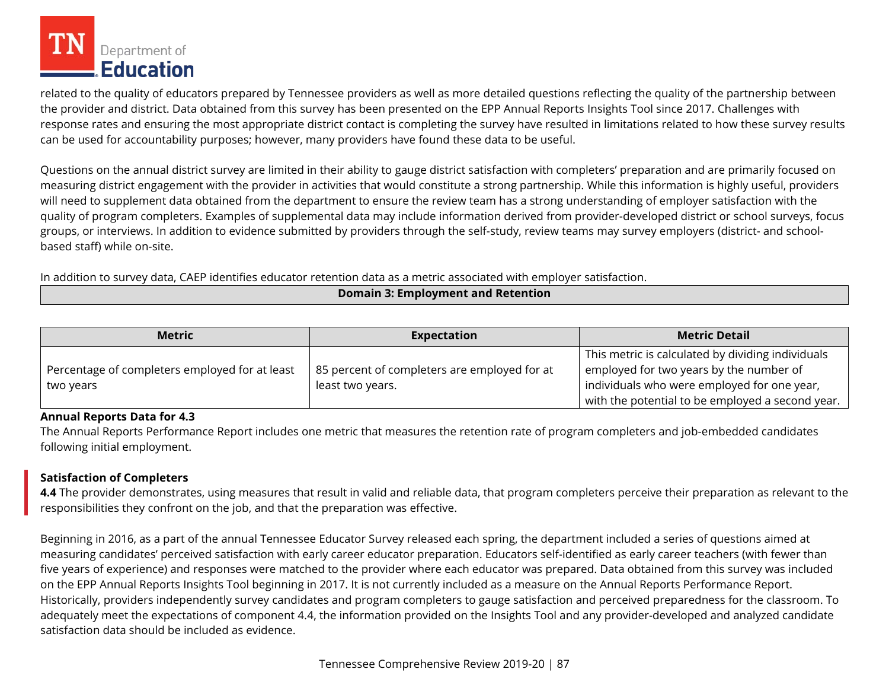related to the quality of educators prepared by Tennessee providers as well as more detailed questions reflecting the quality of the partnership between the provider and district. Data obtained from this survey has been presented on the EPP Annual Reports Insights Tool since 2017. Challenges with response rates and ensuring the most appropriate district contact is completing the survey have resulted in limitations related to how these survey results can be used for accountability purposes; however, many providers have found these data to be useful.

Questions on the annual district survey are limited in their ability to gauge district satisfaction with completers' preparation and are primarily focused on measuring district engagement with the provider in activities that would constitute a strong partnership. While this information is highly useful, providers will need to supplement data obtained from the department to ensure the review team has a strong understanding of employer satisfaction with the quality of program completers. Examples of supplemental data may include information derived from provider-developed district or school surveys, focus groups, or interviews. In addition to evidence submitted by providers through the self-study, review teams may survey employers (district- and school-based staff) while on-site.

In addition to survey data, CAEP identifies educator retention data as a metric associated with employer satisfaction.

**Domain 3: Employment and Retention**

| Metric | Expectation | Metric Detail |
|---|---|---|
| Percentage of completers employed for at least two years | 85 percent of completers are employed for at least two years. | This metric is calculated by dividing individuals employed for two years by the number of individuals who were employed for one year, with the potential to be employed a second year. |

**Annual Reports Data for 4.3**

The Annual Reports Performance Report includes one metric that measures the retention rate of program completers and job-embedded candidates following initial employment.

**Satisfaction of Completers**

**4.4** The provider demonstrates, using measures that result in valid and reliable data, that program completers perceive their preparation as relevant to the responsibilities they confront on the job, and that the preparation was effective.

Beginning in 2016, as a part of the annual Tennessee Educator Survey released each spring, the department included a series of questions aimed at measuring candidates' perceived satisfaction with early career educator preparation. Educators self-identified as early career teachers (with fewer than five years of experience) and responses were matched to the provider where each educator was prepared. Data obtained from this survey was included on the EPP Annual Reports Insights Tool beginning in 2017. It is not currently included as a measure on the Annual Reports Performance Report. Historically, providers independently survey candidates and program completers to gauge satisfaction and perceived preparedness for the classroom. To adequately meet the expectations of component 4.4, the information provided on the Insights Tool and any provider-developed and analyzed candidate satisfaction data should be included as evidence.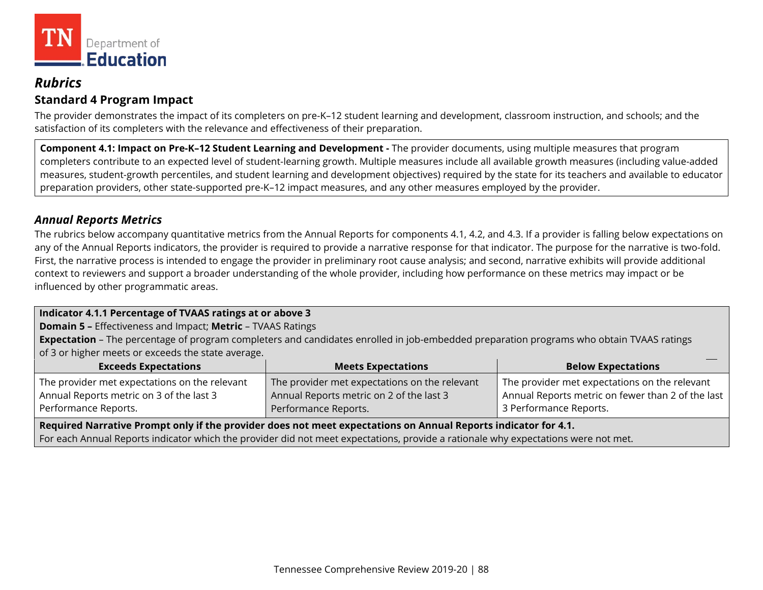## *Rubrics*

### Standard 4 Program Impact

The provider demonstrates the impact of its completers on pre-K–12 student learning and development, classroom instruction, and schools; and the satisfaction of its completers with the relevance and effectiveness of their preparation.

**Component 4.1: Impact on Pre-K–12 Student Learning and Development -** The provider documents, using multiple measures that program completers contribute to an expected level of student-learning growth. Multiple measures include all available growth measures (including value-added measures, student-growth percentiles, and student learning and development objectives) required by the state for its teachers and available to educator preparation providers, other state-supported pre-K–12 impact measures, and any other measures employed by the provider.

### *Annual Reports Metrics*

The rubrics below accompany quantitative metrics from the Annual Reports for components 4.1, 4.2, and 4.3. If a provider is falling below expectations on any of the Annual Reports indicators, the provider is required to provide a narrative response for that indicator. The purpose for the narrative is two-fold. First, the narrative process is intended to engage the provider in preliminary root cause analysis; and second, narrative exhibits will provide additional context to reviewers and support a broader understanding of the whole provider, including how performance on these metrics may impact or be influenced by other programmatic areas.

**Indicator 4.1.1 Percentage of TVAAS ratings at or above 3**
**Domain 5 –** Effectiveness and Impact; **Metric** – TVAAS Ratings
**Expectation** – The percentage of program completers and candidates enrolled in job-embedded preparation programs who obtain TVAAS ratings of 3 or higher meets or exceeds the state average.

| Exceeds Expectations | Meets Expectations | Below Expectations |
|---|---|---|
| The provider met expectations on the relevant Annual Reports metric on 3 of the last 3 Performance Reports. | The provider met expectations on the relevant Annual Reports metric on 2 of the last 3 Performance Reports. | The provider met expectations on the relevant Annual Reports metric on fewer than 2 of the last 3 Performance Reports. |

**Required Narrative Prompt only if the provider does not meet expectations on Annual Reports indicator for 4.1.**
For each Annual Reports indicator which the provider did not meet expectations, provide a rationale why expectations were not met.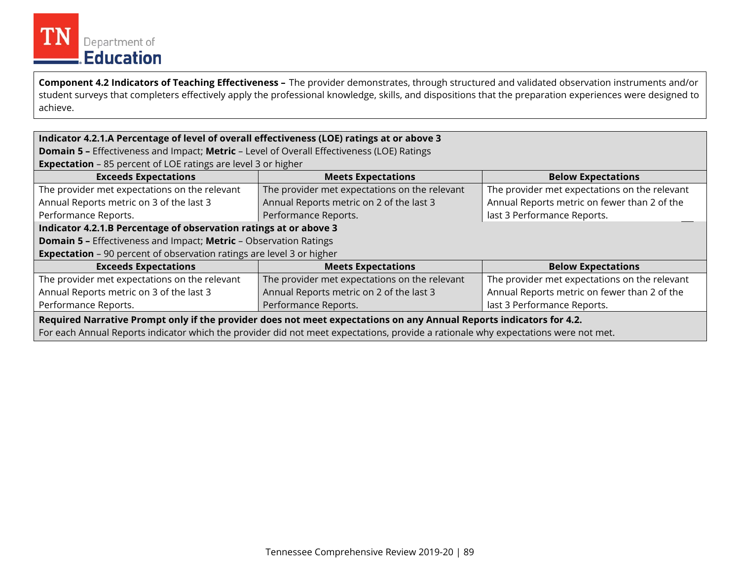**Component 4.2 Indicators of Teaching Effectiveness –** The provider demonstrates, through structured and validated observation instruments and/or student surveys that completers effectively apply the professional knowledge, skills, and dispositions that the preparation experiences were designed to achieve.

**Indicator 4.2.1.A Percentage of level of overall effectiveness (LOE) ratings at or above 3**
**Domain 5 –** Effectiveness and Impact; **Metric** – Level of Overall Effectiveness (LOE) Ratings
**Expectation** – 85 percent of LOE ratings are level 3 or higher

| Exceeds Expectations | Meets Expectations | Below Expectations |
|---|---|---|
| The provider met expectations on the relevant Annual Reports metric on 3 of the last 3 Performance Reports. | The provider met expectations on the relevant Annual Reports metric on 2 of the last 3 Performance Reports. | The provider met expectations on the relevant Annual Reports metric on fewer than 2 of the last 3 Performance Reports. |

**Indicator 4.2.1.B Percentage of observation ratings at or above 3**
**Domain 5 –** Effectiveness and Impact; **Metric** – Observation Ratings
**Expectation** – 90 percent of observation ratings are level 3 or higher

| Exceeds Expectations | Meets Expectations | Below Expectations |
|---|---|---|
| The provider met expectations on the relevant Annual Reports metric on 3 of the last 3 Performance Reports. | The provider met expectations on the relevant Annual Reports metric on 2 of the last 3 Performance Reports. | The provider met expectations on the relevant Annual Reports metric on fewer than 2 of the last 3 Performance Reports. |

**Required Narrative Prompt only if the provider does not meet expectations on any Annual Reports indicators for 4.2.**
For each Annual Reports indicator which the provider did not meet expectations, provide a rationale why expectations were not met.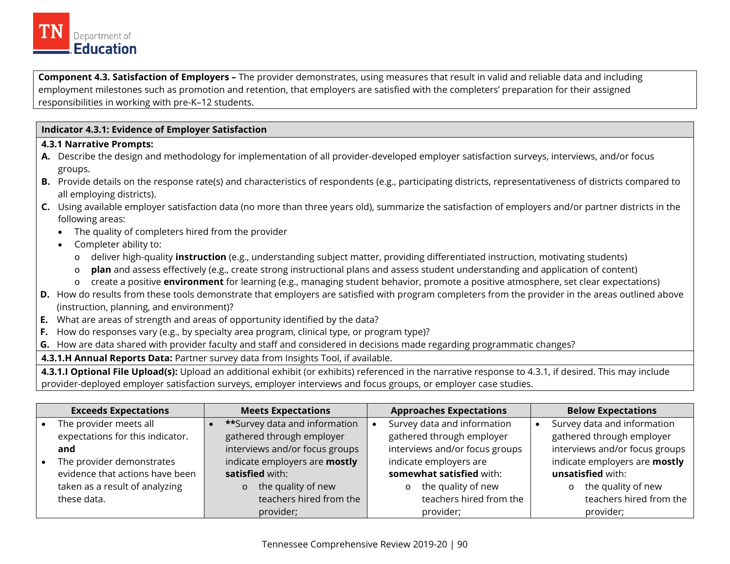**Component 4.3. Satisfaction of Employers –** The provider demonstrates, using measures that result in valid and reliable data and including employment milestones such as promotion and retention, that employers are satisfied with the completers' preparation for their assigned responsibilities in working with pre-K–12 students.

**Indicator 4.3.1: Evidence of Employer Satisfaction**

**4.3.1 Narrative Prompts:**

**A.** Describe the design and methodology for implementation of all provider-developed employer satisfaction surveys, interviews, and/or focus groups.

**B.** Provide details on the response rate(s) and characteristics of respondents (e.g., participating districts, representativeness of districts compared to all employing districts).

**C.** Using available employer satisfaction data (no more than three years old), summarize the satisfaction of employers and/or partner districts in the following areas:

- The quality of completers hired from the provider
- Completer ability to:
  - deliver high-quality **instruction** (e.g., understanding subject matter, providing differentiated instruction, motivating students)
  - **plan** and assess effectively (e.g., create strong instructional plans and assess student understanding and application of content)
  - create a positive **environment** for learning (e.g., managing student behavior, promote a positive atmosphere, set clear expectations)

**D.** How do results from these tools demonstrate that employers are satisfied with program completers from the provider in the areas outlined above (instruction, planning, and environment)?

**E.** What are areas of strength and areas of opportunity identified by the data?

**F.** How do responses vary (e.g., by specialty area program, clinical type, or program type)?

**G.** How are data shared with provider faculty and staff and considered in decisions made regarding programmatic changes?

**4.3.1.H Annual Reports Data:** Partner survey data from Insights Tool, if available.

**4.3.1.I Optional File Upload(s):** Upload an additional exhibit (or exhibits) referenced in the narrative response to 4.3.1, if desired. This may include provider-deployed employer satisfaction surveys, employer interviews and focus groups, or employer case studies.

| Exceeds Expectations | Meets Expectations | Approaches Expectations | Below Expectations |
|---|---|---|---|
| • The provider meets all expectations for this indicator. **and**<br>• The provider demonstrates evidence that actions have been taken as a result of analyzing these data. | • **Survey data and information gathered through employer interviews and/or focus groups indicate employers are **mostly satisfied** with:<br>o the quality of new teachers hired from the provider; | • Survey data and information gathered through employer interviews and/or focus groups indicate employers are **somewhat satisfied** with:<br>o the quality of new teachers hired from the provider; | • Survey data and information gathered through employer interviews and/or focus groups indicate employers are **mostly unsatisfied** with:<br>o the quality of new teachers hired from the provider; |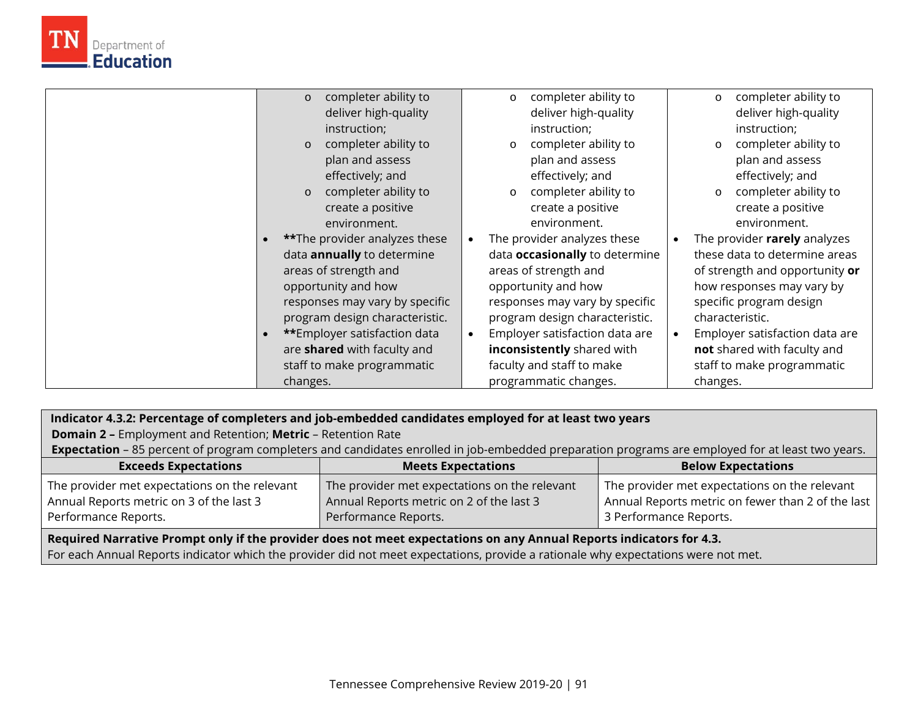| | | | |
|---|---|---|---|
| | <ul><li>completer ability to deliver high-quality instruction;</li><li>completer ability to plan and assess effectively; and</li><li>completer ability to create a positive environment.</li></ul>• \*\*The provider analyzes these data **annually** to determine areas of strength and opportunity and how responses may vary by specific program design characteristic.<br>• \*\*Employer satisfaction data are **shared** with faculty and staff to make programmatic changes. | <ul><li>completer ability to deliver high-quality instruction;</li><li>completer ability to plan and assess effectively; and</li><li>completer ability to create a positive environment.</li></ul>• The provider analyzes these data **occasionally** to determine areas of strength and opportunity and how responses may vary by specific program design characteristic.<br>• Employer satisfaction data are **inconsistently** shared with faculty and staff to make programmatic changes. | <ul><li>completer ability to deliver high-quality instruction;</li><li>completer ability to plan and assess effectively; and</li><li>completer ability to create a positive environment.</li></ul>• The provider **rarely** analyzes these data to determine areas of strength and opportunity **or** how responses may vary by specific program design characteristic.<br>• Employer satisfaction data are **not** shared with faculty and staff to make programmatic changes. |

**Indicator 4.3.2: Percentage of completers and job-embedded candidates employed for at least two years**
**Domain 2 –** Employment and Retention; **Metric** – Retention Rate
**Expectation** – 85 percent of program completers and candidates enrolled in job-embedded preparation programs are employed for at least two years.

| Exceeds Expectations | Meets Expectations | Below Expectations |
|---|---|---|
| The provider met expectations on the relevant Annual Reports metric on 3 of the last 3 Performance Reports. | The provider met expectations on the relevant Annual Reports metric on 2 of the last 3 Performance Reports. | The provider met expectations on the relevant Annual Reports metric on fewer than 2 of the last 3 Performance Reports. |

**Required Narrative Prompt only if the provider does not meet expectations on any Annual Reports indicators for 4.3.**
For each Annual Reports indicator which the provider did not meet expectations, provide a rationale why expectations were not met.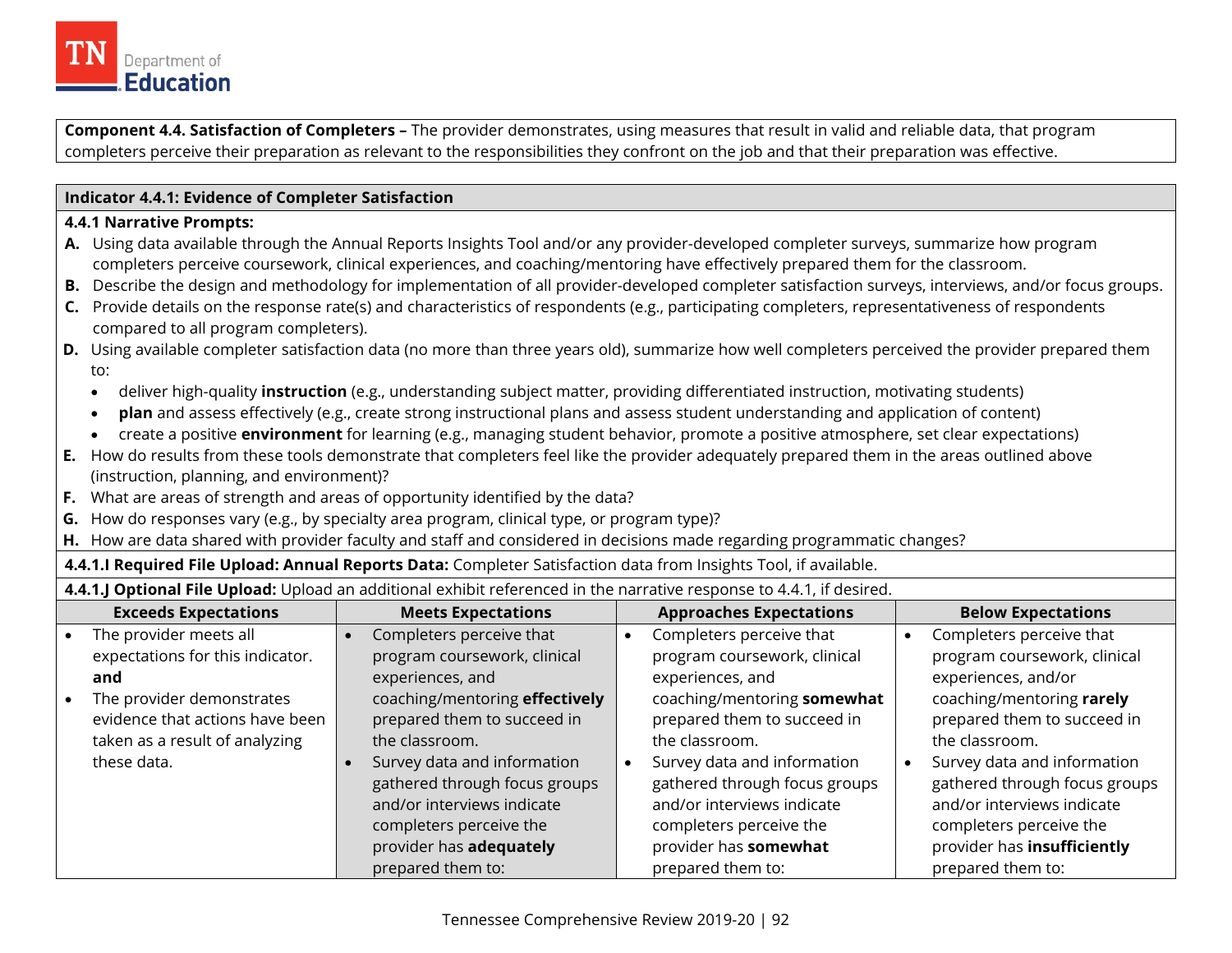**Component 4.4. Satisfaction of Completers –** The provider demonstrates, using measures that result in valid and reliable data, that program completers perceive their preparation as relevant to the responsibilities they confront on the job and that their preparation was effective.

**Indicator 4.4.1: Evidence of Completer Satisfaction**

**4.4.1 Narrative Prompts:**

**A.** Using data available through the Annual Reports Insights Tool and/or any provider-developed completer surveys, summarize how program completers perceive coursework, clinical experiences, and coaching/mentoring have effectively prepared them for the classroom.

**B.** Describe the design and methodology for implementation of all provider-developed completer satisfaction surveys, interviews, and/or focus groups.

**C.** Provide details on the response rate(s) and characteristics of respondents (e.g., participating completers, representativeness of respondents compared to all program completers).

**D.** Using available completer satisfaction data (no more than three years old), summarize how well completers perceived the provider prepared them to:

- deliver high-quality **instruction** (e.g., understanding subject matter, providing differentiated instruction, motivating students)
- **plan** and assess effectively (e.g., create strong instructional plans and assess student understanding and application of content)
- create a positive **environment** for learning (e.g., managing student behavior, promote a positive atmosphere, set clear expectations)

**E.** How do results from these tools demonstrate that completers feel like the provider adequately prepared them in the areas outlined above (instruction, planning, and environment)?

**F.** What are areas of strength and areas of opportunity identified by the data?

**G.** How do responses vary (e.g., by specialty area program, clinical type, or program type)?

**H.** How are data shared with provider faculty and staff and considered in decisions made regarding programmatic changes?

**4.4.1.I Required File Upload: Annual Reports Data:** Completer Satisfaction data from Insights Tool, if available.

**4.4.1.J Optional File Upload:** Upload an additional exhibit referenced in the narrative response to 4.4.1, if desired.

| Exceeds Expectations | Meets Expectations | Approaches Expectations | Below Expectations |
|---|---|---|---|
| • The provider meets all expectations for this indicator. **and** <br>• The provider demonstrates evidence that actions have been taken as a result of analyzing these data. | • Completers perceive that program coursework, clinical experiences, and coaching/mentoring **effectively** prepared them to succeed in the classroom. <br>• Survey data and information gathered through focus groups and/or interviews indicate completers perceive the provider has **adequately** prepared them to: | • Completers perceive that program coursework, clinical experiences, and coaching/mentoring **somewhat** prepared them to succeed in the classroom. <br>• Survey data and information gathered through focus groups and/or interviews indicate completers perceive the provider has **somewhat** prepared them to: | • Completers perceive that program coursework, clinical experiences, and/or coaching/mentoring **rarely** prepared them to succeed in the classroom. <br>• Survey data and information gathered through focus groups and/or interviews indicate completers perceive the provider has **insufficiently** prepared them to: |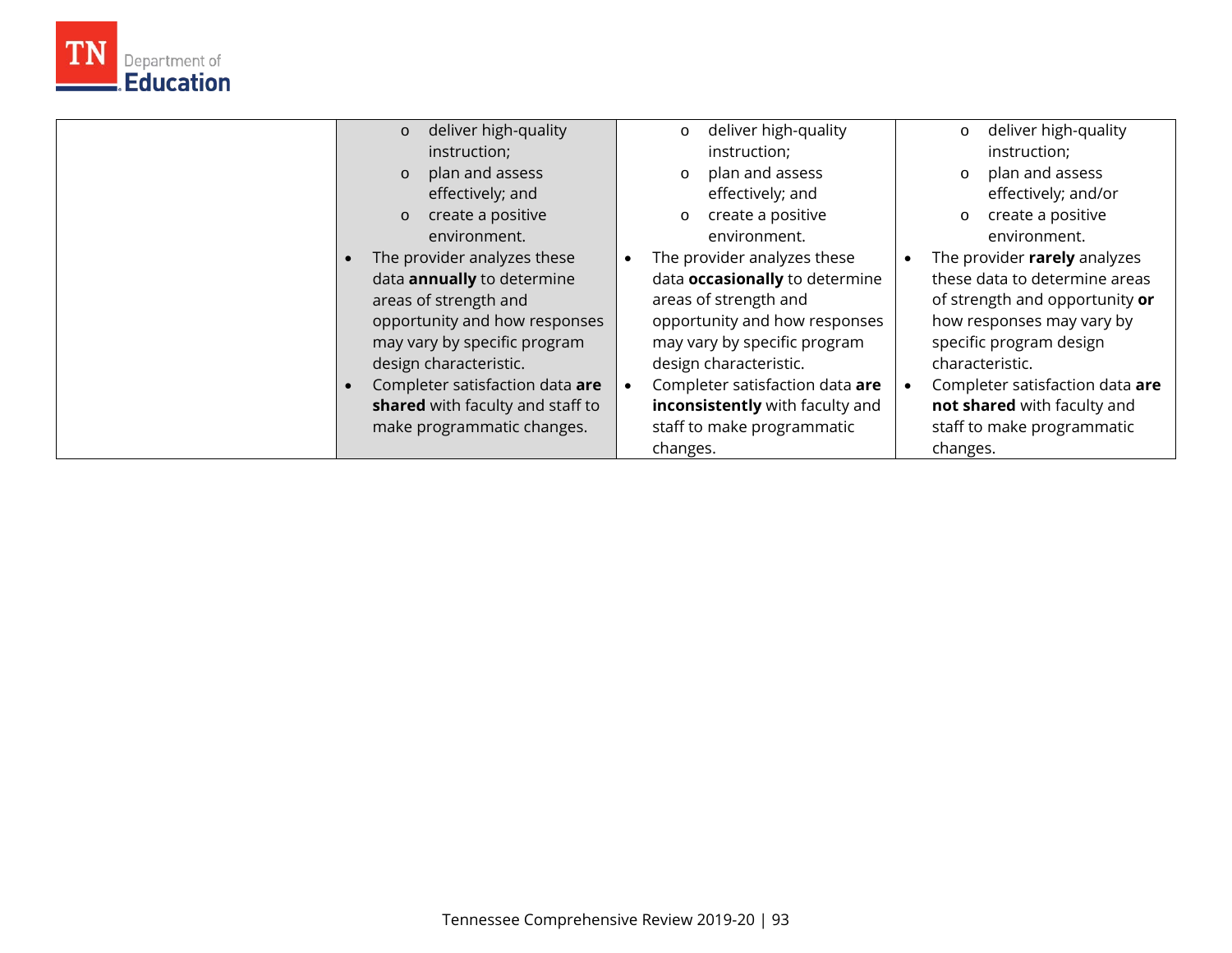| | | | |
|---|---|---|---|
| | ◦ deliver high-quality instruction;<br>◦ plan and assess effectively; and<br>◦ create a positive environment.<br>• The provider analyzes these data **annually** to determine areas of strength and opportunity and how responses may vary by specific program design characteristic.<br>• Completer satisfaction data **are shared** with faculty and staff to make programmatic changes. | ◦ deliver high-quality instruction;<br>◦ plan and assess effectively; and<br>◦ create a positive environment.<br>• The provider analyzes these data **occasionally** to determine areas of strength and opportunity and how responses may vary by specific program design characteristic.<br>• Completer satisfaction data **are inconsistently** with faculty and staff to make programmatic changes. | ◦ deliver high-quality instruction;<br>◦ plan and assess effectively; and/or<br>◦ create a positive environment.<br>• The provider **rarely** analyzes these data to determine areas of strength and opportunity **or** how responses may vary by specific program design characteristic.<br>• Completer satisfaction data **are not shared** with faculty and staff to make programmatic changes. |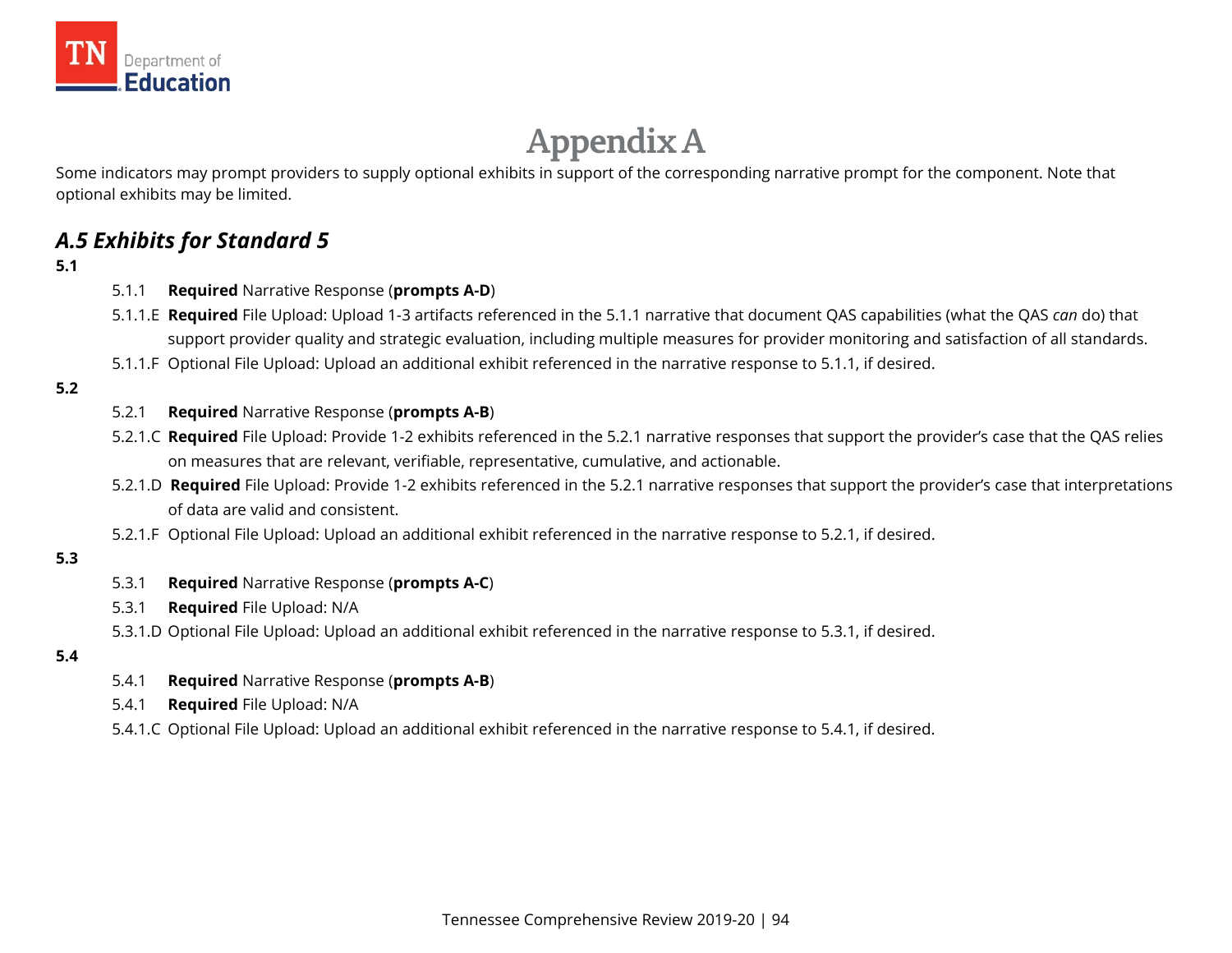# Appendix A

Some indicators may prompt providers to supply optional exhibits in support of the corresponding narrative prompt for the component. Note that optional exhibits may be limited.

## *A.5 Exhibits for Standard 5*

**5.1**

- 5.1.1 **Required** Narrative Response (**prompts A-D**)
- 5.1.1.E **Required** File Upload: Upload 1-3 artifacts referenced in the 5.1.1 narrative that document QAS capabilities (what the QAS *can* do) that support provider quality and strategic evaluation, including multiple measures for provider monitoring and satisfaction of all standards.
- 5.1.1.F Optional File Upload: Upload an additional exhibit referenced in the narrative response to 5.1.1, if desired.

**5.2**

- 5.2.1 **Required** Narrative Response (**prompts A-B**)
- 5.2.1.C **Required** File Upload: Provide 1-2 exhibits referenced in the 5.2.1 narrative responses that support the provider's case that the QAS relies on measures that are relevant, verifiable, representative, cumulative, and actionable.
- 5.2.1.D **Required** File Upload: Provide 1-2 exhibits referenced in the 5.2.1 narrative responses that support the provider's case that interpretations of data are valid and consistent.
- 5.2.1.F Optional File Upload: Upload an additional exhibit referenced in the narrative response to 5.2.1, if desired.

**5.3**

- 5.3.1 **Required** Narrative Response (**prompts A-C**)
- 5.3.1 **Required** File Upload: N/A
- 5.3.1.D Optional File Upload: Upload an additional exhibit referenced in the narrative response to 5.3.1, if desired.

**5.4**

- 5.4.1 **Required** Narrative Response (**prompts A-B**)
- 5.4.1 **Required** File Upload: N/A
- 5.4.1.C Optional File Upload: Upload an additional exhibit referenced in the narrative response to 5.4.1, if desired.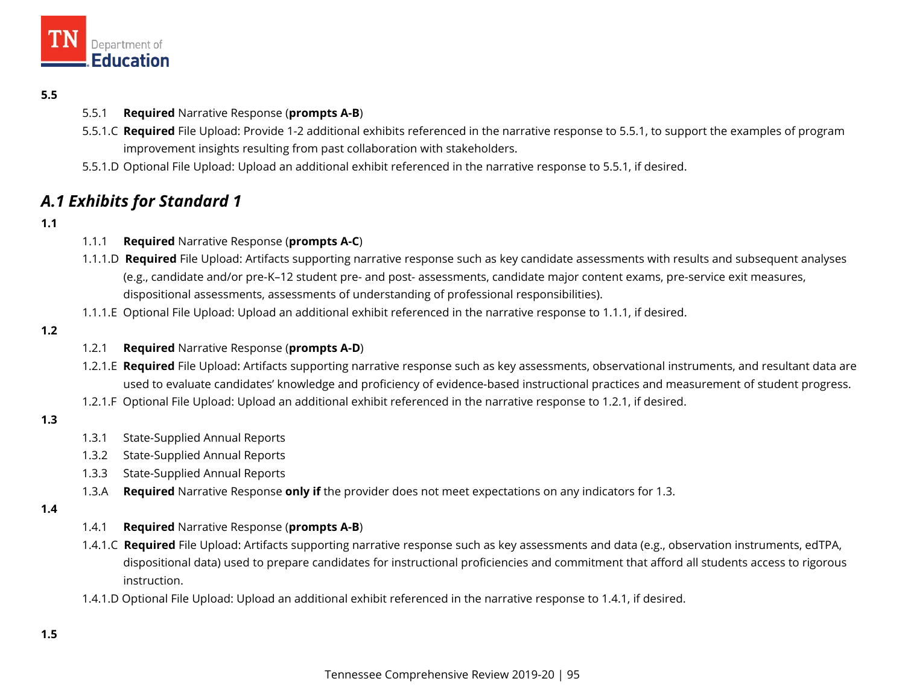**5.5**

- 5.5.1 **Required** Narrative Response (**prompts A-B**)
- 5.5.1.C **Required** File Upload: Provide 1-2 additional exhibits referenced in the narrative response to 5.5.1, to support the examples of program improvement insights resulting from past collaboration with stakeholders.
- 5.5.1.D Optional File Upload: Upload an additional exhibit referenced in the narrative response to 5.5.1, if desired.

## *A.1 Exhibits for Standard 1*

**1.1**

- 1.1.1 **Required** Narrative Response (**prompts A-C**)
- 1.1.1.D **Required** File Upload: Artifacts supporting narrative response such as key candidate assessments with results and subsequent analyses (e.g., candidate and/or pre-K–12 student pre- and post- assessments, candidate major content exams, pre-service exit measures, dispositional assessments, assessments of understanding of professional responsibilities).
- 1.1.1.E Optional File Upload: Upload an additional exhibit referenced in the narrative response to 1.1.1, if desired.

**1.2**

- 1.2.1 **Required** Narrative Response (**prompts A-D**)
- 1.2.1.E **Required** File Upload: Artifacts supporting narrative response such as key assessments, observational instruments, and resultant data are used to evaluate candidates' knowledge and proficiency of evidence-based instructional practices and measurement of student progress.
- 1.2.1.F Optional File Upload: Upload an additional exhibit referenced in the narrative response to 1.2.1, if desired.

**1.3**

- 1.3.1 State-Supplied Annual Reports
- 1.3.2 State-Supplied Annual Reports
- 1.3.3 State-Supplied Annual Reports
- 1.3.A **Required** Narrative Response **only if** the provider does not meet expectations on any indicators for 1.3.

**1.4**

- 1.4.1 **Required** Narrative Response (**prompts A-B**)
- 1.4.1.C **Required** File Upload: Artifacts supporting narrative response such as key assessments and data (e.g., observation instruments, edTPA, dispositional data) used to prepare candidates for instructional proficiencies and commitment that afford all students access to rigorous instruction.
- 1.4.1.D Optional File Upload: Upload an additional exhibit referenced in the narrative response to 1.4.1, if desired.

**1.5**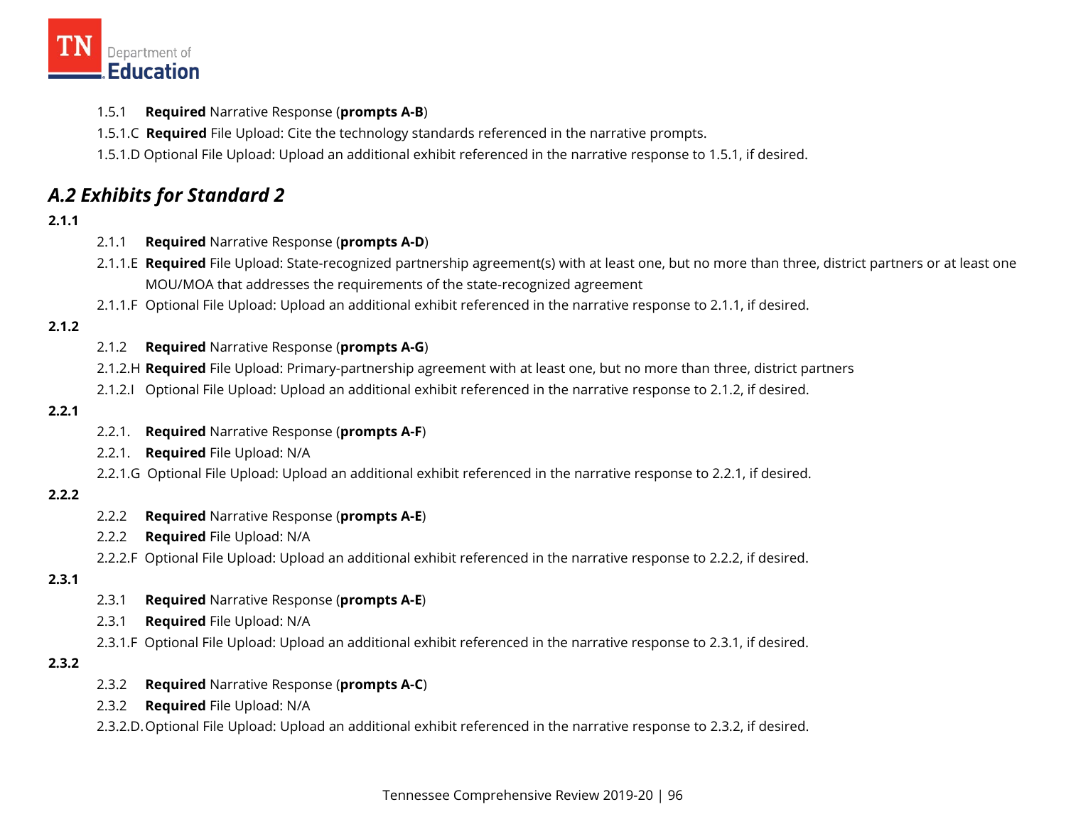1.5.1 **Required** Narrative Response (**prompts A-B**)

1.5.1.C **Required** File Upload: Cite the technology standards referenced in the narrative prompts.

1.5.1.D Optional File Upload: Upload an additional exhibit referenced in the narrative response to 1.5.1, if desired.

## *A.2 Exhibits for Standard 2*

**2.1.1**

2.1.1 **Required** Narrative Response (**prompts A-D**)

2.1.1.E **Required** File Upload: State-recognized partnership agreement(s) with at least one, but no more than three, district partners or at least one MOU/MOA that addresses the requirements of the state-recognized agreement

2.1.1.F Optional File Upload: Upload an additional exhibit referenced in the narrative response to 2.1.1, if desired.

**2.1.2**

2.1.2 **Required** Narrative Response (**prompts A-G**)

2.1.2.H **Required** File Upload: Primary-partnership agreement with at least one, but no more than three, district partners

2.1.2.I Optional File Upload: Upload an additional exhibit referenced in the narrative response to 2.1.2, if desired.

**2.2.1**

2.2.1. **Required** Narrative Response (**prompts A-F**)

2.2.1. **Required** File Upload: N/A

2.2.1.G Optional File Upload: Upload an additional exhibit referenced in the narrative response to 2.2.1, if desired.

**2.2.2**

2.2.2 **Required** Narrative Response (**prompts A-E**)

2.2.2 **Required** File Upload: N/A

2.2.2.F Optional File Upload: Upload an additional exhibit referenced in the narrative response to 2.2.2, if desired.

**2.3.1**

2.3.1 **Required** Narrative Response (**prompts A-E**)

2.3.1 **Required** File Upload: N/A

2.3.1.F Optional File Upload: Upload an additional exhibit referenced in the narrative response to 2.3.1, if desired.

**2.3.2**

2.3.2 **Required** Narrative Response (**prompts A-C**)

2.3.2 **Required** File Upload: N/A

2.3.2.D. Optional File Upload: Upload an additional exhibit referenced in the narrative response to 2.3.2, if desired.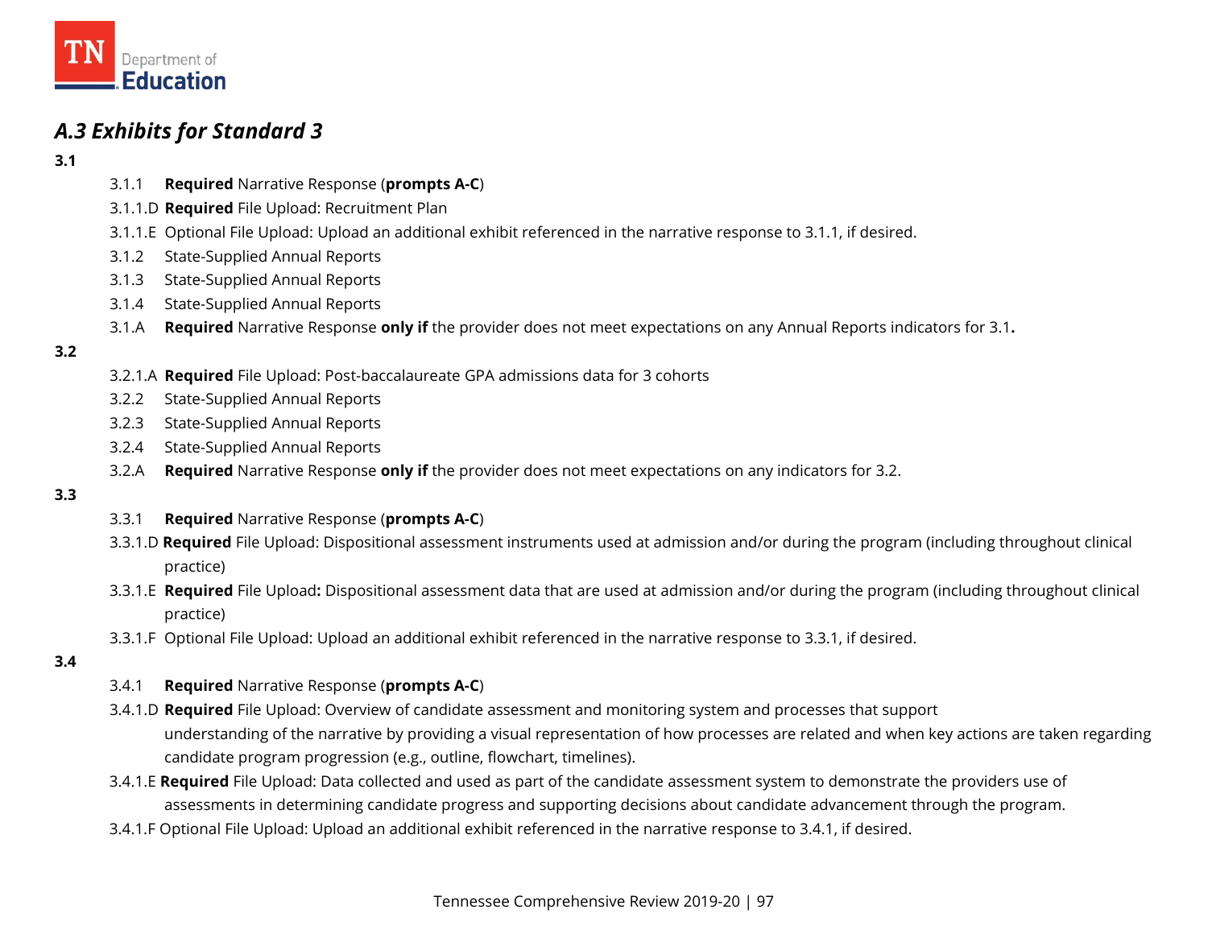## *A.3 Exhibits for Standard 3*

**3.1**

- 3.1.1 **Required** Narrative Response (**prompts A-C**)
- 3.1.1.D **Required** File Upload: Recruitment Plan
- 3.1.1.E Optional File Upload: Upload an additional exhibit referenced in the narrative response to 3.1.1, if desired.
- 3.1.2 State-Supplied Annual Reports
- 3.1.3 State-Supplied Annual Reports
- 3.1.4 State-Supplied Annual Reports
- 3.1.A **Required** Narrative Response **only if** the provider does not meet expectations on any Annual Reports indicators for 3.1**.**

**3.2**

- 3.2.1.A **Required** File Upload: Post-baccalaureate GPA admissions data for 3 cohorts
- 3.2.2 State-Supplied Annual Reports
- 3.2.3 State-Supplied Annual Reports
- 3.2.4 State-Supplied Annual Reports
- 3.2.A **Required** Narrative Response **only if** the provider does not meet expectations on any indicators for 3.2.

**3.3**

- 3.3.1 **Required** Narrative Response (**prompts A-C**)
- 3.3.1.D **Required** File Upload: Dispositional assessment instruments used at admission and/or during the program (including throughout clinical practice)
- 3.3.1.E **Required** File Upload**:** Dispositional assessment data that are used at admission and/or during the program (including throughout clinical practice)
- 3.3.1.F Optional File Upload: Upload an additional exhibit referenced in the narrative response to 3.3.1, if desired.

**3.4**

- 3.4.1 **Required** Narrative Response (**prompts A-C**)
- 3.4.1.D **Required** File Upload: Overview of candidate assessment and monitoring system and processes that support understanding of the narrative by providing a visual representation of how processes are related and when key actions are taken regarding candidate program progression (e.g., outline, flowchart, timelines).
- 3.4.1.E **Required** File Upload: Data collected and used as part of the candidate assessment system to demonstrate the providers use of assessments in determining candidate progress and supporting decisions about candidate advancement through the program.
- 3.4.1.F Optional File Upload: Upload an additional exhibit referenced in the narrative response to 3.4.1, if desired.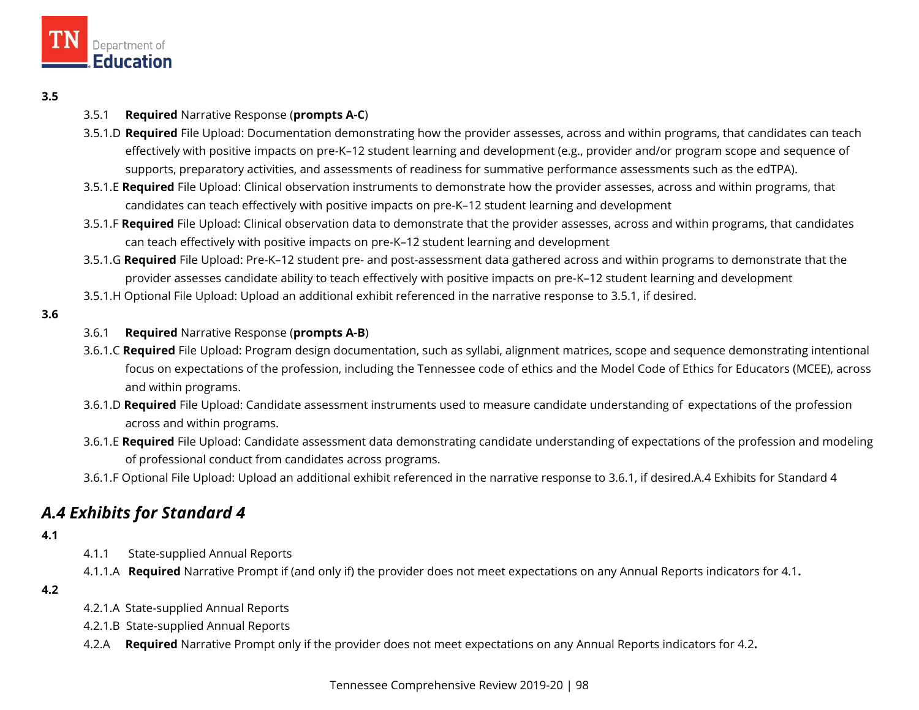**3.5**

- 3.5.1 **Required** Narrative Response (**prompts A-C**)
- 3.5.1.D **Required** File Upload: Documentation demonstrating how the provider assesses, across and within programs, that candidates can teach effectively with positive impacts on pre-K–12 student learning and development (e.g., provider and/or program scope and sequence of supports, preparatory activities, and assessments of readiness for summative performance assessments such as the edTPA).
- 3.5.1.E **Required** File Upload: Clinical observation instruments to demonstrate how the provider assesses, across and within programs, that candidates can teach effectively with positive impacts on pre-K–12 student learning and development
- 3.5.1.F **Required** File Upload: Clinical observation data to demonstrate that the provider assesses, across and within programs, that candidates can teach effectively with positive impacts on pre-K–12 student learning and development
- 3.5.1.G **Required** File Upload: Pre-K–12 student pre- and post-assessment data gathered across and within programs to demonstrate that the provider assesses candidate ability to teach effectively with positive impacts on pre-K–12 student learning and development
- 3.5.1.H Optional File Upload: Upload an additional exhibit referenced in the narrative response to 3.5.1, if desired.

**3.6**

- 3.6.1 **Required** Narrative Response (**prompts A-B**)
- 3.6.1.C **Required** File Upload: Program design documentation, such as syllabi, alignment matrices, scope and sequence demonstrating intentional focus on expectations of the profession, including the Tennessee code of ethics and the Model Code of Ethics for Educators (MCEE), across and within programs.
- 3.6.1.D **Required** File Upload: Candidate assessment instruments used to measure candidate understanding of expectations of the profession across and within programs.
- 3.6.1.E **Required** File Upload: Candidate assessment data demonstrating candidate understanding of expectations of the profession and modeling of professional conduct from candidates across programs.
- 3.6.1.F Optional File Upload: Upload an additional exhibit referenced in the narrative response to 3.6.1, if desired.A.4 Exhibits for Standard 4

## *A.4 Exhibits for Standard 4*

**4.1**

- 4.1.1 State-supplied Annual Reports
- 4.1.1.A **Required** Narrative Prompt if (and only if) the provider does not meet expectations on any Annual Reports indicators for 4.1**.**

**4.2**

- 4.2.1.A State-supplied Annual Reports
- 4.2.1.B State-supplied Annual Reports
- 4.2.A **Required** Narrative Prompt only if the provider does not meet expectations on any Annual Reports indicators for 4.2**.**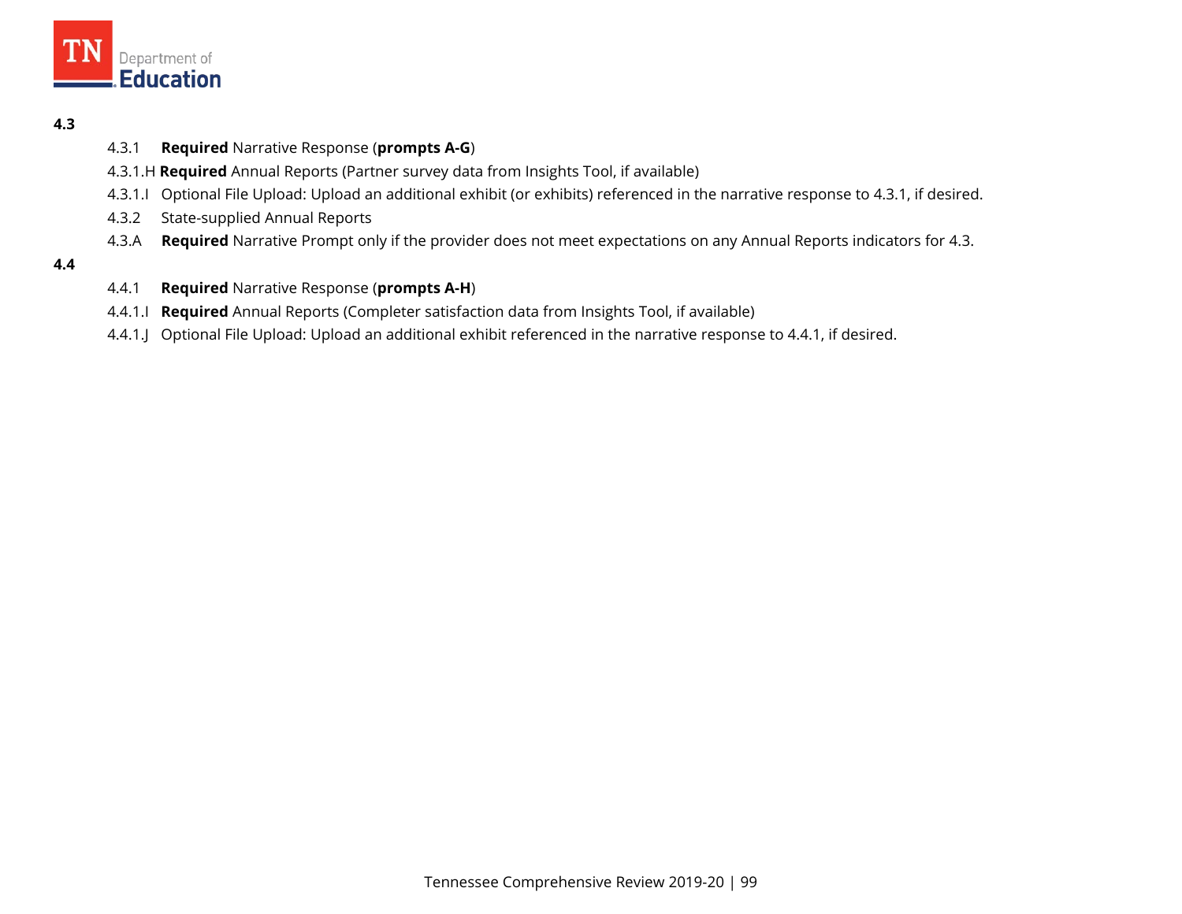**4.3**

- 4.3.1 **Required** Narrative Response (**prompts A-G**)
- 4.3.1.H **Required** Annual Reports (Partner survey data from Insights Tool, if available)
- 4.3.1.I Optional File Upload: Upload an additional exhibit (or exhibits) referenced in the narrative response to 4.3.1, if desired.
- 4.3.2 State-supplied Annual Reports
- 4.3.A **Required** Narrative Prompt only if the provider does not meet expectations on any Annual Reports indicators for 4.3.

**4.4**

- 4.4.1 **Required** Narrative Response (**prompts A-H**)
- 4.4.1.I **Required** Annual Reports (Completer satisfaction data from Insights Tool, if available)
- 4.4.1.J Optional File Upload: Upload an additional exhibit referenced in the narrative response to 4.4.1, if desired.